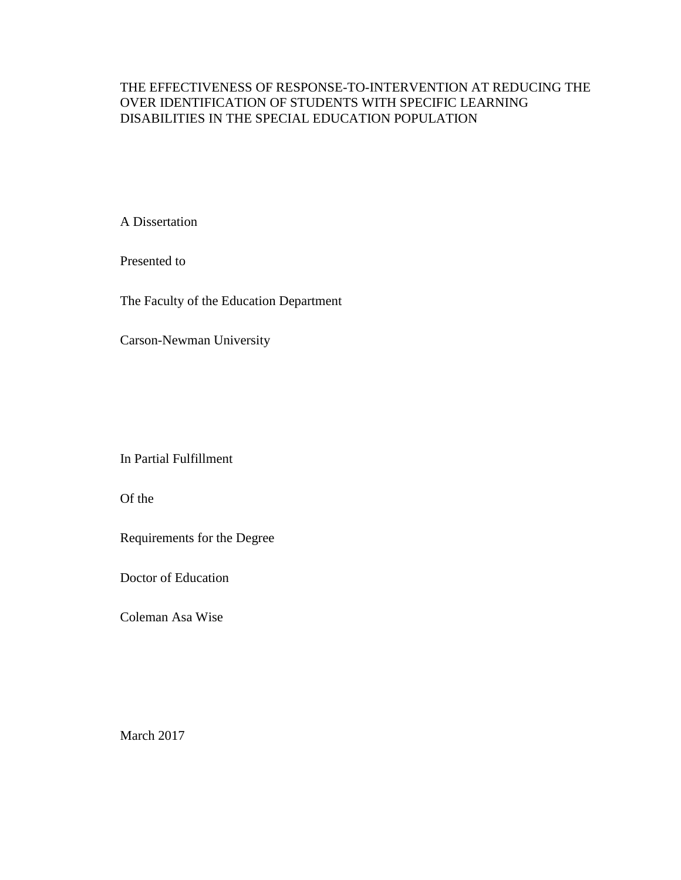# THE EFFECTIVENESS OF RESPONSE-TO-INTERVENTION AT REDUCING THE OVER IDENTIFICATION OF STUDENTS WITH SPECIFIC LEARNING DISABILITIES IN THE SPECIAL EDUCATION POPULATION

A Dissertation

Presented to

The Faculty of the Education Department

Carson-Newman University

In Partial Fulfillment

Of the

Requirements for the Degree

Doctor of Education

Coleman Asa Wise

March 2017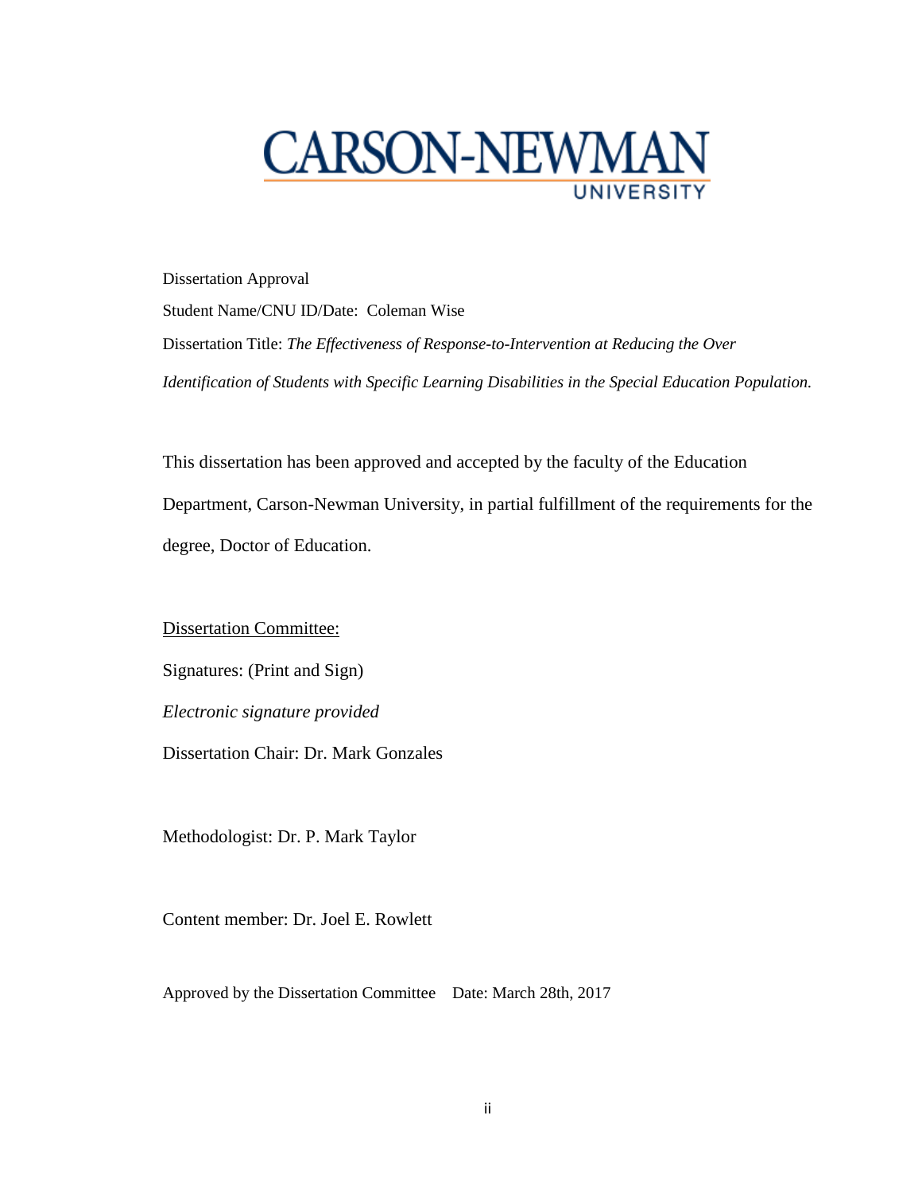CARSON-NEWMAN
UNIVERSITY

Dissertation Approval

Student Name/CNU ID/Date: Coleman Wise

Dissertation Title: *The Effectiveness of Response-to-Intervention at Reducing the Over Identification of Students with Specific Learning Disabilities in the Special Education Population.*

This dissertation has been approved and accepted by the faculty of the Education Department, Carson-Newman University, in partial fulfillment of the requirements for the degree, Doctor of Education.

<u>Dissertation Committee:</u>

Signatures: (Print and Sign)

*Electronic signature provided*

Dissertation Chair: Dr. Mark Gonzales

Methodologist: Dr. P. Mark Taylor

Content member: Dr. Joel E. Rowlett

Approved by the Dissertation Committee Date: March 28th, 2017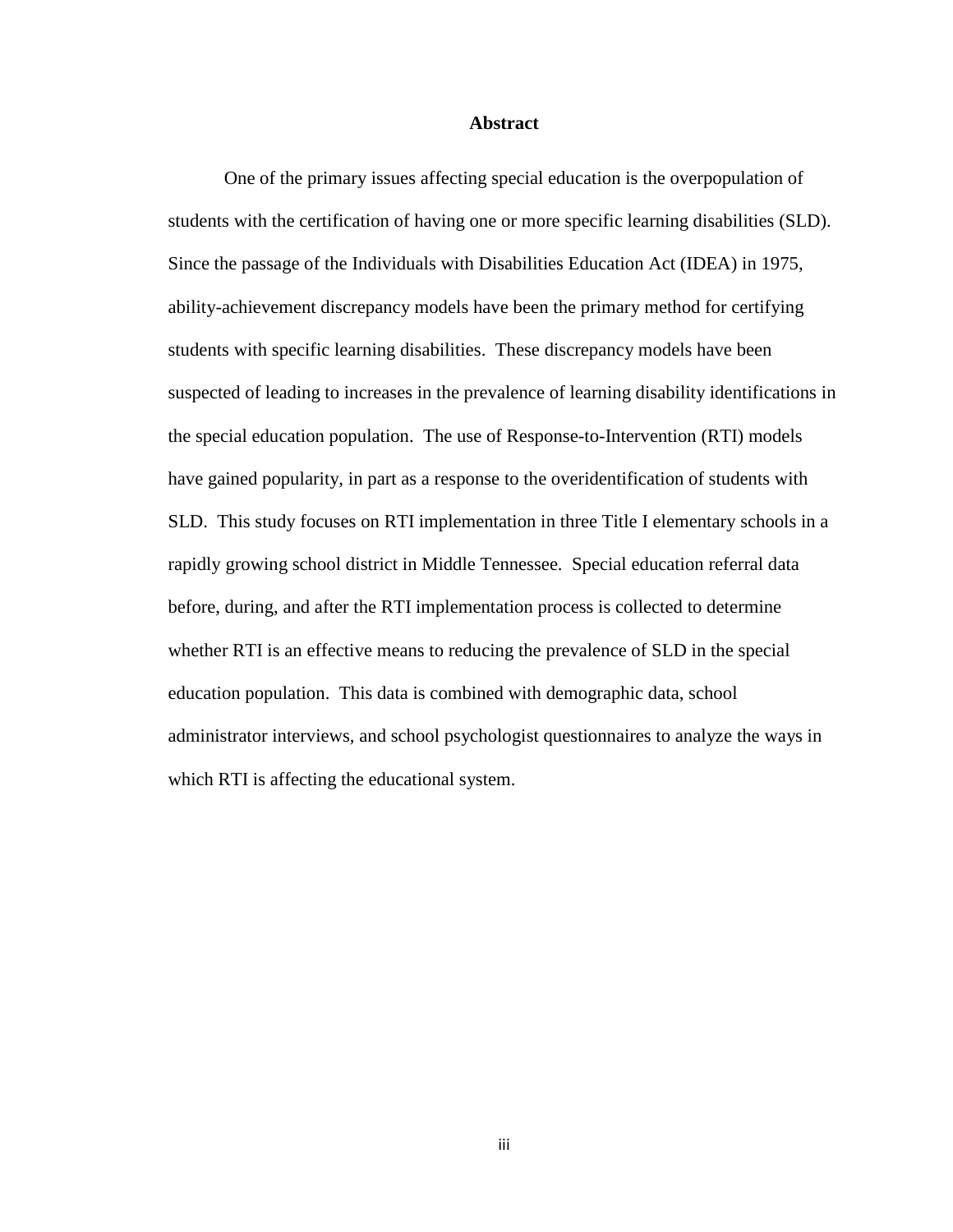# Abstract

One of the primary issues affecting special education is the overpopulation of students with the certification of having one or more specific learning disabilities (SLD). Since the passage of the Individuals with Disabilities Education Act (IDEA) in 1975, ability-achievement discrepancy models have been the primary method for certifying students with specific learning disabilities. These discrepancy models have been suspected of leading to increases in the prevalence of learning disability identifications in the special education population. The use of Response-to-Intervention (RTI) models have gained popularity, in part as a response to the overidentification of students with SLD. This study focuses on RTI implementation in three Title I elementary schools in a rapidly growing school district in Middle Tennessee. Special education referral data before, during, and after the RTI implementation process is collected to determine whether RTI is an effective means to reducing the prevalence of SLD in the special education population. This data is combined with demographic data, school administrator interviews, and school psychologist questionnaires to analyze the ways in which RTI is affecting the educational system.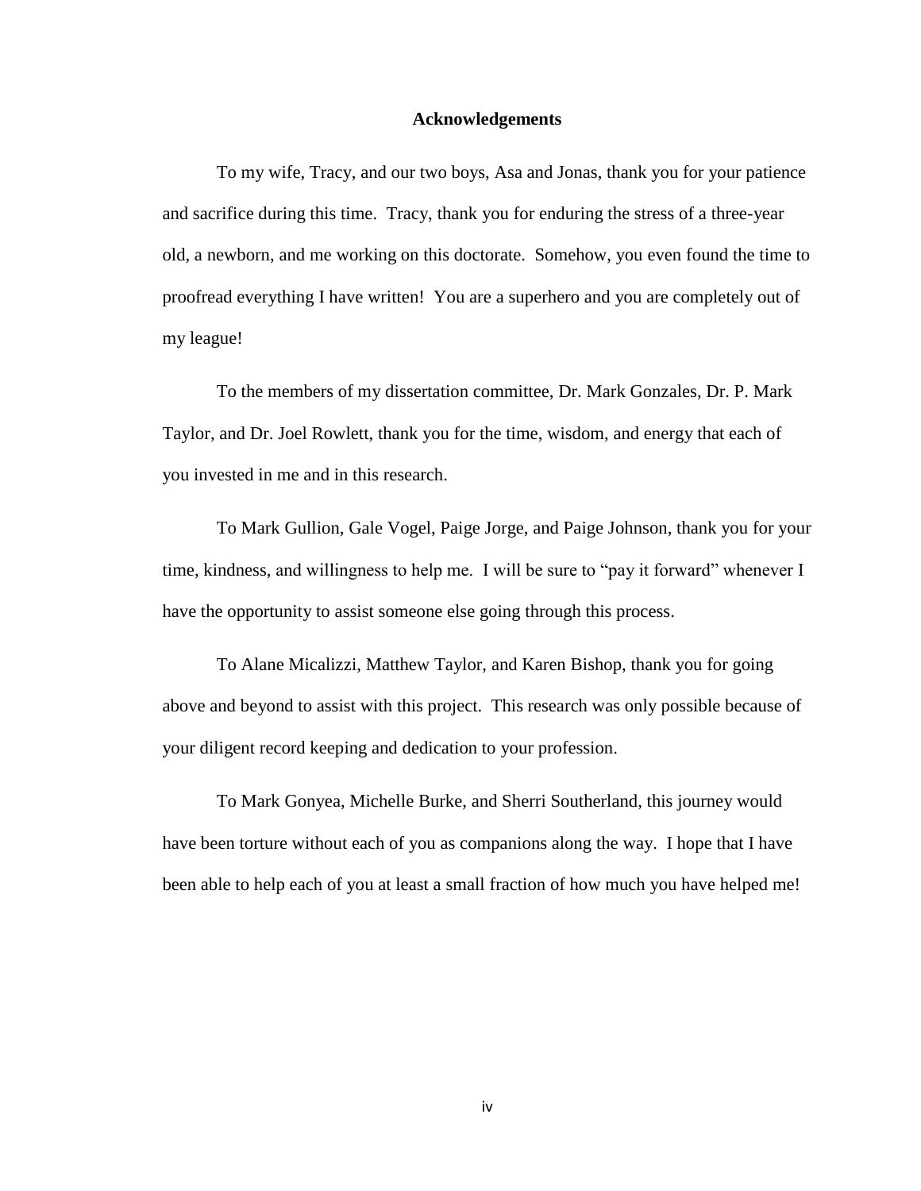# Acknowledgements

To my wife, Tracy, and our two boys, Asa and Jonas, thank you for your patience and sacrifice during this time. Tracy, thank you for enduring the stress of a three-year old, a newborn, and me working on this doctorate. Somehow, you even found the time to proofread everything I have written! You are a superhero and you are completely out of my league!

To the members of my dissertation committee, Dr. Mark Gonzales, Dr. P. Mark Taylor, and Dr. Joel Rowlett, thank you for the time, wisdom, and energy that each of you invested in me and in this research.

To Mark Gullion, Gale Vogel, Paige Jorge, and Paige Johnson, thank you for your time, kindness, and willingness to help me. I will be sure to "pay it forward" whenever I have the opportunity to assist someone else going through this process.

To Alane Micalizzi, Matthew Taylor, and Karen Bishop, thank you for going above and beyond to assist with this project. This research was only possible because of your diligent record keeping and dedication to your profession.

To Mark Gonyea, Michelle Burke, and Sherri Southerland, this journey would have been torture without each of you as companions along the way. I hope that I have been able to help each of you at least a small fraction of how much you have helped me!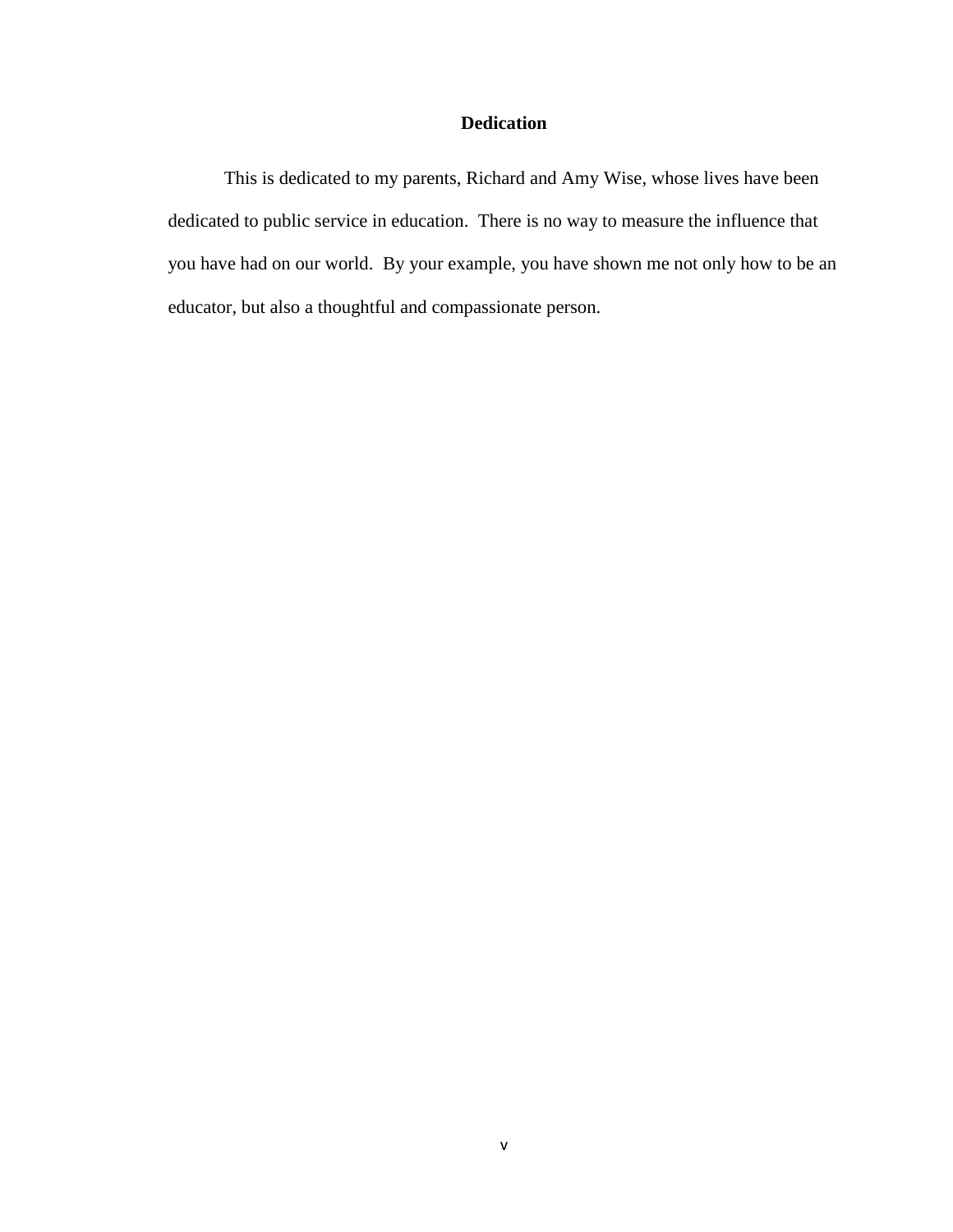# Dedication

This is dedicated to my parents, Richard and Amy Wise, whose lives have been dedicated to public service in education. There is no way to measure the influence that you have had on our world. By your example, you have shown me not only how to be an educator, but also a thoughtful and compassionate person.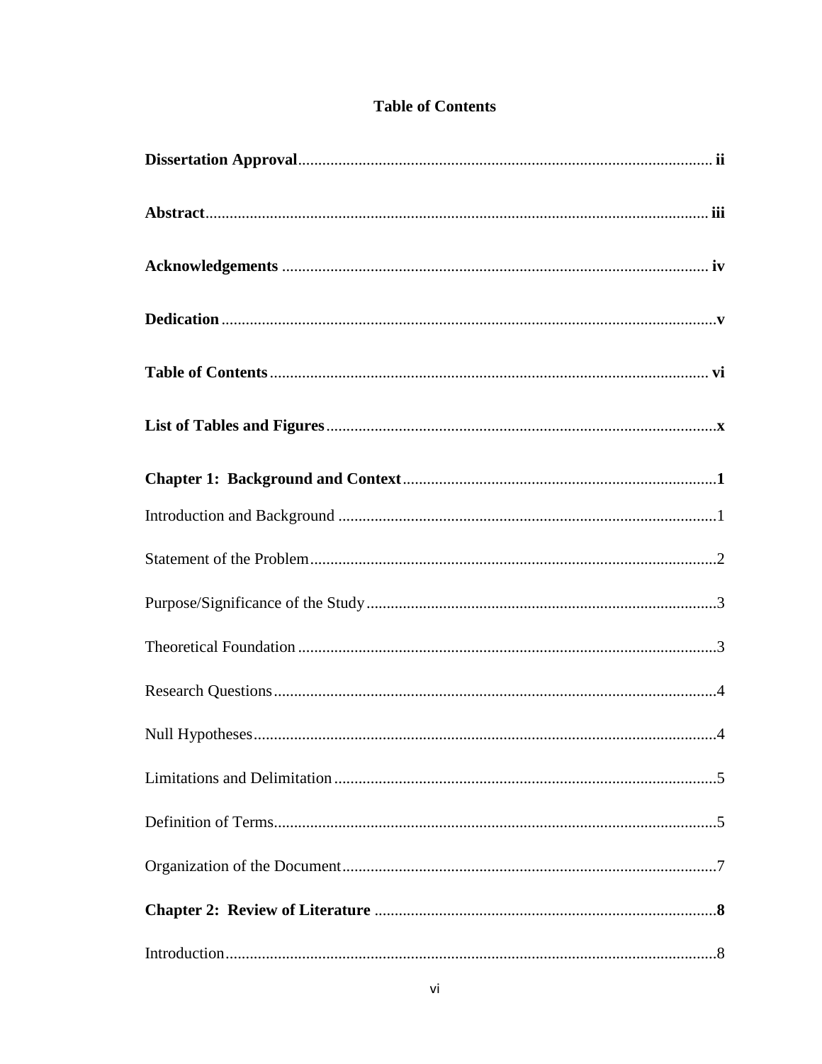# Table of Contents

**Dissertation Approval** ........................................................................................ ii

**Abstract** ................................................................................................................ iii

**Acknowledgements** ............................................................................................ iv

**Dedication** .............................................................................................................. v

**Table of Contents** ............................................................................................... vi

**List of Tables and Figures** .................................................................................. x

**Chapter 1: Background and Context** ................................................................. 1

Introduction and Background ...................................................................................... 1

Statement of the Problem ............................................................................................ 2

Purpose/Significance of the Study ............................................................................... 3

Theoretical Foundation ............................................................................................... 3

Research Questions ..................................................................................................... 4

Null Hypotheses .......................................................................................................... 4

Limitations and Delimitation ....................................................................................... 5

Definition of Terms ...................................................................................................... 5

Organization of the Document ..................................................................................... 7

**Chapter 2: Review of Literature** ......................................................................... 8

Introduction ................................................................................................................. 8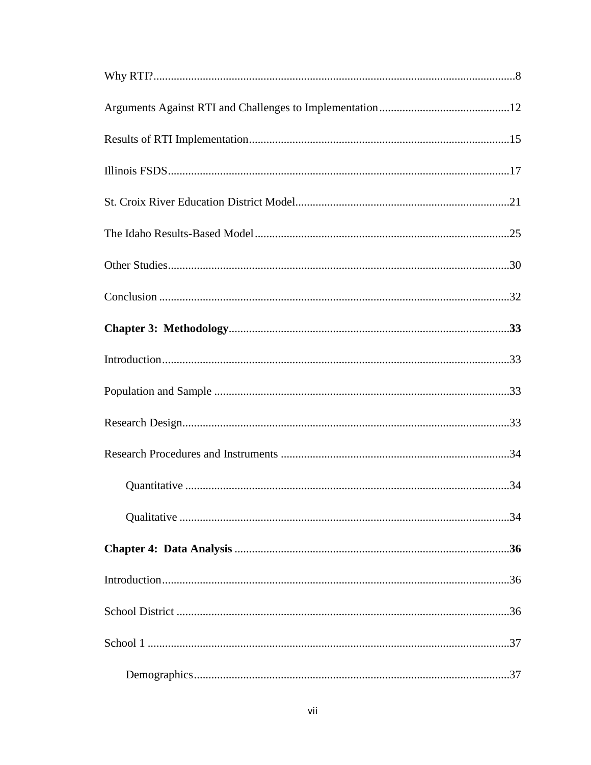Why RTI?....................................................................................................................8

Arguments Against RTI and Challenges to Implementation............................................12

Results of RTI Implementation.........................................................................................15

Illinois FSDS.....................................................................................................................17

St. Croix River Education District Model.........................................................................21

The Idaho Results-Based Model.......................................................................................25

Other Studies.....................................................................................................................30

Conclusion ........................................................................................................................32

**Chapter 3: Methodology**...............................................................................................**33**

Introduction.......................................................................................................................33

Population and Sample .....................................................................................................33

Research Design................................................................................................................33

Research Procedures and Instruments ..............................................................................34

    Quantitative ...............................................................................................................34

    Qualitative .................................................................................................................34

**Chapter 4: Data Analysis** ..............................................................................................**36**

Introduction.......................................................................................................................36

School District ..................................................................................................................36

School 1 ............................................................................................................................37

    Demographics............................................................................................................37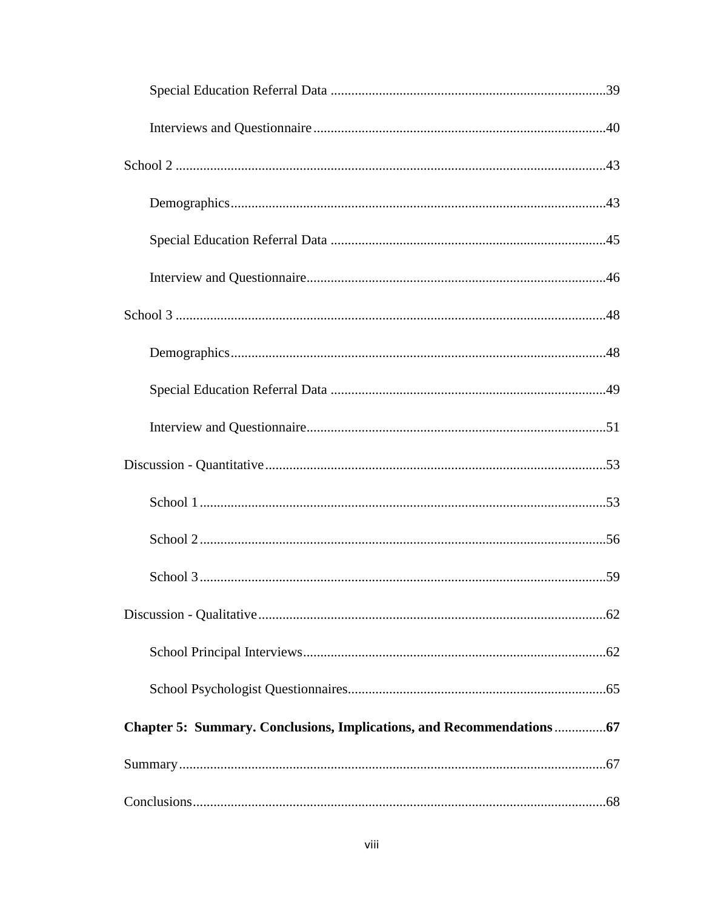Special Education Referral Data ....................................................................39

Interviews and Questionnaire ....................................................................40

School 2 ....................................................................................................43

Demographics ............................................................................................43

Special Education Referral Data ....................................................................45

Interview and Questionnaire ..........................................................................46

School 3 ....................................................................................................48

Demographics ............................................................................................48

Special Education Referral Data ....................................................................49

Interview and Questionnaire ..........................................................................51

Discussion - Quantitative ...............................................................................53

School 1 ....................................................................................................53

School 2 ....................................................................................................56

School 3 ....................................................................................................59

Discussion - Qualitative .................................................................................62

School Principal Interviews ............................................................................62

School Psychologist Questionnaires .................................................................65

**Chapter 5: Summary. Conclusions, Implications, and Recommendations ..............67**

Summary ....................................................................................................67

Conclusions ................................................................................................68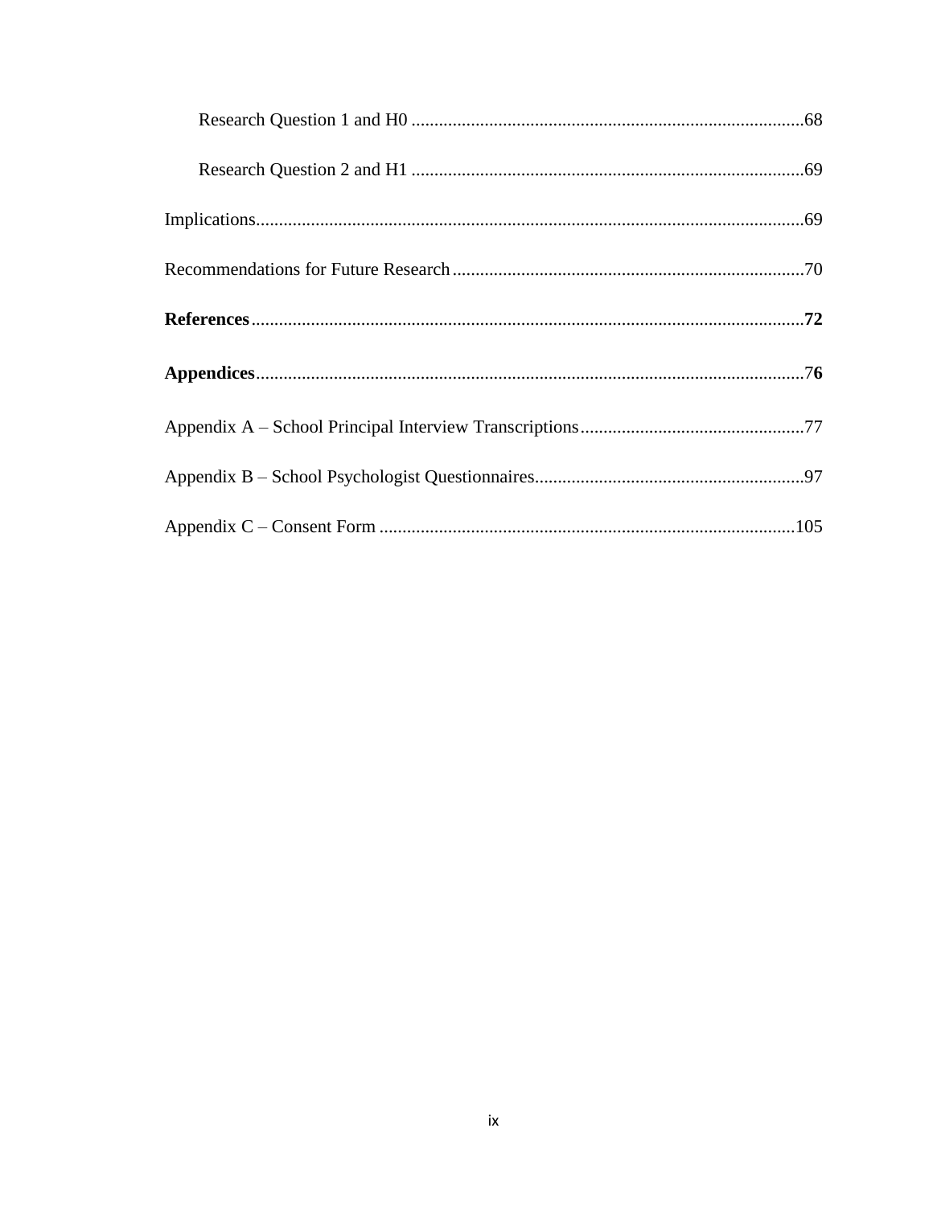Research Question 1 and H0 ..................................................................................68

Research Question 2 and H1 ..................................................................................69

Implications..........................................................................................................69

Recommendations for Future Research ..................................................................70

**References**..........................................................................................................**72**

**Appendices**..........................................................................................................7**6**

Appendix A – School Principal Interview Transcriptions.........................................77

Appendix B – School Psychologist Questionnaires..................................................97

Appendix C – Consent Form .................................................................................105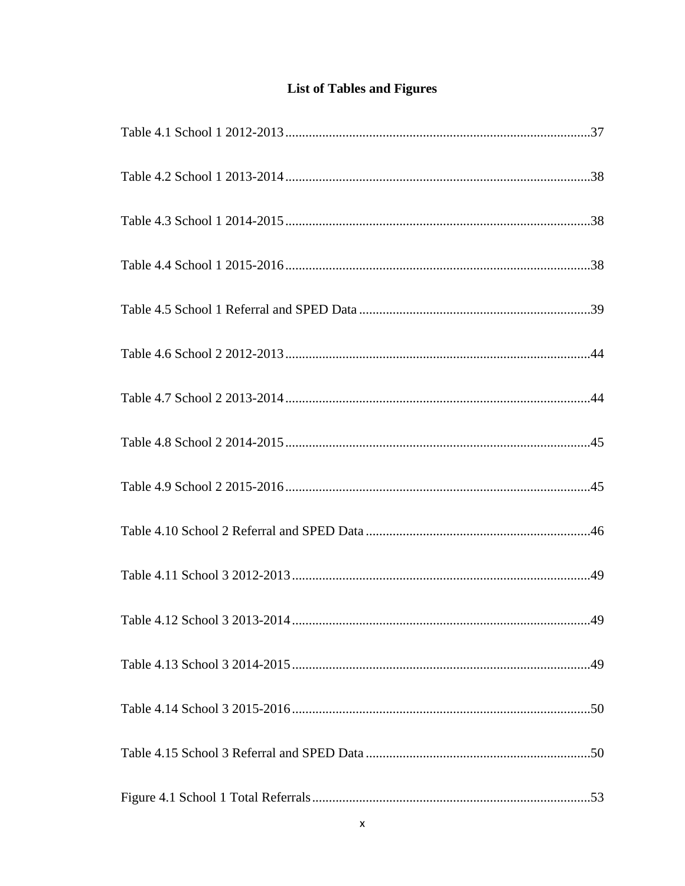## List of Tables and Figures

Table 4.1 School 1 2012-2013 ........................................................................................... 37

Table 4.2 School 1 2013-2014 ........................................................................................... 38

Table 4.3 School 1 2014-2015 ........................................................................................... 38

Table 4.4 School 1 2015-2016 ........................................................................................... 38

Table 4.5 School 1 Referral and SPED Data ..................................................................... 39

Table 4.6 School 2 2012-2013 ........................................................................................... 44

Table 4.7 School 2 2013-2014 ........................................................................................... 44

Table 4.8 School 2 2014-2015 ........................................................................................... 45

Table 4.9 School 2 2015-2016 ........................................................................................... 45

Table 4.10 School 2 Referral and SPED Data ................................................................... 46

Table 4.11 School 3 2012-2013 ......................................................................................... 49

Table 4.12 School 3 2013-2014 ......................................................................................... 49

Table 4.13 School 3 2014-2015 ......................................................................................... 49

Table 4.14 School 3 2015-2016 ......................................................................................... 50

Table 4.15 School 3 Referral and SPED Data ................................................................... 50

Figure 4.1 School 1 Total Referrals ................................................................................... 53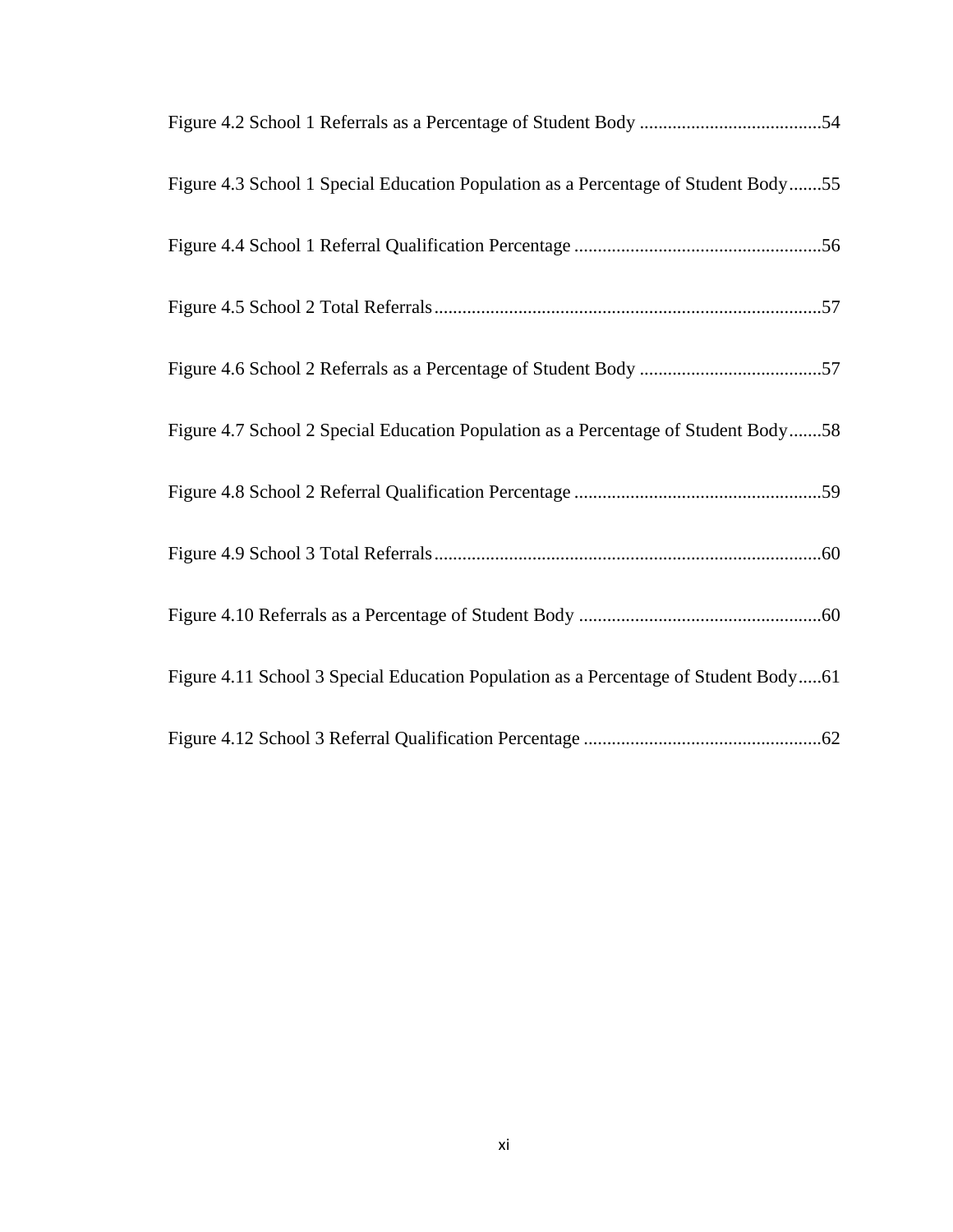Figure 4.2 School 1 Referrals as a Percentage of Student Body .......................................54

Figure 4.3 School 1 Special Education Population as a Percentage of Student Body.......55

Figure 4.4 School 1 Referral Qualification Percentage .....................................................56

Figure 4.5 School 2 Total Referrals..................................................................................57

Figure 4.6 School 2 Referrals as a Percentage of Student Body .......................................57

Figure 4.7 School 2 Special Education Population as a Percentage of Student Body.......58

Figure 4.8 School 2 Referral Qualification Percentage .....................................................59

Figure 4.9 School 3 Total Referrals..................................................................................60

Figure 4.10 Referrals as a Percentage of Student Body ....................................................60

Figure 4.11 School 3 Special Education Population as a Percentage of Student Body.....61

Figure 4.12 School 3 Referral Qualification Percentage ...................................................62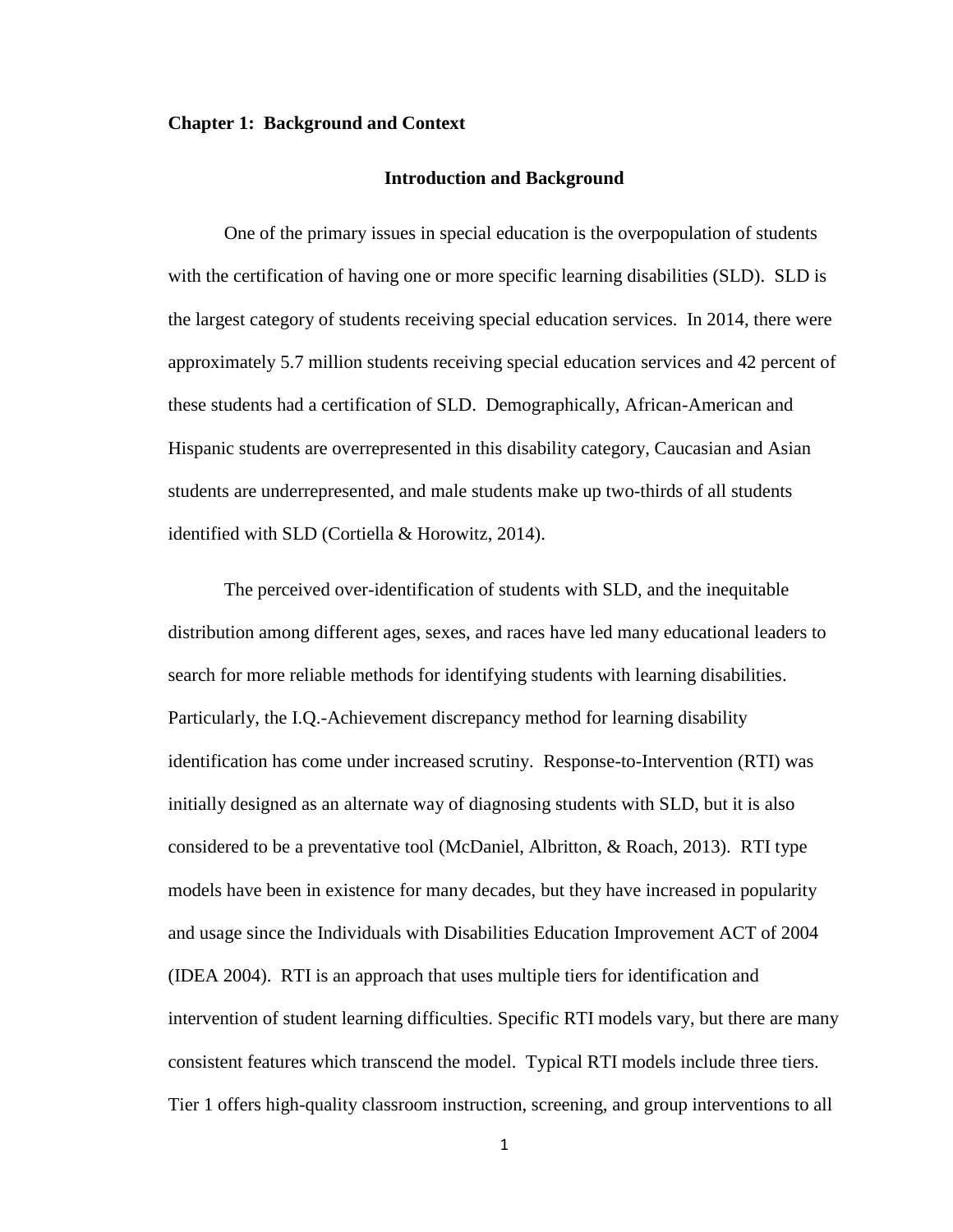## Chapter 1: Background and Context

### Introduction and Background

One of the primary issues in special education is the overpopulation of students with the certification of having one or more specific learning disabilities (SLD). SLD is the largest category of students receiving special education services. In 2014, there were approximately 5.7 million students receiving special education services and 42 percent of these students had a certification of SLD. Demographically, African-American and Hispanic students are overrepresented in this disability category, Caucasian and Asian students are underrepresented, and male students make up two-thirds of all students identified with SLD (Cortiella & Horowitz, 2014).

The perceived over-identification of students with SLD, and the inequitable distribution among different ages, sexes, and races have led many educational leaders to search for more reliable methods for identifying students with learning disabilities. Particularly, the I.Q.-Achievement discrepancy method for learning disability identification has come under increased scrutiny. Response-to-Intervention (RTI) was initially designed as an alternate way of diagnosing students with SLD, but it is also considered to be a preventative tool (McDaniel, Albritton, & Roach, 2013). RTI type models have been in existence for many decades, but they have increased in popularity and usage since the Individuals with Disabilities Education Improvement ACT of 2004 (IDEA 2004). RTI is an approach that uses multiple tiers for identification and intervention of student learning difficulties. Specific RTI models vary, but there are many consistent features which transcend the model. Typical RTI models include three tiers. Tier 1 offers high-quality classroom instruction, screening, and group interventions to all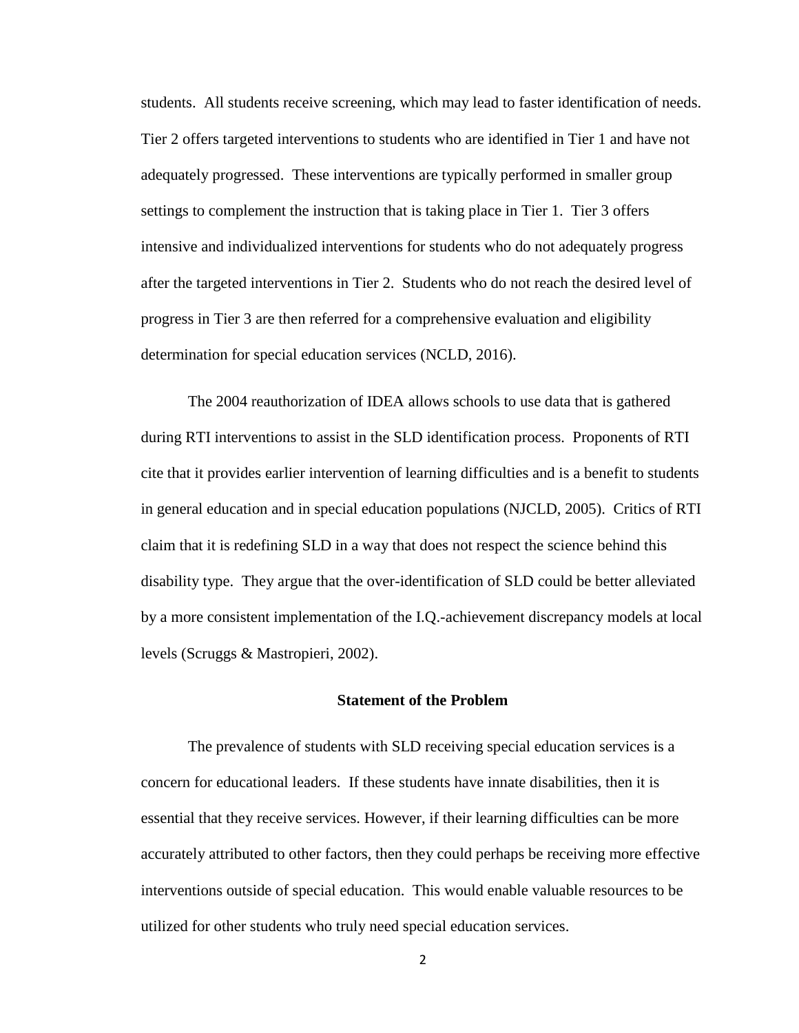students. All students receive screening, which may lead to faster identification of needs. Tier 2 offers targeted interventions to students who are identified in Tier 1 and have not adequately progressed. These interventions are typically performed in smaller group settings to complement the instruction that is taking place in Tier 1. Tier 3 offers intensive and individualized interventions for students who do not adequately progress after the targeted interventions in Tier 2. Students who do not reach the desired level of progress in Tier 3 are then referred for a comprehensive evaluation and eligibility determination for special education services (NCLD, 2016).

The 2004 reauthorization of IDEA allows schools to use data that is gathered during RTI interventions to assist in the SLD identification process. Proponents of RTI cite that it provides earlier intervention of learning difficulties and is a benefit to students in general education and in special education populations (NJCLD, 2005). Critics of RTI claim that it is redefining SLD in a way that does not respect the science behind this disability type. They argue that the over-identification of SLD could be better alleviated by a more consistent implementation of the I.Q.-achievement discrepancy models at local levels (Scruggs & Mastropieri, 2002).

## Statement of the Problem

The prevalence of students with SLD receiving special education services is a concern for educational leaders. If these students have innate disabilities, then it is essential that they receive services. However, if their learning difficulties can be more accurately attributed to other factors, then they could perhaps be receiving more effective interventions outside of special education. This would enable valuable resources to be utilized for other students who truly need special education services.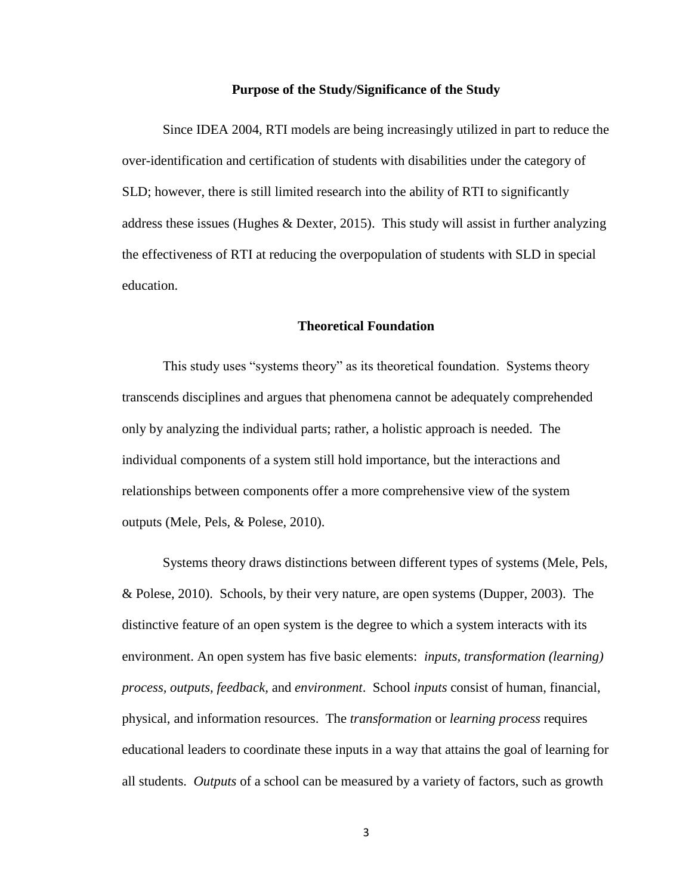## Purpose of the Study/Significance of the Study

Since IDEA 2004, RTI models are being increasingly utilized in part to reduce the over-identification and certification of students with disabilities under the category of SLD; however, there is still limited research into the ability of RTI to significantly address these issues (Hughes & Dexter, 2015). This study will assist in further analyzing the effectiveness of RTI at reducing the overpopulation of students with SLD in special education.

## Theoretical Foundation

This study uses "systems theory" as its theoretical foundation. Systems theory transcends disciplines and argues that phenomena cannot be adequately comprehended only by analyzing the individual parts; rather, a holistic approach is needed. The individual components of a system still hold importance, but the interactions and relationships between components offer a more comprehensive view of the system outputs (Mele, Pels, & Polese, 2010).

Systems theory draws distinctions between different types of systems (Mele, Pels, & Polese, 2010). Schools, by their very nature, are open systems (Dupper, 2003). The distinctive feature of an open system is the degree to which a system interacts with its environment. An open system has five basic elements: *inputs*, *transformation (learning) process*, *outputs*, *feedback*, and *environment*. School *inputs* consist of human, financial, physical, and information resources. The *transformation* or *learning process* requires educational leaders to coordinate these inputs in a way that attains the goal of learning for all students. *Outputs* of a school can be measured by a variety of factors, such as growth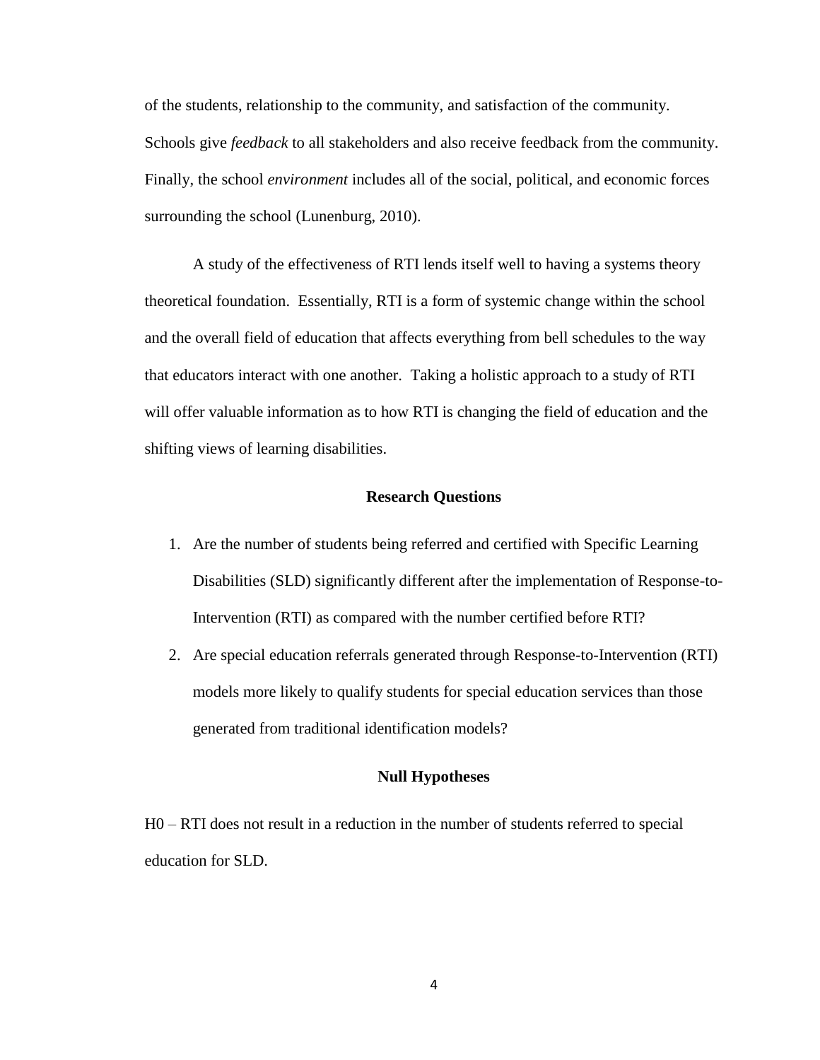of the students, relationship to the community, and satisfaction of the community. Schools give *feedback* to all stakeholders and also receive feedback from the community. Finally, the school *environment* includes all of the social, political, and economic forces surrounding the school (Lunenburg, 2010).

A study of the effectiveness of RTI lends itself well to having a systems theory theoretical foundation. Essentially, RTI is a form of systemic change within the school and the overall field of education that affects everything from bell schedules to the way that educators interact with one another. Taking a holistic approach to a study of RTI will offer valuable information as to how RTI is changing the field of education and the shifting views of learning disabilities.

## Research Questions

1. Are the number of students being referred and certified with Specific Learning Disabilities (SLD) significantly different after the implementation of Response-to-Intervention (RTI) as compared with the number certified before RTI?
2. Are special education referrals generated through Response-to-Intervention (RTI) models more likely to qualify students for special education services than those generated from traditional identification models?

## Null Hypotheses

H0 – RTI does not result in a reduction in the number of students referred to special education for SLD.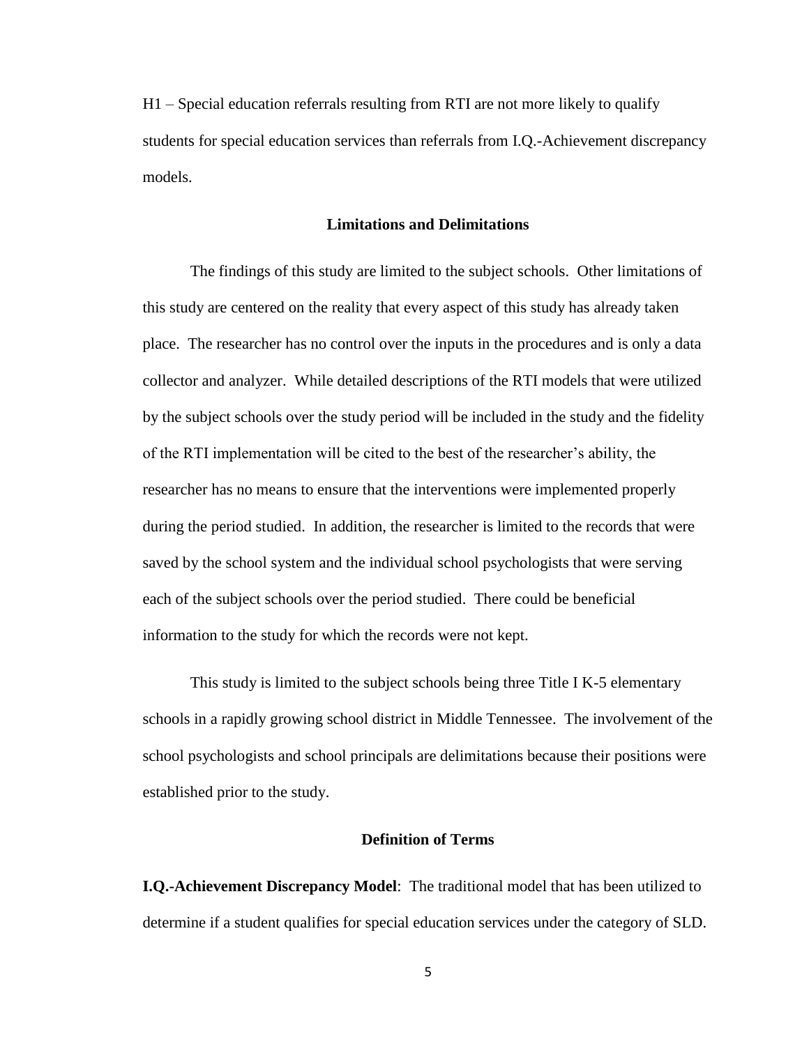H1 – Special education referrals resulting from RTI are not more likely to qualify students for special education services than referrals from I.Q.-Achievement discrepancy models.

## Limitations and Delimitations

The findings of this study are limited to the subject schools. Other limitations of this study are centered on the reality that every aspect of this study has already taken place. The researcher has no control over the inputs in the procedures and is only a data collector and analyzer. While detailed descriptions of the RTI models that were utilized by the subject schools over the study period will be included in the study and the fidelity of the RTI implementation will be cited to the best of the researcher's ability, the researcher has no means to ensure that the interventions were implemented properly during the period studied. In addition, the researcher is limited to the records that were saved by the school system and the individual school psychologists that were serving each of the subject schools over the period studied. There could be beneficial information to the study for which the records were not kept.

This study is limited to the subject schools being three Title I K-5 elementary schools in a rapidly growing school district in Middle Tennessee. The involvement of the school psychologists and school principals are delimitations because their positions were established prior to the study.

## Definition of Terms

**I.Q.-Achievement Discrepancy Model**: The traditional model that has been utilized to determine if a student qualifies for special education services under the category of SLD.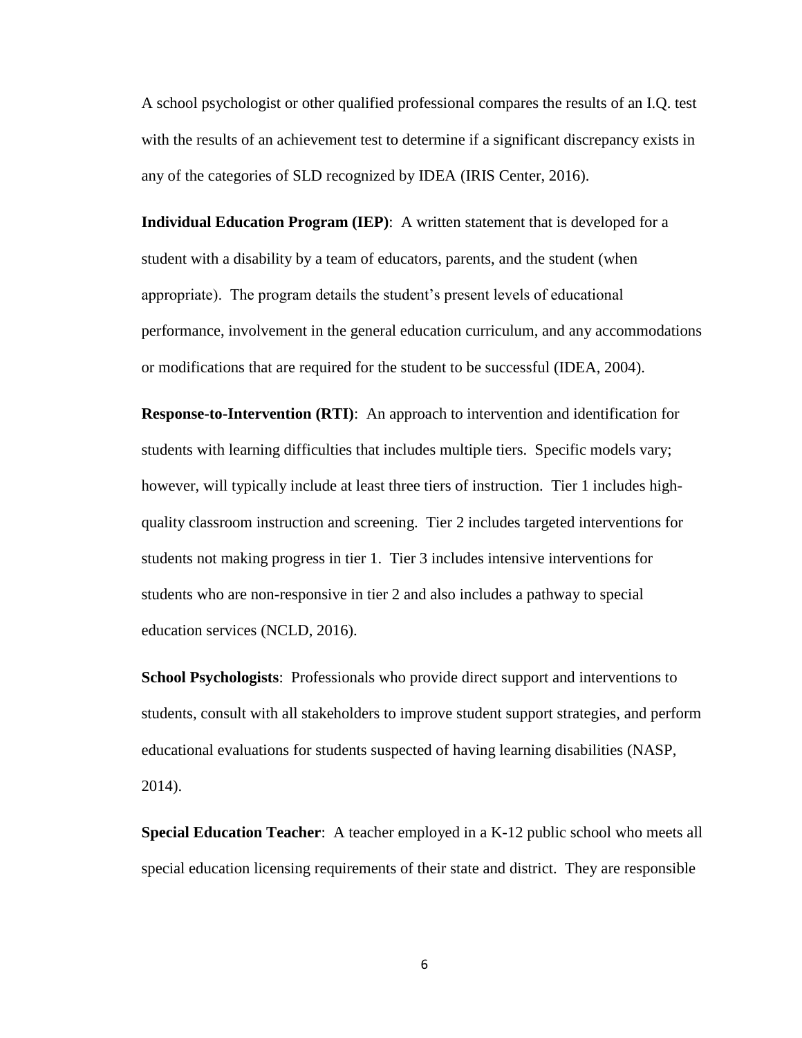A school psychologist or other qualified professional compares the results of an I.Q. test with the results of an achievement test to determine if a significant discrepancy exists in any of the categories of SLD recognized by IDEA (IRIS Center, 2016).

**Individual Education Program (IEP)**: A written statement that is developed for a student with a disability by a team of educators, parents, and the student (when appropriate). The program details the student's present levels of educational performance, involvement in the general education curriculum, and any accommodations or modifications that are required for the student to be successful (IDEA, 2004).

**Response-to-Intervention (RTI)**: An approach to intervention and identification for students with learning difficulties that includes multiple tiers. Specific models vary; however, will typically include at least three tiers of instruction. Tier 1 includes high-quality classroom instruction and screening. Tier 2 includes targeted interventions for students not making progress in tier 1. Tier 3 includes intensive interventions for students who are non-responsive in tier 2 and also includes a pathway to special education services (NCLD, 2016).

**School Psychologists**: Professionals who provide direct support and interventions to students, consult with all stakeholders to improve student support strategies, and perform educational evaluations for students suspected of having learning disabilities (NASP, 2014).

**Special Education Teacher**: A teacher employed in a K-12 public school who meets all special education licensing requirements of their state and district. They are responsible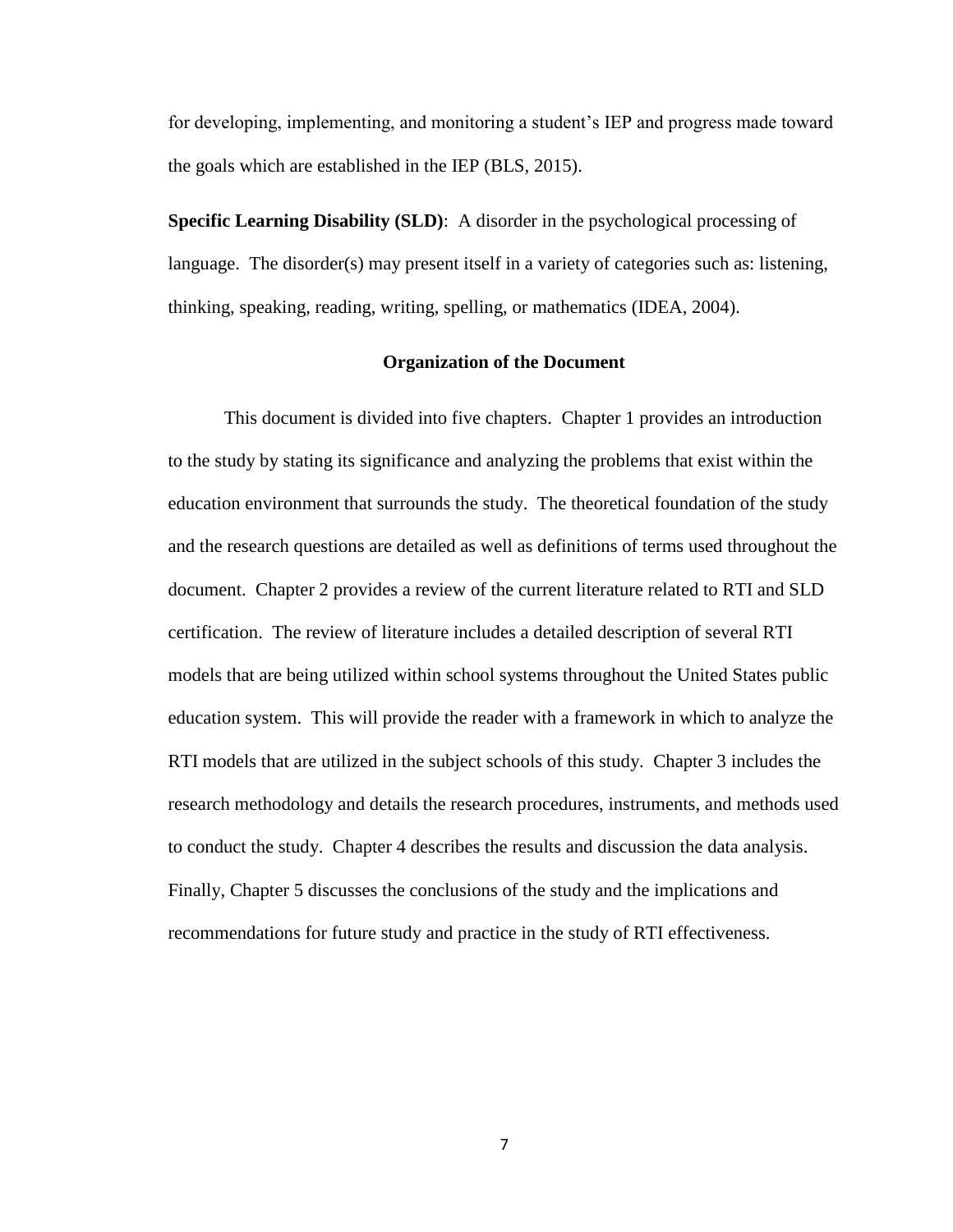for developing, implementing, and monitoring a student's IEP and progress made toward the goals which are established in the IEP (BLS, 2015).

**Specific Learning Disability (SLD)**: A disorder in the psychological processing of language. The disorder(s) may present itself in a variety of categories such as: listening, thinking, speaking, reading, writing, spelling, or mathematics (IDEA, 2004).

## Organization of the Document

This document is divided into five chapters. Chapter 1 provides an introduction to the study by stating its significance and analyzing the problems that exist within the education environment that surrounds the study. The theoretical foundation of the study and the research questions are detailed as well as definitions of terms used throughout the document. Chapter 2 provides a review of the current literature related to RTI and SLD certification. The review of literature includes a detailed description of several RTI models that are being utilized within school systems throughout the United States public education system. This will provide the reader with a framework in which to analyze the RTI models that are utilized in the subject schools of this study. Chapter 3 includes the research methodology and details the research procedures, instruments, and methods used to conduct the study. Chapter 4 describes the results and discussion the data analysis. Finally, Chapter 5 discusses the conclusions of the study and the implications and recommendations for future study and practice in the study of RTI effectiveness.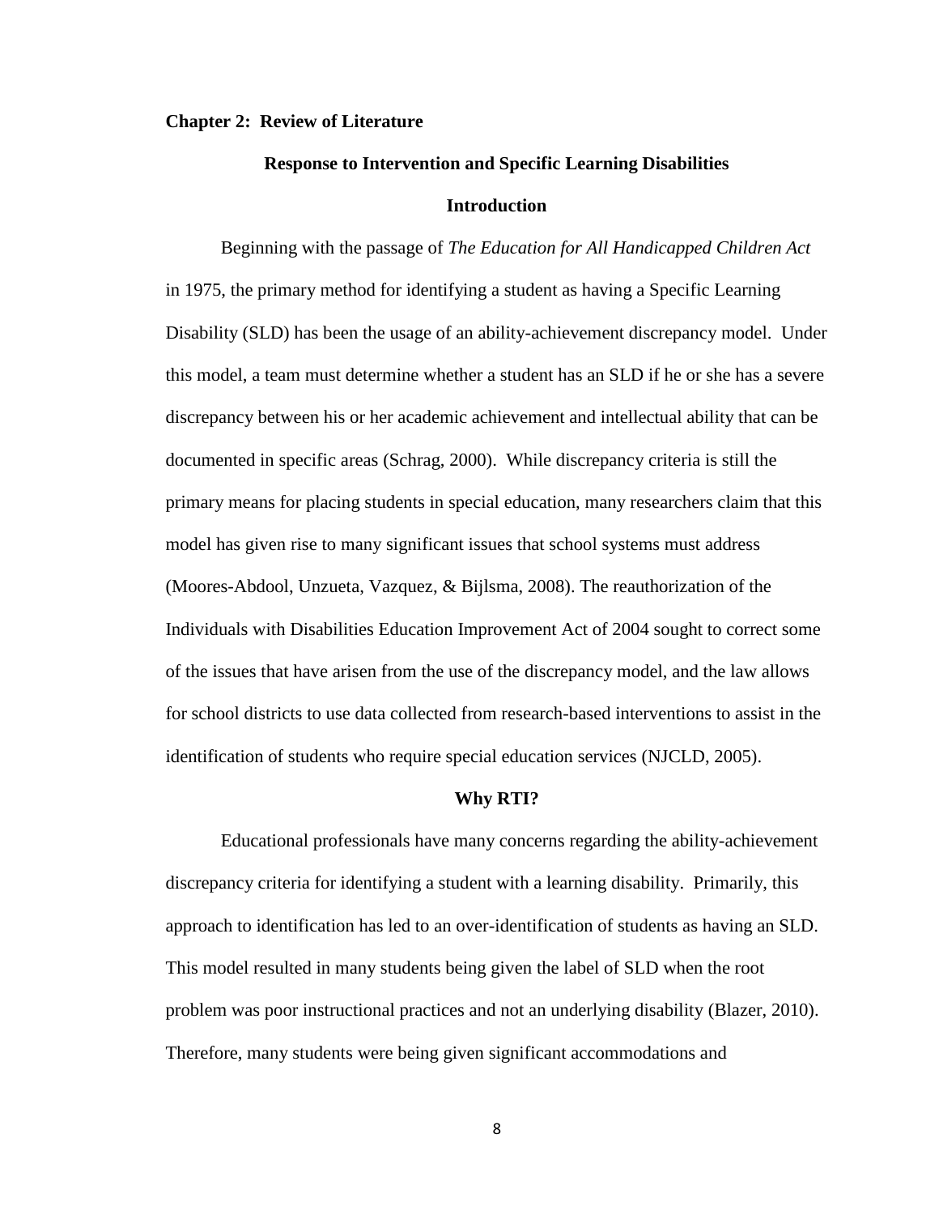**Chapter 2: Review of Literature**

## Response to Intervention and Specific Learning Disabilities

### Introduction

Beginning with the passage of *The Education for All Handicapped Children Act* in 1975, the primary method for identifying a student as having a Specific Learning Disability (SLD) has been the usage of an ability-achievement discrepancy model. Under this model, a team must determine whether a student has an SLD if he or she has a severe discrepancy between his or her academic achievement and intellectual ability that can be documented in specific areas (Schrag, 2000). While discrepancy criteria is still the primary means for placing students in special education, many researchers claim that this model has given rise to many significant issues that school systems must address (Moores-Abdool, Unzueta, Vazquez, & Bijlsma, 2008). The reauthorization of the Individuals with Disabilities Education Improvement Act of 2004 sought to correct some of the issues that have arisen from the use of the discrepancy model, and the law allows for school districts to use data collected from research-based interventions to assist in the identification of students who require special education services (NJCLD, 2005).

### Why RTI?

Educational professionals have many concerns regarding the ability-achievement discrepancy criteria for identifying a student with a learning disability. Primarily, this approach to identification has led to an over-identification of students as having an SLD. This model resulted in many students being given the label of SLD when the root problem was poor instructional practices and not an underlying disability (Blazer, 2010). Therefore, many students were being given significant accommodations and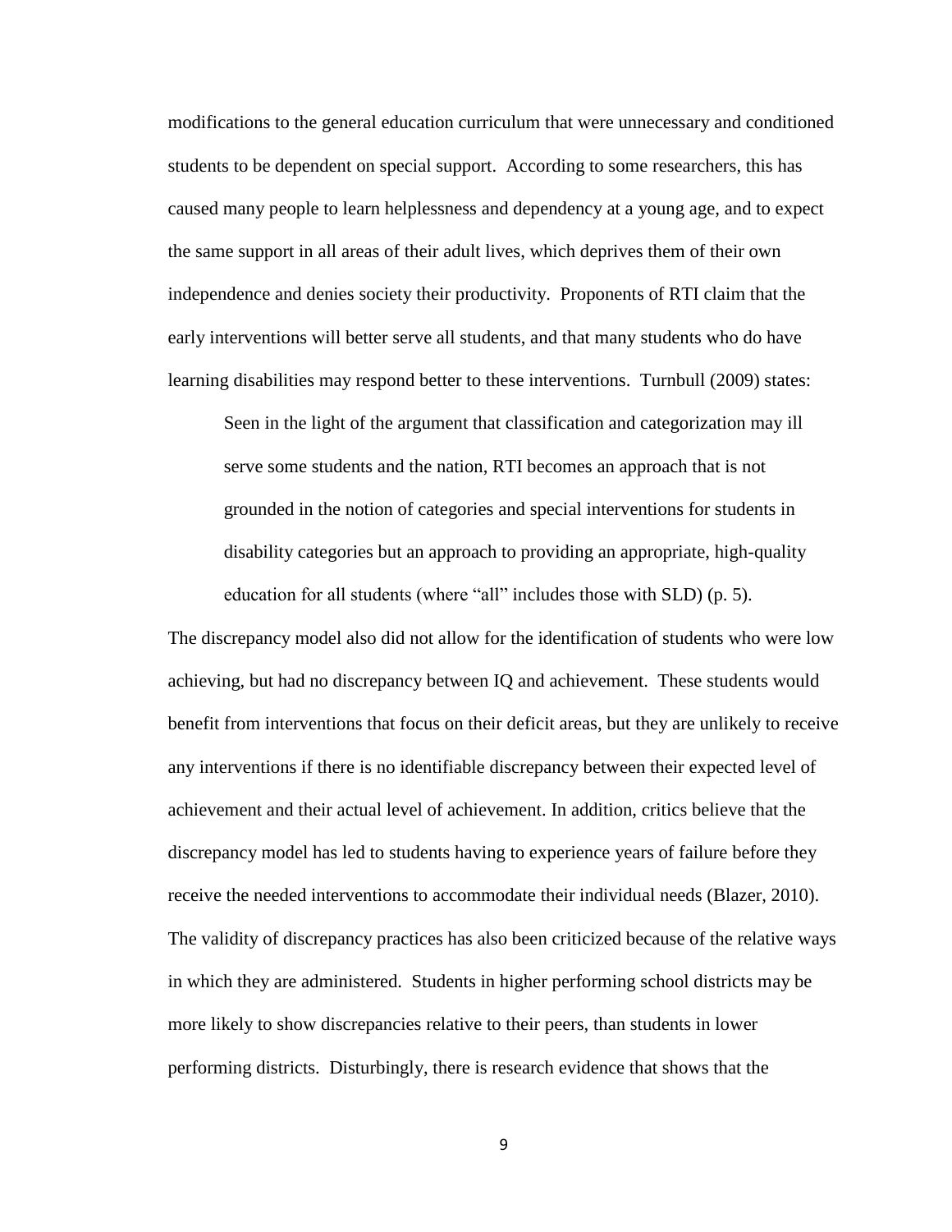modifications to the general education curriculum that were unnecessary and conditioned students to be dependent on special support. According to some researchers, this has caused many people to learn helplessness and dependency at a young age, and to expect the same support in all areas of their adult lives, which deprives them of their own independence and denies society their productivity. Proponents of RTI claim that the early interventions will better serve all students, and that many students who do have learning disabilities may respond better to these interventions. Turnbull (2009) states:

> Seen in the light of the argument that classification and categorization may ill serve some students and the nation, RTI becomes an approach that is not grounded in the notion of categories and special interventions for students in disability categories but an approach to providing an appropriate, high-quality education for all students (where "all" includes those with SLD) (p. 5).

The discrepancy model also did not allow for the identification of students who were low achieving, but had no discrepancy between IQ and achievement. These students would benefit from interventions that focus on their deficit areas, but they are unlikely to receive any interventions if there is no identifiable discrepancy between their expected level of achievement and their actual level of achievement. In addition, critics believe that the discrepancy model has led to students having to experience years of failure before they receive the needed interventions to accommodate their individual needs (Blazer, 2010). The validity of discrepancy practices has also been criticized because of the relative ways in which they are administered. Students in higher performing school districts may be more likely to show discrepancies relative to their peers, than students in lower performing districts. Disturbingly, there is research evidence that shows that the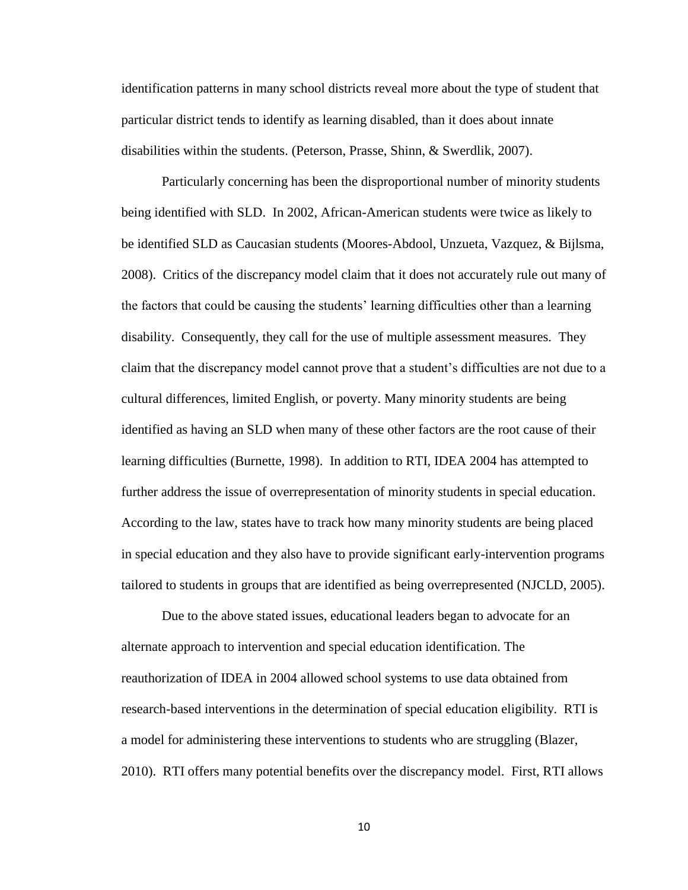identification patterns in many school districts reveal more about the type of student that particular district tends to identify as learning disabled, than it does about innate disabilities within the students. (Peterson, Prasse, Shinn, & Swerdlik, 2007).

Particularly concerning has been the disproportional number of minority students being identified with SLD. In 2002, African-American students were twice as likely to be identified SLD as Caucasian students (Moores-Abdool, Unzueta, Vazquez, & Bijlsma, 2008). Critics of the discrepancy model claim that it does not accurately rule out many of the factors that could be causing the students' learning difficulties other than a learning disability. Consequently, they call for the use of multiple assessment measures. They claim that the discrepancy model cannot prove that a student's difficulties are not due to a cultural differences, limited English, or poverty. Many minority students are being identified as having an SLD when many of these other factors are the root cause of their learning difficulties (Burnette, 1998). In addition to RTI, IDEA 2004 has attempted to further address the issue of overrepresentation of minority students in special education. According to the law, states have to track how many minority students are being placed in special education and they also have to provide significant early-intervention programs tailored to students in groups that are identified as being overrepresented (NJCLD, 2005).

Due to the above stated issues, educational leaders began to advocate for an alternate approach to intervention and special education identification. The reauthorization of IDEA in 2004 allowed school systems to use data obtained from research-based interventions in the determination of special education eligibility. RTI is a model for administering these interventions to students who are struggling (Blazer, 2010). RTI offers many potential benefits over the discrepancy model. First, RTI allows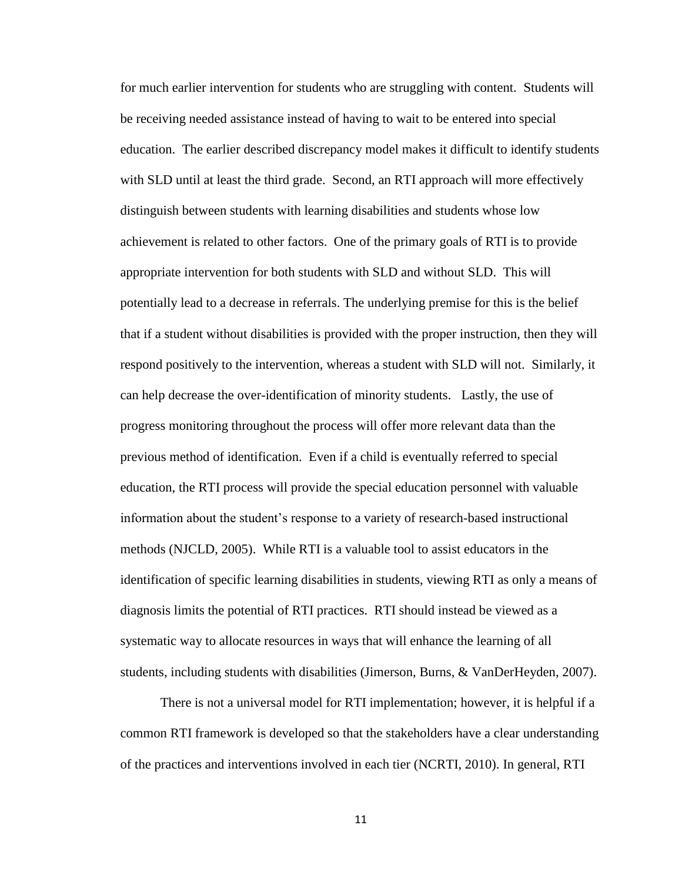for much earlier intervention for students who are struggling with content. Students will be receiving needed assistance instead of having to wait to be entered into special education. The earlier described discrepancy model makes it difficult to identify students with SLD until at least the third grade. Second, an RTI approach will more effectively distinguish between students with learning disabilities and students whose low achievement is related to other factors. One of the primary goals of RTI is to provide appropriate intervention for both students with SLD and without SLD. This will potentially lead to a decrease in referrals. The underlying premise for this is the belief that if a student without disabilities is provided with the proper instruction, then they will respond positively to the intervention, whereas a student with SLD will not. Similarly, it can help decrease the over-identification of minority students. Lastly, the use of progress monitoring throughout the process will offer more relevant data than the previous method of identification. Even if a child is eventually referred to special education, the RTI process will provide the special education personnel with valuable information about the student's response to a variety of research-based instructional methods (NJCLD, 2005). While RTI is a valuable tool to assist educators in the identification of specific learning disabilities in students, viewing RTI as only a means of diagnosis limits the potential of RTI practices. RTI should instead be viewed as a systematic way to allocate resources in ways that will enhance the learning of all students, including students with disabilities (Jimerson, Burns, & VanDerHeyden, 2007).

There is not a universal model for RTI implementation; however, it is helpful if a common RTI framework is developed so that the stakeholders have a clear understanding of the practices and interventions involved in each tier (NCRTI, 2010). In general, RTI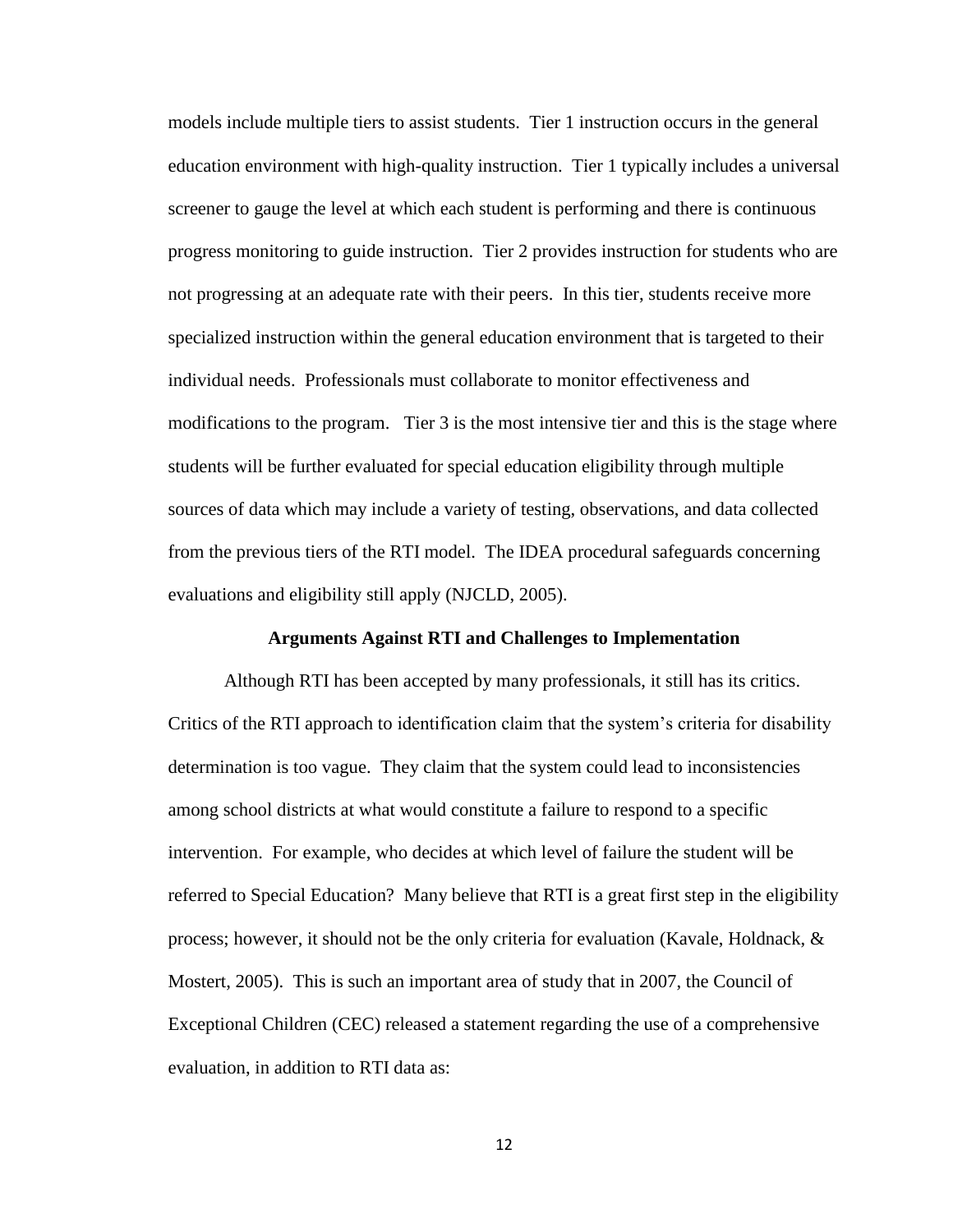models include multiple tiers to assist students. Tier 1 instruction occurs in the general education environment with high-quality instruction. Tier 1 typically includes a universal screener to gauge the level at which each student is performing and there is continuous progress monitoring to guide instruction. Tier 2 provides instruction for students who are not progressing at an adequate rate with their peers. In this tier, students receive more specialized instruction within the general education environment that is targeted to their individual needs. Professionals must collaborate to monitor effectiveness and modifications to the program. Tier 3 is the most intensive tier and this is the stage where students will be further evaluated for special education eligibility through multiple sources of data which may include a variety of testing, observations, and data collected from the previous tiers of the RTI model. The IDEA procedural safeguards concerning evaluations and eligibility still apply (NJCLD, 2005).

**Arguments Against RTI and Challenges to Implementation**

Although RTI has been accepted by many professionals, it still has its critics. Critics of the RTI approach to identification claim that the system's criteria for disability determination is too vague. They claim that the system could lead to inconsistencies among school districts at what would constitute a failure to respond to a specific intervention. For example, who decides at which level of failure the student will be referred to Special Education? Many believe that RTI is a great first step in the eligibility process; however, it should not be the only criteria for evaluation (Kavale, Holdnack, & Mostert, 2005). This is such an important area of study that in 2007, the Council of Exceptional Children (CEC) released a statement regarding the use of a comprehensive evaluation, in addition to RTI data as: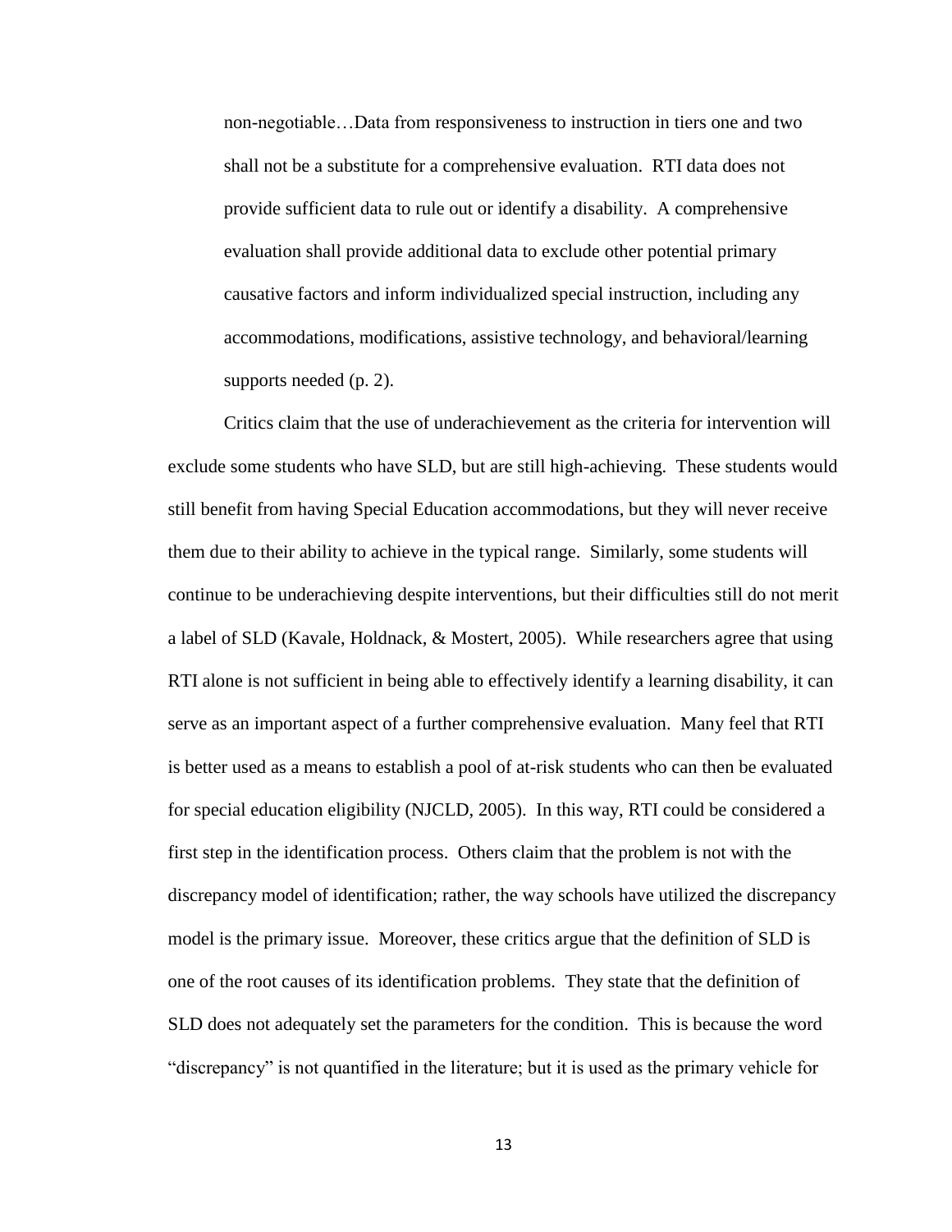> non-negotiable…Data from responsiveness to instruction in tiers one and two shall not be a substitute for a comprehensive evaluation. RTI data does not provide sufficient data to rule out or identify a disability. A comprehensive evaluation shall provide additional data to exclude other potential primary causative factors and inform individualized special instruction, including any accommodations, modifications, assistive technology, and behavioral/learning supports needed (p. 2).

Critics claim that the use of underachievement as the criteria for intervention will exclude some students who have SLD, but are still high-achieving. These students would still benefit from having Special Education accommodations, but they will never receive them due to their ability to achieve in the typical range. Similarly, some students will continue to be underachieving despite interventions, but their difficulties still do not merit a label of SLD (Kavale, Holdnack, & Mostert, 2005). While researchers agree that using RTI alone is not sufficient in being able to effectively identify a learning disability, it can serve as an important aspect of a further comprehensive evaluation. Many feel that RTI is better used as a means to establish a pool of at-risk students who can then be evaluated for special education eligibility (NJCLD, 2005). In this way, RTI could be considered a first step in the identification process. Others claim that the problem is not with the discrepancy model of identification; rather, the way schools have utilized the discrepancy model is the primary issue. Moreover, these critics argue that the definition of SLD is one of the root causes of its identification problems. They state that the definition of SLD does not adequately set the parameters for the condition. This is because the word "discrepancy" is not quantified in the literature; but it is used as the primary vehicle for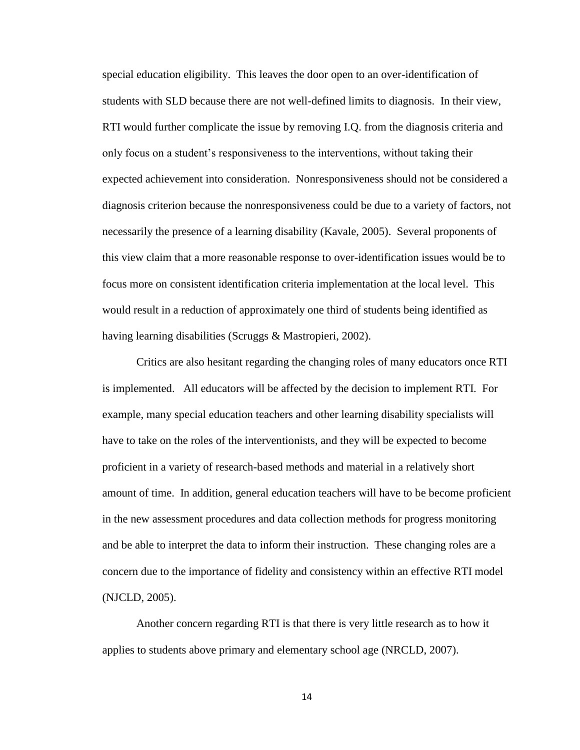special education eligibility. This leaves the door open to an over-identification of students with SLD because there are not well-defined limits to diagnosis. In their view, RTI would further complicate the issue by removing I.Q. from the diagnosis criteria and only focus on a student's responsiveness to the interventions, without taking their expected achievement into consideration. Nonresponsiveness should not be considered a diagnosis criterion because the nonresponsiveness could be due to a variety of factors, not necessarily the presence of a learning disability (Kavale, 2005). Several proponents of this view claim that a more reasonable response to over-identification issues would be to focus more on consistent identification criteria implementation at the local level. This would result in a reduction of approximately one third of students being identified as having learning disabilities (Scruggs & Mastropieri, 2002).

Critics are also hesitant regarding the changing roles of many educators once RTI is implemented. All educators will be affected by the decision to implement RTI. For example, many special education teachers and other learning disability specialists will have to take on the roles of the interventionists, and they will be expected to become proficient in a variety of research-based methods and material in a relatively short amount of time. In addition, general education teachers will have to be become proficient in the new assessment procedures and data collection methods for progress monitoring and be able to interpret the data to inform their instruction. These changing roles are a concern due to the importance of fidelity and consistency within an effective RTI model (NJCLD, 2005).

Another concern regarding RTI is that there is very little research as to how it applies to students above primary and elementary school age (NRCLD, 2007).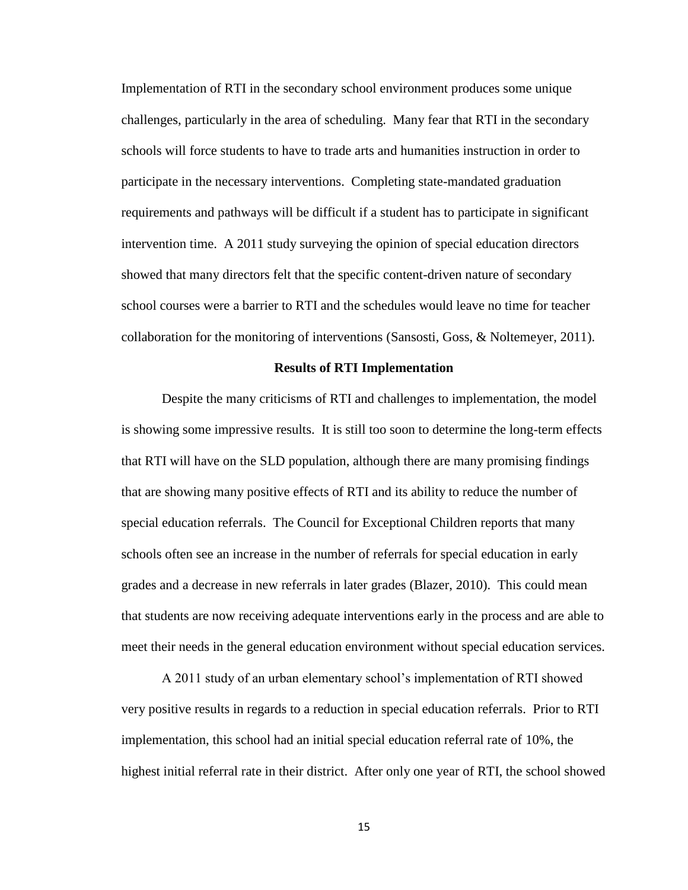Implementation of RTI in the secondary school environment produces some unique challenges, particularly in the area of scheduling. Many fear that RTI in the secondary schools will force students to have to trade arts and humanities instruction in order to participate in the necessary interventions. Completing state-mandated graduation requirements and pathways will be difficult if a student has to participate in significant intervention time. A 2011 study surveying the opinion of special education directors showed that many directors felt that the specific content-driven nature of secondary school courses were a barrier to RTI and the schedules would leave no time for teacher collaboration for the monitoring of interventions (Sansosti, Goss, & Noltemeyer, 2011).

## Results of RTI Implementation

Despite the many criticisms of RTI and challenges to implementation, the model is showing some impressive results. It is still too soon to determine the long-term effects that RTI will have on the SLD population, although there are many promising findings that are showing many positive effects of RTI and its ability to reduce the number of special education referrals. The Council for Exceptional Children reports that many schools often see an increase in the number of referrals for special education in early grades and a decrease in new referrals in later grades (Blazer, 2010). This could mean that students are now receiving adequate interventions early in the process and are able to meet their needs in the general education environment without special education services.

A 2011 study of an urban elementary school's implementation of RTI showed very positive results in regards to a reduction in special education referrals. Prior to RTI implementation, this school had an initial special education referral rate of 10%, the highest initial referral rate in their district. After only one year of RTI, the school showed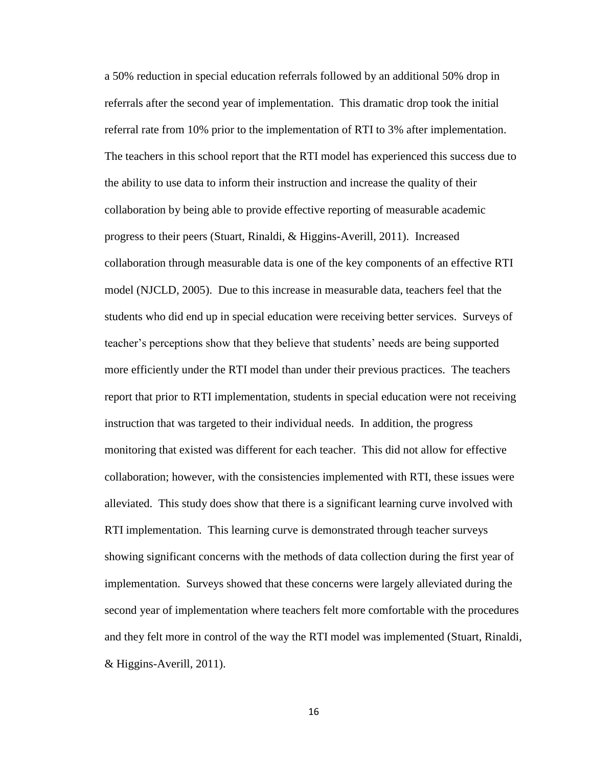a 50% reduction in special education referrals followed by an additional 50% drop in referrals after the second year of implementation. This dramatic drop took the initial referral rate from 10% prior to the implementation of RTI to 3% after implementation. The teachers in this school report that the RTI model has experienced this success due to the ability to use data to inform their instruction and increase the quality of their collaboration by being able to provide effective reporting of measurable academic progress to their peers (Stuart, Rinaldi, & Higgins-Averill, 2011). Increased collaboration through measurable data is one of the key components of an effective RTI model (NJCLD, 2005). Due to this increase in measurable data, teachers feel that the students who did end up in special education were receiving better services. Surveys of teacher's perceptions show that they believe that students' needs are being supported more efficiently under the RTI model than under their previous practices. The teachers report that prior to RTI implementation, students in special education were not receiving instruction that was targeted to their individual needs. In addition, the progress monitoring that existed was different for each teacher. This did not allow for effective collaboration; however, with the consistencies implemented with RTI, these issues were alleviated. This study does show that there is a significant learning curve involved with RTI implementation. This learning curve is demonstrated through teacher surveys showing significant concerns with the methods of data collection during the first year of implementation. Surveys showed that these concerns were largely alleviated during the second year of implementation where teachers felt more comfortable with the procedures and they felt more in control of the way the RTI model was implemented (Stuart, Rinaldi, & Higgins-Averill, 2011).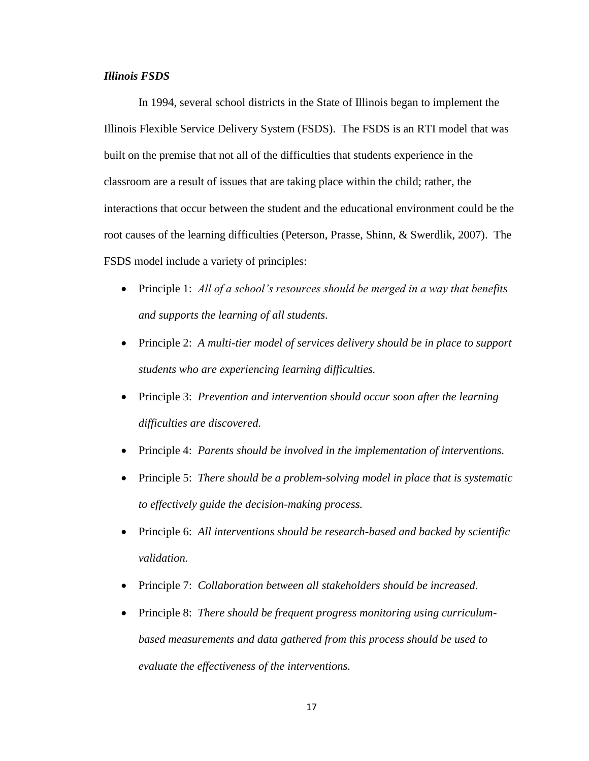***Illinois FSDS***

In 1994, several school districts in the State of Illinois began to implement the Illinois Flexible Service Delivery System (FSDS). The FSDS is an RTI model that was built on the premise that not all of the difficulties that students experience in the classroom are a result of issues that are taking place within the child; rather, the interactions that occur between the student and the educational environment could be the root causes of the learning difficulties (Peterson, Prasse, Shinn, & Swerdlik, 2007). The FSDS model include a variety of principles:

- Principle 1: *All of a school's resources should be merged in a way that benefits and supports the learning of all students.*
- Principle 2: *A multi-tier model of services delivery should be in place to support students who are experiencing learning difficulties.*
- Principle 3: *Prevention and intervention should occur soon after the learning difficulties are discovered.*
- Principle 4: *Parents should be involved in the implementation of interventions.*
- Principle 5: *There should be a problem-solving model in place that is systematic to effectively guide the decision-making process.*
- Principle 6: *All interventions should be research-based and backed by scientific validation.*
- Principle 7: *Collaboration between all stakeholders should be increased.*
- Principle 8: *There should be frequent progress monitoring using curriculum-based measurements and data gathered from this process should be used to evaluate the effectiveness of the interventions.*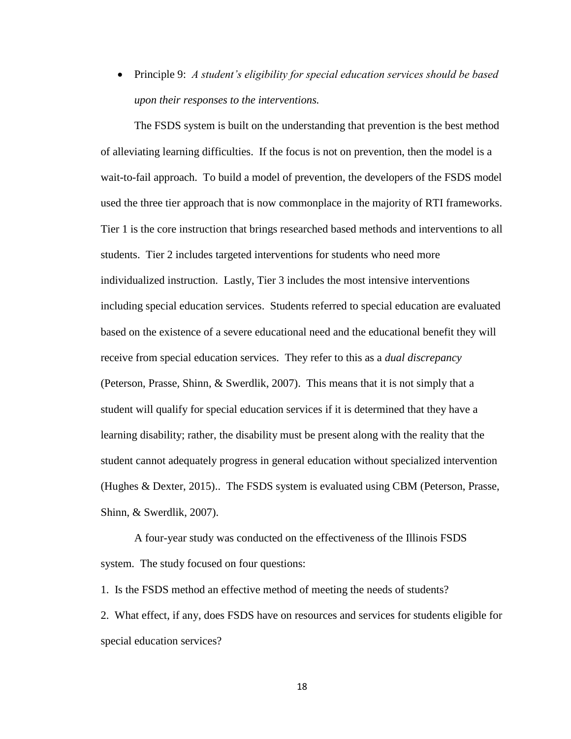- Principle 9: *A student's eligibility for special education services should be based upon their responses to the interventions.*

The FSDS system is built on the understanding that prevention is the best method of alleviating learning difficulties. If the focus is not on prevention, then the model is a wait-to-fail approach. To build a model of prevention, the developers of the FSDS model used the three tier approach that is now commonplace in the majority of RTI frameworks. Tier 1 is the core instruction that brings researched based methods and interventions to all students. Tier 2 includes targeted interventions for students who need more individualized instruction. Lastly, Tier 3 includes the most intensive interventions including special education services. Students referred to special education are evaluated based on the existence of a severe educational need and the educational benefit they will receive from special education services. They refer to this as a *dual discrepancy* (Peterson, Prasse, Shinn, & Swerdlik, 2007). This means that it is not simply that a student will qualify for special education services if it is determined that they have a learning disability; rather, the disability must be present along with the reality that the student cannot adequately progress in general education without specialized intervention (Hughes & Dexter, 2015).. The FSDS system is evaluated using CBM (Peterson, Prasse, Shinn, & Swerdlik, 2007).

A four-year study was conducted on the effectiveness of the Illinois FSDS system. The study focused on four questions:

1. Is the FSDS method an effective method of meeting the needs of students?
2. What effect, if any, does FSDS have on resources and services for students eligible for special education services?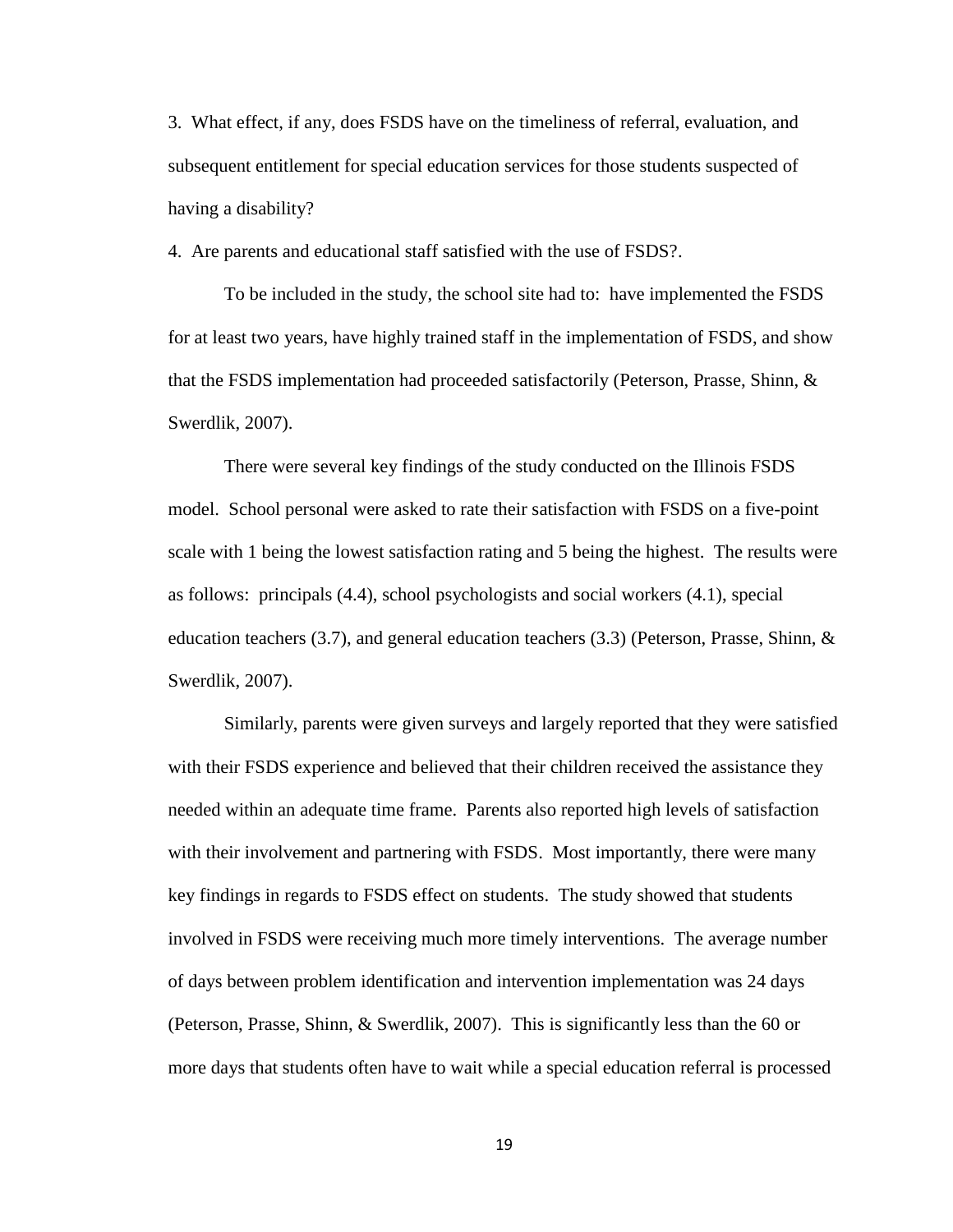3. What effect, if any, does FSDS have on the timeliness of referral, evaluation, and subsequent entitlement for special education services for those students suspected of having a disability?

4. Are parents and educational staff satisfied with the use of FSDS?.

To be included in the study, the school site had to: have implemented the FSDS for at least two years, have highly trained staff in the implementation of FSDS, and show that the FSDS implementation had proceeded satisfactorily (Peterson, Prasse, Shinn, & Swerdlik, 2007).

There were several key findings of the study conducted on the Illinois FSDS model. School personal were asked to rate their satisfaction with FSDS on a five-point scale with 1 being the lowest satisfaction rating and 5 being the highest. The results were as follows: principals (4.4), school psychologists and social workers (4.1), special education teachers (3.7), and general education teachers (3.3) (Peterson, Prasse, Shinn, & Swerdlik, 2007).

Similarly, parents were given surveys and largely reported that they were satisfied with their FSDS experience and believed that their children received the assistance they needed within an adequate time frame. Parents also reported high levels of satisfaction with their involvement and partnering with FSDS. Most importantly, there were many key findings in regards to FSDS effect on students. The study showed that students involved in FSDS were receiving much more timely interventions. The average number of days between problem identification and intervention implementation was 24 days (Peterson, Prasse, Shinn, & Swerdlik, 2007). This is significantly less than the 60 or more days that students often have to wait while a special education referral is processed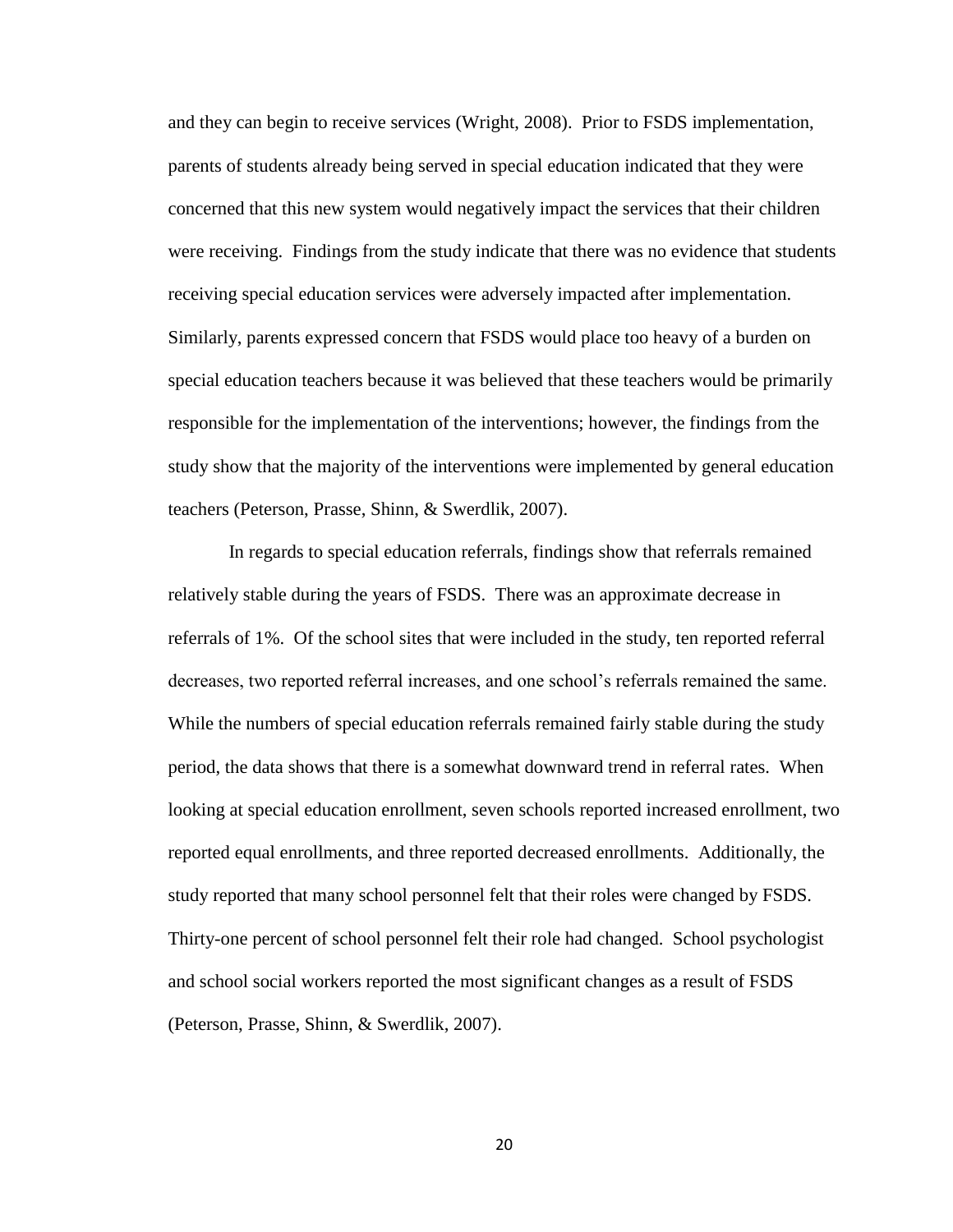and they can begin to receive services (Wright, 2008). Prior to FSDS implementation, parents of students already being served in special education indicated that they were concerned that this new system would negatively impact the services that their children were receiving. Findings from the study indicate that there was no evidence that students receiving special education services were adversely impacted after implementation. Similarly, parents expressed concern that FSDS would place too heavy of a burden on special education teachers because it was believed that these teachers would be primarily responsible for the implementation of the interventions; however, the findings from the study show that the majority of the interventions were implemented by general education teachers (Peterson, Prasse, Shinn, & Swerdlik, 2007).

In regards to special education referrals, findings show that referrals remained relatively stable during the years of FSDS. There was an approximate decrease in referrals of 1%. Of the school sites that were included in the study, ten reported referral decreases, two reported referral increases, and one school's referrals remained the same. While the numbers of special education referrals remained fairly stable during the study period, the data shows that there is a somewhat downward trend in referral rates. When looking at special education enrollment, seven schools reported increased enrollment, two reported equal enrollments, and three reported decreased enrollments. Additionally, the study reported that many school personnel felt that their roles were changed by FSDS. Thirty-one percent of school personnel felt their role had changed. School psychologist and school social workers reported the most significant changes as a result of FSDS (Peterson, Prasse, Shinn, & Swerdlik, 2007).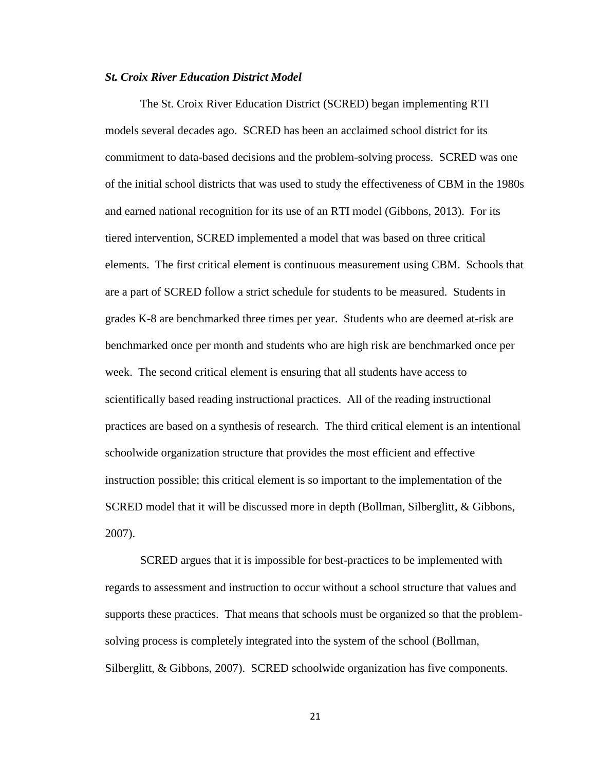### *St. Croix River Education District Model*

The St. Croix River Education District (SCRED) began implementing RTI models several decades ago. SCRED has been an acclaimed school district for its commitment to data-based decisions and the problem-solving process. SCRED was one of the initial school districts that was used to study the effectiveness of CBM in the 1980s and earned national recognition for its use of an RTI model (Gibbons, 2013). For its tiered intervention, SCRED implemented a model that was based on three critical elements. The first critical element is continuous measurement using CBM. Schools that are a part of SCRED follow a strict schedule for students to be measured. Students in grades K-8 are benchmarked three times per year. Students who are deemed at-risk are benchmarked once per month and students who are high risk are benchmarked once per week. The second critical element is ensuring that all students have access to scientifically based reading instructional practices. All of the reading instructional practices are based on a synthesis of research. The third critical element is an intentional schoolwide organization structure that provides the most efficient and effective instruction possible; this critical element is so important to the implementation of the SCRED model that it will be discussed more in depth (Bollman, Silberglitt, & Gibbons, 2007).

SCRED argues that it is impossible for best-practices to be implemented with regards to assessment and instruction to occur without a school structure that values and supports these practices. That means that schools must be organized so that the problem-solving process is completely integrated into the system of the school (Bollman, Silberglitt, & Gibbons, 2007). SCRED schoolwide organization has five components.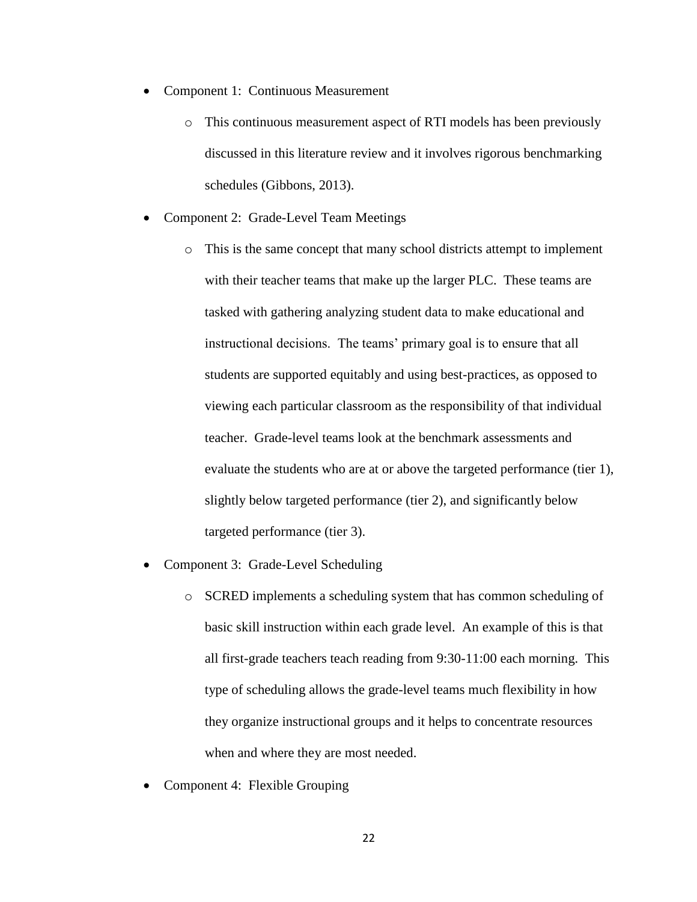- Component 1: Continuous Measurement
  - This continuous measurement aspect of RTI models has been previously discussed in this literature review and it involves rigorous benchmarking schedules (Gibbons, 2013).
- Component 2: Grade-Level Team Meetings
  - This is the same concept that many school districts attempt to implement with their teacher teams that make up the larger PLC. These teams are tasked with gathering analyzing student data to make educational and instructional decisions. The teams' primary goal is to ensure that all students are supported equitably and using best-practices, as opposed to viewing each particular classroom as the responsibility of that individual teacher. Grade-level teams look at the benchmark assessments and evaluate the students who are at or above the targeted performance (tier 1), slightly below targeted performance (tier 2), and significantly below targeted performance (tier 3).
- Component 3: Grade-Level Scheduling
  - SCRED implements a scheduling system that has common scheduling of basic skill instruction within each grade level. An example of this is that all first-grade teachers teach reading from 9:30-11:00 each morning. This type of scheduling allows the grade-level teams much flexibility in how they organize instructional groups and it helps to concentrate resources when and where they are most needed.
- Component 4: Flexible Grouping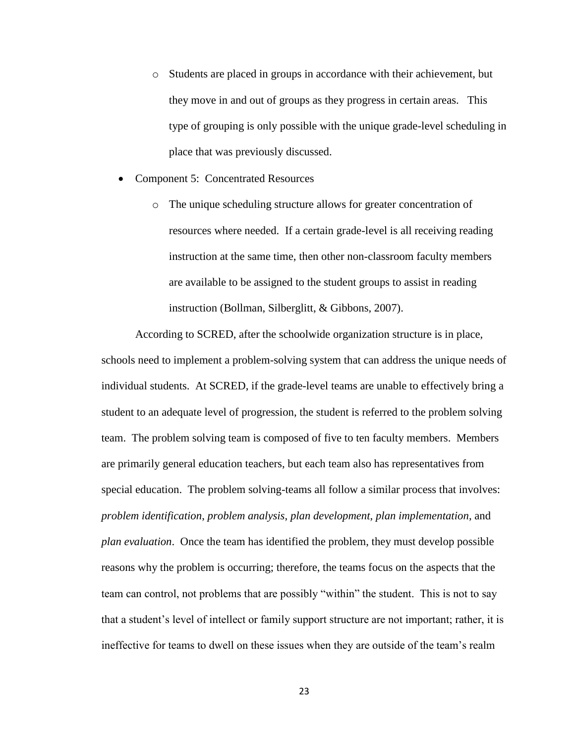- Students are placed in groups in accordance with their achievement, but they move in and out of groups as they progress in certain areas. This type of grouping is only possible with the unique grade-level scheduling in place that was previously discussed.

- Component 5: Concentrated Resources
  - The unique scheduling structure allows for greater concentration of resources where needed. If a certain grade-level is all receiving reading instruction at the same time, then other non-classroom faculty members are available to be assigned to the student groups to assist in reading instruction (Bollman, Silberglitt, & Gibbons, 2007).

According to SCRED, after the schoolwide organization structure is in place, schools need to implement a problem-solving system that can address the unique needs of individual students. At SCRED, if the grade-level teams are unable to effectively bring a student to an adequate level of progression, the student is referred to the problem solving team. The problem solving team is composed of five to ten faculty members. Members are primarily general education teachers, but each team also has representatives from special education. The problem solving-teams all follow a similar process that involves: *problem identification*, *problem analysis*, *plan development*, *plan implementation*, and *plan evaluation*. Once the team has identified the problem, they must develop possible reasons why the problem is occurring; therefore, the teams focus on the aspects that the team can control, not problems that are possibly "within" the student. This is not to say that a student's level of intellect or family support structure are not important; rather, it is ineffective for teams to dwell on these issues when they are outside of the team's realm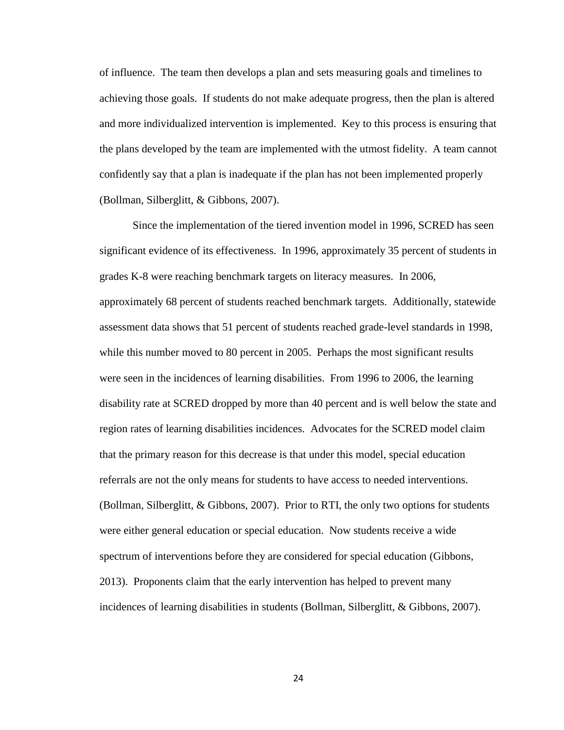of influence. The team then develops a plan and sets measuring goals and timelines to achieving those goals. If students do not make adequate progress, then the plan is altered and more individualized intervention is implemented. Key to this process is ensuring that the plans developed by the team are implemented with the utmost fidelity. A team cannot confidently say that a plan is inadequate if the plan has not been implemented properly (Bollman, Silberglitt, & Gibbons, 2007).

Since the implementation of the tiered invention model in 1996, SCRED has seen significant evidence of its effectiveness. In 1996, approximately 35 percent of students in grades K-8 were reaching benchmark targets on literacy measures. In 2006, approximately 68 percent of students reached benchmark targets. Additionally, statewide assessment data shows that 51 percent of students reached grade-level standards in 1998, while this number moved to 80 percent in 2005. Perhaps the most significant results were seen in the incidences of learning disabilities. From 1996 to 2006, the learning disability rate at SCRED dropped by more than 40 percent and is well below the state and region rates of learning disabilities incidences. Advocates for the SCRED model claim that the primary reason for this decrease is that under this model, special education referrals are not the only means for students to have access to needed interventions. (Bollman, Silberglitt, & Gibbons, 2007). Prior to RTI, the only two options for students were either general education or special education. Now students receive a wide spectrum of interventions before they are considered for special education (Gibbons, 2013). Proponents claim that the early intervention has helped to prevent many incidences of learning disabilities in students (Bollman, Silberglitt, & Gibbons, 2007).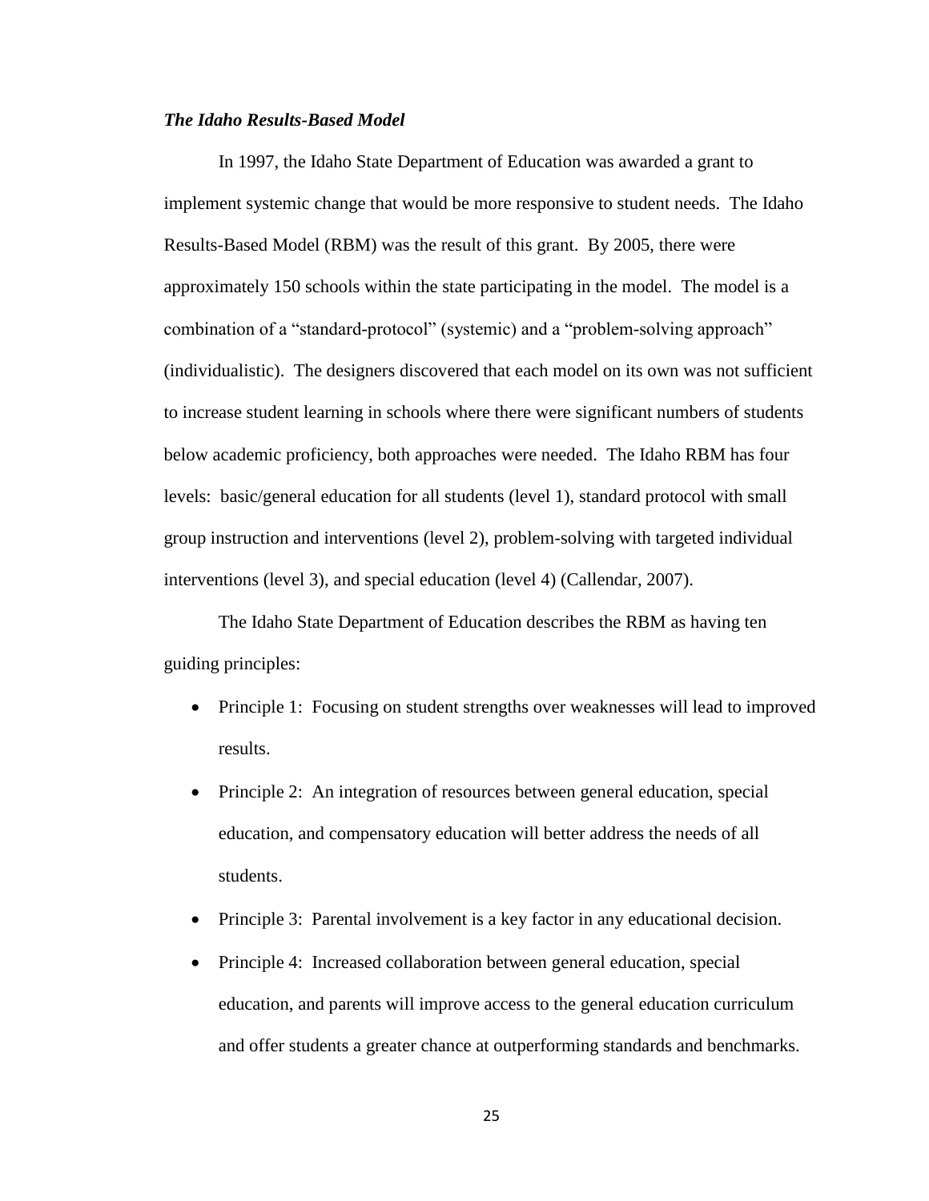### *The Idaho Results-Based Model*

In 1997, the Idaho State Department of Education was awarded a grant to implement systemic change that would be more responsive to student needs. The Idaho Results-Based Model (RBM) was the result of this grant. By 2005, there were approximately 150 schools within the state participating in the model. The model is a combination of a "standard-protocol" (systemic) and a "problem-solving approach" (individualistic). The designers discovered that each model on its own was not sufficient to increase student learning in schools where there were significant numbers of students below academic proficiency, both approaches were needed. The Idaho RBM has four levels: basic/general education for all students (level 1), standard protocol with small group instruction and interventions (level 2), problem-solving with targeted individual interventions (level 3), and special education (level 4) (Callendar, 2007).

The Idaho State Department of Education describes the RBM as having ten guiding principles:

- Principle 1: Focusing on student strengths over weaknesses will lead to improved results.
- Principle 2: An integration of resources between general education, special education, and compensatory education will better address the needs of all students.
- Principle 3: Parental involvement is a key factor in any educational decision.
- Principle 4: Increased collaboration between general education, special education, and parents will improve access to the general education curriculum and offer students a greater chance at outperforming standards and benchmarks.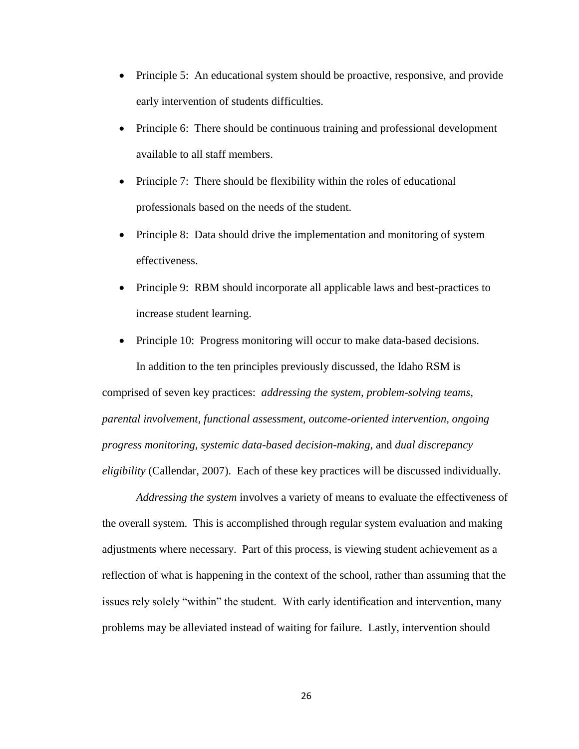- Principle 5: An educational system should be proactive, responsive, and provide early intervention of students difficulties.
- Principle 6: There should be continuous training and professional development available to all staff members.
- Principle 7: There should be flexibility within the roles of educational professionals based on the needs of the student.
- Principle 8: Data should drive the implementation and monitoring of system effectiveness.
- Principle 9: RBM should incorporate all applicable laws and best-practices to increase student learning.
- Principle 10: Progress monitoring will occur to make data-based decisions.

In addition to the ten principles previously discussed, the Idaho RSM is comprised of seven key practices: *addressing the system, problem-solving teams, parental involvement, functional assessment, outcome-oriented intervention, ongoing progress monitoring, systemic data-based decision-making,* and *dual discrepancy eligibility* (Callendar, 2007). Each of these key practices will be discussed individually.

*Addressing the system* involves a variety of means to evaluate the effectiveness of the overall system. This is accomplished through regular system evaluation and making adjustments where necessary. Part of this process, is viewing student achievement as a reflection of what is happening in the context of the school, rather than assuming that the issues rely solely "within" the student. With early identification and intervention, many problems may be alleviated instead of waiting for failure. Lastly, intervention should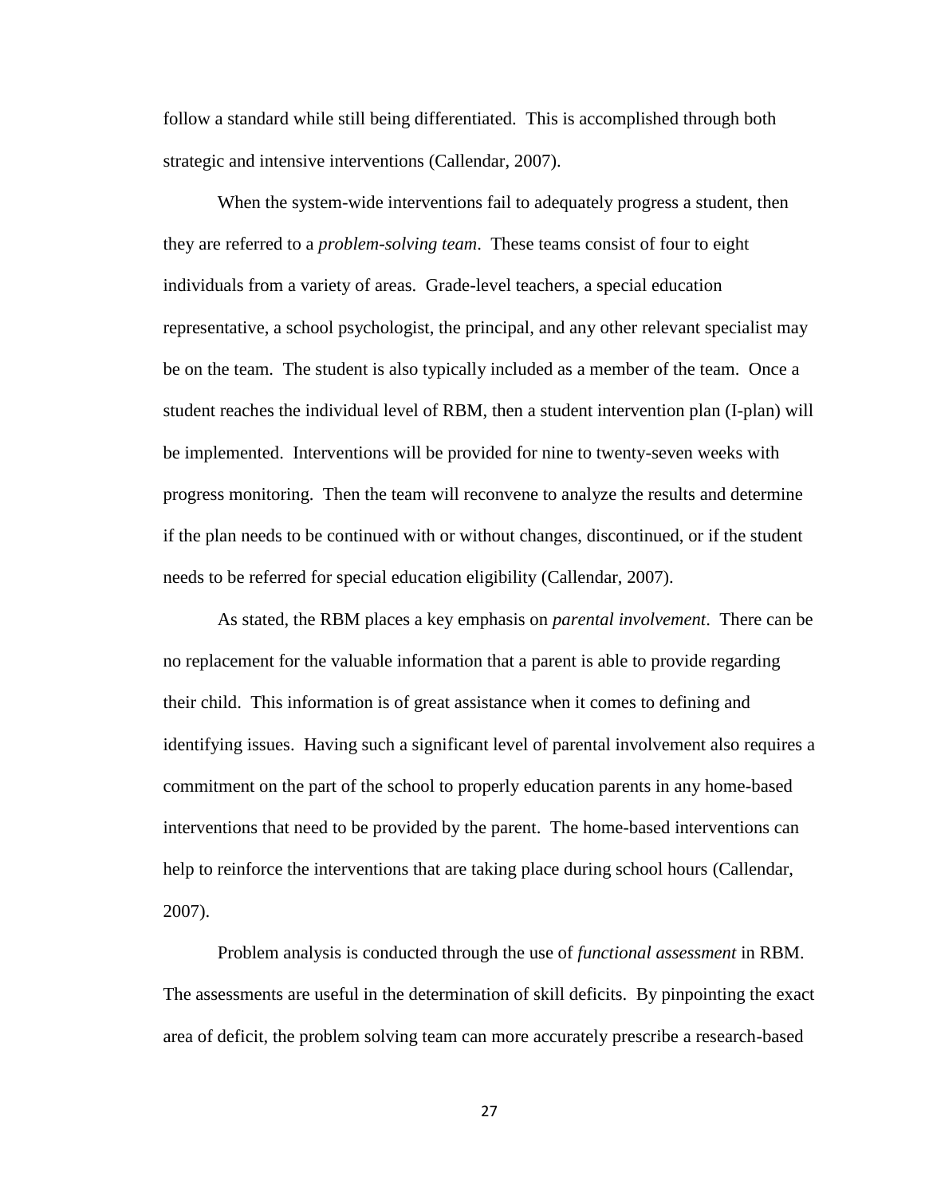follow a standard while still being differentiated. This is accomplished through both strategic and intensive interventions (Callendar, 2007).

When the system-wide interventions fail to adequately progress a student, then they are referred to a *problem-solving team*. These teams consist of four to eight individuals from a variety of areas. Grade-level teachers, a special education representative, a school psychologist, the principal, and any other relevant specialist may be on the team. The student is also typically included as a member of the team. Once a student reaches the individual level of RBM, then a student intervention plan (I-plan) will be implemented. Interventions will be provided for nine to twenty-seven weeks with progress monitoring. Then the team will reconvene to analyze the results and determine if the plan needs to be continued with or without changes, discontinued, or if the student needs to be referred for special education eligibility (Callendar, 2007).

As stated, the RBM places a key emphasis on *parental involvement*. There can be no replacement for the valuable information that a parent is able to provide regarding their child. This information is of great assistance when it comes to defining and identifying issues. Having such a significant level of parental involvement also requires a commitment on the part of the school to properly education parents in any home-based interventions that need to be provided by the parent. The home-based interventions can help to reinforce the interventions that are taking place during school hours (Callendar, 2007).

Problem analysis is conducted through the use of *functional assessment* in RBM. The assessments are useful in the determination of skill deficits. By pinpointing the exact area of deficit, the problem solving team can more accurately prescribe a research-based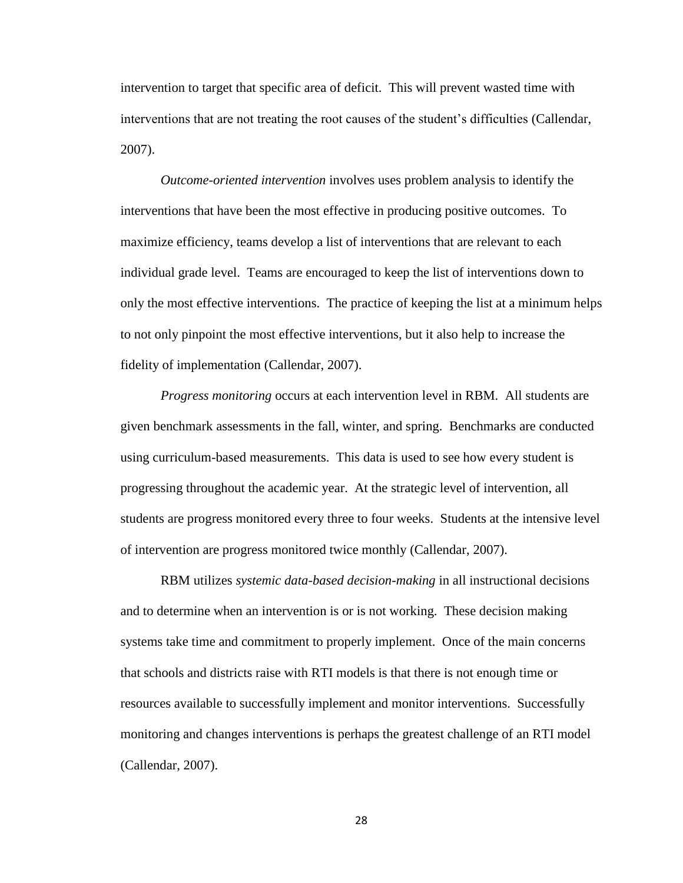intervention to target that specific area of deficit. This will prevent wasted time with interventions that are not treating the root causes of the student's difficulties (Callendar, 2007).

*Outcome-oriented intervention* involves uses problem analysis to identify the interventions that have been the most effective in producing positive outcomes. To maximize efficiency, teams develop a list of interventions that are relevant to each individual grade level. Teams are encouraged to keep the list of interventions down to only the most effective interventions. The practice of keeping the list at a minimum helps to not only pinpoint the most effective interventions, but it also help to increase the fidelity of implementation (Callendar, 2007).

*Progress monitoring* occurs at each intervention level in RBM. All students are given benchmark assessments in the fall, winter, and spring. Benchmarks are conducted using curriculum-based measurements. This data is used to see how every student is progressing throughout the academic year. At the strategic level of intervention, all students are progress monitored every three to four weeks. Students at the intensive level of intervention are progress monitored twice monthly (Callendar, 2007).

RBM utilizes *systemic data-based decision-making* in all instructional decisions and to determine when an intervention is or is not working. These decision making systems take time and commitment to properly implement. Once of the main concerns that schools and districts raise with RTI models is that there is not enough time or resources available to successfully implement and monitor interventions. Successfully monitoring and changes interventions is perhaps the greatest challenge of an RTI model (Callendar, 2007).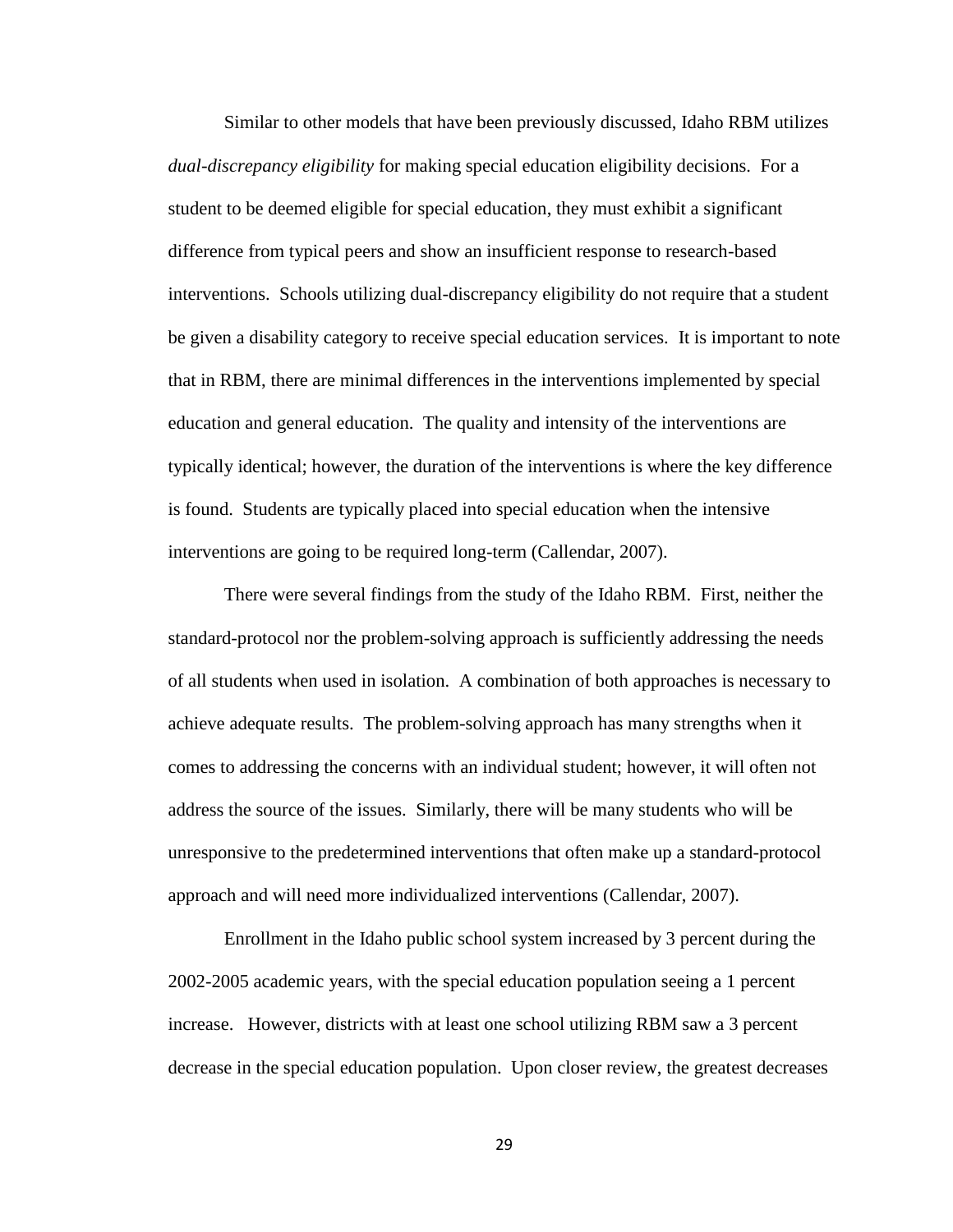Similar to other models that have been previously discussed, Idaho RBM utilizes *dual-discrepancy eligibility* for making special education eligibility decisions. For a student to be deemed eligible for special education, they must exhibit a significant difference from typical peers and show an insufficient response to research-based interventions. Schools utilizing dual-discrepancy eligibility do not require that a student be given a disability category to receive special education services. It is important to note that in RBM, there are minimal differences in the interventions implemented by special education and general education. The quality and intensity of the interventions are typically identical; however, the duration of the interventions is where the key difference is found. Students are typically placed into special education when the intensive interventions are going to be required long-term (Callendar, 2007).

There were several findings from the study of the Idaho RBM. First, neither the standard-protocol nor the problem-solving approach is sufficiently addressing the needs of all students when used in isolation. A combination of both approaches is necessary to achieve adequate results. The problem-solving approach has many strengths when it comes to addressing the concerns with an individual student; however, it will often not address the source of the issues. Similarly, there will be many students who will be unresponsive to the predetermined interventions that often make up a standard-protocol approach and will need more individualized interventions (Callendar, 2007).

Enrollment in the Idaho public school system increased by 3 percent during the 2002-2005 academic years, with the special education population seeing a 1 percent increase. However, districts with at least one school utilizing RBM saw a 3 percent decrease in the special education population. Upon closer review, the greatest decreases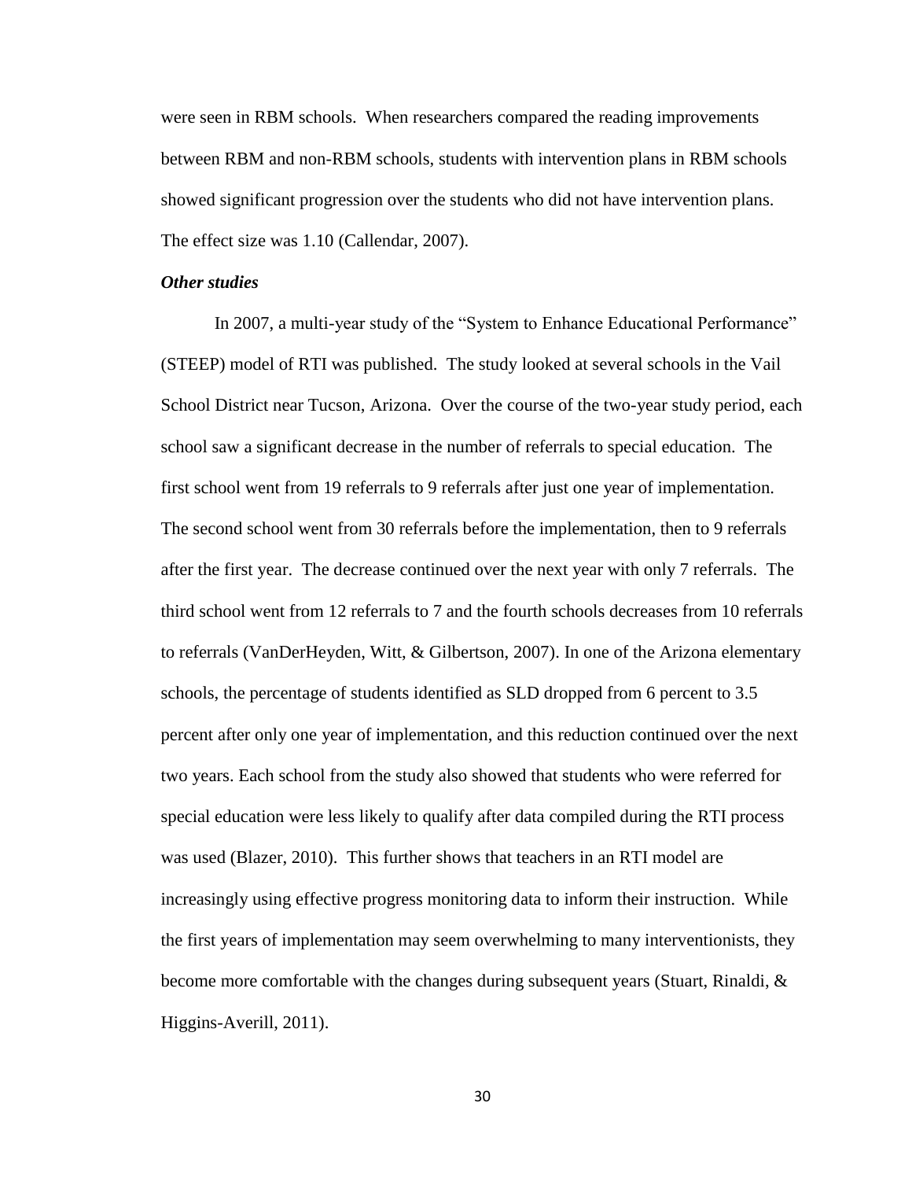were seen in RBM schools. When researchers compared the reading improvements between RBM and non-RBM schools, students with intervention plans in RBM schools showed significant progression over the students who did not have intervention plans. The effect size was 1.10 (Callendar, 2007).

***Other studies***

In 2007, a multi-year study of the "System to Enhance Educational Performance" (STEEP) model of RTI was published. The study looked at several schools in the Vail School District near Tucson, Arizona. Over the course of the two-year study period, each school saw a significant decrease in the number of referrals to special education. The first school went from 19 referrals to 9 referrals after just one year of implementation. The second school went from 30 referrals before the implementation, then to 9 referrals after the first year. The decrease continued over the next year with only 7 referrals. The third school went from 12 referrals to 7 and the fourth schools decreases from 10 referrals to referrals (VanDerHeyden, Witt, & Gilbertson, 2007). In one of the Arizona elementary schools, the percentage of students identified as SLD dropped from 6 percent to 3.5 percent after only one year of implementation, and this reduction continued over the next two years. Each school from the study also showed that students who were referred for special education were less likely to qualify after data compiled during the RTI process was used (Blazer, 2010). This further shows that teachers in an RTI model are increasingly using effective progress monitoring data to inform their instruction. While the first years of implementation may seem overwhelming to many interventionists, they become more comfortable with the changes during subsequent years (Stuart, Rinaldi, & Higgins-Averill, 2011).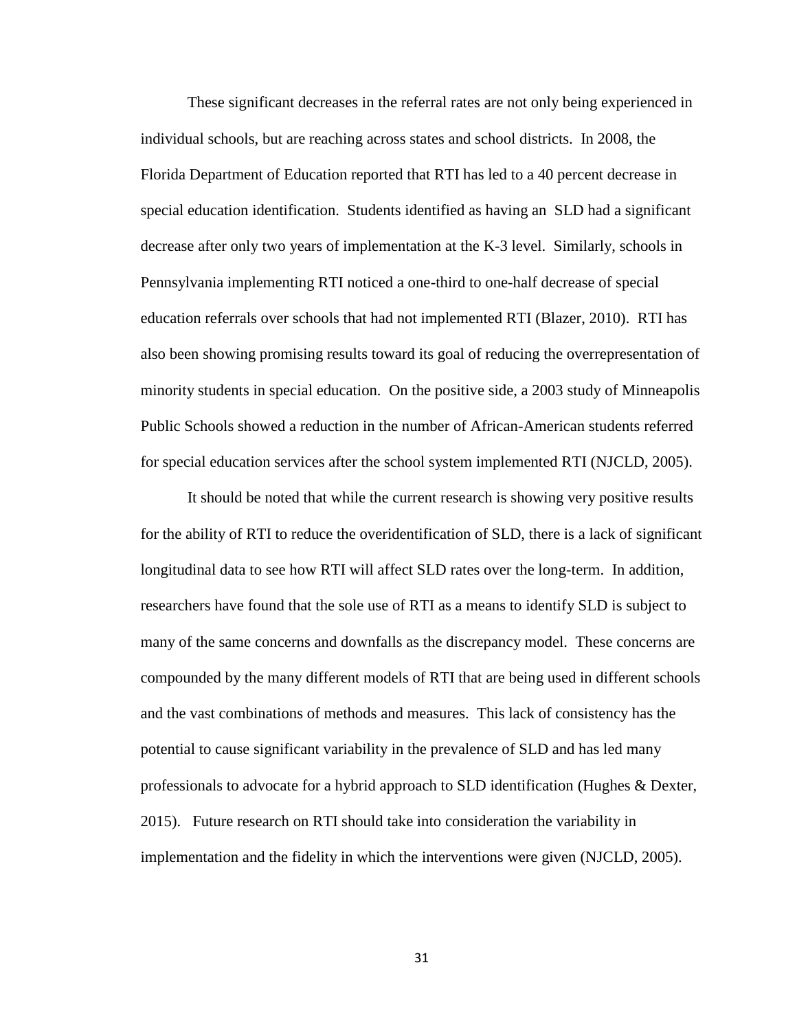These significant decreases in the referral rates are not only being experienced in individual schools, but are reaching across states and school districts. In 2008, the Florida Department of Education reported that RTI has led to a 40 percent decrease in special education identification. Students identified as having an SLD had a significant decrease after only two years of implementation at the K-3 level. Similarly, schools in Pennsylvania implementing RTI noticed a one-third to one-half decrease of special education referrals over schools that had not implemented RTI (Blazer, 2010). RTI has also been showing promising results toward its goal of reducing the overrepresentation of minority students in special education. On the positive side, a 2003 study of Minneapolis Public Schools showed a reduction in the number of African-American students referred for special education services after the school system implemented RTI (NJCLD, 2005).

It should be noted that while the current research is showing very positive results for the ability of RTI to reduce the overidentification of SLD, there is a lack of significant longitudinal data to see how RTI will affect SLD rates over the long-term. In addition, researchers have found that the sole use of RTI as a means to identify SLD is subject to many of the same concerns and downfalls as the discrepancy model. These concerns are compounded by the many different models of RTI that are being used in different schools and the vast combinations of methods and measures. This lack of consistency has the potential to cause significant variability in the prevalence of SLD and has led many professionals to advocate for a hybrid approach to SLD identification (Hughes & Dexter, 2015). Future research on RTI should take into consideration the variability in implementation and the fidelity in which the interventions were given (NJCLD, 2005).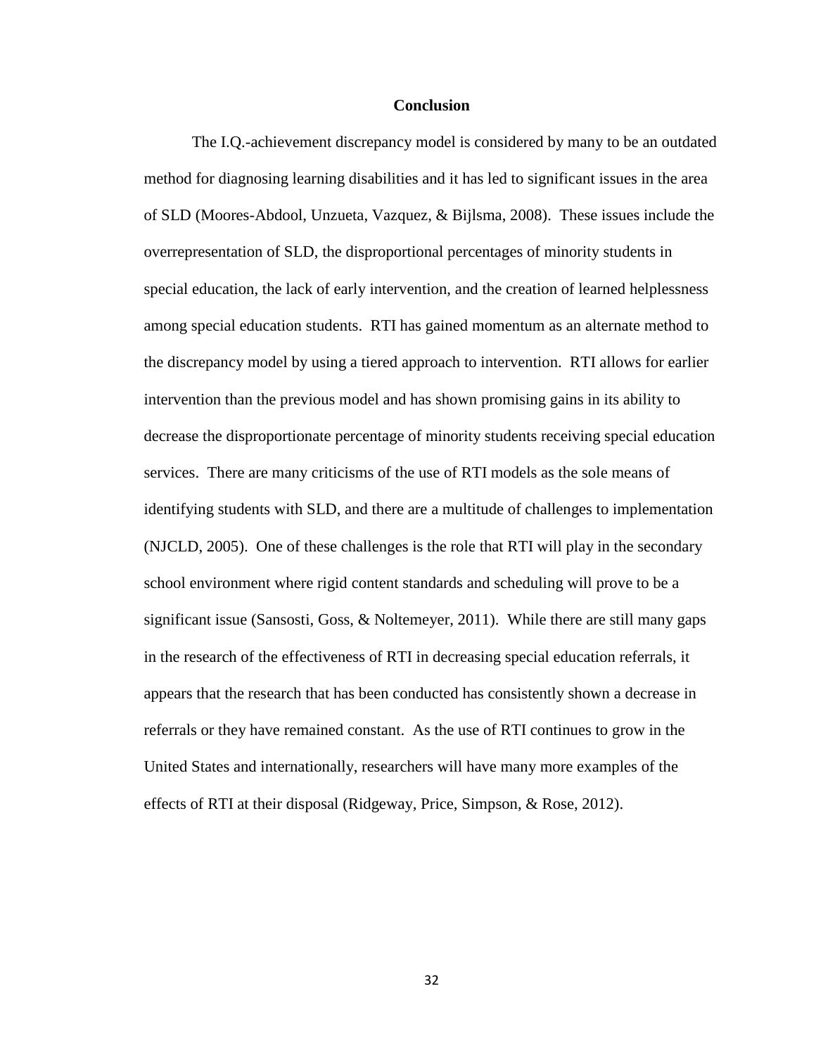## Conclusion

The I.Q.-achievement discrepancy model is considered by many to be an outdated method for diagnosing learning disabilities and it has led to significant issues in the area of SLD (Moores-Abdool, Unzueta, Vazquez, & Bijlsma, 2008). These issues include the overrepresentation of SLD, the disproportional percentages of minority students in special education, the lack of early intervention, and the creation of learned helplessness among special education students. RTI has gained momentum as an alternate method to the discrepancy model by using a tiered approach to intervention. RTI allows for earlier intervention than the previous model and has shown promising gains in its ability to decrease the disproportionate percentage of minority students receiving special education services. There are many criticisms of the use of RTI models as the sole means of identifying students with SLD, and there are a multitude of challenges to implementation (NJCLD, 2005). One of these challenges is the role that RTI will play in the secondary school environment where rigid content standards and scheduling will prove to be a significant issue (Sansosti, Goss, & Noltemeyer, 2011). While there are still many gaps in the research of the effectiveness of RTI in decreasing special education referrals, it appears that the research that has been conducted has consistently shown a decrease in referrals or they have remained constant. As the use of RTI continues to grow in the United States and internationally, researchers will have many more examples of the effects of RTI at their disposal (Ridgeway, Price, Simpson, & Rose, 2012).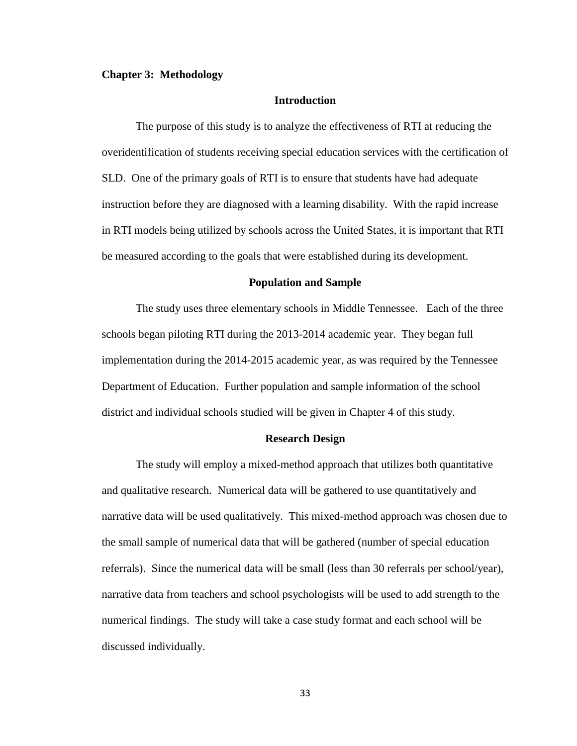## Chapter 3: Methodology

### Introduction

The purpose of this study is to analyze the effectiveness of RTI at reducing the overidentification of students receiving special education services with the certification of SLD. One of the primary goals of RTI is to ensure that students have had adequate instruction before they are diagnosed with a learning disability. With the rapid increase in RTI models being utilized by schools across the United States, it is important that RTI be measured according to the goals that were established during its development.

### Population and Sample

The study uses three elementary schools in Middle Tennessee. Each of the three schools began piloting RTI during the 2013-2014 academic year. They began full implementation during the 2014-2015 academic year, as was required by the Tennessee Department of Education. Further population and sample information of the school district and individual schools studied will be given in Chapter 4 of this study.

### Research Design

The study will employ a mixed-method approach that utilizes both quantitative and qualitative research. Numerical data will be gathered to use quantitatively and narrative data will be used qualitatively. This mixed-method approach was chosen due to the small sample of numerical data that will be gathered (number of special education referrals). Since the numerical data will be small (less than 30 referrals per school/year), narrative data from teachers and school psychologists will be used to add strength to the numerical findings. The study will take a case study format and each school will be discussed individually.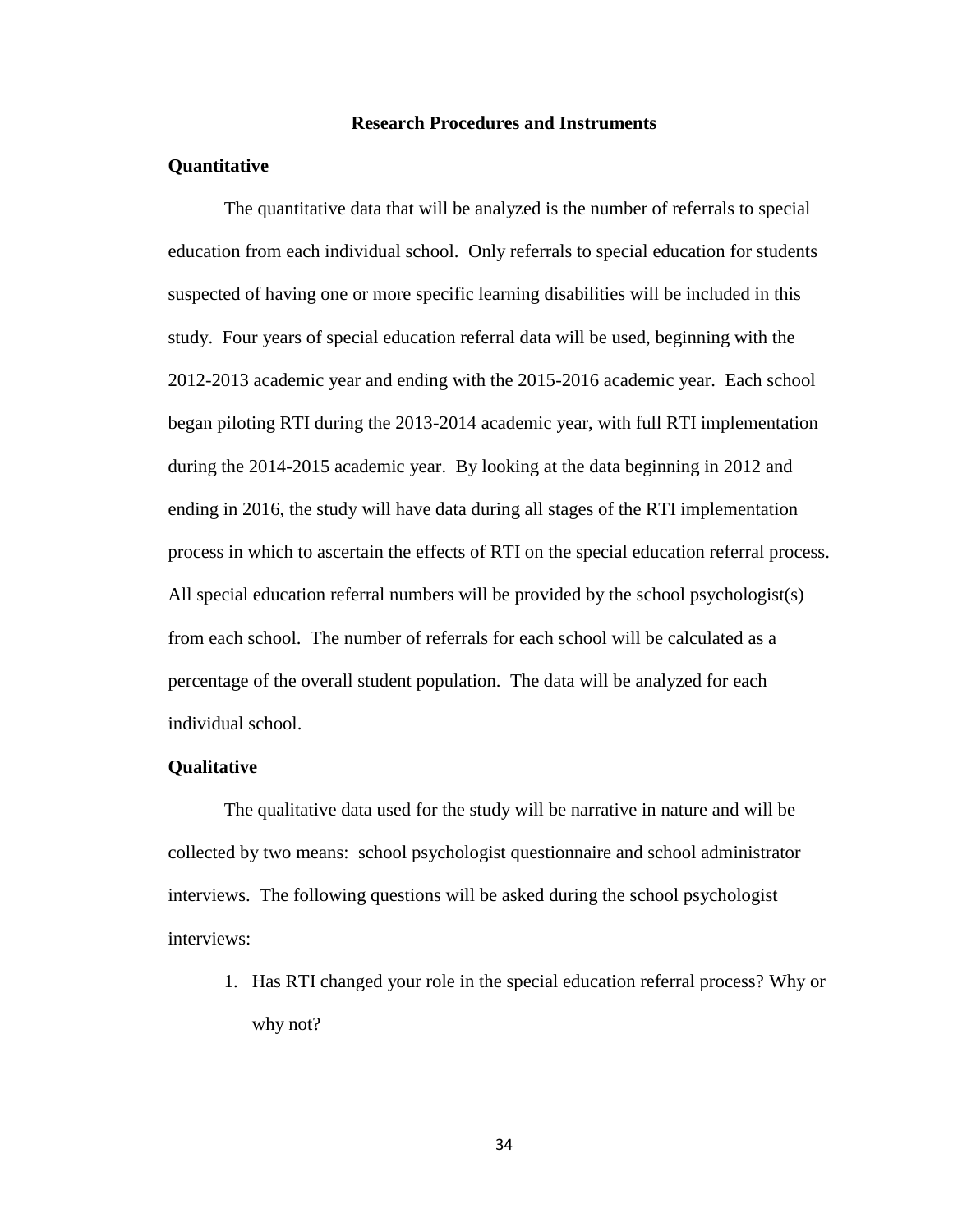## Research Procedures and Instruments

### Quantitative

The quantitative data that will be analyzed is the number of referrals to special education from each individual school. Only referrals to special education for students suspected of having one or more specific learning disabilities will be included in this study. Four years of special education referral data will be used, beginning with the 2012-2013 academic year and ending with the 2015-2016 academic year. Each school began piloting RTI during the 2013-2014 academic year, with full RTI implementation during the 2014-2015 academic year. By looking at the data beginning in 2012 and ending in 2016, the study will have data during all stages of the RTI implementation process in which to ascertain the effects of RTI on the special education referral process. All special education referral numbers will be provided by the school psychologist(s) from each school. The number of referrals for each school will be calculated as a percentage of the overall student population. The data will be analyzed for each individual school.

### Qualitative

The qualitative data used for the study will be narrative in nature and will be collected by two means: school psychologist questionnaire and school administrator interviews. The following questions will be asked during the school psychologist interviews:

1. Has RTI changed your role in the special education referral process? Why or why not?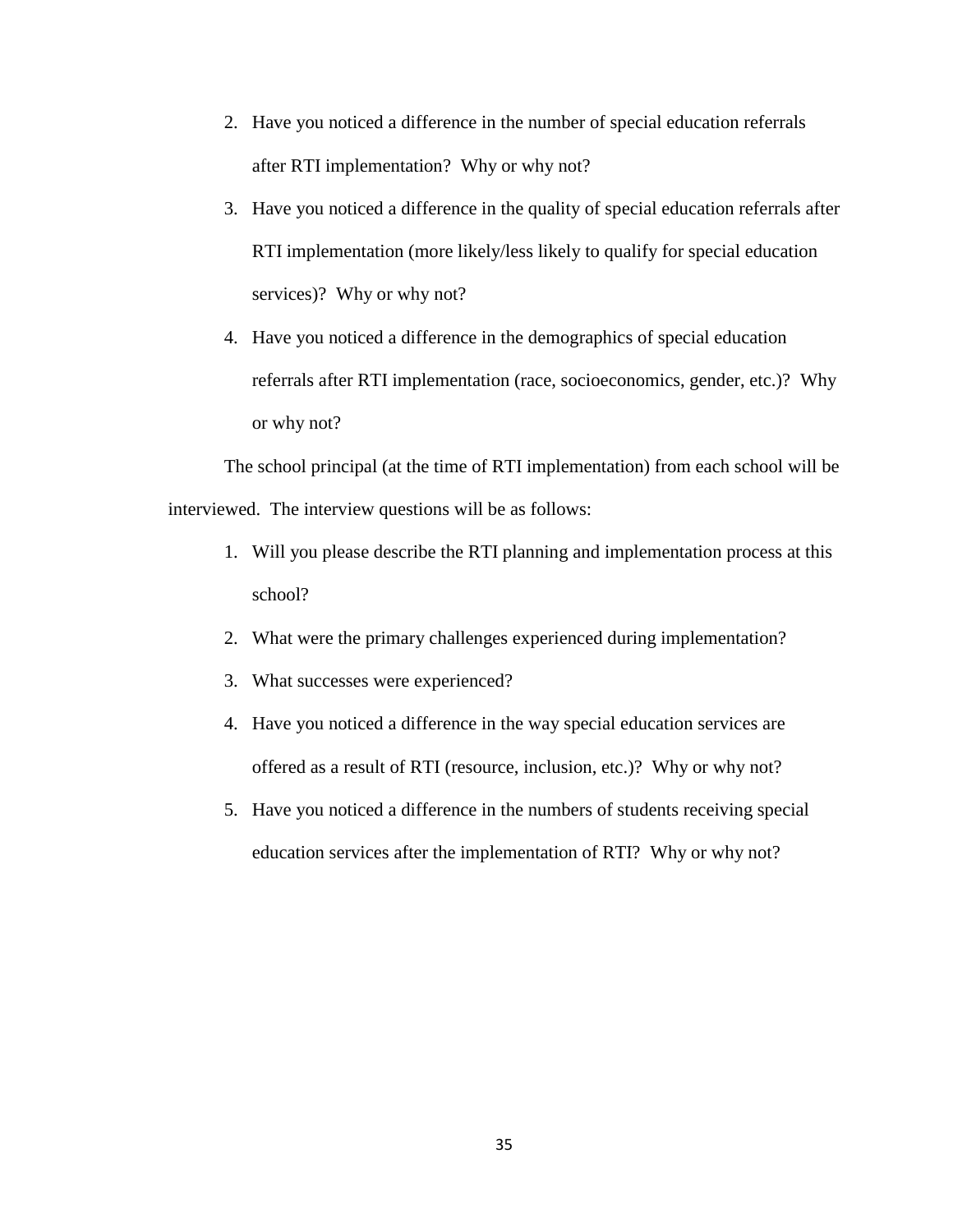2. Have you noticed a difference in the number of special education referrals after RTI implementation? Why or why not?
3. Have you noticed a difference in the quality of special education referrals after RTI implementation (more likely/less likely to qualify for special education services)? Why or why not?
4. Have you noticed a difference in the demographics of special education referrals after RTI implementation (race, socioeconomics, gender, etc.)? Why or why not?

The school principal (at the time of RTI implementation) from each school will be interviewed. The interview questions will be as follows:

1. Will you please describe the RTI planning and implementation process at this school?
2. What were the primary challenges experienced during implementation?
3. What successes were experienced?
4. Have you noticed a difference in the way special education services are offered as a result of RTI (resource, inclusion, etc.)? Why or why not?
5. Have you noticed a difference in the numbers of students receiving special education services after the implementation of RTI? Why or why not?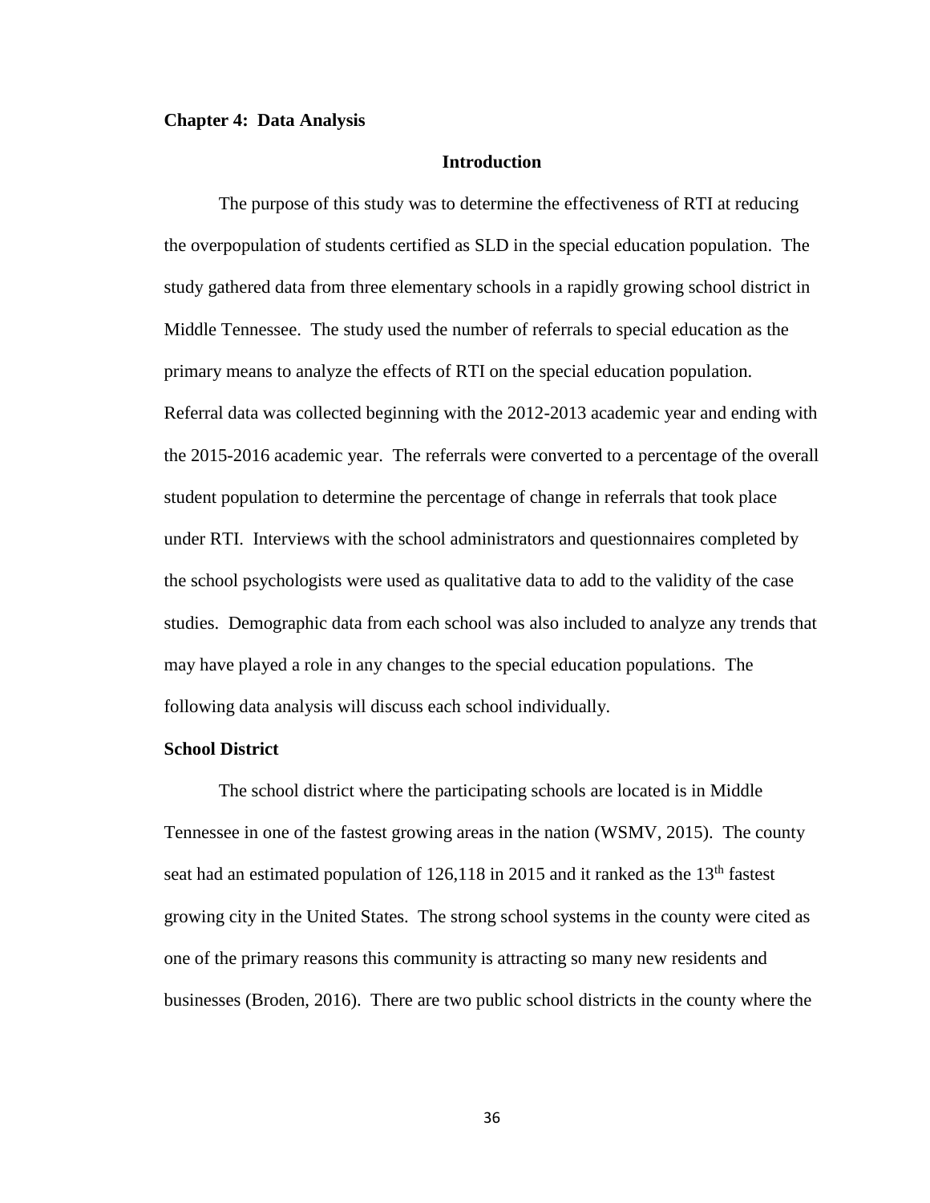**Chapter 4: Data Analysis**

## Introduction

The purpose of this study was to determine the effectiveness of RTI at reducing the overpopulation of students certified as SLD in the special education population. The study gathered data from three elementary schools in a rapidly growing school district in Middle Tennessee. The study used the number of referrals to special education as the primary means to analyze the effects of RTI on the special education population. Referral data was collected beginning with the 2012-2013 academic year and ending with the 2015-2016 academic year. The referrals were converted to a percentage of the overall student population to determine the percentage of change in referrals that took place under RTI. Interviews with the school administrators and questionnaires completed by the school psychologists were used as qualitative data to add to the validity of the case studies. Demographic data from each school was also included to analyze any trends that may have played a role in any changes to the special education populations. The following data analysis will discuss each school individually.

**School District**

The school district where the participating schools are located is in Middle Tennessee in one of the fastest growing areas in the nation (WSMV, 2015). The county seat had an estimated population of 126,118 in 2015 and it ranked as the 13th fastest growing city in the United States. The strong school systems in the county were cited as one of the primary reasons this community is attracting so many new residents and businesses (Broden, 2016). There are two public school districts in the county where the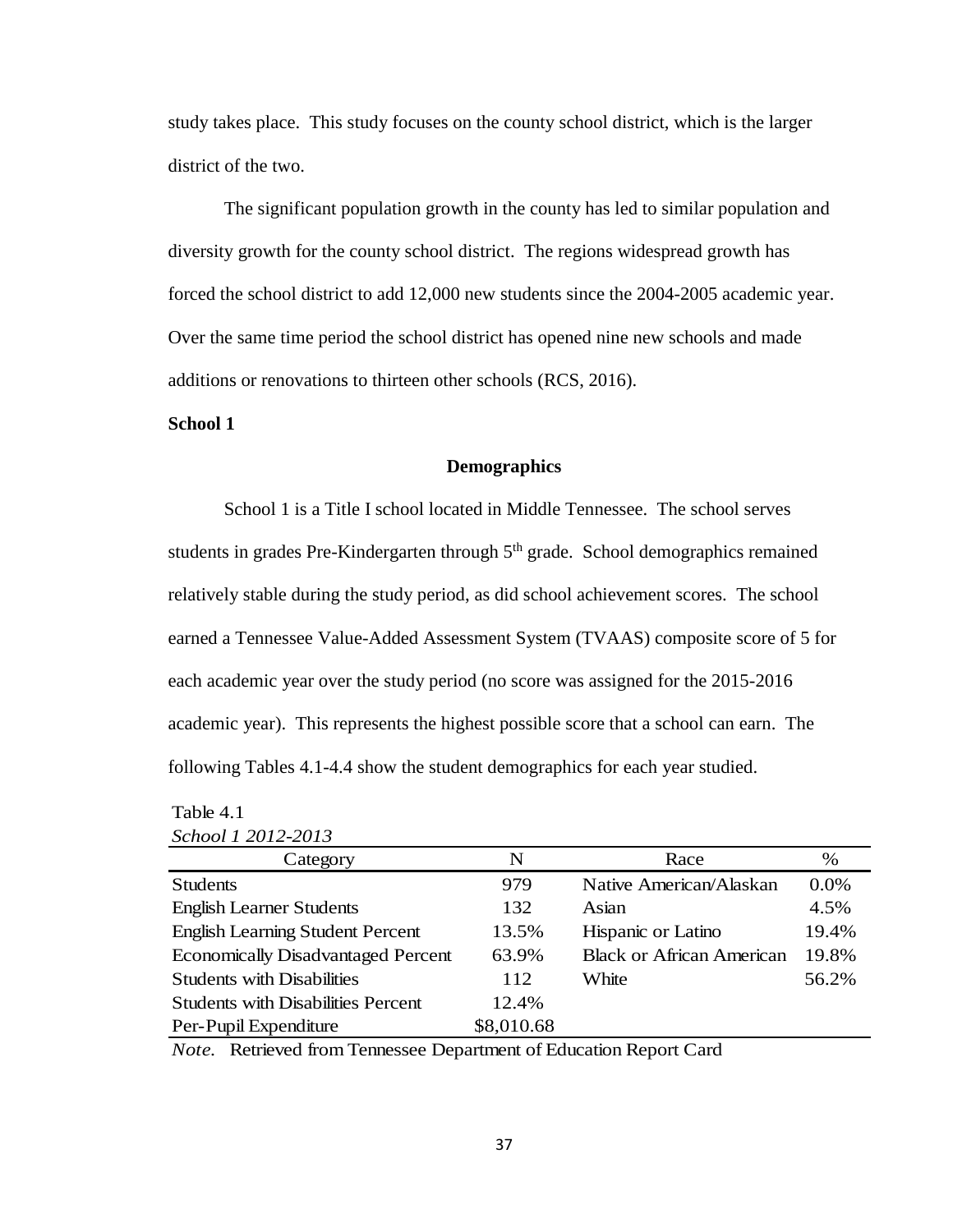study takes place. This study focuses on the county school district, which is the larger district of the two.

The significant population growth in the county has led to similar population and diversity growth for the county school district. The regions widespread growth has forced the school district to add 12,000 new students since the 2004-2005 academic year. Over the same time period the school district has opened nine new schools and made additions or renovations to thirteen other schools (RCS, 2016).

**School 1**

**Demographics**

School 1 is a Title I school located in Middle Tennessee. The school serves students in grades Pre-Kindergarten through 5th grade. School demographics remained relatively stable during the study period, as did school achievement scores. The school earned a Tennessee Value-Added Assessment System (TVAAS) composite score of 5 for each academic year over the study period (no score was assigned for the 2015-2016 academic year). This represents the highest possible score that a school can earn. The following Tables 4.1-4.4 show the student demographics for each year studied.

Table 4.1
*School 1 2012-2013*

| Category | N | Race | % |
|---|---|---|---|
| Students | 979 | Native American/Alaskan | 0.0% |
| English Learner Students | 132 | Asian | 4.5% |
| English Learning Student Percent | 13.5% | Hispanic or Latino | 19.4% |
| Economically Disadvantaged Percent | 63.9% | Black or African American | 19.8% |
| Students with Disabilities | 112 | White | 56.2% |
| Students with Disabilities Percent | 12.4% | | |
| Per-Pupil Expenditure | $8,010.68 | | |

*Note.* Retrieved from Tennessee Department of Education Report Card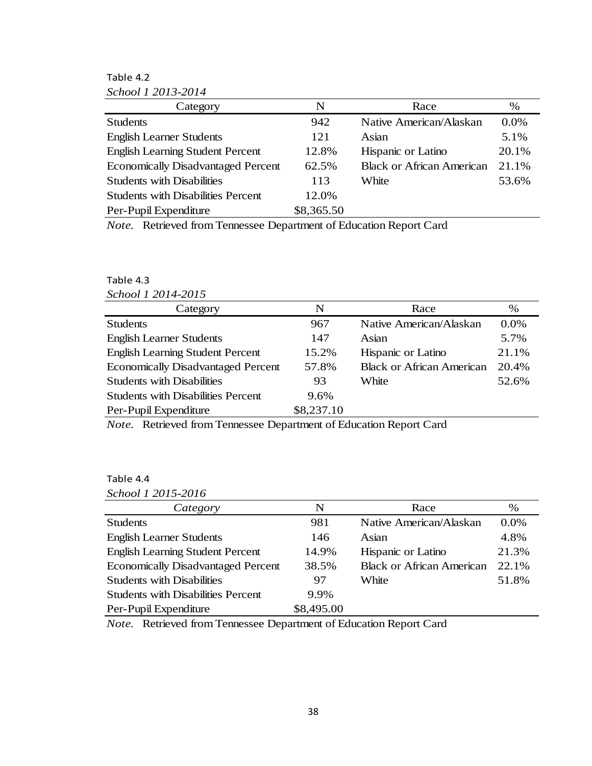Table 4.2

*School 1 2013-2014*

| Category | N | Race | % |
|---|---|---|---|
| Students | 942 | Native American/Alaskan | 0.0% |
| English Learner Students | 121 | Asian | 5.1% |
| English Learning Student Percent | 12.8% | Hispanic or Latino | 20.1% |
| Economically Disadvantaged Percent | 62.5% | Black or African American | 21.1% |
| Students with Disabilities | 113 | White | 53.6% |
| Students with Disabilities Percent | 12.0% | | |
| Per-Pupil Expenditure | $8,365.50 | | |

*Note.* Retrieved from Tennessee Department of Education Report Card

Table 4.3

*School 1 2014-2015*

| Category | N | Race | % |
|---|---|---|---|
| Students | 967 | Native American/Alaskan | 0.0% |
| English Learner Students | 147 | Asian | 5.7% |
| English Learning Student Percent | 15.2% | Hispanic or Latino | 21.1% |
| Economically Disadvantaged Percent | 57.8% | Black or African American | 20.4% |
| Students with Disabilities | 93 | White | 52.6% |
| Students with Disabilities Percent | 9.6% | | |
| Per-Pupil Expenditure | $8,237.10 | | |

*Note.* Retrieved from Tennessee Department of Education Report Card

Table 4.4

*School 1 2015-2016*

| *Category* | N | Race | % |
|---|---|---|---|
| Students | 981 | Native American/Alaskan | 0.0% |
| English Learner Students | 146 | Asian | 4.8% |
| English Learning Student Percent | 14.9% | Hispanic or Latino | 21.3% |
| Economically Disadvantaged Percent | 38.5% | Black or African American | 22.1% |
| Students with Disabilities | 97 | White | 51.8% |
| Students with Disabilities Percent | 9.9% | | |
| Per-Pupil Expenditure | $8,495.00 | | |

*Note.* Retrieved from Tennessee Department of Education Report Card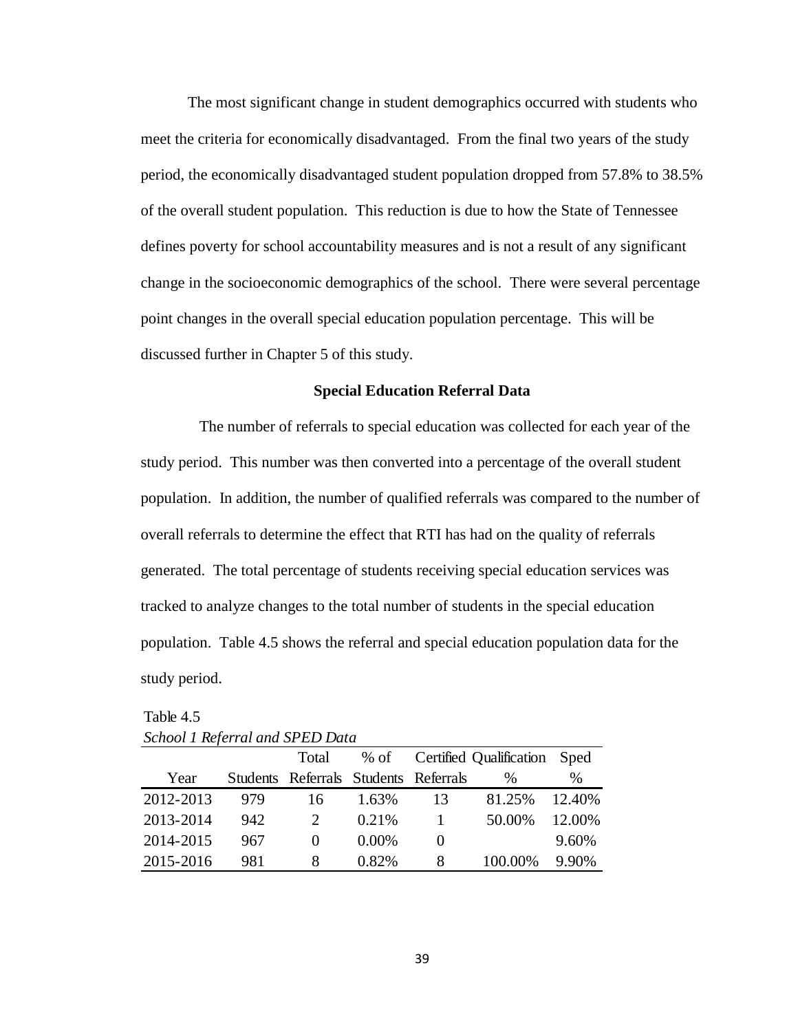The most significant change in student demographics occurred with students who meet the criteria for economically disadvantaged. From the final two years of the study period, the economically disadvantaged student population dropped from 57.8% to 38.5% of the overall student population. This reduction is due to how the State of Tennessee defines poverty for school accountability measures and is not a result of any significant change in the socioeconomic demographics of the school. There were several percentage point changes in the overall special education population percentage. This will be discussed further in Chapter 5 of this study.

### Special Education Referral Data

The number of referrals to special education was collected for each year of the study period. This number was then converted into a percentage of the overall student population. In addition, the number of qualified referrals was compared to the number of overall referrals to determine the effect that RTI has had on the quality of referrals generated. The total percentage of students receiving special education services was tracked to analyze changes to the total number of students in the special education population. Table 4.5 shows the referral and special education population data for the study period.

Table 4.5

*School 1 Referral and SPED Data*

| Year | Students | Total Referrals | % of Students | Certified Referrals | Qualification % | Sped % |
|---|---|---|---|---|---|---|
| 2012-2013 | 979 | 16 | 1.63% | 13 | 81.25% | 12.40% |
| 2013-2014 | 942 | 2 | 0.21% | 1 | 50.00% | 12.00% |
| 2014-2015 | 967 | 0 | 0.00% | 0 | | 9.60% |
| 2015-2016 | 981 | 8 | 0.82% | 8 | 100.00% | 9.90% |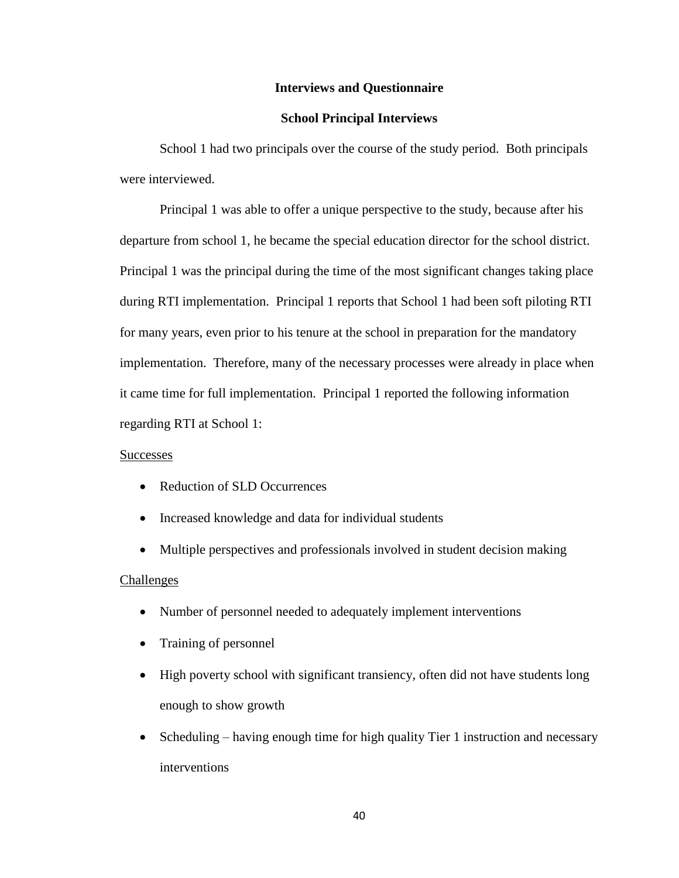## Interviews and Questionnaire

### School Principal Interviews

School 1 had two principals over the course of the study period. Both principals were interviewed.

Principal 1 was able to offer a unique perspective to the study, because after his departure from school 1, he became the special education director for the school district. Principal 1 was the principal during the time of the most significant changes taking place during RTI implementation. Principal 1 reports that School 1 had been soft piloting RTI for many years, even prior to his tenure at the school in preparation for the mandatory implementation. Therefore, many of the necessary processes were already in place when it came time for full implementation. Principal 1 reported the following information regarding RTI at School 1:

<u>Successes</u>

- Reduction of SLD Occurrences
- Increased knowledge and data for individual students
- Multiple perspectives and professionals involved in student decision making

<u>Challenges</u>

- Number of personnel needed to adequately implement interventions
- Training of personnel
- High poverty school with significant transiency, often did not have students long enough to show growth
- Scheduling – having enough time for high quality Tier 1 instruction and necessary interventions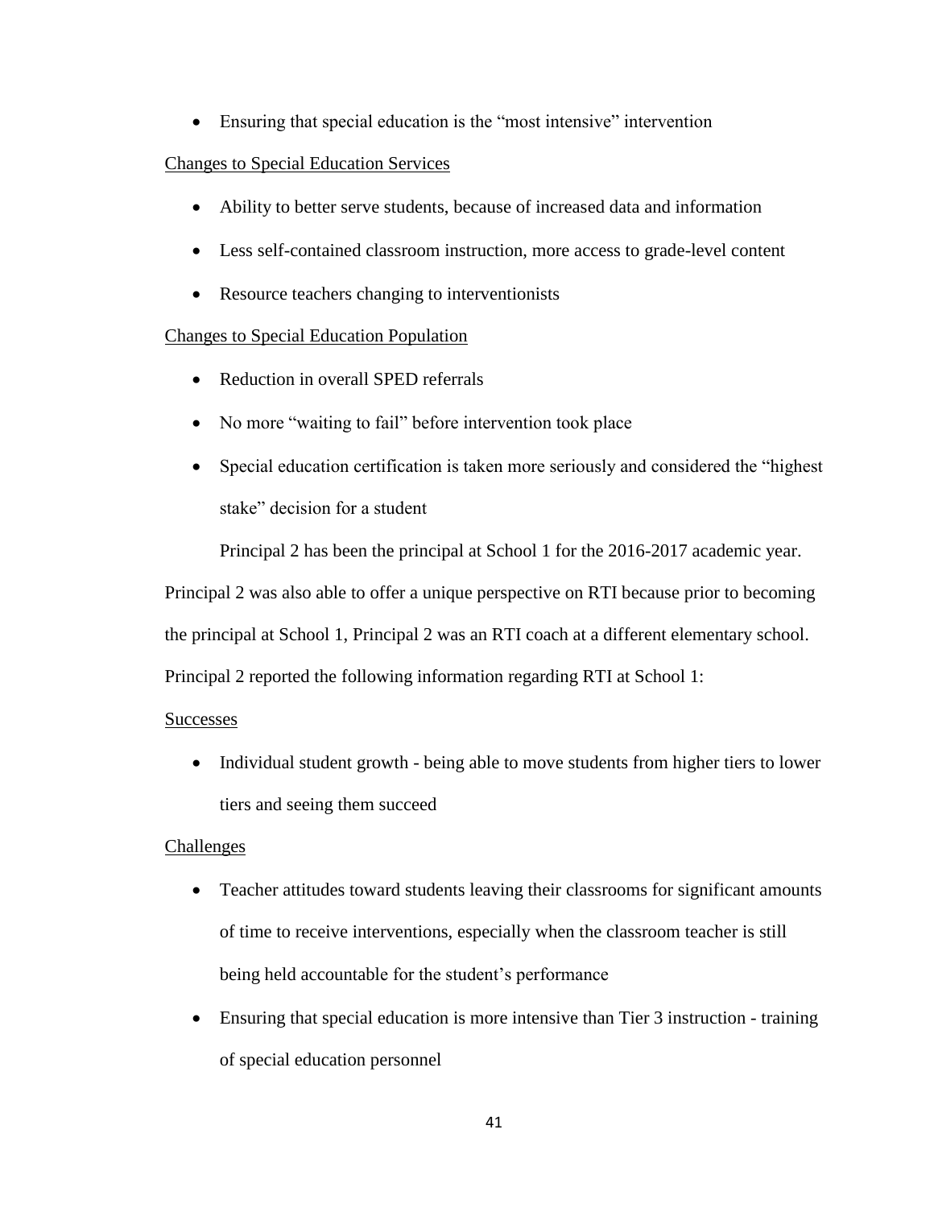- Ensuring that special education is the “most intensive” intervention

<u>Changes to Special Education Services</u>

- Ability to better serve students, because of increased data and information
- Less self-contained classroom instruction, more access to grade-level content
- Resource teachers changing to interventionists

<u>Changes to Special Education Population</u>

- Reduction in overall SPED referrals
- No more “waiting to fail” before intervention took place
- Special education certification is taken more seriously and considered the “highest stake” decision for a student

Principal 2 has been the principal at School 1 for the 2016-2017 academic year. Principal 2 was also able to offer a unique perspective on RTI because prior to becoming the principal at School 1, Principal 2 was an RTI coach at a different elementary school. Principal 2 reported the following information regarding RTI at School 1:

<u>Successes</u>

- Individual student growth - being able to move students from higher tiers to lower tiers and seeing them succeed

<u>Challenges</u>

- Teacher attitudes toward students leaving their classrooms for significant amounts of time to receive interventions, especially when the classroom teacher is still being held accountable for the student’s performance
- Ensuring that special education is more intensive than Tier 3 instruction - training of special education personnel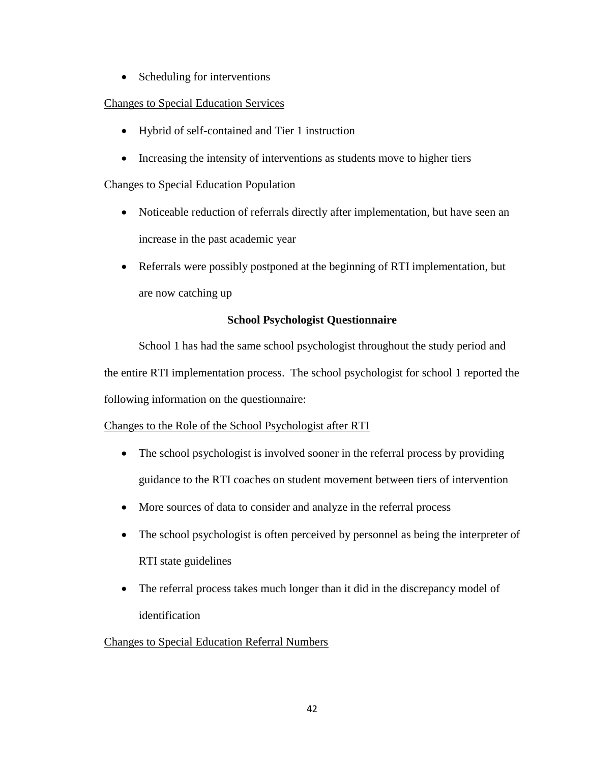- Scheduling for interventions

Changes to Special Education Services

- Hybrid of self-contained and Tier 1 instruction
- Increasing the intensity of interventions as students move to higher tiers

Changes to Special Education Population

- Noticeable reduction of referrals directly after implementation, but have seen an increase in the past academic year
- Referrals were possibly postponed at the beginning of RTI implementation, but are now catching up

**School Psychologist Questionnaire**

School 1 has had the same school psychologist throughout the study period and the entire RTI implementation process. The school psychologist for school 1 reported the following information on the questionnaire:

Changes to the Role of the School Psychologist after RTI

- The school psychologist is involved sooner in the referral process by providing guidance to the RTI coaches on student movement between tiers of intervention
- More sources of data to consider and analyze in the referral process
- The school psychologist is often perceived by personnel as being the interpreter of RTI state guidelines
- The referral process takes much longer than it did in the discrepancy model of identification

Changes to Special Education Referral Numbers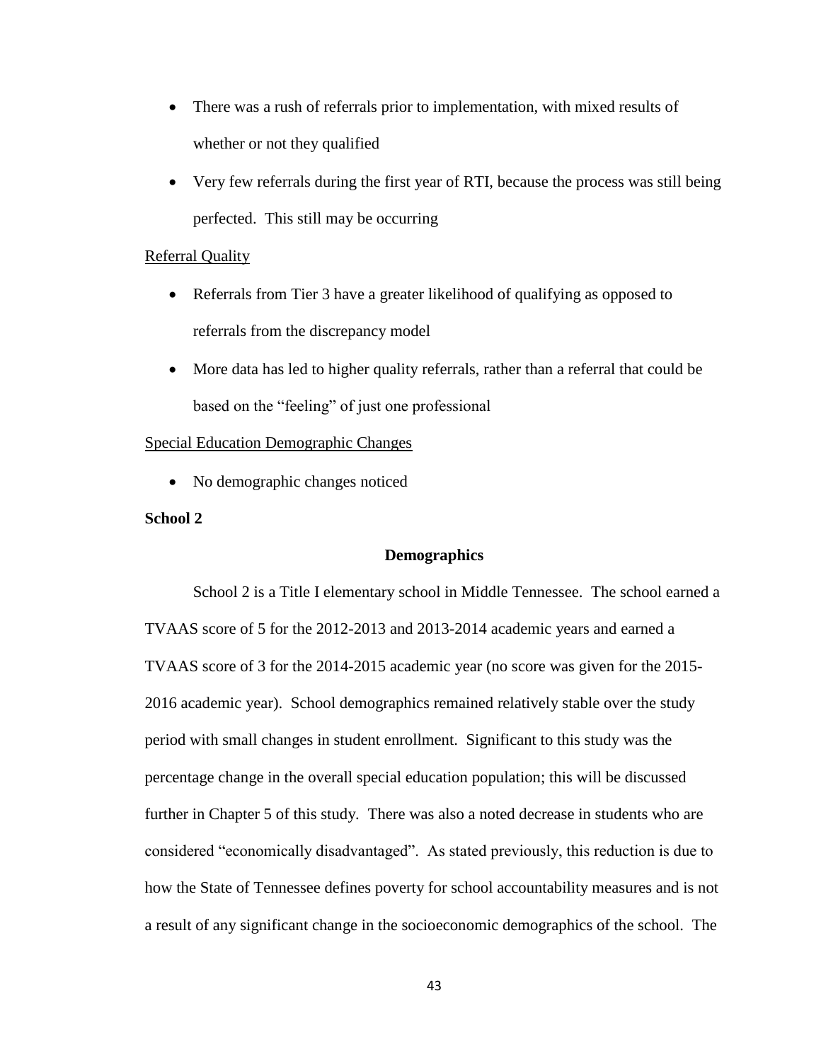- There was a rush of referrals prior to implementation, with mixed results of whether or not they qualified
- Very few referrals during the first year of RTI, because the process was still being perfected. This still may be occurring

Referral Quality

- Referrals from Tier 3 have a greater likelihood of qualifying as opposed to referrals from the discrepancy model
- More data has led to higher quality referrals, rather than a referral that could be based on the "feeling" of just one professional

Special Education Demographic Changes

- No demographic changes noticed

**School 2**

### Demographics

School 2 is a Title I elementary school in Middle Tennessee. The school earned a TVAAS score of 5 for the 2012-2013 and 2013-2014 academic years and earned a TVAAS score of 3 for the 2014-2015 academic year (no score was given for the 2015-2016 academic year). School demographics remained relatively stable over the study period with small changes in student enrollment. Significant to this study was the percentage change in the overall special education population; this will be discussed further in Chapter 5 of this study. There was also a noted decrease in students who are considered "economically disadvantaged". As stated previously, this reduction is due to how the State of Tennessee defines poverty for school accountability measures and is not a result of any significant change in the socioeconomic demographics of the school. The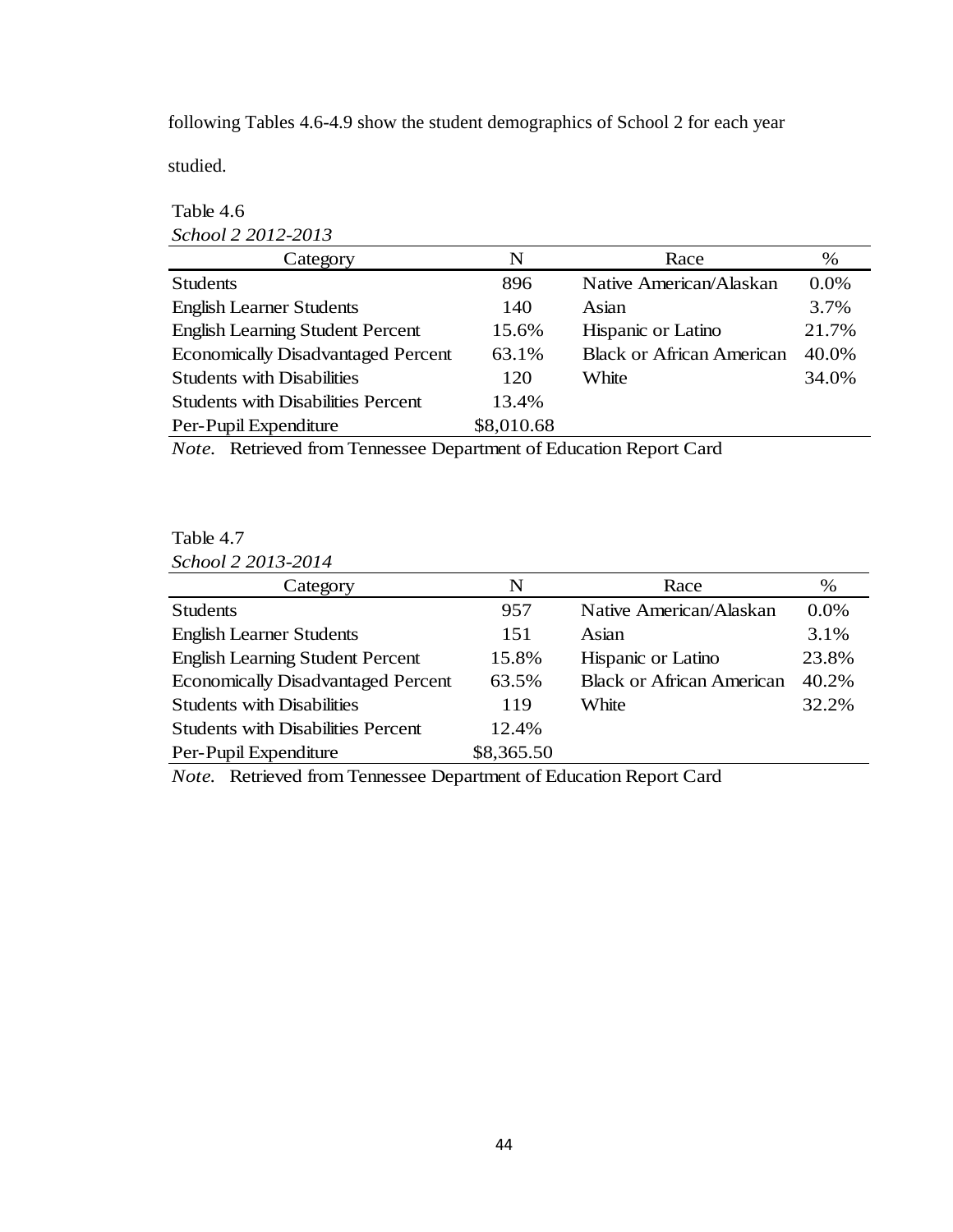following Tables 4.6-4.9 show the student demographics of School 2 for each year studied.

Table 4.6

*School 2 2012-2013*

| Category | N | Race | % |
|---|---|---|---|
| Students | 896 | Native American/Alaskan | 0.0% |
| English Learner Students | 140 | Asian | 3.7% |
| English Learning Student Percent | 15.6% | Hispanic or Latino | 21.7% |
| Economically Disadvantaged Percent | 63.1% | Black or African American | 40.0% |
| Students with Disabilities | 120 | White | 34.0% |
| Students with Disabilities Percent | 13.4% | | |
| Per-Pupil Expenditure | $8,010.68 | | |

*Note.* Retrieved from Tennessee Department of Education Report Card

Table 4.7

*School 2 2013-2014*

| Category | N | Race | % |
|---|---|---|---|
| Students | 957 | Native American/Alaskan | 0.0% |
| English Learner Students | 151 | Asian | 3.1% |
| English Learning Student Percent | 15.8% | Hispanic or Latino | 23.8% |
| Economically Disadvantaged Percent | 63.5% | Black or African American | 40.2% |
| Students with Disabilities | 119 | White | 32.2% |
| Students with Disabilities Percent | 12.4% | | |
| Per-Pupil Expenditure | $8,365.50 | | |

*Note.* Retrieved from Tennessee Department of Education Report Card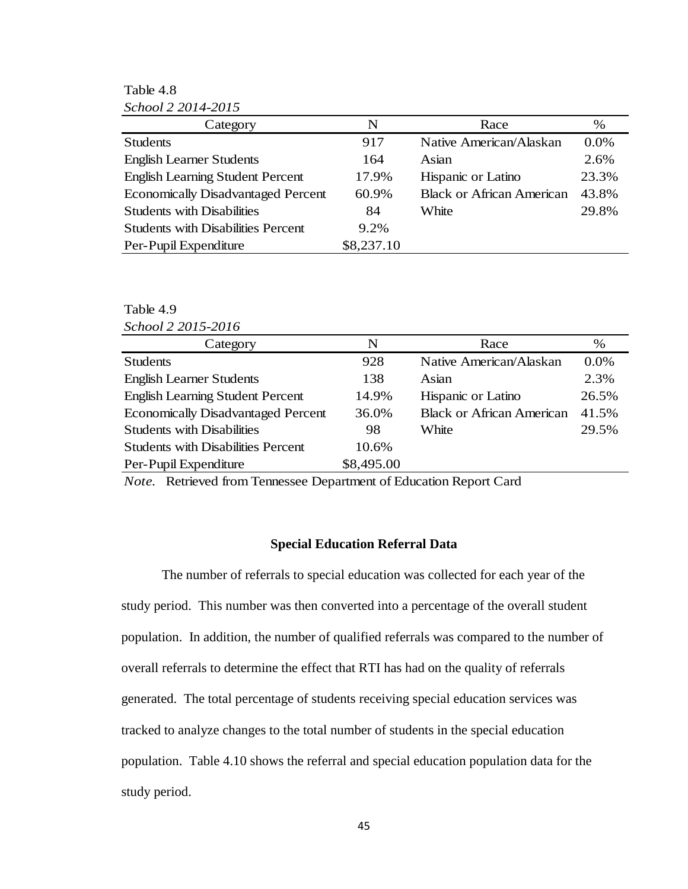Table 4.8

*School 2 2014-2015*

| Category | N | Race | % |
|---|---|---|---|
| Students | 917 | Native American/Alaskan | 0.0% |
| English Learner Students | 164 | Asian | 2.6% |
| English Learning Student Percent | 17.9% | Hispanic or Latino | 23.3% |
| Economically Disadvantaged Percent | 60.9% | Black or African American | 43.8% |
| Students with Disabilities | 84 | White | 29.8% |
| Students with Disabilities Percent | 9.2% | | |
| Per-Pupil Expenditure | $8,237.10 | | |

Table 4.9

*School 2 2015-2016*

| Category | N | Race | % |
|---|---|---|---|
| Students | 928 | Native American/Alaskan | 0.0% |
| English Learner Students | 138 | Asian | 2.3% |
| English Learning Student Percent | 14.9% | Hispanic or Latino | 26.5% |
| Economically Disadvantaged Percent | 36.0% | Black or African American | 41.5% |
| Students with Disabilities | 98 | White | 29.5% |
| Students with Disabilities Percent | 10.6% | | |
| Per-Pupil Expenditure | $8,495.00 | | |

*Note.* Retrieved from Tennessee Department of Education Report Card

## Special Education Referral Data

The number of referrals to special education was collected for each year of the study period. This number was then converted into a percentage of the overall student population. In addition, the number of qualified referrals was compared to the number of overall referrals to determine the effect that RTI has had on the quality of referrals generated. The total percentage of students receiving special education services was tracked to analyze changes to the total number of students in the special education population. Table 4.10 shows the referral and special education population data for the study period.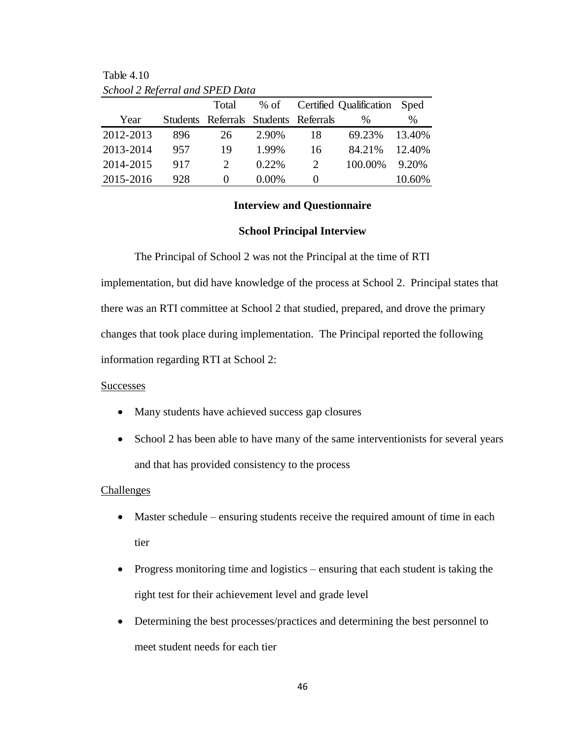Table 4.10

*School 2 Referral and SPED Data*

| Year | Students | Total Referrals | % of Students | Certified Referrals | Qualification % | Sped % |
|---|---|---|---|---|---|---|
| 2012-2013 | 896 | 26 | 2.90% | 18 | 69.23% | 13.40% |
| 2013-2014 | 957 | 19 | 1.99% | 16 | 84.21% | 12.40% |
| 2014-2015 | 917 | 2 | 0.22% | 2 | 100.00% | 9.20% |
| 2015-2016 | 928 | 0 | 0.00% | 0 | | 10.60% |

## Interview and Questionnaire

### School Principal Interview

The Principal of School 2 was not the Principal at the time of RTI implementation, but did have knowledge of the process at School 2. Principal states that there was an RTI committee at School 2 that studied, prepared, and drove the primary changes that took place during implementation. The Principal reported the following information regarding RTI at School 2:

Successes

- Many students have achieved success gap closures
- School 2 has been able to have many of the same interventionists for several years and that has provided consistency to the process

Challenges

- Master schedule – ensuring students receive the required amount of time in each tier
- Progress monitoring time and logistics – ensuring that each student is taking the right test for their achievement level and grade level
- Determining the best processes/practices and determining the best personnel to meet student needs for each tier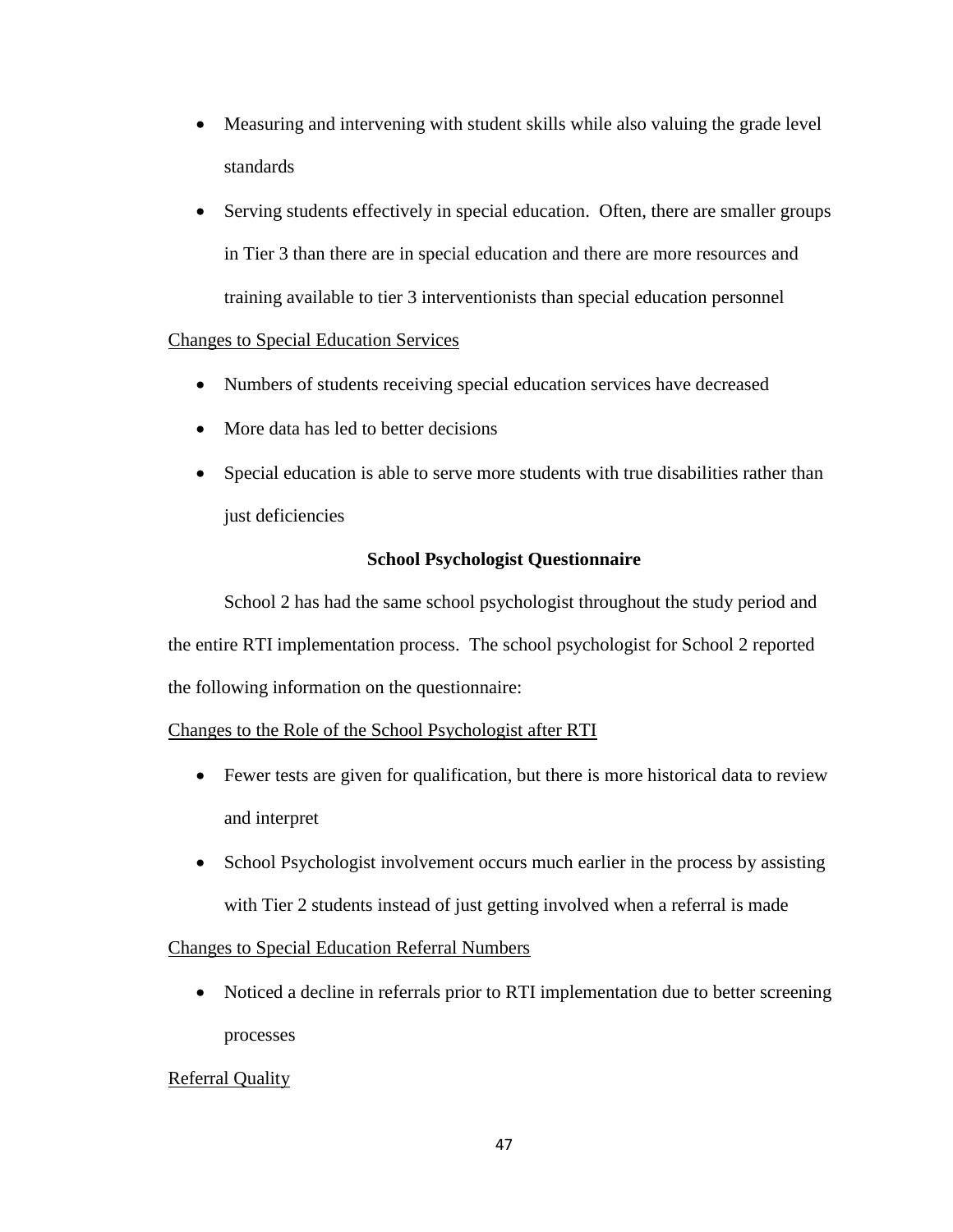- Measuring and intervening with student skills while also valuing the grade level standards
- Serving students effectively in special education. Often, there are smaller groups in Tier 3 than there are in special education and there are more resources and training available to tier 3 interventionists than special education personnel

<u>Changes to Special Education Services</u>

- Numbers of students receiving special education services have decreased
- More data has led to better decisions
- Special education is able to serve more students with true disabilities rather than just deficiencies

### School Psychologist Questionnaire

School 2 has had the same school psychologist throughout the study period and the entire RTI implementation process. The school psychologist for School 2 reported the following information on the questionnaire:

<u>Changes to the Role of the School Psychologist after RTI</u>

- Fewer tests are given for qualification, but there is more historical data to review and interpret
- School Psychologist involvement occurs much earlier in the process by assisting with Tier 2 students instead of just getting involved when a referral is made

<u>Changes to Special Education Referral Numbers</u>

- Noticed a decline in referrals prior to RTI implementation due to better screening processes

<u>Referral Quality</u>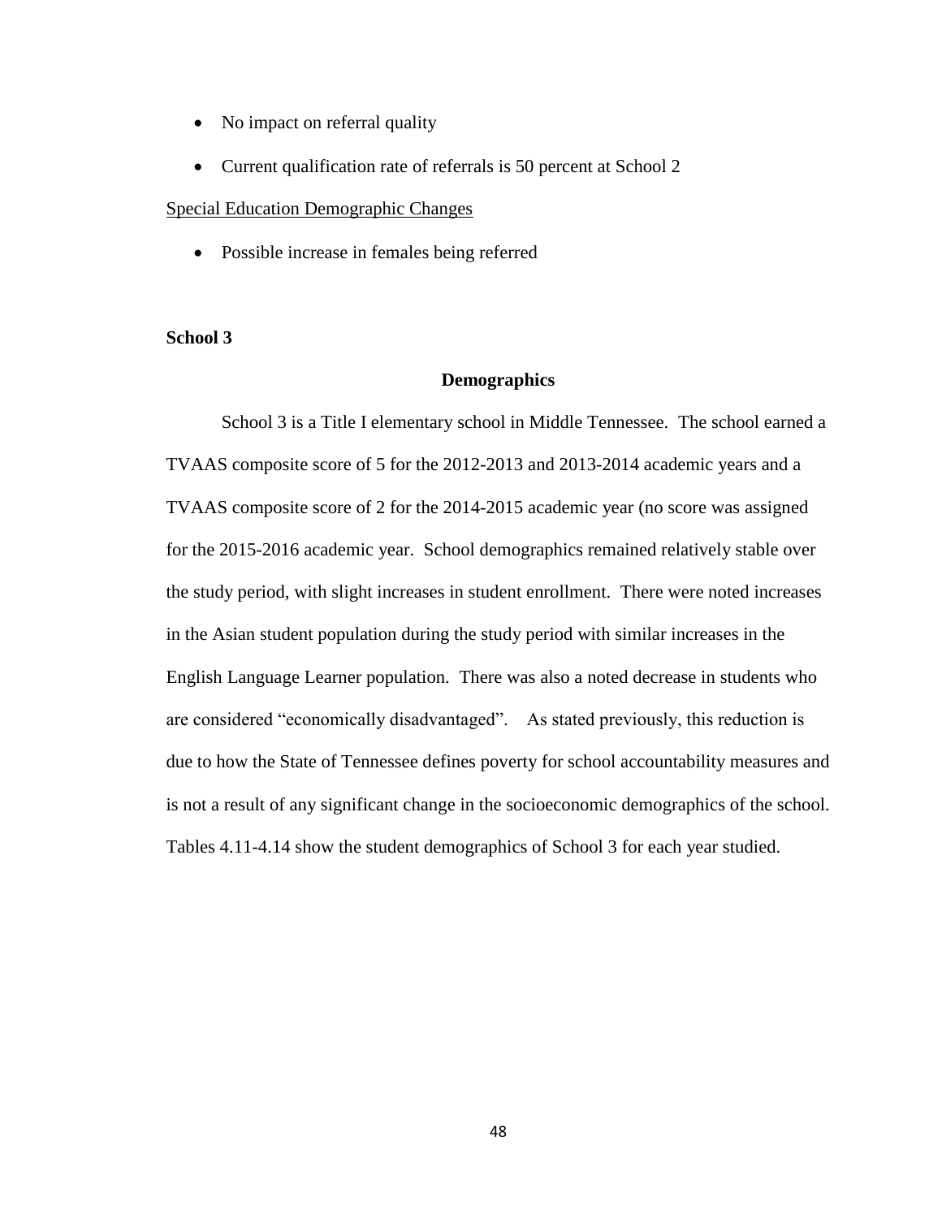- No impact on referral quality
- Current qualification rate of referrals is 50 percent at School 2

Special Education Demographic Changes

- Possible increase in females being referred

**School 3**

### Demographics

School 3 is a Title I elementary school in Middle Tennessee. The school earned a TVAAS composite score of 5 for the 2012-2013 and 2013-2014 academic years and a TVAAS composite score of 2 for the 2014-2015 academic year (no score was assigned for the 2015-2016 academic year. School demographics remained relatively stable over the study period, with slight increases in student enrollment. There were noted increases in the Asian student population during the study period with similar increases in the English Language Learner population. There was also a noted decrease in students who are considered "economically disadvantaged". As stated previously, this reduction is due to how the State of Tennessee defines poverty for school accountability measures and is not a result of any significant change in the socioeconomic demographics of the school. Tables 4.11-4.14 show the student demographics of School 3 for each year studied.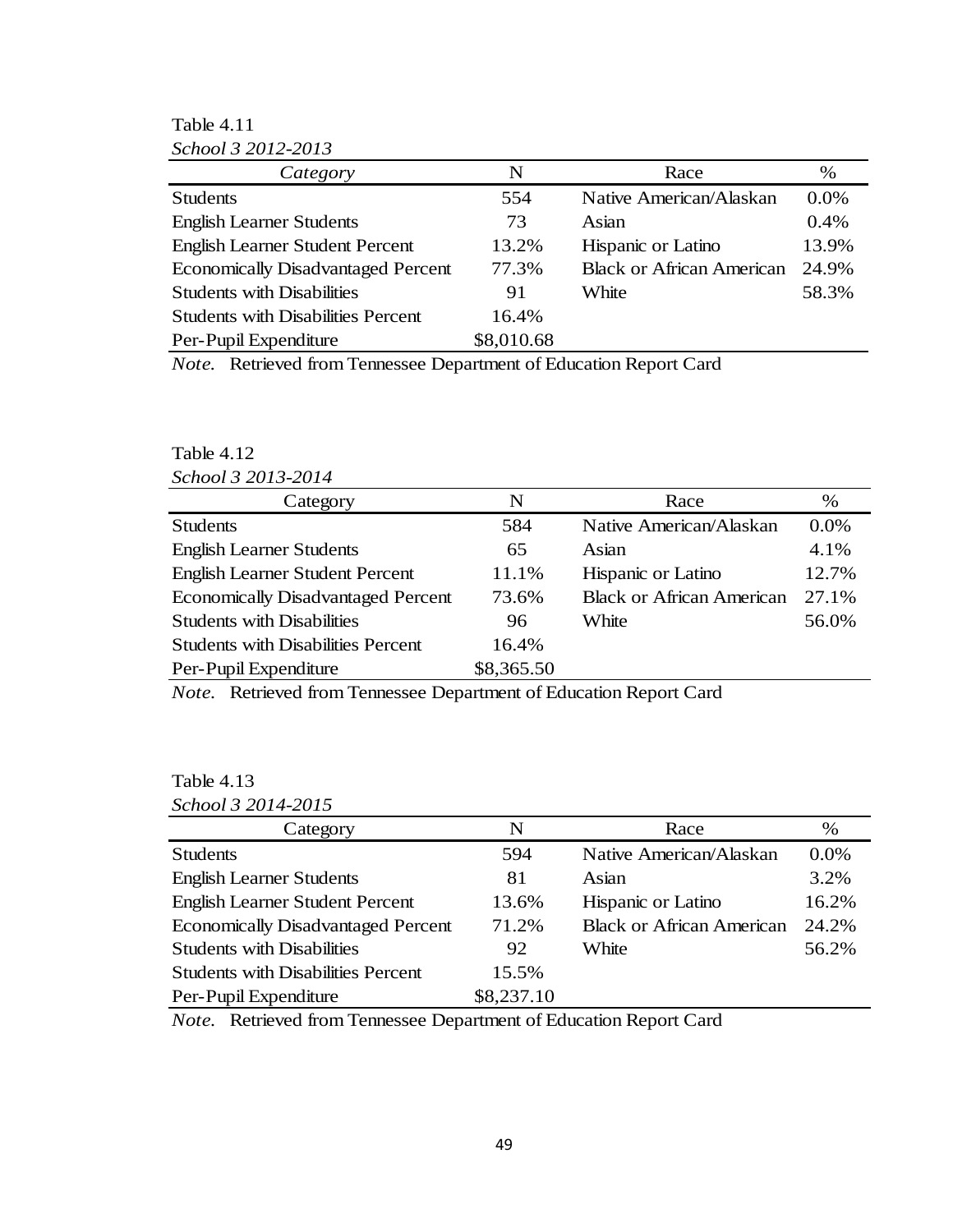Table 4.11

*School 3 2012-2013*

| *Category* | N | Race | % |
|---|---|---|---|
| Students | 554 | Native American/Alaskan | 0.0% |
| English Learner Students | 73 | Asian | 0.4% |
| English Learner Student Percent | 13.2% | Hispanic or Latino | 13.9% |
| Economically Disadvantaged Percent | 77.3% | Black or African American | 24.9% |
| Students with Disabilities | 91 | White | 58.3% |
| Students with Disabilities Percent | 16.4% | | |
| Per-Pupil Expenditure | $8,010.68 | | |

*Note.* Retrieved from Tennessee Department of Education Report Card

Table 4.12

*School 3 2013-2014*

| Category | N | Race | % |
|---|---|---|---|
| Students | 584 | Native American/Alaskan | 0.0% |
| English Learner Students | 65 | Asian | 4.1% |
| English Learner Student Percent | 11.1% | Hispanic or Latino | 12.7% |
| Economically Disadvantaged Percent | 73.6% | Black or African American | 27.1% |
| Students with Disabilities | 96 | White | 56.0% |
| Students with Disabilities Percent | 16.4% | | |
| Per-Pupil Expenditure | $8,365.50 | | |

*Note.* Retrieved from Tennessee Department of Education Report Card

Table 4.13

*School 3 2014-2015*

| Category | N | Race | % |
|---|---|---|---|
| Students | 594 | Native American/Alaskan | 0.0% |
| English Learner Students | 81 | Asian | 3.2% |
| English Learner Student Percent | 13.6% | Hispanic or Latino | 16.2% |
| Economically Disadvantaged Percent | 71.2% | Black or African American | 24.2% |
| Students with Disabilities | 92 | White | 56.2% |
| Students with Disabilities Percent | 15.5% | | |
| Per-Pupil Expenditure | $8,237.10 | | |

*Note.* Retrieved from Tennessee Department of Education Report Card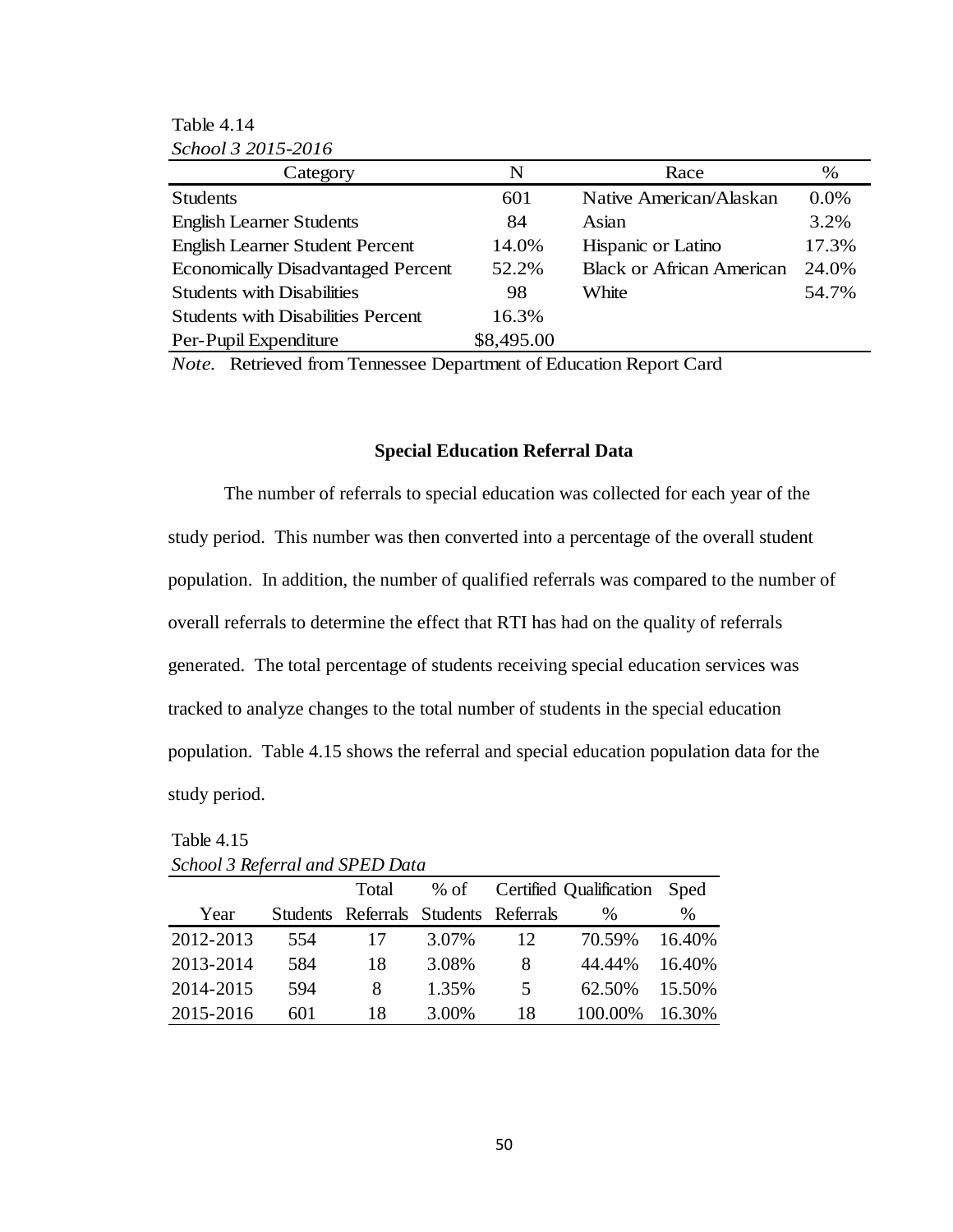Table 4.14

*School 3 2015-2016*

| Category | N | Race | % |
|---|---|---|---|
| Students | 601 | Native American/Alaskan | 0.0% |
| English Learner Students | 84 | Asian | 3.2% |
| English Learner Student Percent | 14.0% | Hispanic or Latino | 17.3% |
| Economically Disadvantaged Percent | 52.2% | Black or African American | 24.0% |
| Students with Disabilities | 98 | White | 54.7% |
| Students with Disabilities Percent | 16.3% | | |
| Per-Pupil Expenditure | $8,495.00 | | |

*Note.* Retrieved from Tennessee Department of Education Report Card

**Special Education Referral Data**

The number of referrals to special education was collected for each year of the study period. This number was then converted into a percentage of the overall student population. In addition, the number of qualified referrals was compared to the number of overall referrals to determine the effect that RTI has had on the quality of referrals generated. The total percentage of students receiving special education services was tracked to analyze changes to the total number of students in the special education population. Table 4.15 shows the referral and special education population data for the study period.

Table 4.15

*School 3 Referral and SPED Data*

| Year | Students | Total Referrals | % of Students | Certified Referrals | Qualification % | Sped % |
|---|---|---|---|---|---|---|
| 2012-2013 | 554 | 17 | 3.07% | 12 | 70.59% | 16.40% |
| 2013-2014 | 584 | 18 | 3.08% | 8 | 44.44% | 16.40% |
| 2014-2015 | 594 | 8 | 1.35% | 5 | 62.50% | 15.50% |
| 2015-2016 | 601 | 18 | 3.00% | 18 | 100.00% | 16.30% |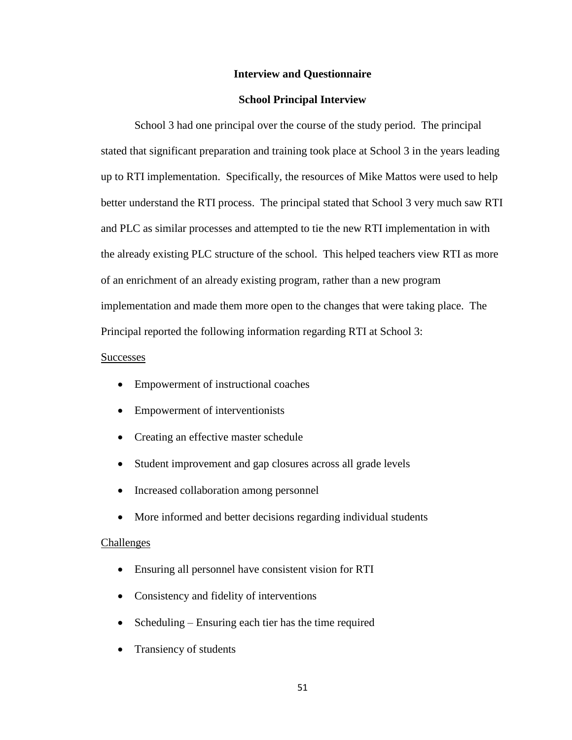## Interview and Questionnaire

### School Principal Interview

School 3 had one principal over the course of the study period. The principal stated that significant preparation and training took place at School 3 in the years leading up to RTI implementation. Specifically, the resources of Mike Mattos were used to help better understand the RTI process. The principal stated that School 3 very much saw RTI and PLC as similar processes and attempted to tie the new RTI implementation in with the already existing PLC structure of the school. This helped teachers view RTI as more of an enrichment of an already existing program, rather than a new program implementation and made them more open to the changes that were taking place. The Principal reported the following information regarding RTI at School 3:

<u>Successes</u>

- Empowerment of instructional coaches
- Empowerment of interventionists
- Creating an effective master schedule
- Student improvement and gap closures across all grade levels
- Increased collaboration among personnel
- More informed and better decisions regarding individual students

<u>Challenges</u>

- Ensuring all personnel have consistent vision for RTI
- Consistency and fidelity of interventions
- Scheduling – Ensuring each tier has the time required
- Transiency of students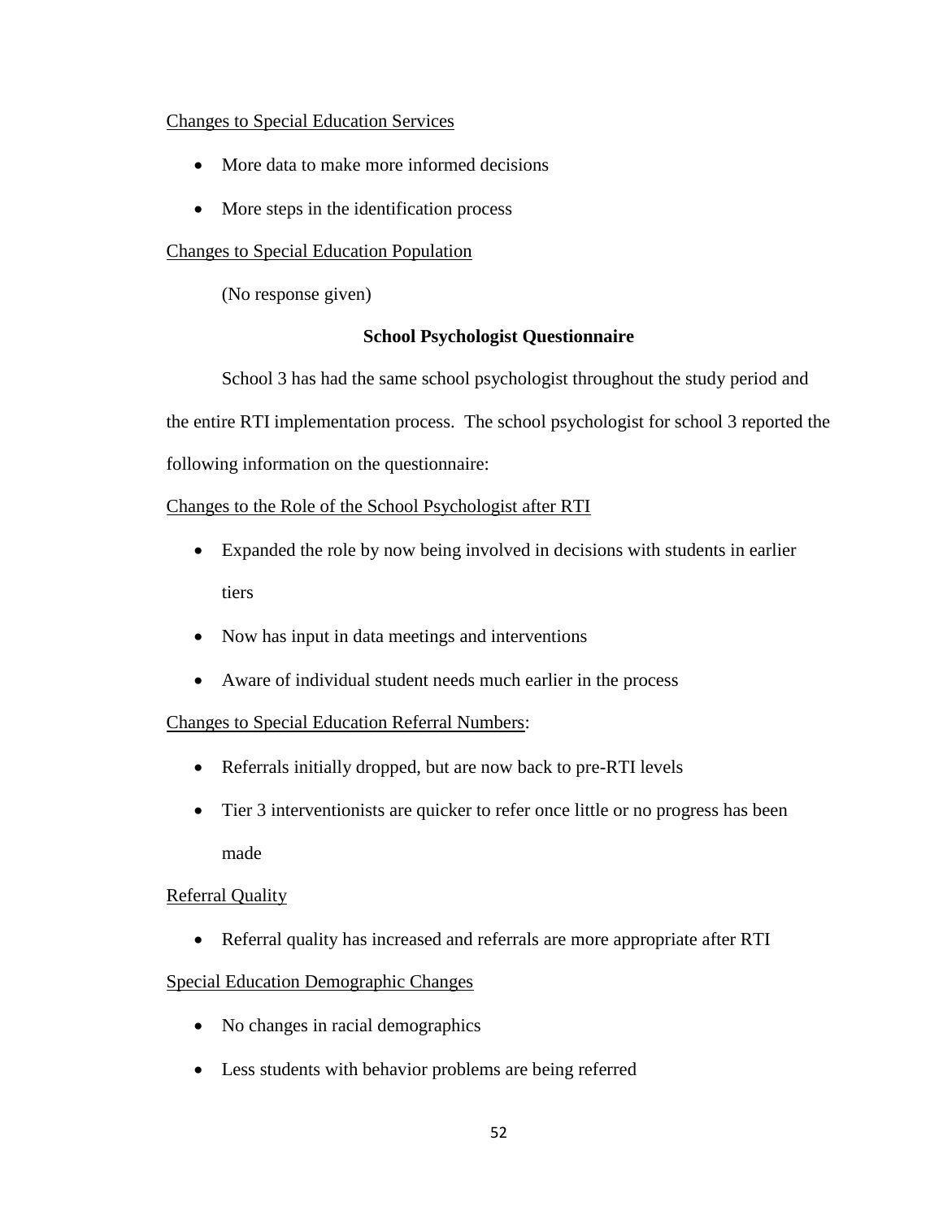Changes to Special Education Services

- More data to make more informed decisions
- More steps in the identification process

Changes to Special Education Population

(No response given)

**School Psychologist Questionnaire**

School 3 has had the same school psychologist throughout the study period and the entire RTI implementation process. The school psychologist for school 3 reported the following information on the questionnaire:

Changes to the Role of the School Psychologist after RTI

- Expanded the role by now being involved in decisions with students in earlier tiers
- Now has input in data meetings and interventions
- Aware of individual student needs much earlier in the process

Changes to Special Education Referral Numbers:

- Referrals initially dropped, but are now back to pre-RTI levels
- Tier 3 interventionists are quicker to refer once little or no progress has been made

Referral Quality

- Referral quality has increased and referrals are more appropriate after RTI

Special Education Demographic Changes

- No changes in racial demographics
- Less students with behavior problems are being referred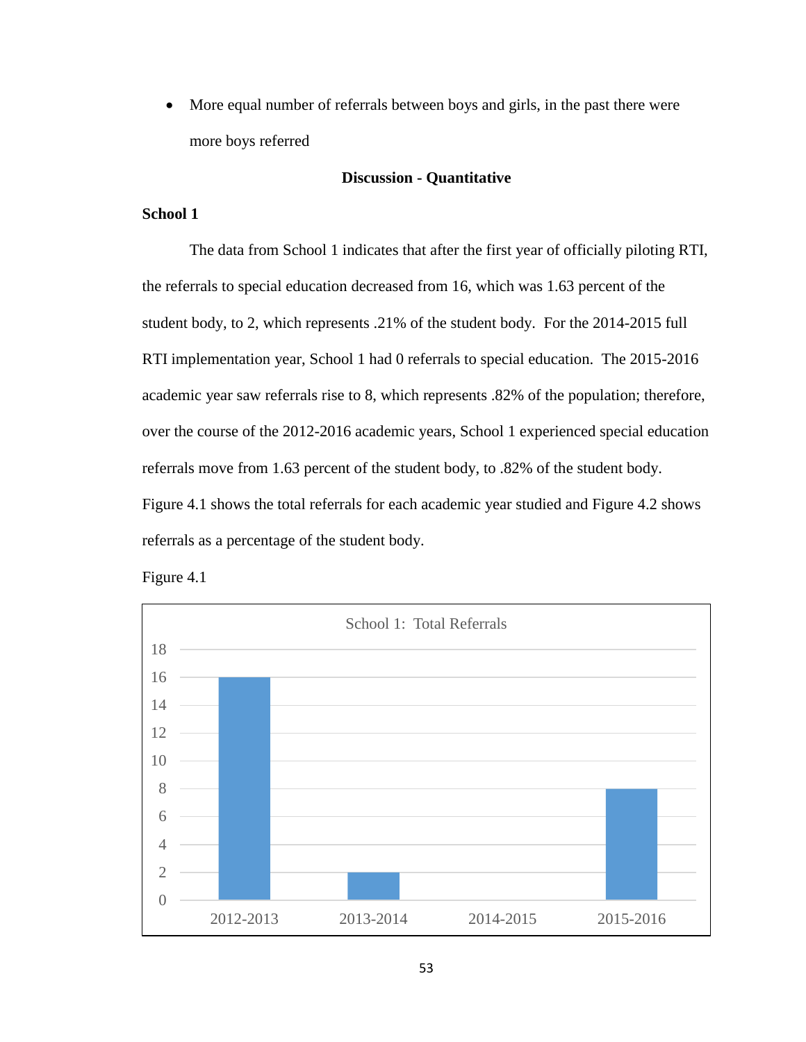- More equal number of referrals between boys and girls, in the past there were more boys referred

## Discussion - Quantitative

### School 1

The data from School 1 indicates that after the first year of officially piloting RTI, the referrals to special education decreased from 16, which was 1.63 percent of the student body, to 2, which represents .21% of the student body. For the 2014-2015 full RTI implementation year, School 1 had 0 referrals to special education. The 2015-2016 academic year saw referrals rise to 8, which represents .82% of the population; therefore, over the course of the 2012-2016 academic years, School 1 experienced special education referrals move from 1.63 percent of the student body, to .82% of the student body. Figure 4.1 shows the total referrals for each academic year studied and Figure 4.2 shows referrals as a percentage of the student body.

Figure 4.1

School 1: Total Referrals

| Academic Year | Total Referrals |
|---|---|
| 2012-2013 | 16 |
| 2013-2014 | 2 |
| 2014-2015 | 0 |
| 2015-2016 | 8 |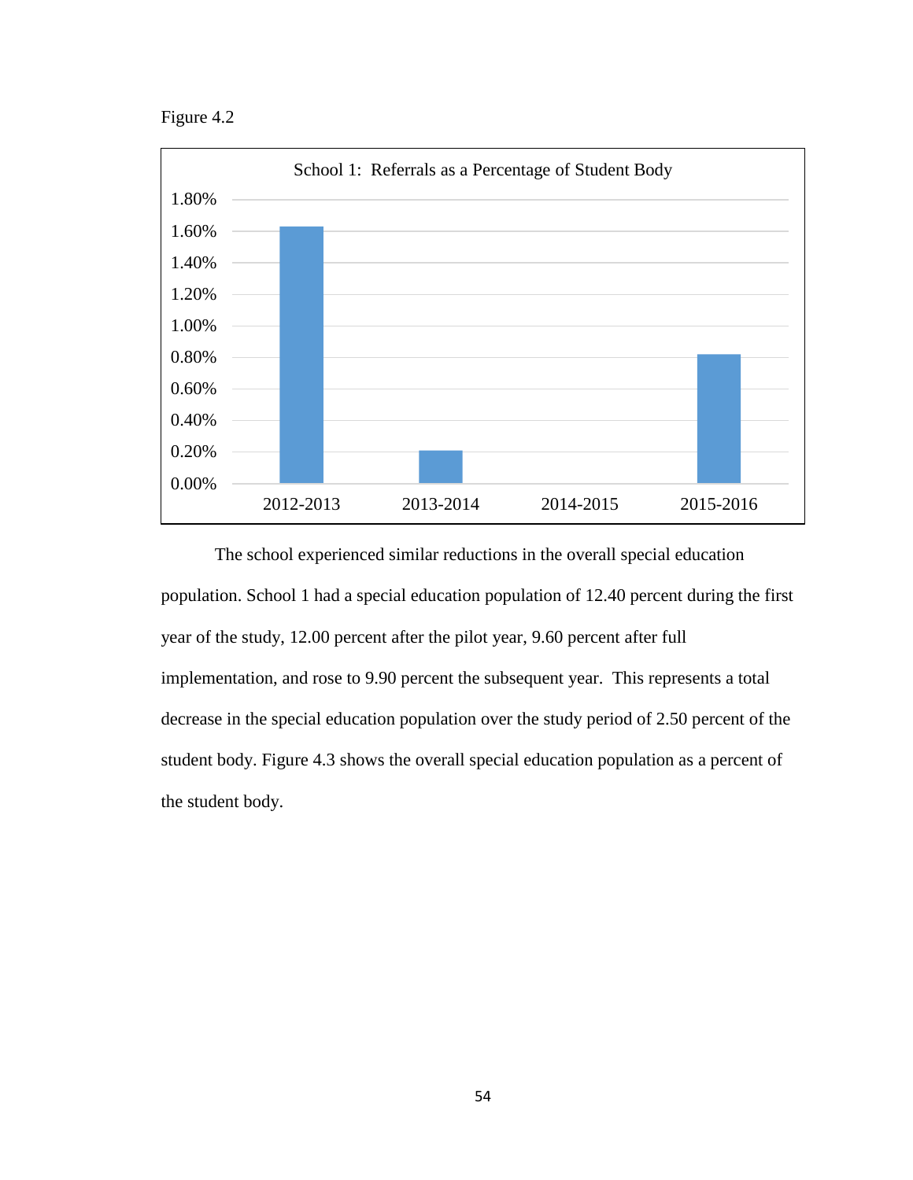Figure 4.2

School 1: Referrals as a Percentage of Student Body

The school experienced similar reductions in the overall special education population. School 1 had a special education population of 12.40 percent during the first year of the study, 12.00 percent after the pilot year, 9.60 percent after full implementation, and rose to 9.90 percent the subsequent year. This represents a total decrease in the special education population over the study period of 2.50 percent of the student body. Figure 4.3 shows the overall special education population as a percent of the student body.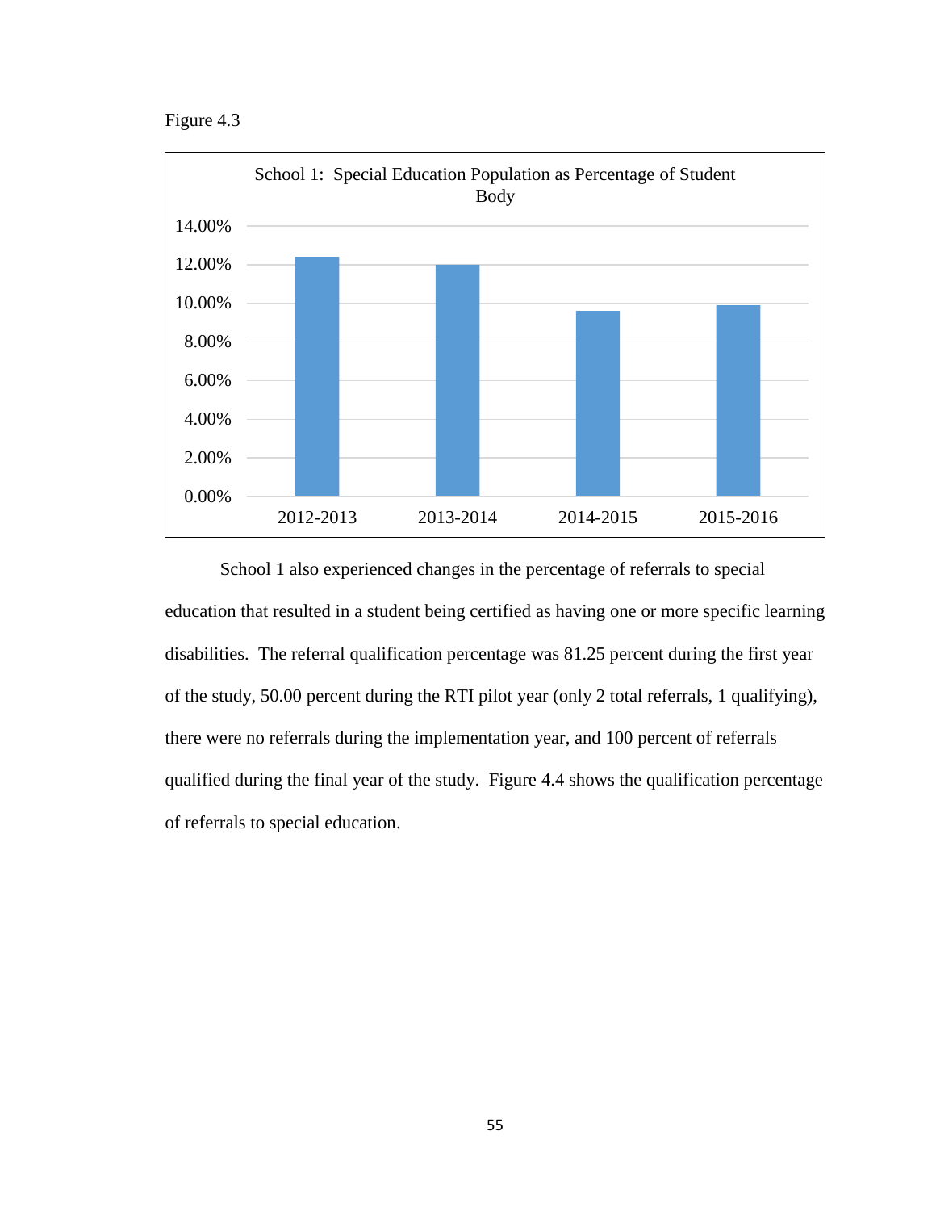Figure 4.3

School 1: Special Education Population as Percentage of Student Body

School 1 also experienced changes in the percentage of referrals to special education that resulted in a student being certified as having one or more specific learning disabilities. The referral qualification percentage was 81.25 percent during the first year of the study, 50.00 percent during the RTI pilot year (only 2 total referrals, 1 qualifying), there were no referrals during the implementation year, and 100 percent of referrals qualified during the final year of the study. Figure 4.4 shows the qualification percentage of referrals to special education.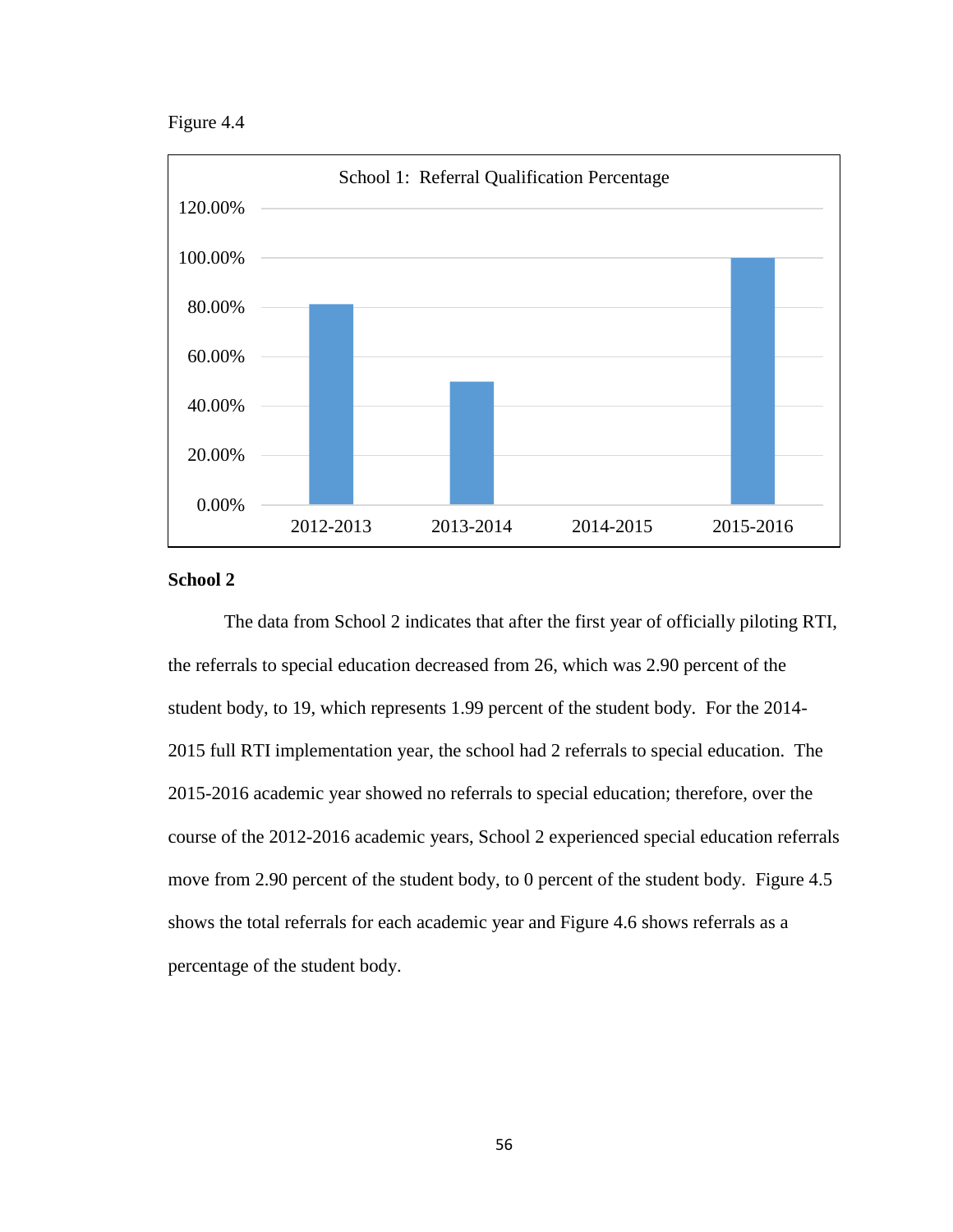Figure 4.4

School 1: Referral Qualification Percentage

| | 2012-2013 | 2013-2014 | 2014-2015 | 2015-2016 |
|---|---|---|---|---|

**School 2**

The data from School 2 indicates that after the first year of officially piloting RTI, the referrals to special education decreased from 26, which was 2.90 percent of the student body, to 19, which represents 1.99 percent of the student body. For the 2014-2015 full RTI implementation year, the school had 2 referrals to special education. The 2015-2016 academic year showed no referrals to special education; therefore, over the course of the 2012-2016 academic years, School 2 experienced special education referrals move from 2.90 percent of the student body, to 0 percent of the student body. Figure 4.5 shows the total referrals for each academic year and Figure 4.6 shows referrals as a percentage of the student body.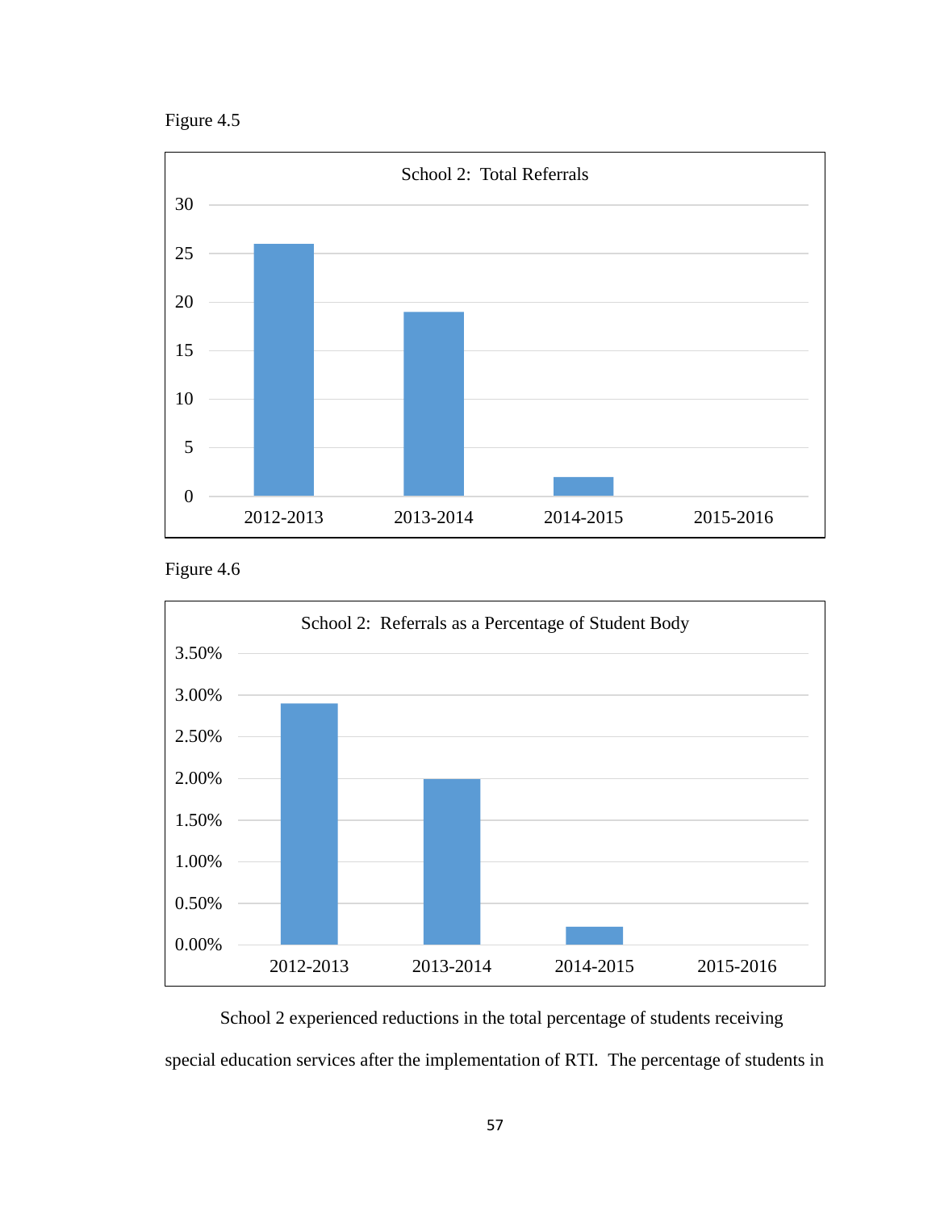Figure 4.5

School 2: Total Referrals

Figure 4.6

School 2: Referrals as a Percentage of Student Body

School 2 experienced reductions in the total percentage of students receiving special education services after the implementation of RTI. The percentage of students in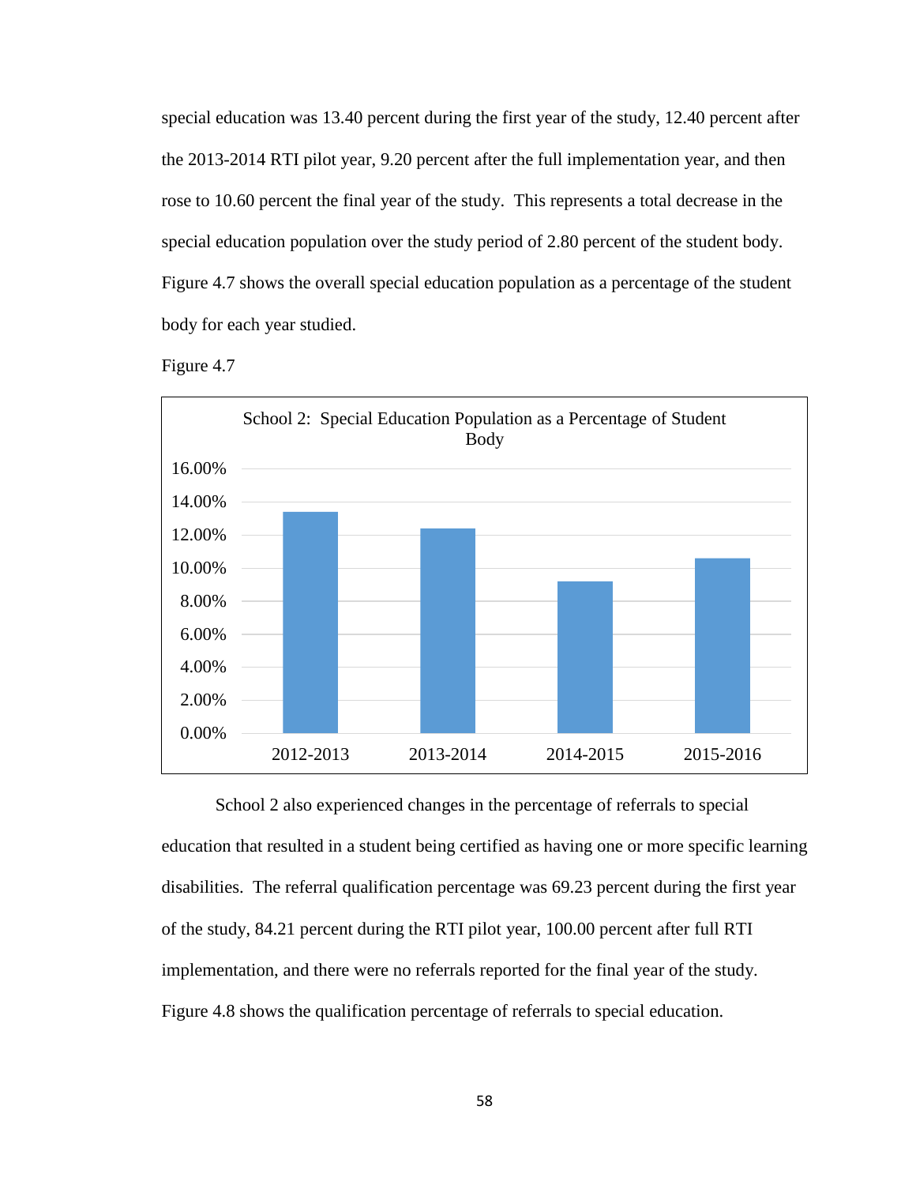special education was 13.40 percent during the first year of the study, 12.40 percent after the 2013-2014 RTI pilot year, 9.20 percent after the full implementation year, and then rose to 10.60 percent the final year of the study. This represents a total decrease in the special education population over the study period of 2.80 percent of the student body. Figure 4.7 shows the overall special education population as a percentage of the student body for each year studied.

Figure 4.7

School 2 also experienced changes in the percentage of referrals to special education that resulted in a student being certified as having one or more specific learning disabilities. The referral qualification percentage was 69.23 percent during the first year of the study, 84.21 percent during the RTI pilot year, 100.00 percent after full RTI implementation, and there were no referrals reported for the final year of the study. Figure 4.8 shows the qualification percentage of referrals to special education.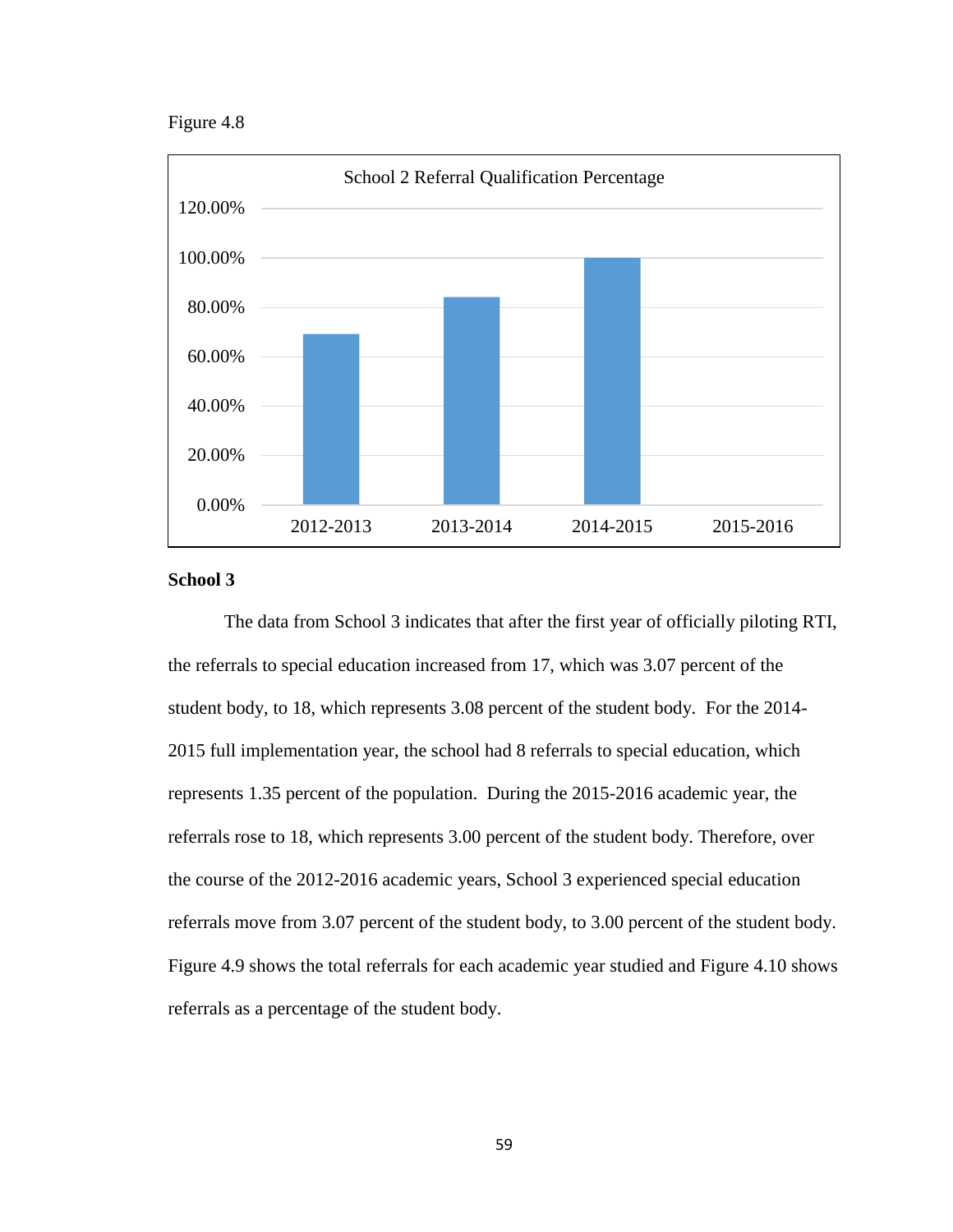Figure 4.8

School 2 Referral Qualification Percentage

**School 3**

The data from School 3 indicates that after the first year of officially piloting RTI, the referrals to special education increased from 17, which was 3.07 percent of the student body, to 18, which represents 3.08 percent of the student body. For the 2014-2015 full implementation year, the school had 8 referrals to special education, which represents 1.35 percent of the population. During the 2015-2016 academic year, the referrals rose to 18, which represents 3.00 percent of the student body. Therefore, over the course of the 2012-2016 academic years, School 3 experienced special education referrals move from 3.07 percent of the student body, to 3.00 percent of the student body. Figure 4.9 shows the total referrals for each academic year studied and Figure 4.10 shows referrals as a percentage of the student body.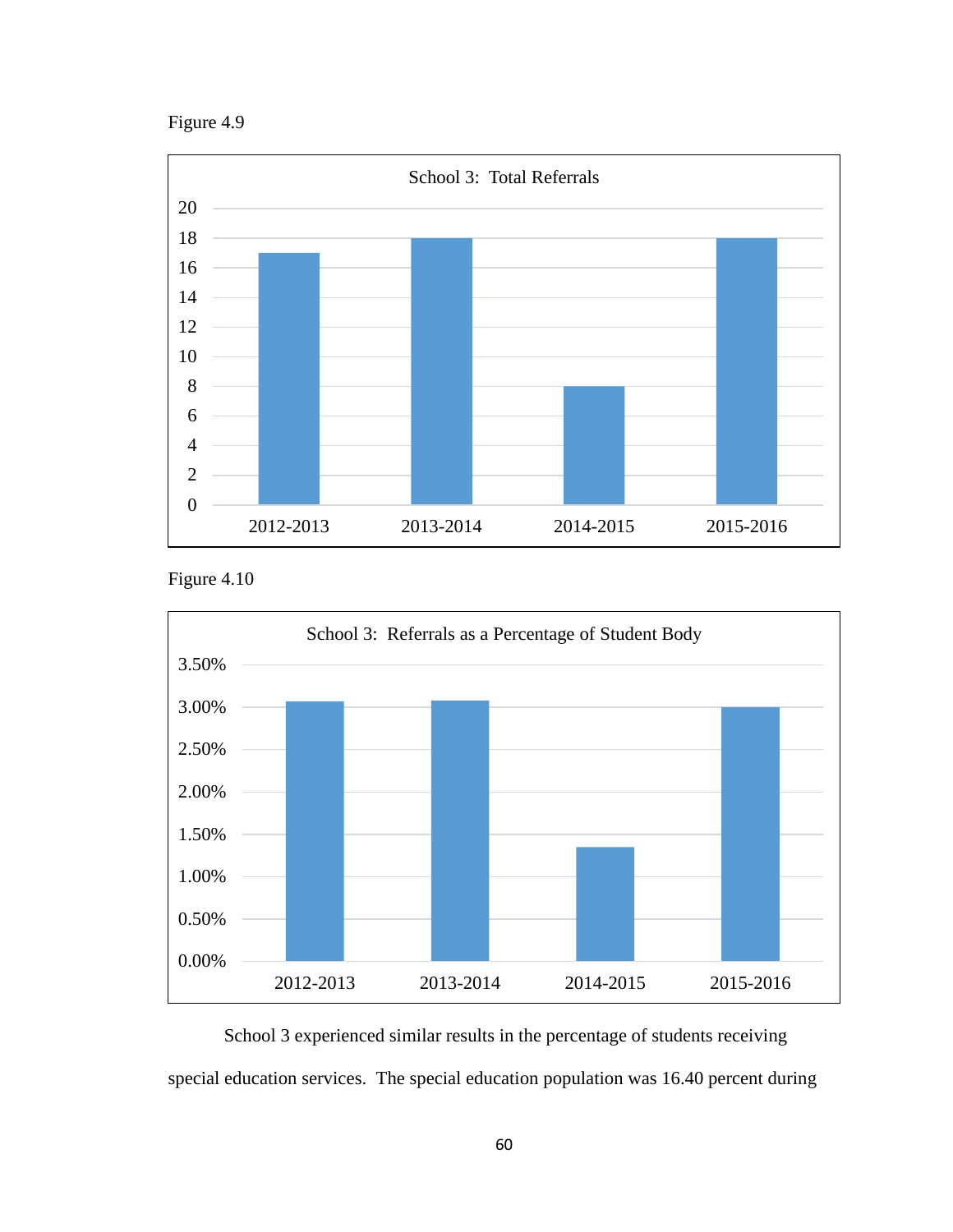Figure 4.9

School 3: Total Referrals

| Year | Total Referrals |
|---|---|
| 2012-2013 | 17 |
| 2013-2014 | 18 |
| 2014-2015 | 8 |
| 2015-2016 | 18 |

Figure 4.10

School 3: Referrals as a Percentage of Student Body

| Year | Referrals as a Percentage of Student Body |
|---|---|
| 2012-2013 | ~3.07% |
| 2013-2014 | ~3.08% |
| 2014-2015 | ~1.35% |
| 2015-2016 | ~3.00% |

School 3 experienced similar results in the percentage of students receiving special education services. The special education population was 16.40 percent during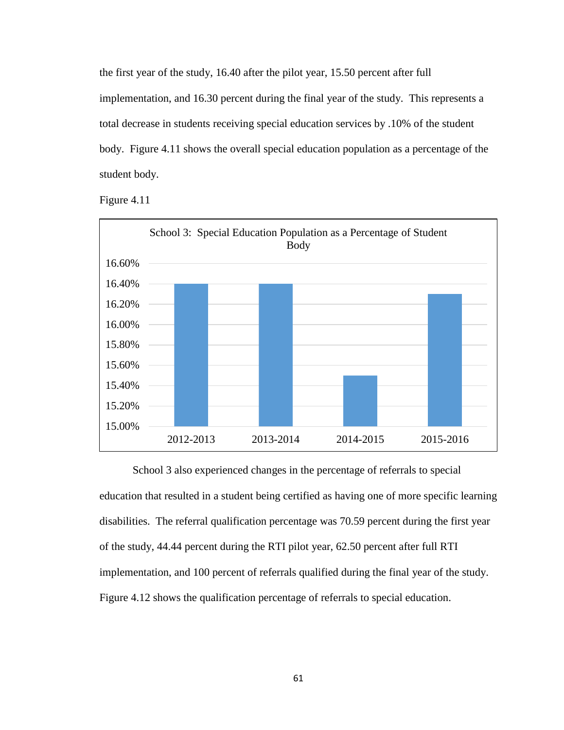the first year of the study, 16.40 after the pilot year, 15.50 percent after full implementation, and 16.30 percent during the final year of the study. This represents a total decrease in students receiving special education services by .10% of the student body. Figure 4.11 shows the overall special education population as a percentage of the student body.

Figure 4.11

School 3 also experienced changes in the percentage of referrals to special education that resulted in a student being certified as having one of more specific learning disabilities. The referral qualification percentage was 70.59 percent during the first year of the study, 44.44 percent during the RTI pilot year, 62.50 percent after full RTI implementation, and 100 percent of referrals qualified during the final year of the study. Figure 4.12 shows the qualification percentage of referrals to special education.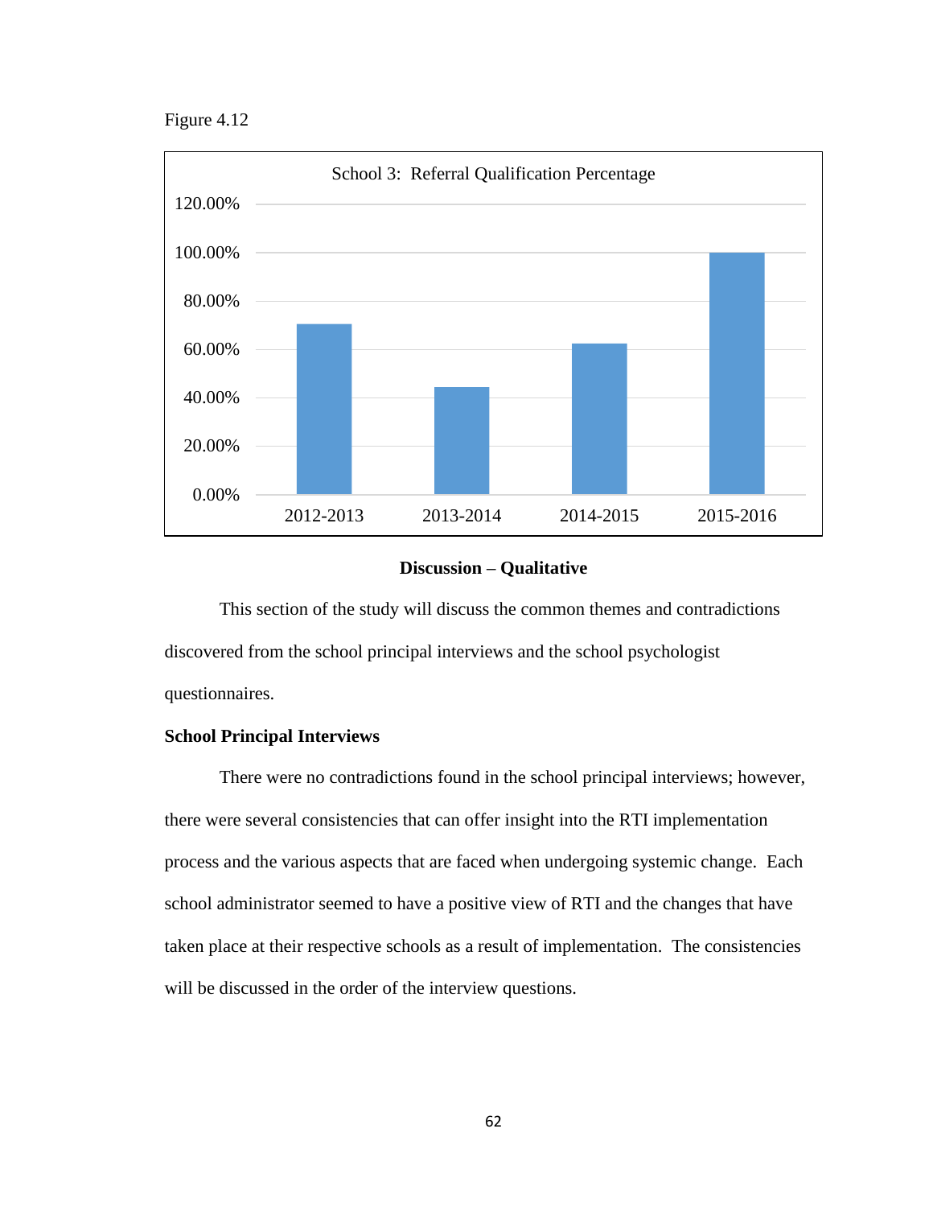Figure 4.12

School 3: Referral Qualification Percentage

| Year | Percentage |
|---|---|
| 2012-2013 | ~70% |
| 2013-2014 | ~44% |
| 2014-2015 | ~62% |
| 2015-2016 | 100% |

## Discussion – Qualitative

This section of the study will discuss the common themes and contradictions discovered from the school principal interviews and the school psychologist questionnaires.

### School Principal Interviews

There were no contradictions found in the school principal interviews; however, there were several consistencies that can offer insight into the RTI implementation process and the various aspects that are faced when undergoing systemic change. Each school administrator seemed to have a positive view of RTI and the changes that have taken place at their respective schools as a result of implementation. The consistencies will be discussed in the order of the interview questions.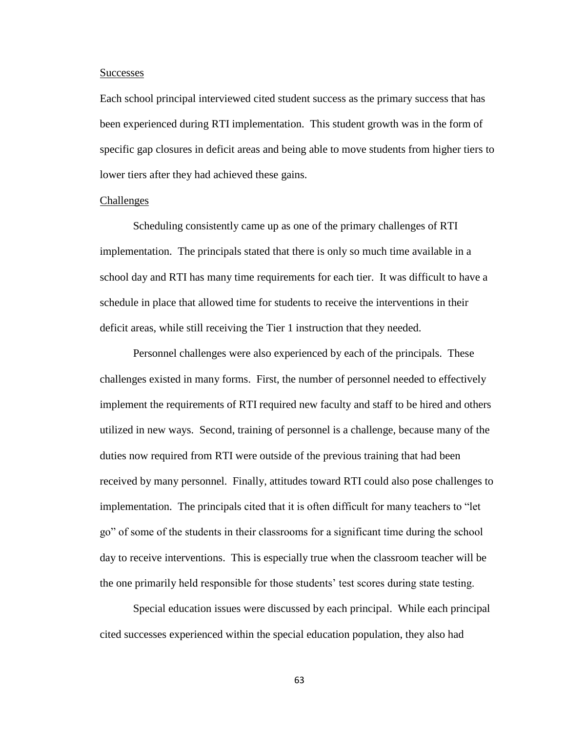<u>Successes</u>

Each school principal interviewed cited student success as the primary success that has been experienced during RTI implementation. This student growth was in the form of specific gap closures in deficit areas and being able to move students from higher tiers to lower tiers after they had achieved these gains.

<u>Challenges</u>

Scheduling consistently came up as one of the primary challenges of RTI implementation. The principals stated that there is only so much time available in a school day and RTI has many time requirements for each tier. It was difficult to have a schedule in place that allowed time for students to receive the interventions in their deficit areas, while still receiving the Tier 1 instruction that they needed.

Personnel challenges were also experienced by each of the principals. These challenges existed in many forms. First, the number of personnel needed to effectively implement the requirements of RTI required new faculty and staff to be hired and others utilized in new ways. Second, training of personnel is a challenge, because many of the duties now required from RTI were outside of the previous training that had been received by many personnel. Finally, attitudes toward RTI could also pose challenges to implementation. The principals cited that it is often difficult for many teachers to "let go" of some of the students in their classrooms for a significant time during the school day to receive interventions. This is especially true when the classroom teacher will be the one primarily held responsible for those students' test scores during state testing.

Special education issues were discussed by each principal. While each principal cited successes experienced within the special education population, they also had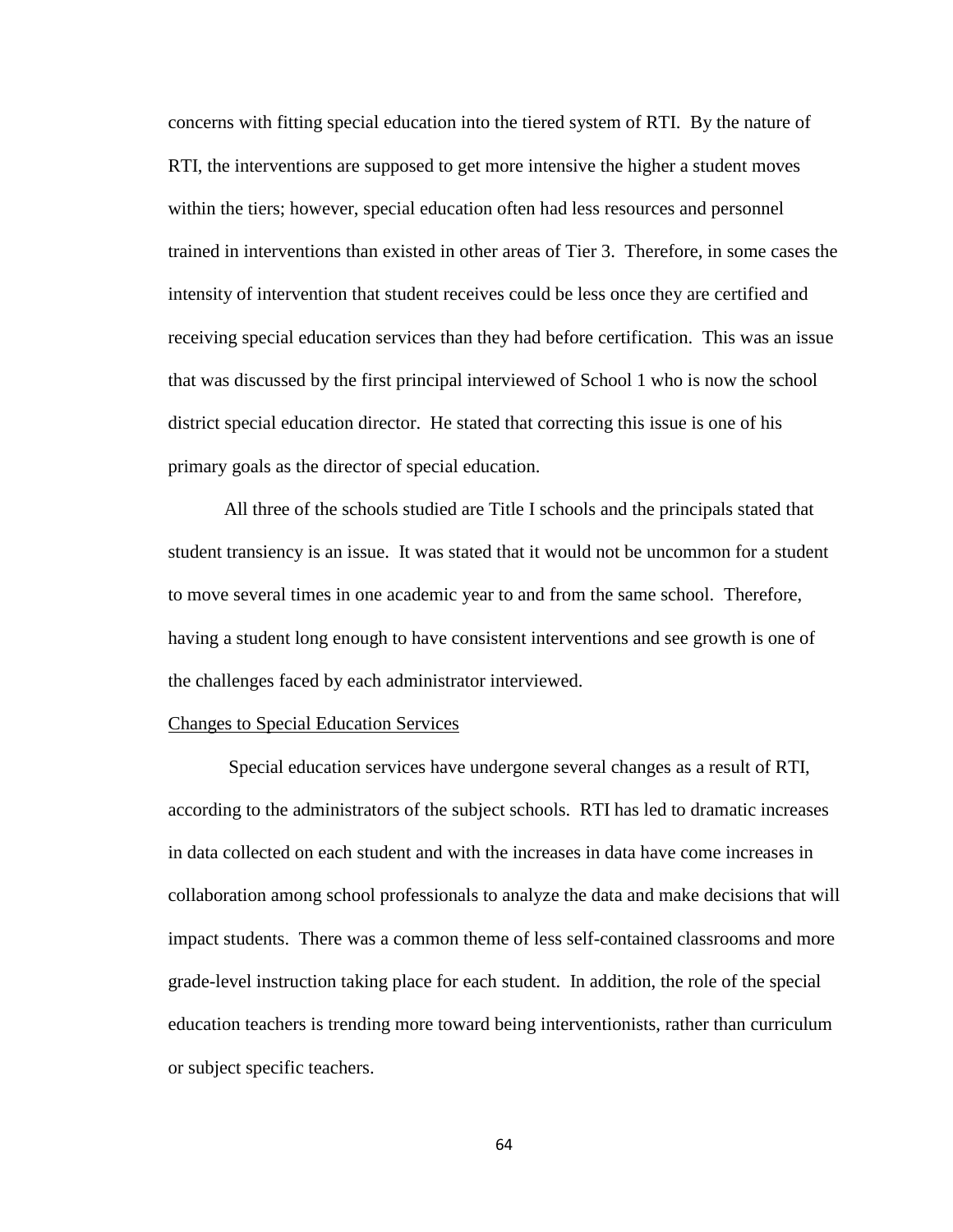concerns with fitting special education into the tiered system of RTI. By the nature of RTI, the interventions are supposed to get more intensive the higher a student moves within the tiers; however, special education often had less resources and personnel trained in interventions than existed in other areas of Tier 3. Therefore, in some cases the intensity of intervention that student receives could be less once they are certified and receiving special education services than they had before certification. This was an issue that was discussed by the first principal interviewed of School 1 who is now the school district special education director. He stated that correcting this issue is one of his primary goals as the director of special education.

All three of the schools studied are Title I schools and the principals stated that student transiency is an issue. It was stated that it would not be uncommon for a student to move several times in one academic year to and from the same school. Therefore, having a student long enough to have consistent interventions and see growth is one of the challenges faced by each administrator interviewed.

Changes to Special Education Services

Special education services have undergone several changes as a result of RTI, according to the administrators of the subject schools. RTI has led to dramatic increases in data collected on each student and with the increases in data have come increases in collaboration among school professionals to analyze the data and make decisions that will impact students. There was a common theme of less self-contained classrooms and more grade-level instruction taking place for each student. In addition, the role of the special education teachers is trending more toward being interventionists, rather than curriculum or subject specific teachers.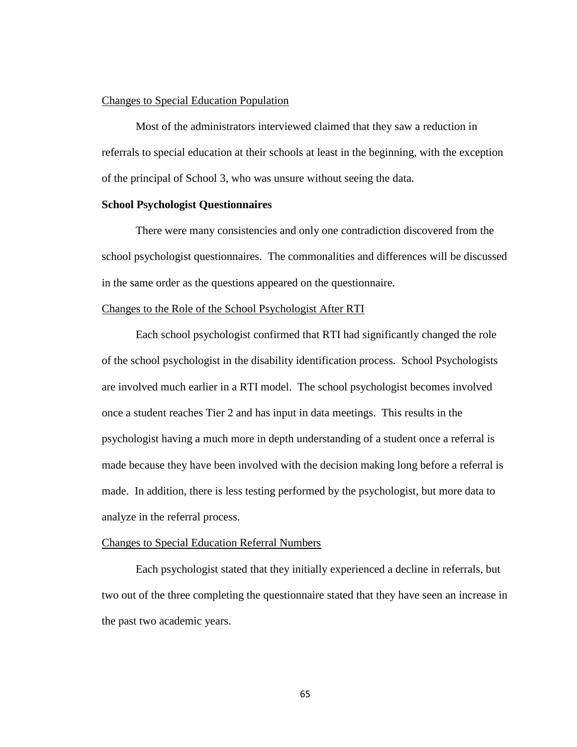Changes to Special Education Population

Most of the administrators interviewed claimed that they saw a reduction in referrals to special education at their schools at least in the beginning, with the exception of the principal of School 3, who was unsure without seeing the data.

**School Psychologist Questionnaires**

There were many consistencies and only one contradiction discovered from the school psychologist questionnaires. The commonalities and differences will be discussed in the same order as the questions appeared on the questionnaire.

Changes to the Role of the School Psychologist After RTI

Each school psychologist confirmed that RTI had significantly changed the role of the school psychologist in the disability identification process. School Psychologists are involved much earlier in a RTI model. The school psychologist becomes involved once a student reaches Tier 2 and has input in data meetings. This results in the psychologist having a much more in depth understanding of a student once a referral is made because they have been involved with the decision making long before a referral is made. In addition, there is less testing performed by the psychologist, but more data to analyze in the referral process.

Changes to Special Education Referral Numbers

Each psychologist stated that they initially experienced a decline in referrals, but two out of the three completing the questionnaire stated that they have seen an increase in the past two academic years.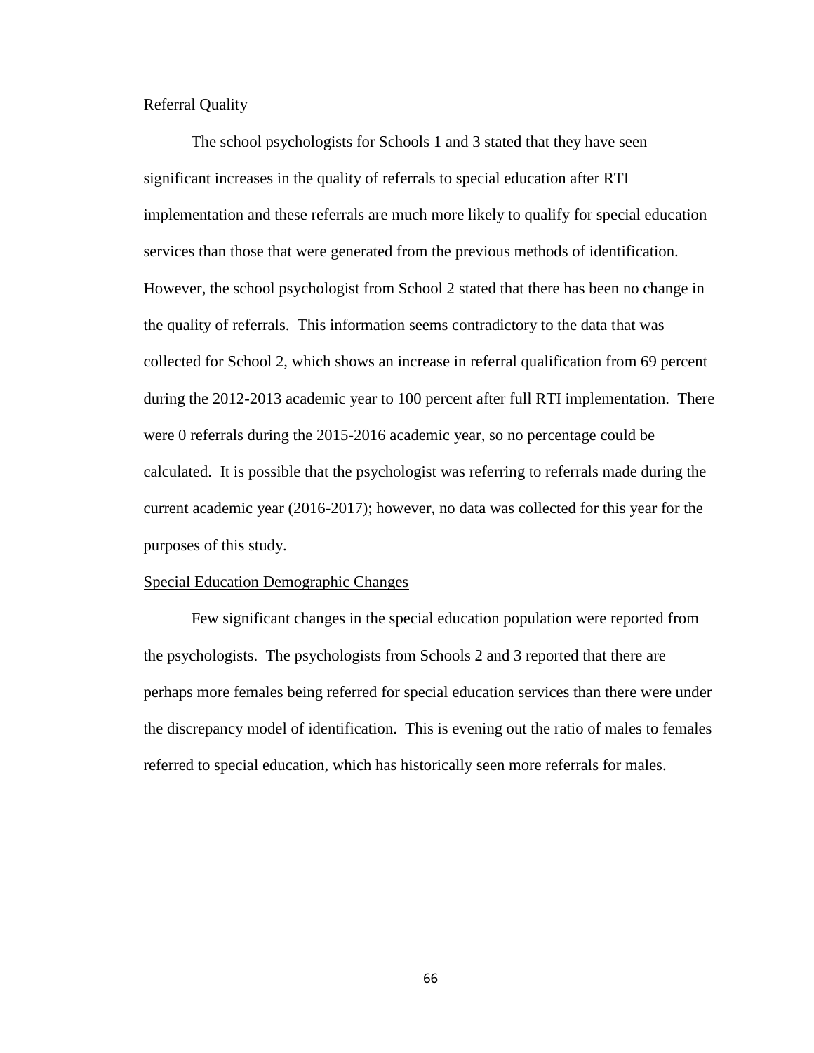Referral Quality

The school psychologists for Schools 1 and 3 stated that they have seen significant increases in the quality of referrals to special education after RTI implementation and these referrals are much more likely to qualify for special education services than those that were generated from the previous methods of identification. However, the school psychologist from School 2 stated that there has been no change in the quality of referrals. This information seems contradictory to the data that was collected for School 2, which shows an increase in referral qualification from 69 percent during the 2012-2013 academic year to 100 percent after full RTI implementation. There were 0 referrals during the 2015-2016 academic year, so no percentage could be calculated. It is possible that the psychologist was referring to referrals made during the current academic year (2016-2017); however, no data was collected for this year for the purposes of this study.

Special Education Demographic Changes

Few significant changes in the special education population were reported from the psychologists. The psychologists from Schools 2 and 3 reported that there are perhaps more females being referred for special education services than there were under the discrepancy model of identification. This is evening out the ratio of males to females referred to special education, which has historically seen more referrals for males.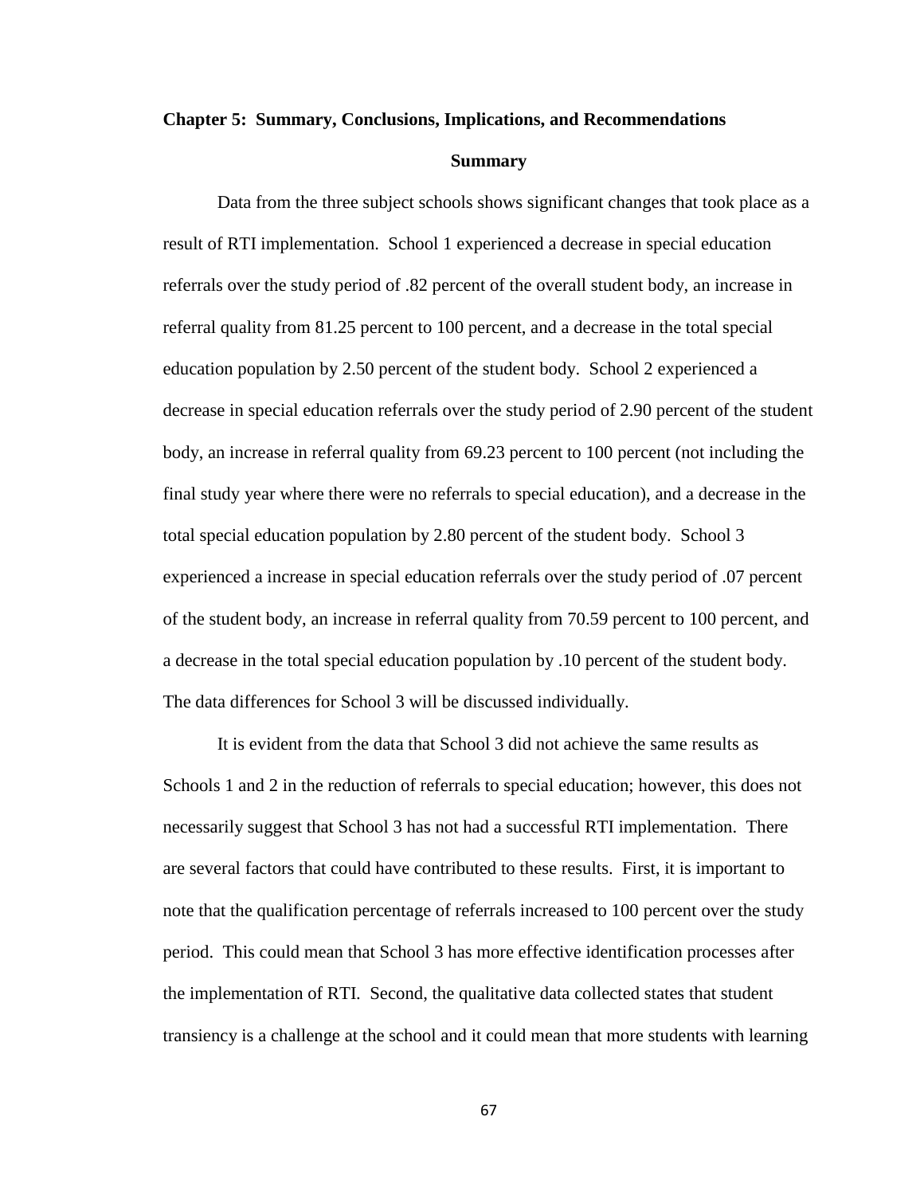# Chapter 5: Summary, Conclusions, Implications, and Recommendations

## Summary

Data from the three subject schools shows significant changes that took place as a result of RTI implementation. School 1 experienced a decrease in special education referrals over the study period of .82 percent of the overall student body, an increase in referral quality from 81.25 percent to 100 percent, and a decrease in the total special education population by 2.50 percent of the student body. School 2 experienced a decrease in special education referrals over the study period of 2.90 percent of the student body, an increase in referral quality from 69.23 percent to 100 percent (not including the final study year where there were no referrals to special education), and a decrease in the total special education population by 2.80 percent of the student body. School 3 experienced a increase in special education referrals over the study period of .07 percent of the student body, an increase in referral quality from 70.59 percent to 100 percent, and a decrease in the total special education population by .10 percent of the student body. The data differences for School 3 will be discussed individually.

It is evident from the data that School 3 did not achieve the same results as Schools 1 and 2 in the reduction of referrals to special education; however, this does not necessarily suggest that School 3 has not had a successful RTI implementation. There are several factors that could have contributed to these results. First, it is important to note that the qualification percentage of referrals increased to 100 percent over the study period. This could mean that School 3 has more effective identification processes after the implementation of RTI. Second, the qualitative data collected states that student transiency is a challenge at the school and it could mean that more students with learning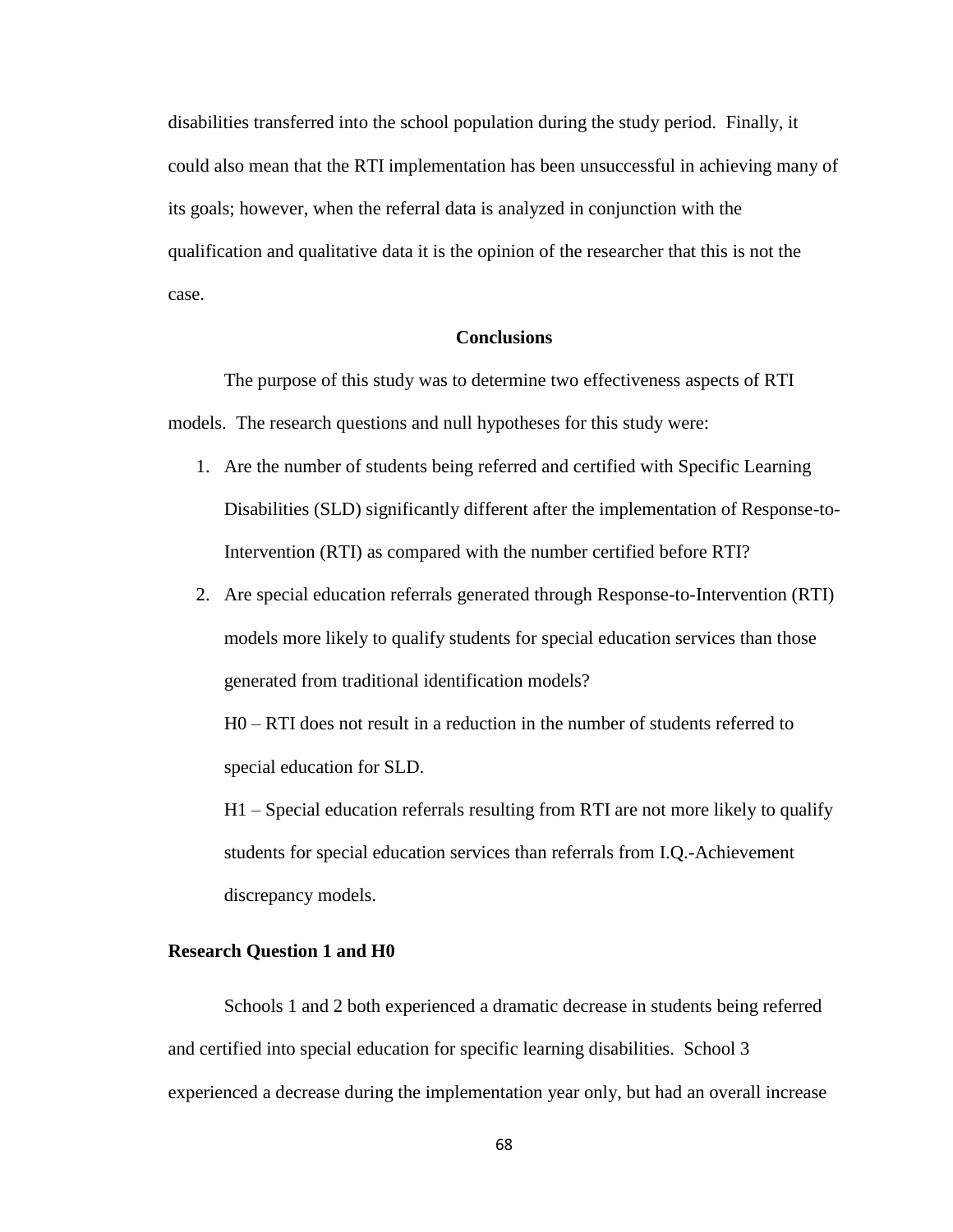disabilities transferred into the school population during the study period. Finally, it could also mean that the RTI implementation has been unsuccessful in achieving many of its goals; however, when the referral data is analyzed in conjunction with the qualification and qualitative data it is the opinion of the researcher that this is not the case.

## Conclusions

The purpose of this study was to determine two effectiveness aspects of RTI models. The research questions and null hypotheses for this study were:

1. Are the number of students being referred and certified with Specific Learning Disabilities (SLD) significantly different after the implementation of Response-to-Intervention (RTI) as compared with the number certified before RTI?
2. Are special education referrals generated through Response-to-Intervention (RTI) models more likely to qualify students for special education services than those generated from traditional identification models?

   H0 – RTI does not result in a reduction in the number of students referred to special education for SLD.

   H1 – Special education referrals resulting from RTI are not more likely to qualify students for special education services than referrals from I.Q.-Achievement discrepancy models.

### Research Question 1 and H0

Schools 1 and 2 both experienced a dramatic decrease in students being referred and certified into special education for specific learning disabilities. School 3 experienced a decrease during the implementation year only, but had an overall increase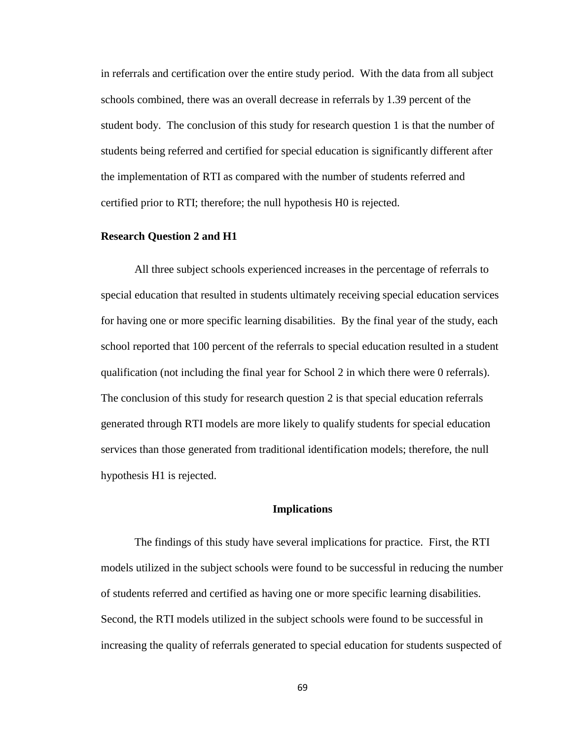in referrals and certification over the entire study period. With the data from all subject schools combined, there was an overall decrease in referrals by 1.39 percent of the student body. The conclusion of this study for research question 1 is that the number of students being referred and certified for special education is significantly different after the implementation of RTI as compared with the number of students referred and certified prior to RTI; therefore; the null hypothesis H0 is rejected.

**Research Question 2 and H1**

All three subject schools experienced increases in the percentage of referrals to special education that resulted in students ultimately receiving special education services for having one or more specific learning disabilities. By the final year of the study, each school reported that 100 percent of the referrals to special education resulted in a student qualification (not including the final year for School 2 in which there were 0 referrals). The conclusion of this study for research question 2 is that special education referrals generated through RTI models are more likely to qualify students for special education services than those generated from traditional identification models; therefore, the null hypothesis H1 is rejected.

## Implications

The findings of this study have several implications for practice. First, the RTI models utilized in the subject schools were found to be successful in reducing the number of students referred and certified as having one or more specific learning disabilities. Second, the RTI models utilized in the subject schools were found to be successful in increasing the quality of referrals generated to special education for students suspected of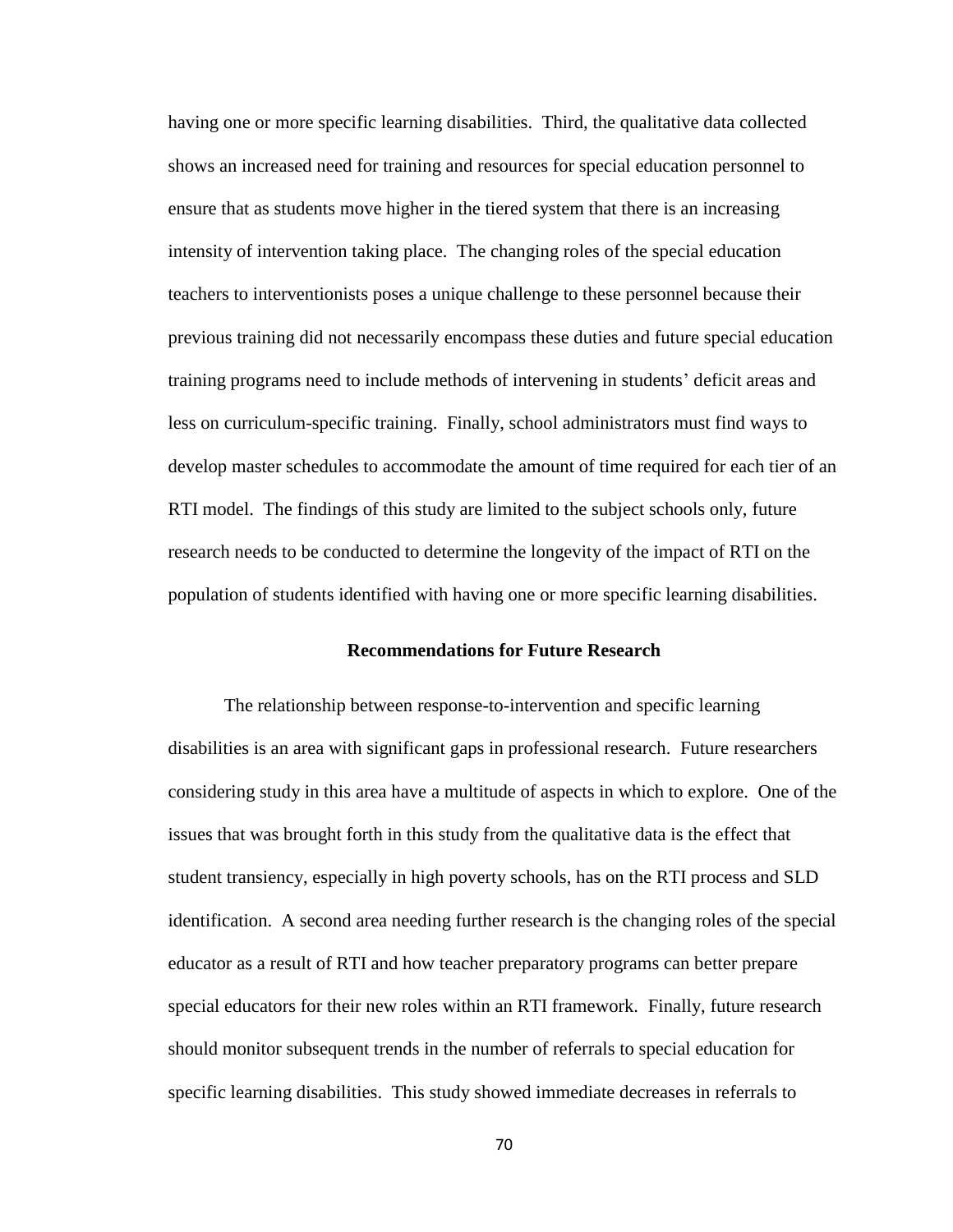having one or more specific learning disabilities. Third, the qualitative data collected shows an increased need for training and resources for special education personnel to ensure that as students move higher in the tiered system that there is an increasing intensity of intervention taking place. The changing roles of the special education teachers to interventionists poses a unique challenge to these personnel because their previous training did not necessarily encompass these duties and future special education training programs need to include methods of intervening in students' deficit areas and less on curriculum-specific training. Finally, school administrators must find ways to develop master schedules to accommodate the amount of time required for each tier of an RTI model. The findings of this study are limited to the subject schools only, future research needs to be conducted to determine the longevity of the impact of RTI on the population of students identified with having one or more specific learning disabilities.

## Recommendations for Future Research

The relationship between response-to-intervention and specific learning disabilities is an area with significant gaps in professional research. Future researchers considering study in this area have a multitude of aspects in which to explore. One of the issues that was brought forth in this study from the qualitative data is the effect that student transiency, especially in high poverty schools, has on the RTI process and SLD identification. A second area needing further research is the changing roles of the special educator as a result of RTI and how teacher preparatory programs can better prepare special educators for their new roles within an RTI framework. Finally, future research should monitor subsequent trends in the number of referrals to special education for specific learning disabilities. This study showed immediate decreases in referrals to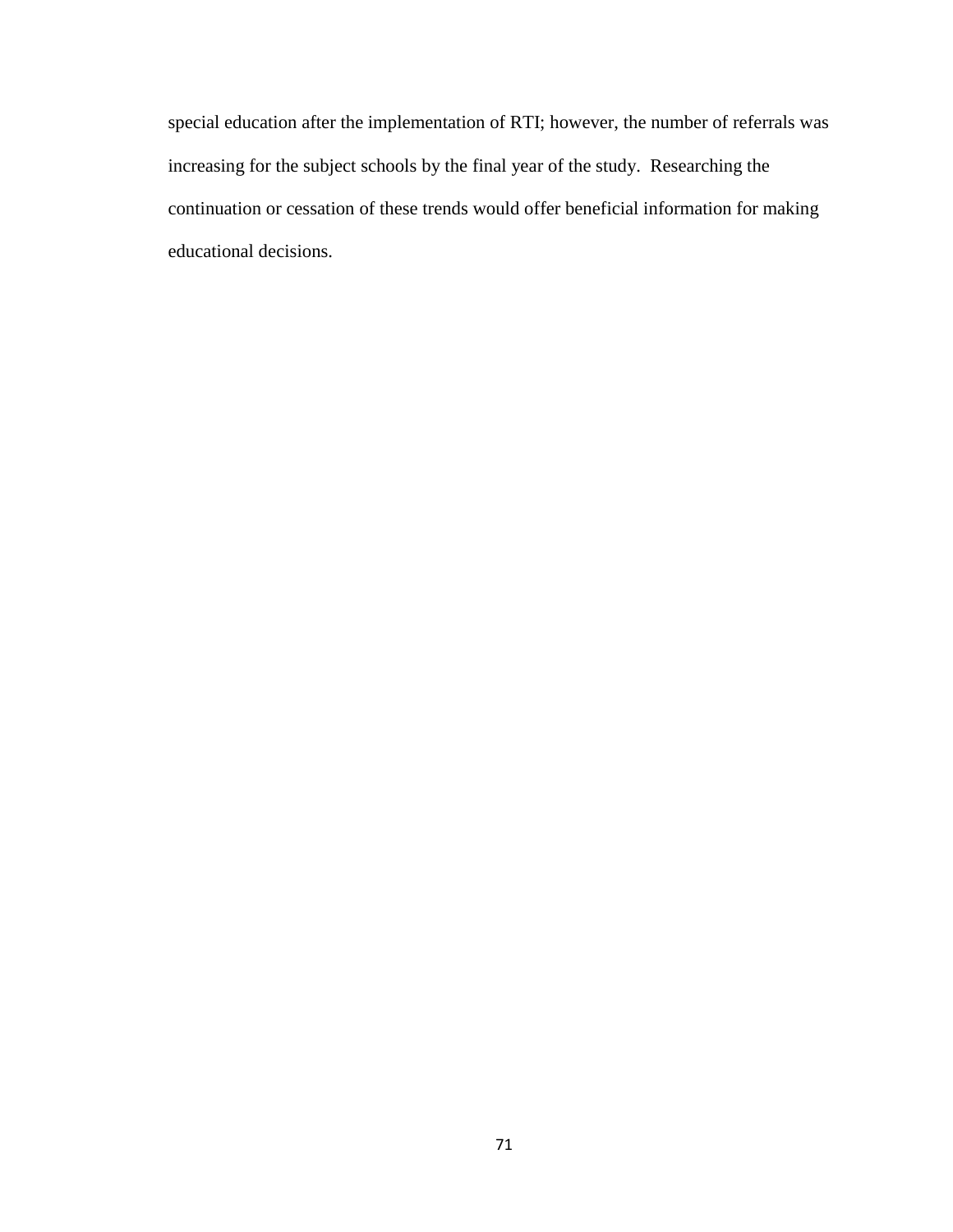special education after the implementation of RTI; however, the number of referrals was increasing for the subject schools by the final year of the study. Researching the continuation or cessation of these trends would offer beneficial information for making educational decisions.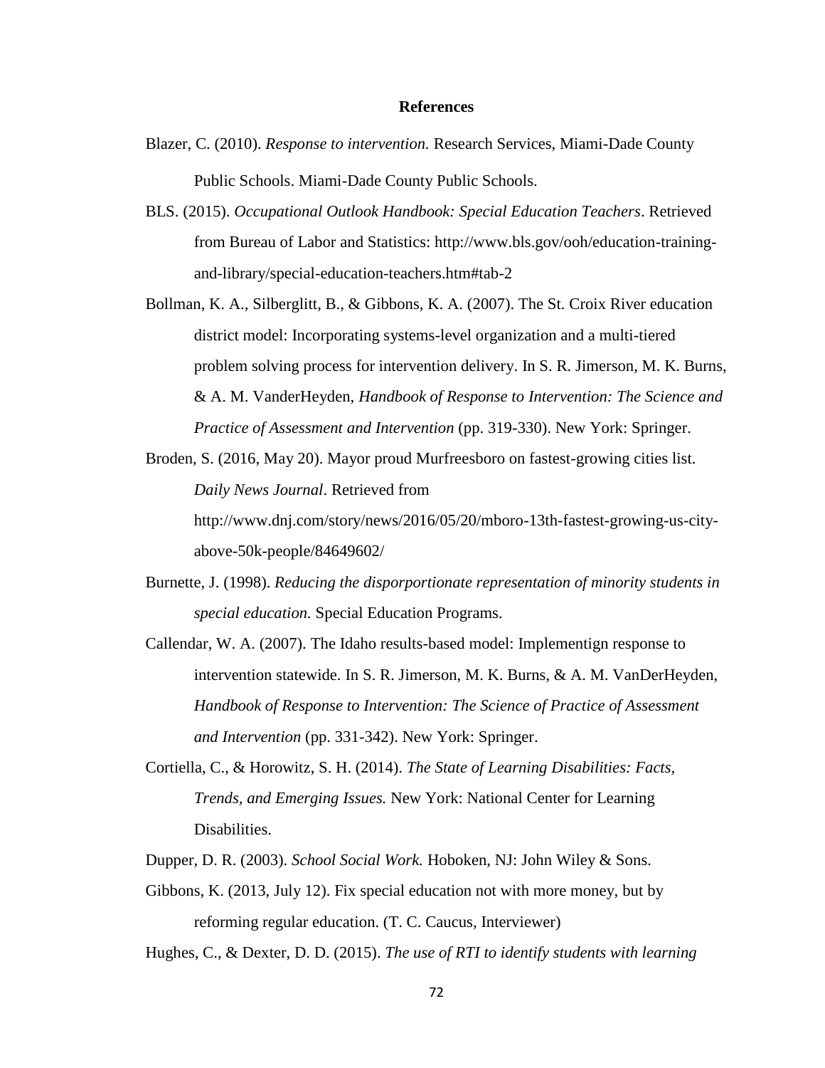# References

Blazer, C. (2010). *Response to intervention.* Research Services, Miami-Dade County Public Schools. Miami-Dade County Public Schools.

BLS. (2015). *Occupational Outlook Handbook: Special Education Teachers*. Retrieved from Bureau of Labor and Statistics: http://www.bls.gov/ooh/education-training-and-library/special-education-teachers.htm#tab-2

Bollman, K. A., Silberglitt, B., & Gibbons, K. A. (2007). The St. Croix River education district model: Incorporating systems-level organization and a multi-tiered problem solving process for intervention delivery. In S. R. Jimerson, M. K. Burns, & A. M. VanderHeyden, *Handbook of Response to Intervention: The Science and Practice of Assessment and Intervention* (pp. 319-330). New York: Springer.

Broden, S. (2016, May 20). Mayor proud Murfreesboro on fastest-growing cities list. *Daily News Journal*. Retrieved from http://www.dnj.com/story/news/2016/05/20/mboro-13th-fastest-growing-us-city-above-50k-people/84649602/

Burnette, J. (1998). *Reducing the disporportionate representation of minority students in special education.* Special Education Programs.

Callendar, W. A. (2007). The Idaho results-based model: Implementign response to intervention statewide. In S. R. Jimerson, M. K. Burns, & A. M. VanDerHeyden, *Handbook of Response to Intervention: The Science of Practice of Assessment and Intervention* (pp. 331-342). New York: Springer.

Cortiella, C., & Horowitz, S. H. (2014). *The State of Learning Disabilities: Facts, Trends, and Emerging Issues.* New York: National Center for Learning Disabilities.

Dupper, D. R. (2003). *School Social Work.* Hoboken, NJ: John Wiley & Sons.

Gibbons, K. (2013, July 12). Fix special education not with more money, but by reforming regular education. (T. C. Caucus, Interviewer)

Hughes, C., & Dexter, D. D. (2015). *The use of RTI to identify students with learning*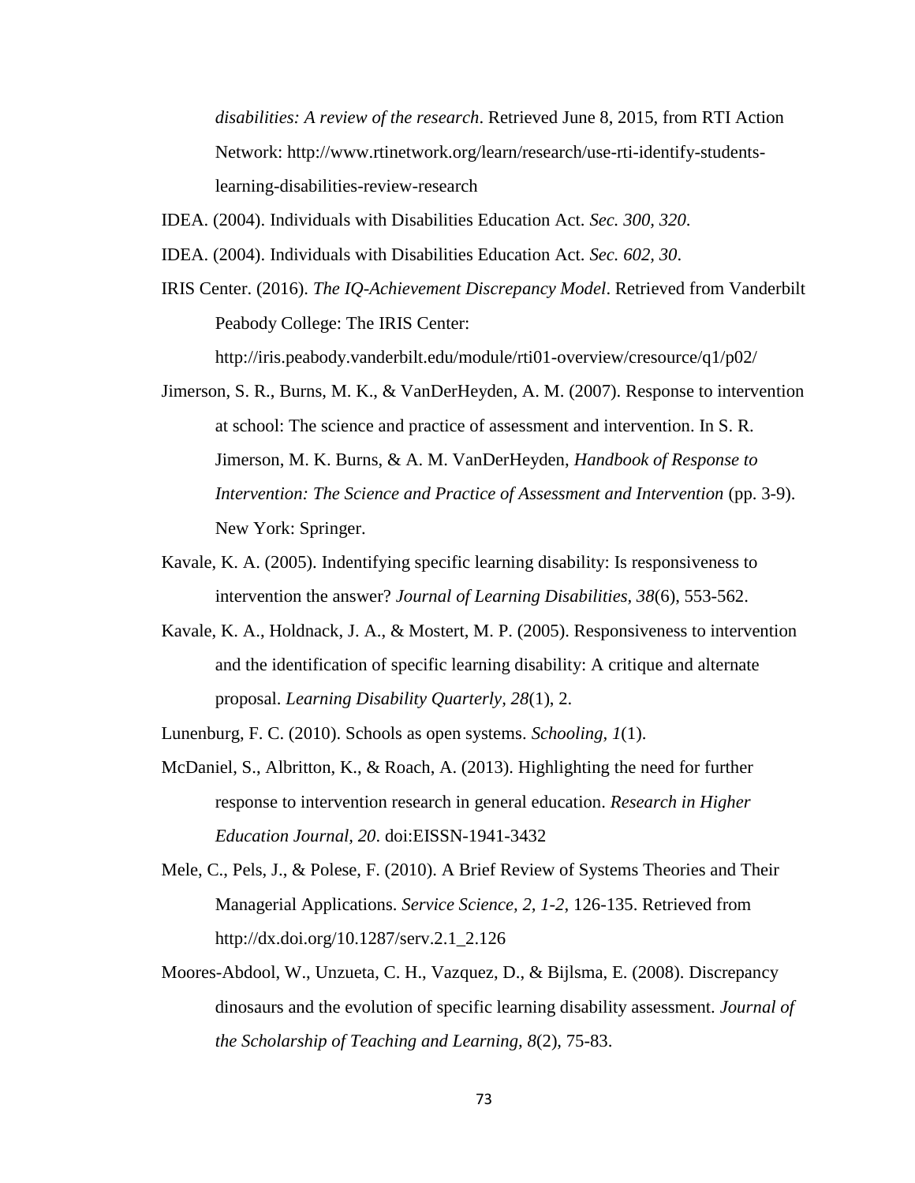*disabilities: A review of the research*. Retrieved June 8, 2015, from RTI Action Network: http://www.rtinetwork.org/learn/research/use-rti-identify-students-learning-disabilities-review-research

IDEA. (2004). Individuals with Disabilities Education Act. *Sec. 300, 320*.

IDEA. (2004). Individuals with Disabilities Education Act. *Sec. 602, 30*.

IRIS Center. (2016). *The IQ-Achievement Discrepancy Model*. Retrieved from Vanderbilt Peabody College: The IRIS Center: http://iris.peabody.vanderbilt.edu/module/rti01-overview/cresource/q1/p02/

Jimerson, S. R., Burns, M. K., & VanDerHeyden, A. M. (2007). Response to intervention at school: The science and practice of assessment and intervention. In S. R. Jimerson, M. K. Burns, & A. M. VanDerHeyden, *Handbook of Response to Intervention: The Science and Practice of Assessment and Intervention* (pp. 3-9). New York: Springer.

Kavale, K. A. (2005). Indentifying specific learning disability: Is responsiveness to intervention the answer? *Journal of Learning Disabilities, 38*(6), 553-562.

Kavale, K. A., Holdnack, J. A., & Mostert, M. P. (2005). Responsiveness to intervention and the identification of specific learning disability: A critique and alternate proposal. *Learning Disability Quarterly, 28*(1), 2.

Lunenburg, F. C. (2010). Schools as open systems. *Schooling, 1*(1).

McDaniel, S., Albritton, K., & Roach, A. (2013). Highlighting the need for further response to intervention research in general education. *Research in Higher Education Journal, 20*. doi:EISSN-1941-3432

Mele, C., Pels, J., & Polese, F. (2010). A Brief Review of Systems Theories and Their Managerial Applications. *Service Science, 2, 1-2*, 126-135. Retrieved from http://dx.doi.org/10.1287/serv.2.1_2.126

Moores-Abdool, W., Unzueta, C. H., Vazquez, D., & Bijlsma, E. (2008). Discrepancy dinosaurs and the evolution of specific learning disability assessment. *Journal of the Scholarship of Teaching and Learning, 8*(2), 75-83.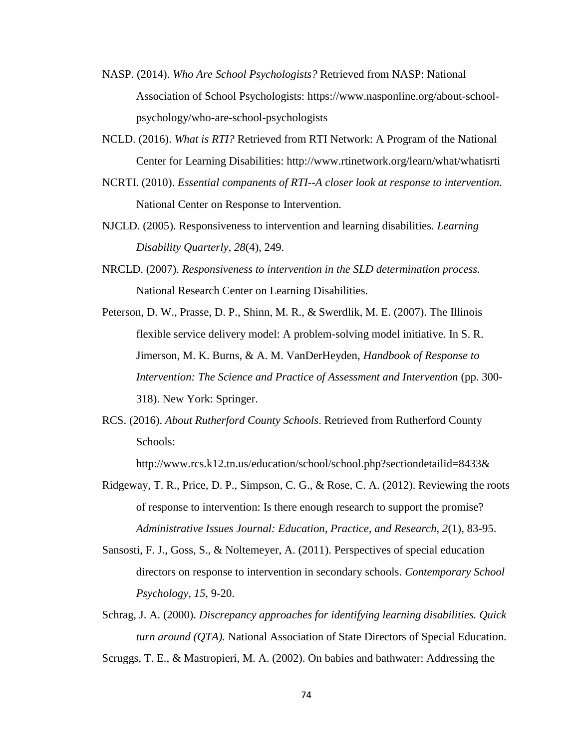NASP. (2014). *Who Are School Psychologists?* Retrieved from NASP: National Association of School Psychologists: https://www.nasponline.org/about-school-psychology/who-are-school-psychologists

NCLD. (2016). *What is RTI?* Retrieved from RTI Network: A Program of the National Center for Learning Disabilities: http://www.rtinetwork.org/learn/what/whatisrti

NCRTI. (2010). *Essential companents of RTI--A closer look at response to intervention.* National Center on Response to Intervention.

NJCLD. (2005). Responsiveness to intervention and learning disabilities. *Learning Disability Quarterly, 28*(4), 249.

NRCLD. (2007). *Responsiveness to intervention in the SLD determination process.* National Research Center on Learning Disabilities.

Peterson, D. W., Prasse, D. P., Shinn, M. R., & Swerdlik, M. E. (2007). The Illinois flexible service delivery model: A problem-solving model initiative. In S. R. Jimerson, M. K. Burns, & A. M. VanDerHeyden, *Handbook of Response to Intervention: The Science and Practice of Assessment and Intervention* (pp. 300-318). New York: Springer.

RCS. (2016). *About Rutherford County Schools*. Retrieved from Rutherford County Schools: http://www.rcs.k12.tn.us/education/school/school.php?sectiondetailid=8433&

Ridgeway, T. R., Price, D. P., Simpson, C. G., & Rose, C. A. (2012). Reviewing the roots of response to intervention: Is there enough research to support the promise? *Administrative Issues Journal: Education, Practice, and Research, 2*(1), 83-95.

Sansosti, F. J., Goss, S., & Noltemeyer, A. (2011). Perspectives of special education directors on response to intervention in secondary schools. *Contemporary School Psychology, 15*, 9-20.

Schrag, J. A. (2000). *Discrepancy approaches for identifying learning disabilities. Quick turn around (QTA).* National Association of State Directors of Special Education.

Scruggs, T. E., & Mastropieri, M. A. (2002). On babies and bathwater: Addressing the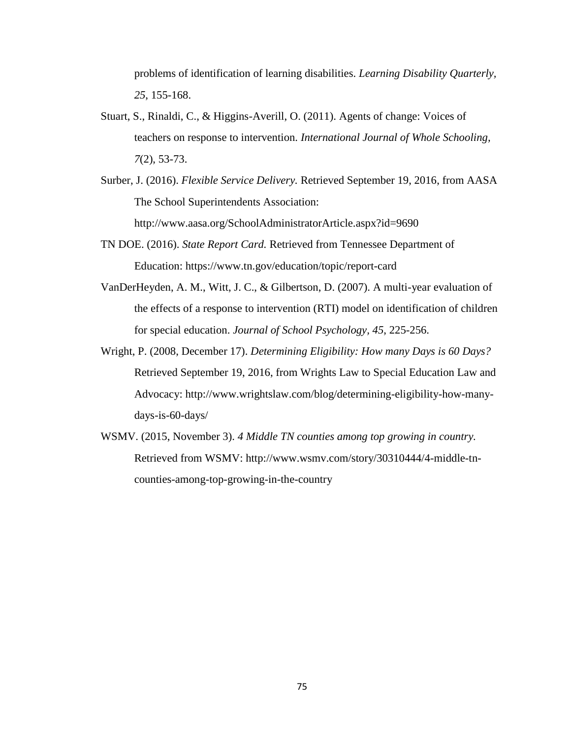problems of identification of learning disabilities. *Learning Disability Quarterly, 25*, 155-168.

Stuart, S., Rinaldi, C., & Higgins-Averill, O. (2011). Agents of change: Voices of teachers on response to intervention. *International Journal of Whole Schooling, 7*(2), 53-73.

Surber, J. (2016). *Flexible Service Delivery.* Retrieved September 19, 2016, from AASA The School Superintendents Association: http://www.aasa.org/SchoolAdministratorArticle.aspx?id=9690

TN DOE. (2016). *State Report Card.* Retrieved from Tennessee Department of Education: https://www.tn.gov/education/topic/report-card

VanDerHeyden, A. M., Witt, J. C., & Gilbertson, D. (2007). A multi-year evaluation of the effects of a response to intervention (RTI) model on identification of children for special education. *Journal of School Psychology, 45*, 225-256.

Wright, P. (2008, December 17). *Determining Eligibility: How many Days is 60 Days?* Retrieved September 19, 2016, from Wrights Law to Special Education Law and Advocacy: http://www.wrightslaw.com/blog/determining-eligibility-how-many-days-is-60-days/

WSMV. (2015, November 3). *4 Middle TN counties among top growing in country.* Retrieved from WSMV: http://www.wsmv.com/story/30310444/4-middle-tn-counties-among-top-growing-in-the-country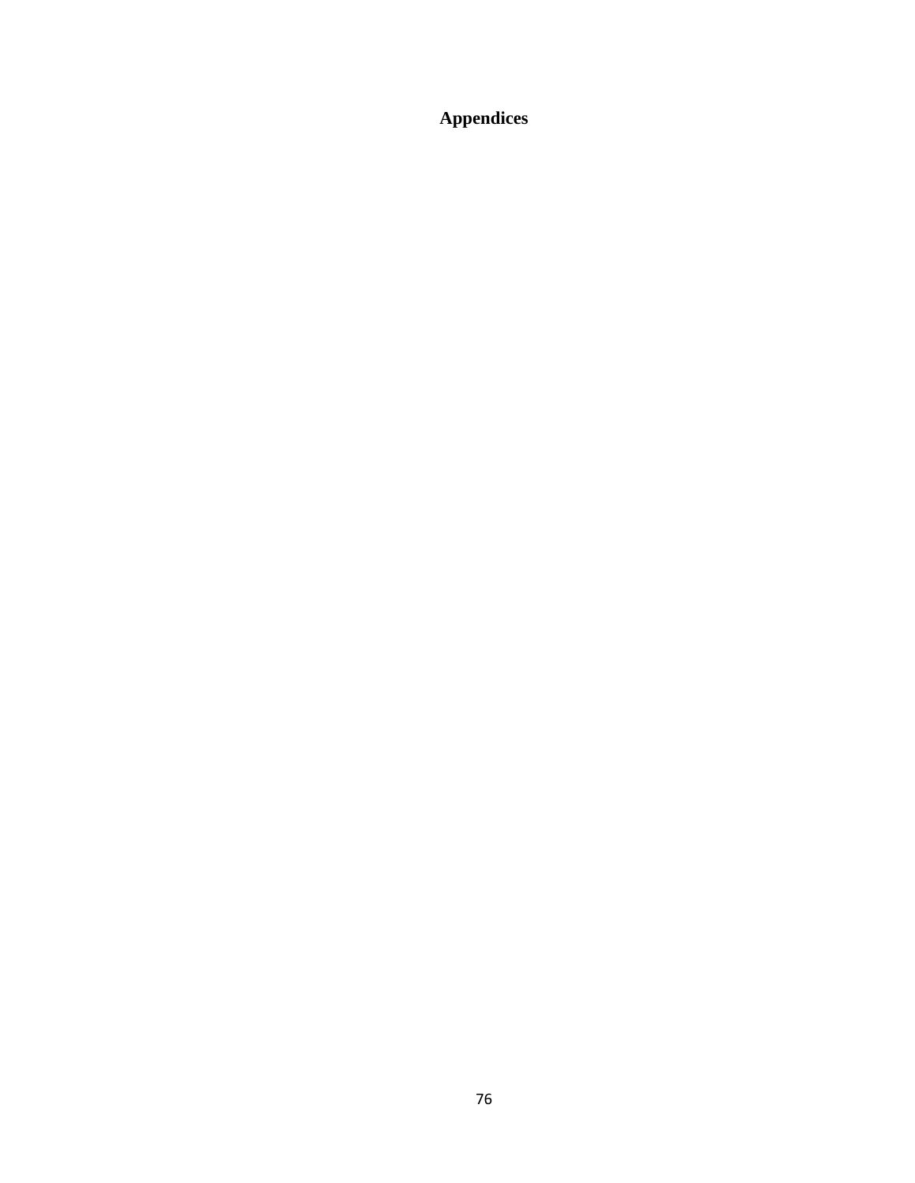# Appendices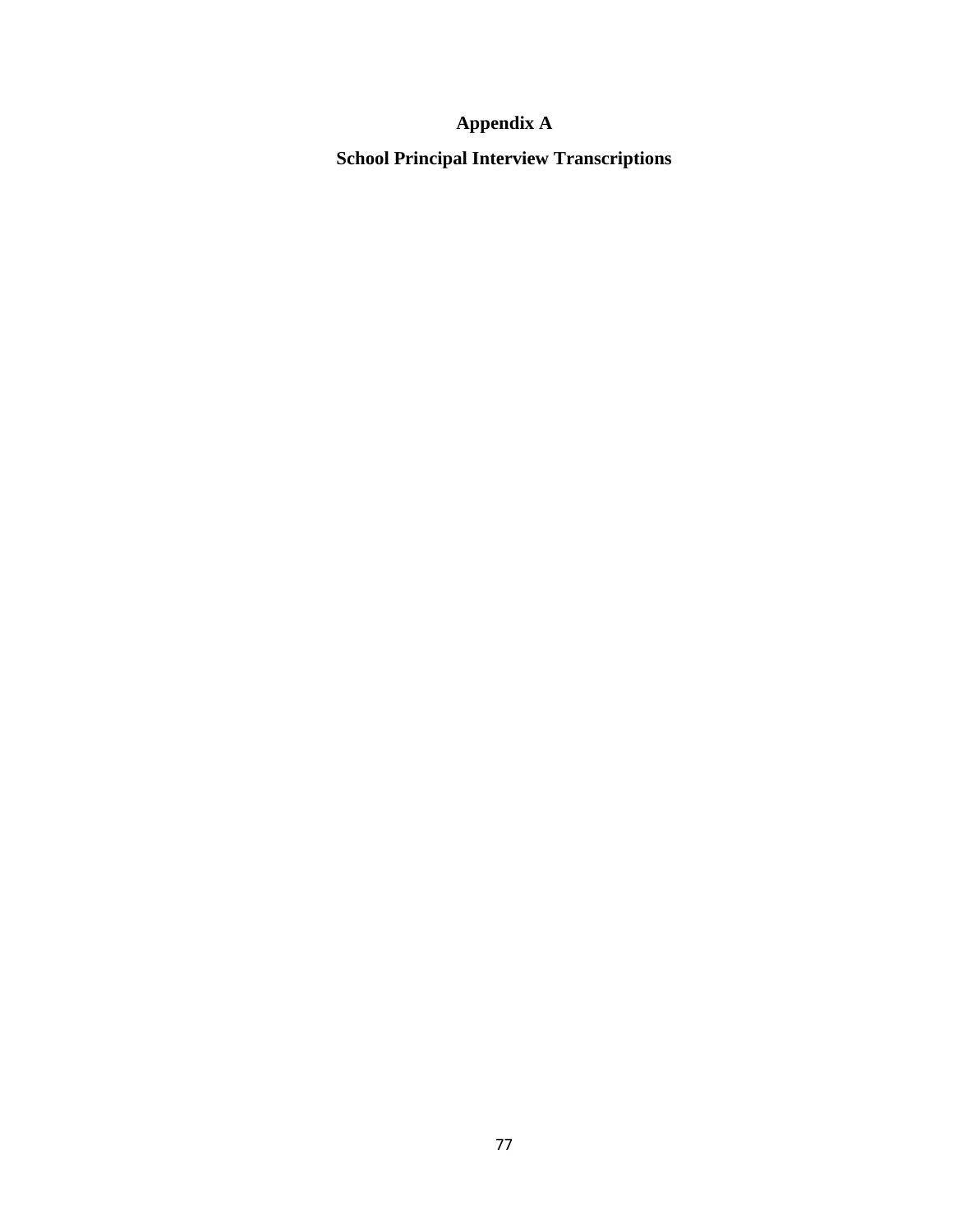# Appendix A

## School Principal Interview Transcriptions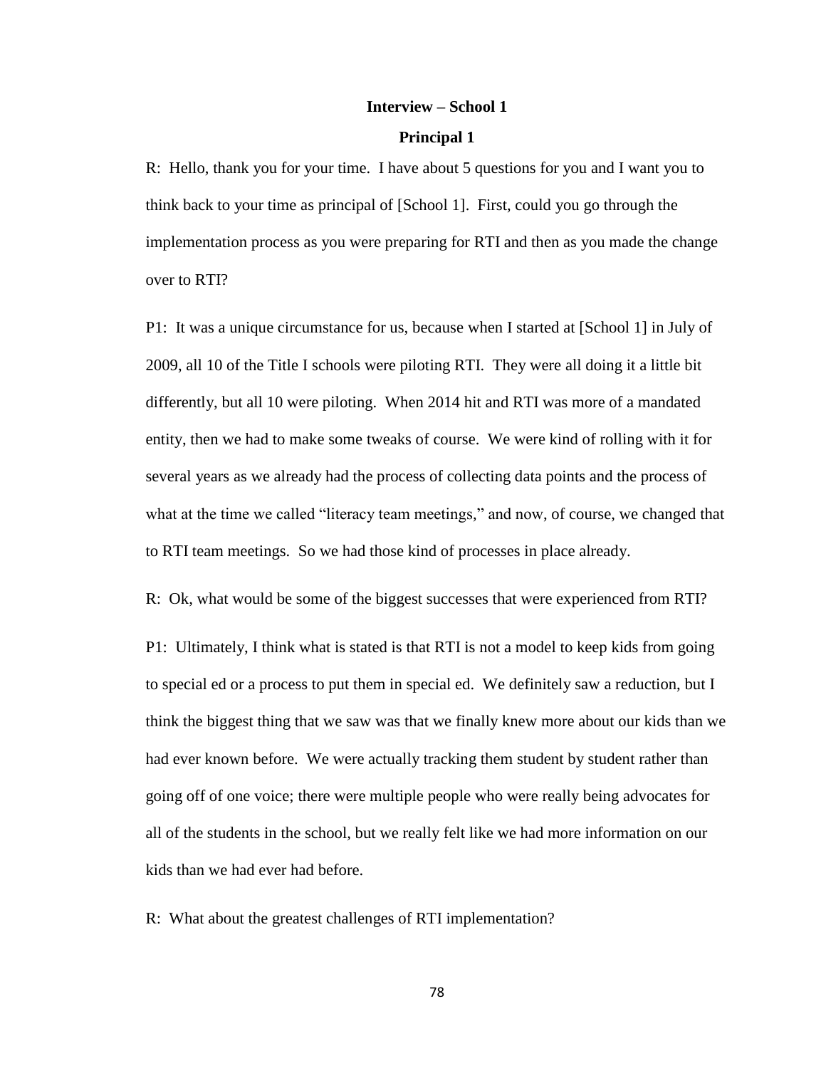**Interview – School 1**

**Principal 1**

R: Hello, thank you for your time. I have about 5 questions for you and I want you to think back to your time as principal of [School 1]. First, could you go through the implementation process as you were preparing for RTI and then as you made the change over to RTI?

P1: It was a unique circumstance for us, because when I started at [School 1] in July of 2009, all 10 of the Title I schools were piloting RTI. They were all doing it a little bit differently, but all 10 were piloting. When 2014 hit and RTI was more of a mandated entity, then we had to make some tweaks of course. We were kind of rolling with it for several years as we already had the process of collecting data points and the process of what at the time we called "literacy team meetings," and now, of course, we changed that to RTI team meetings. So we had those kind of processes in place already.

R: Ok, what would be some of the biggest successes that were experienced from RTI?

P1: Ultimately, I think what is stated is that RTI is not a model to keep kids from going to special ed or a process to put them in special ed. We definitely saw a reduction, but I think the biggest thing that we saw was that we finally knew more about our kids than we had ever known before. We were actually tracking them student by student rather than going off of one voice; there were multiple people who were really being advocates for all of the students in the school, but we really felt like we had more information on our kids than we had ever had before.

R: What about the greatest challenges of RTI implementation?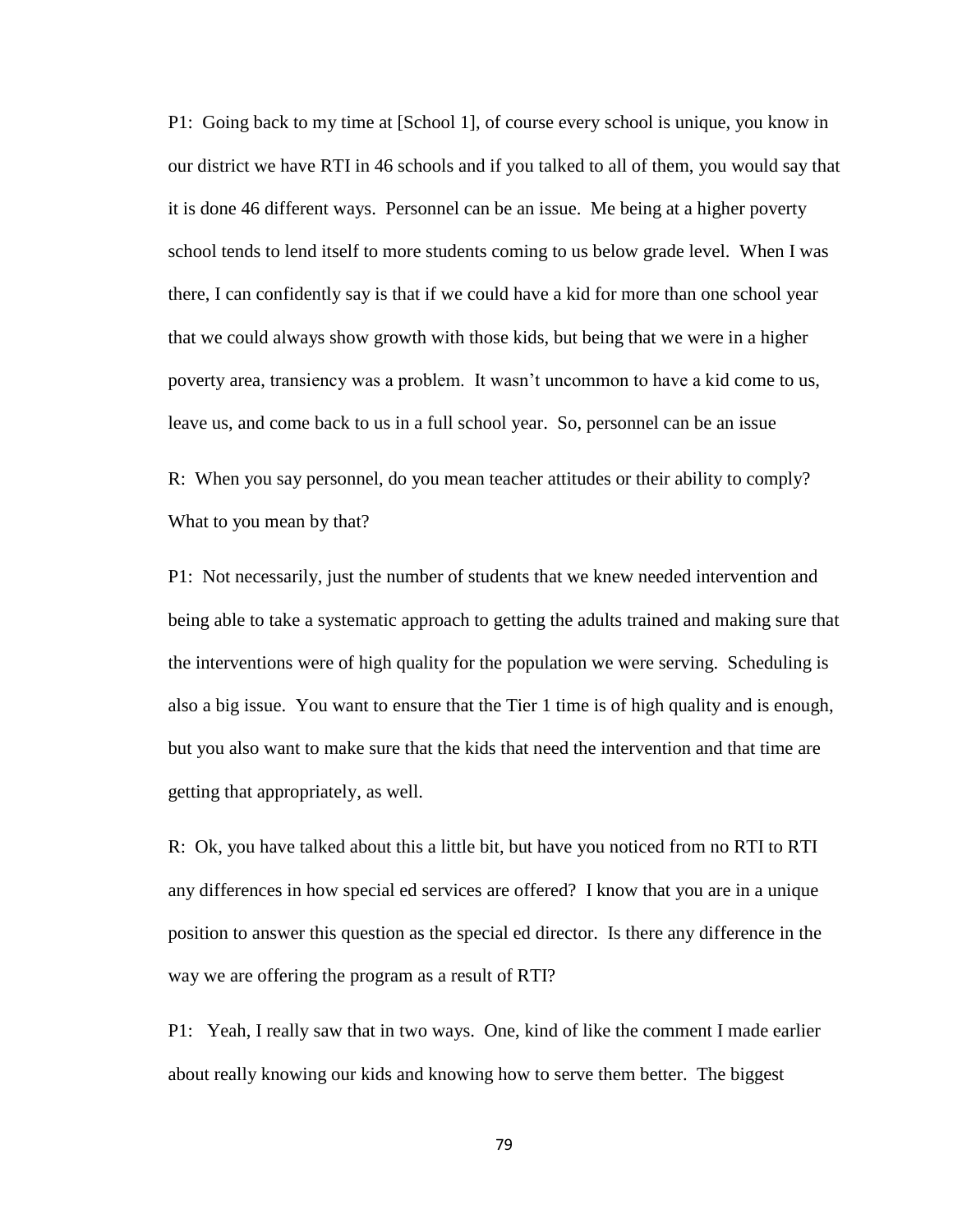P1: Going back to my time at [School 1], of course every school is unique, you know in our district we have RTI in 46 schools and if you talked to all of them, you would say that it is done 46 different ways. Personnel can be an issue. Me being at a higher poverty school tends to lend itself to more students coming to us below grade level. When I was there, I can confidently say is that if we could have a kid for more than one school year that we could always show growth with those kids, but being that we were in a higher poverty area, transiency was a problem. It wasn't uncommon to have a kid come to us, leave us, and come back to us in a full school year. So, personnel can be an issue

R: When you say personnel, do you mean teacher attitudes or their ability to comply? What to you mean by that?

P1: Not necessarily, just the number of students that we knew needed intervention and being able to take a systematic approach to getting the adults trained and making sure that the interventions were of high quality for the population we were serving. Scheduling is also a big issue. You want to ensure that the Tier 1 time is of high quality and is enough, but you also want to make sure that the kids that need the intervention and that time are getting that appropriately, as well.

R: Ok, you have talked about this a little bit, but have you noticed from no RTI to RTI any differences in how special ed services are offered? I know that you are in a unique position to answer this question as the special ed director. Is there any difference in the way we are offering the program as a result of RTI?

P1: Yeah, I really saw that in two ways. One, kind of like the comment I made earlier about really knowing our kids and knowing how to serve them better. The biggest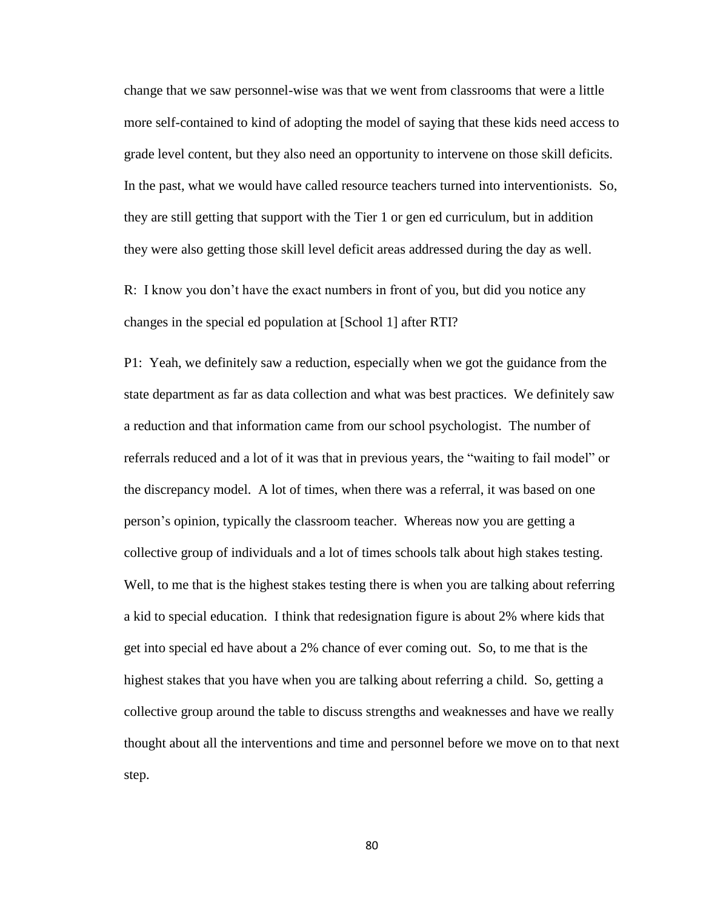change that we saw personnel-wise was that we went from classrooms that were a little more self-contained to kind of adopting the model of saying that these kids need access to grade level content, but they also need an opportunity to intervene on those skill deficits. In the past, what we would have called resource teachers turned into interventionists. So, they are still getting that support with the Tier 1 or gen ed curriculum, but in addition they were also getting those skill level deficit areas addressed during the day as well.

R: I know you don't have the exact numbers in front of you, but did you notice any changes in the special ed population at [School 1] after RTI?

P1: Yeah, we definitely saw a reduction, especially when we got the guidance from the state department as far as data collection and what was best practices. We definitely saw a reduction and that information came from our school psychologist. The number of referrals reduced and a lot of it was that in previous years, the "waiting to fail model" or the discrepancy model. A lot of times, when there was a referral, it was based on one person's opinion, typically the classroom teacher. Whereas now you are getting a collective group of individuals and a lot of times schools talk about high stakes testing. Well, to me that is the highest stakes testing there is when you are talking about referring a kid to special education. I think that redesignation figure is about 2% where kids that get into special ed have about a 2% chance of ever coming out. So, to me that is the highest stakes that you have when you are talking about referring a child. So, getting a collective group around the table to discuss strengths and weaknesses and have we really thought about all the interventions and time and personnel before we move on to that next step.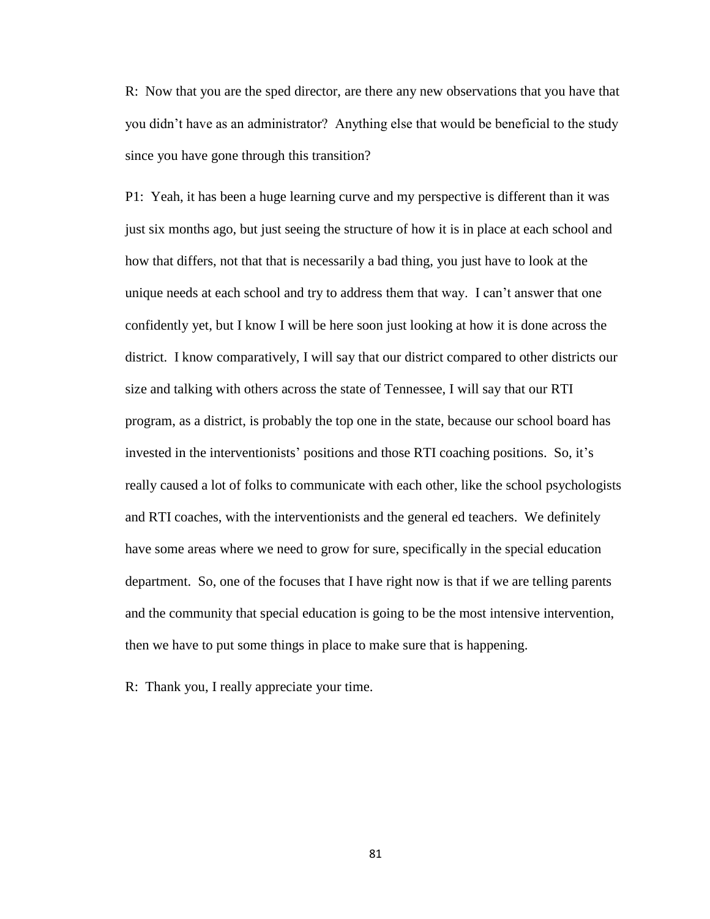R: Now that you are the sped director, are there any new observations that you have that you didn't have as an administrator? Anything else that would be beneficial to the study since you have gone through this transition?

P1: Yeah, it has been a huge learning curve and my perspective is different than it was just six months ago, but just seeing the structure of how it is in place at each school and how that differs, not that that is necessarily a bad thing, you just have to look at the unique needs at each school and try to address them that way. I can't answer that one confidently yet, but I know I will be here soon just looking at how it is done across the district. I know comparatively, I will say that our district compared to other districts our size and talking with others across the state of Tennessee, I will say that our RTI program, as a district, is probably the top one in the state, because our school board has invested in the interventionists' positions and those RTI coaching positions. So, it's really caused a lot of folks to communicate with each other, like the school psychologists and RTI coaches, with the interventionists and the general ed teachers. We definitely have some areas where we need to grow for sure, specifically in the special education department. So, one of the focuses that I have right now is that if we are telling parents and the community that special education is going to be the most intensive intervention, then we have to put some things in place to make sure that is happening.

R: Thank you, I really appreciate your time.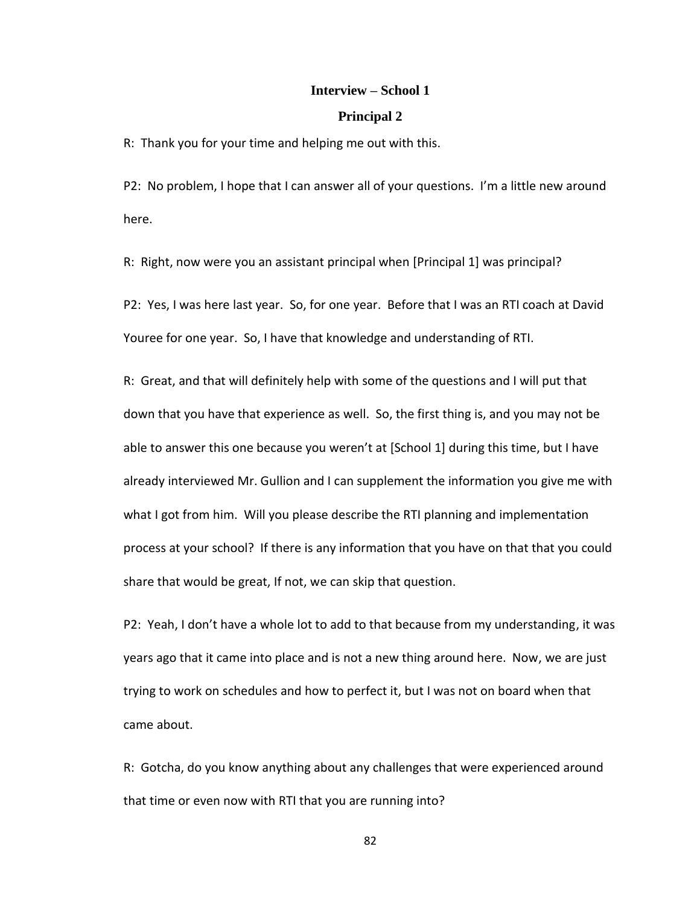## Interview – School 1

## Principal 2

R: Thank you for your time and helping me out with this.

P2: No problem, I hope that I can answer all of your questions. I'm a little new around here.

R: Right, now were you an assistant principal when [Principal 1] was principal?

P2: Yes, I was here last year. So, for one year. Before that I was an RTI coach at David Youree for one year. So, I have that knowledge and understanding of RTI.

R: Great, and that will definitely help with some of the questions and I will put that down that you have that experience as well. So, the first thing is, and you may not be able to answer this one because you weren't at [School 1] during this time, but I have already interviewed Mr. Gullion and I can supplement the information you give me with what I got from him. Will you please describe the RTI planning and implementation process at your school? If there is any information that you have on that that you could share that would be great, If not, we can skip that question.

P2: Yeah, I don't have a whole lot to add to that because from my understanding, it was years ago that it came into place and is not a new thing around here. Now, we are just trying to work on schedules and how to perfect it, but I was not on board when that came about.

R: Gotcha, do you know anything about any challenges that were experienced around that time or even now with RTI that you are running into?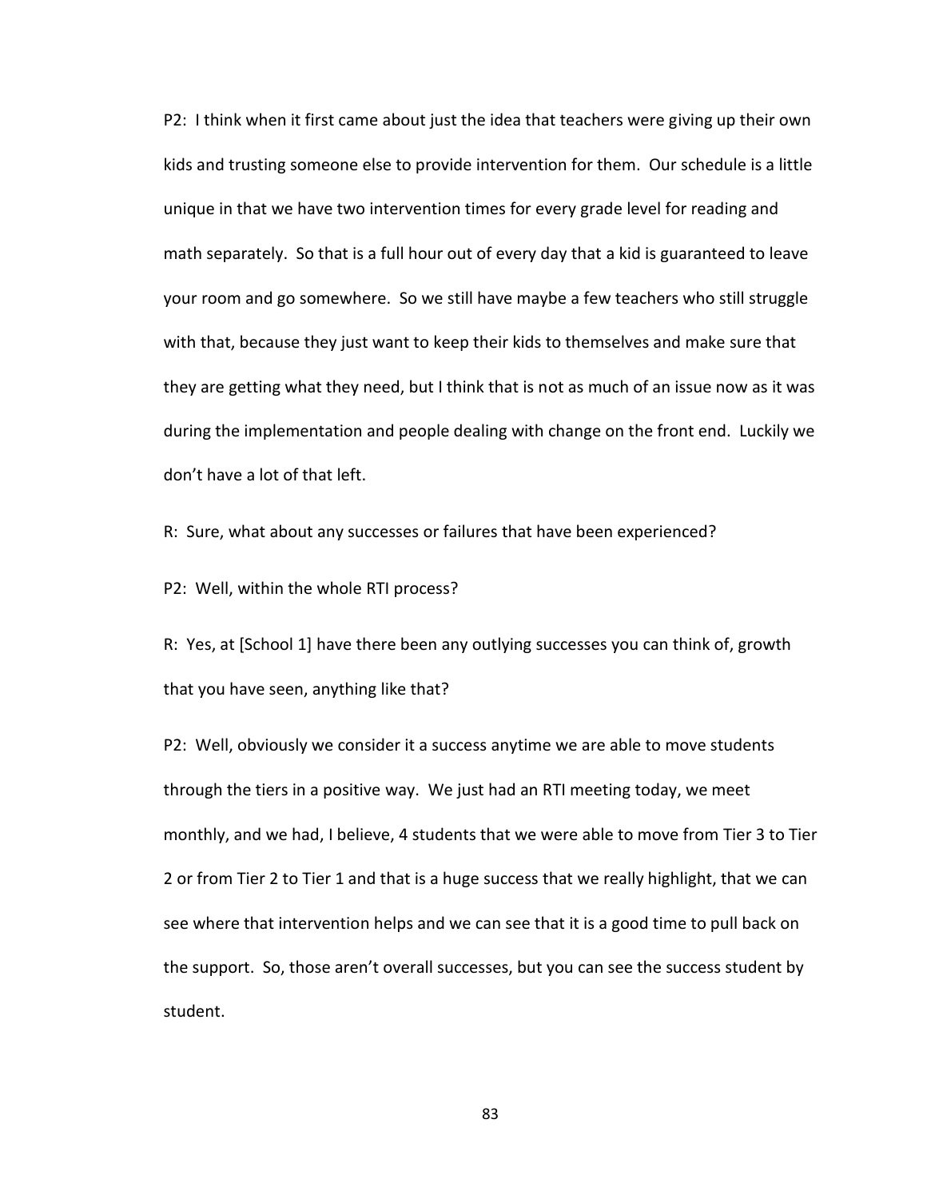P2: I think when it first came about just the idea that teachers were giving up their own kids and trusting someone else to provide intervention for them. Our schedule is a little unique in that we have two intervention times for every grade level for reading and math separately. So that is a full hour out of every day that a kid is guaranteed to leave your room and go somewhere. So we still have maybe a few teachers who still struggle with that, because they just want to keep their kids to themselves and make sure that they are getting what they need, but I think that is not as much of an issue now as it was during the implementation and people dealing with change on the front end. Luckily we don't have a lot of that left.

R: Sure, what about any successes or failures that have been experienced?

P2: Well, within the whole RTI process?

R: Yes, at [School 1] have there been any outlying successes you can think of, growth that you have seen, anything like that?

P2: Well, obviously we consider it a success anytime we are able to move students through the tiers in a positive way. We just had an RTI meeting today, we meet monthly, and we had, I believe, 4 students that we were able to move from Tier 3 to Tier 2 or from Tier 2 to Tier 1 and that is a huge success that we really highlight, that we can see where that intervention helps and we can see that it is a good time to pull back on the support. So, those aren't overall successes, but you can see the success student by student.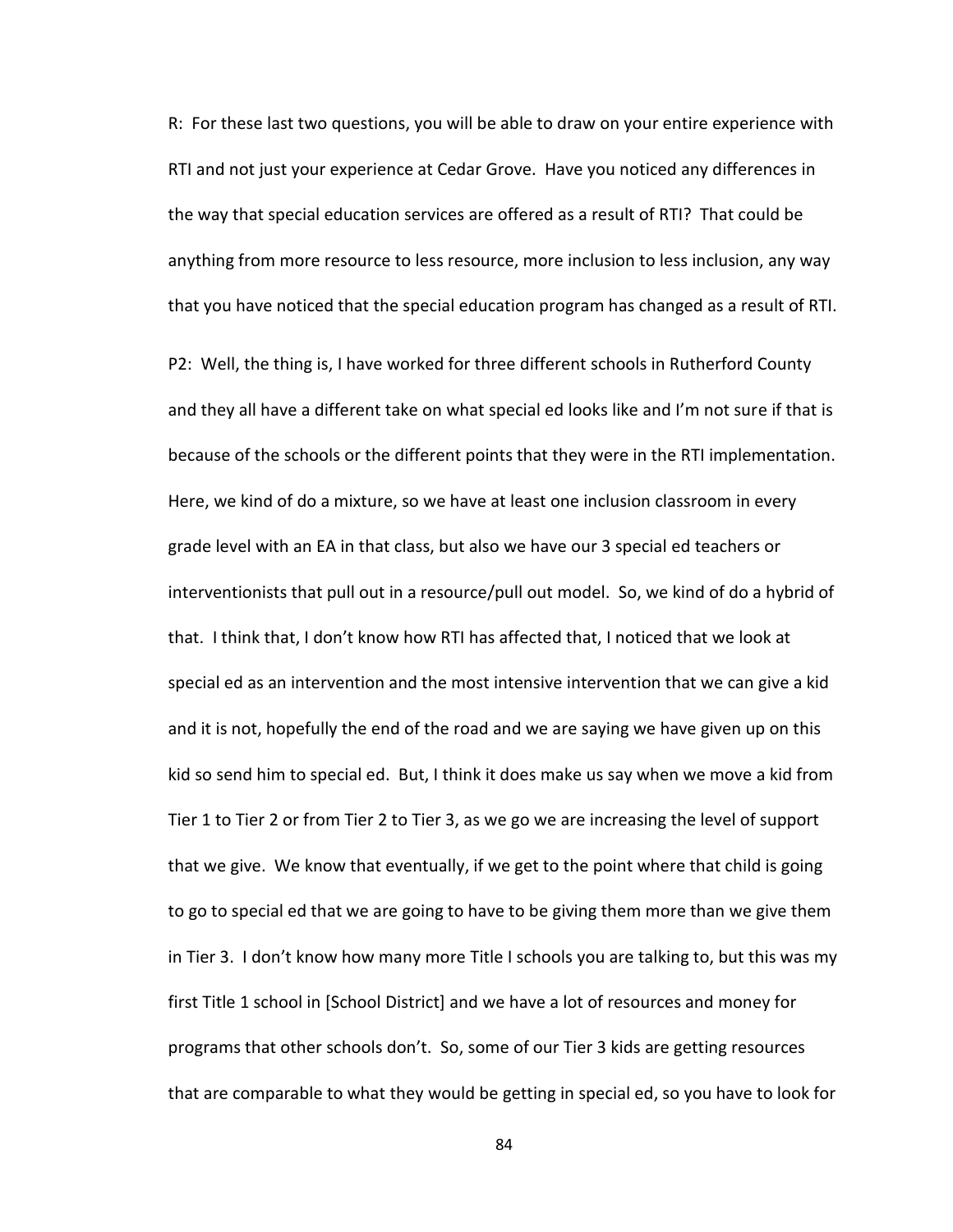R: For these last two questions, you will be able to draw on your entire experience with RTI and not just your experience at Cedar Grove. Have you noticed any differences in the way that special education services are offered as a result of RTI? That could be anything from more resource to less resource, more inclusion to less inclusion, any way that you have noticed that the special education program has changed as a result of RTI.

P2: Well, the thing is, I have worked for three different schools in Rutherford County and they all have a different take on what special ed looks like and I'm not sure if that is because of the schools or the different points that they were in the RTI implementation. Here, we kind of do a mixture, so we have at least one inclusion classroom in every grade level with an EA in that class, but also we have our 3 special ed teachers or interventionists that pull out in a resource/pull out model. So, we kind of do a hybrid of that. I think that, I don't know how RTI has affected that, I noticed that we look at special ed as an intervention and the most intensive intervention that we can give a kid and it is not, hopefully the end of the road and we are saying we have given up on this kid so send him to special ed. But, I think it does make us say when we move a kid from Tier 1 to Tier 2 or from Tier 2 to Tier 3, as we go we are increasing the level of support that we give. We know that eventually, if we get to the point where that child is going to go to special ed that we are going to have to be giving them more than we give them in Tier 3. I don't know how many more Title I schools you are talking to, but this was my first Title 1 school in [School District] and we have a lot of resources and money for programs that other schools don't. So, some of our Tier 3 kids are getting resources that are comparable to what they would be getting in special ed, so you have to look for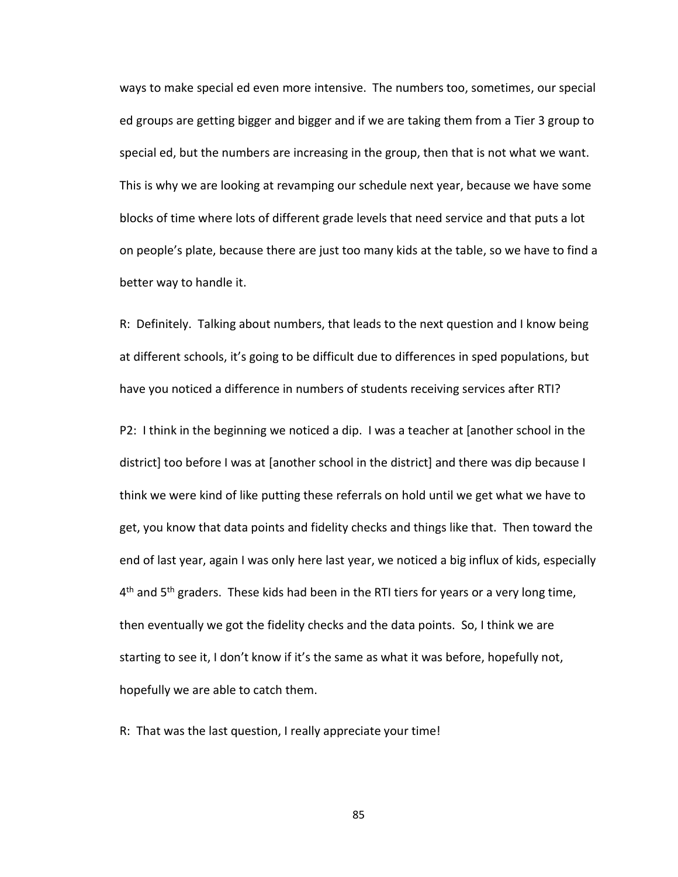ways to make special ed even more intensive. The numbers too, sometimes, our special ed groups are getting bigger and bigger and if we are taking them from a Tier 3 group to special ed, but the numbers are increasing in the group, then that is not what we want. This is why we are looking at revamping our schedule next year, because we have some blocks of time where lots of different grade levels that need service and that puts a lot on people's plate, because there are just too many kids at the table, so we have to find a better way to handle it.

R: Definitely. Talking about numbers, that leads to the next question and I know being at different schools, it's going to be difficult due to differences in sped populations, but have you noticed a difference in numbers of students receiving services after RTI?

P2: I think in the beginning we noticed a dip. I was a teacher at [another school in the district] too before I was at [another school in the district] and there was dip because I think we were kind of like putting these referrals on hold until we get what we have to get, you know that data points and fidelity checks and things like that. Then toward the end of last year, again I was only here last year, we noticed a big influx of kids, especially 4th and 5th graders. These kids had been in the RTI tiers for years or a very long time, then eventually we got the fidelity checks and the data points. So, I think we are starting to see it, I don't know if it's the same as what it was before, hopefully not, hopefully we are able to catch them.

R: That was the last question, I really appreciate your time!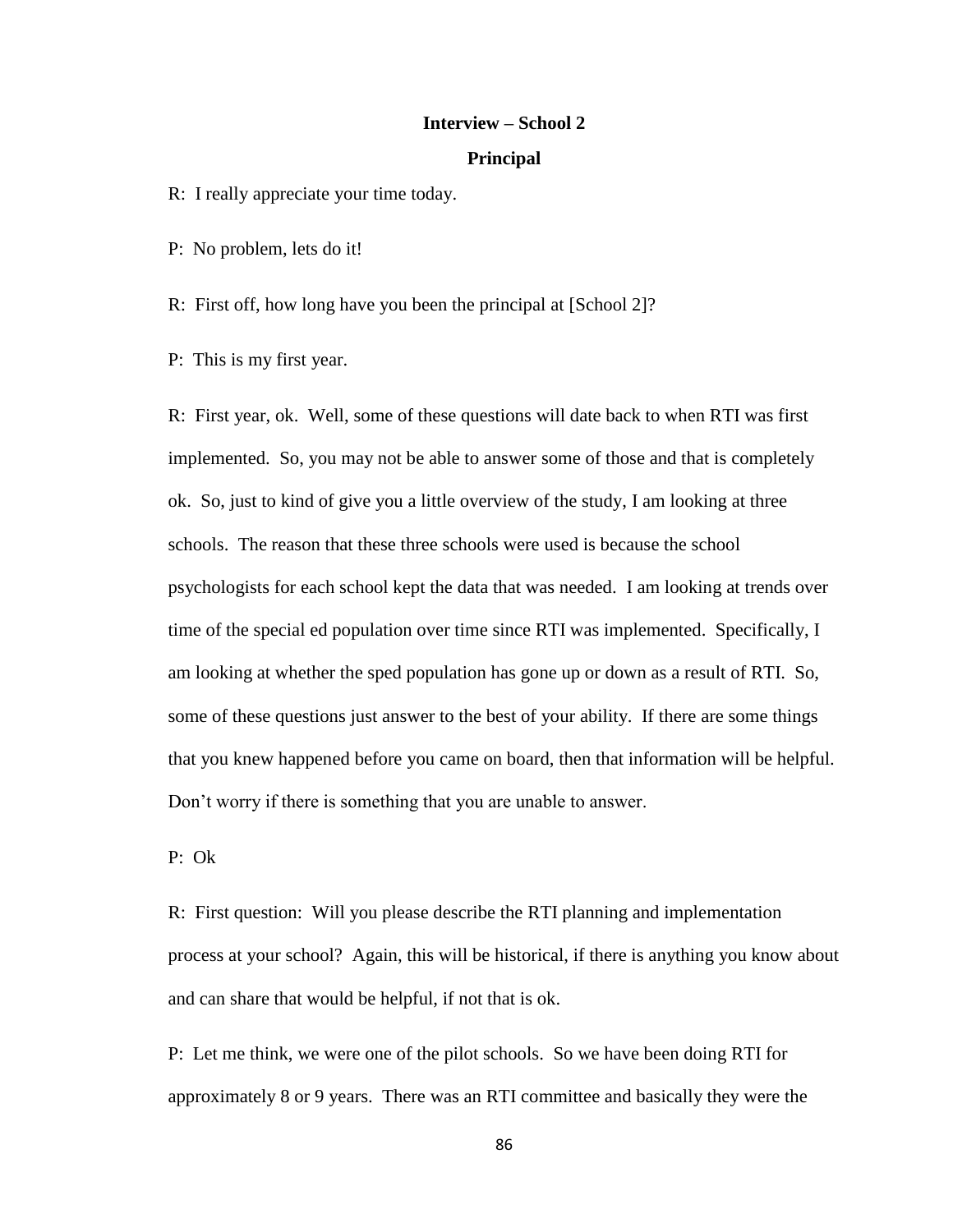**Interview – School 2**

**Principal**

R: I really appreciate your time today.

P: No problem, lets do it!

R: First off, how long have you been the principal at [School 2]?

P: This is my first year.

R: First year, ok. Well, some of these questions will date back to when RTI was first implemented. So, you may not be able to answer some of those and that is completely ok. So, just to kind of give you a little overview of the study, I am looking at three schools. The reason that these three schools were used is because the school psychologists for each school kept the data that was needed. I am looking at trends over time of the special ed population over time since RTI was implemented. Specifically, I am looking at whether the sped population has gone up or down as a result of RTI. So, some of these questions just answer to the best of your ability. If there are some things that you knew happened before you came on board, then that information will be helpful. Don't worry if there is something that you are unable to answer.

P: Ok

R: First question: Will you please describe the RTI planning and implementation process at your school? Again, this will be historical, if there is anything you know about and can share that would be helpful, if not that is ok.

P: Let me think, we were one of the pilot schools. So we have been doing RTI for approximately 8 or 9 years. There was an RTI committee and basically they were the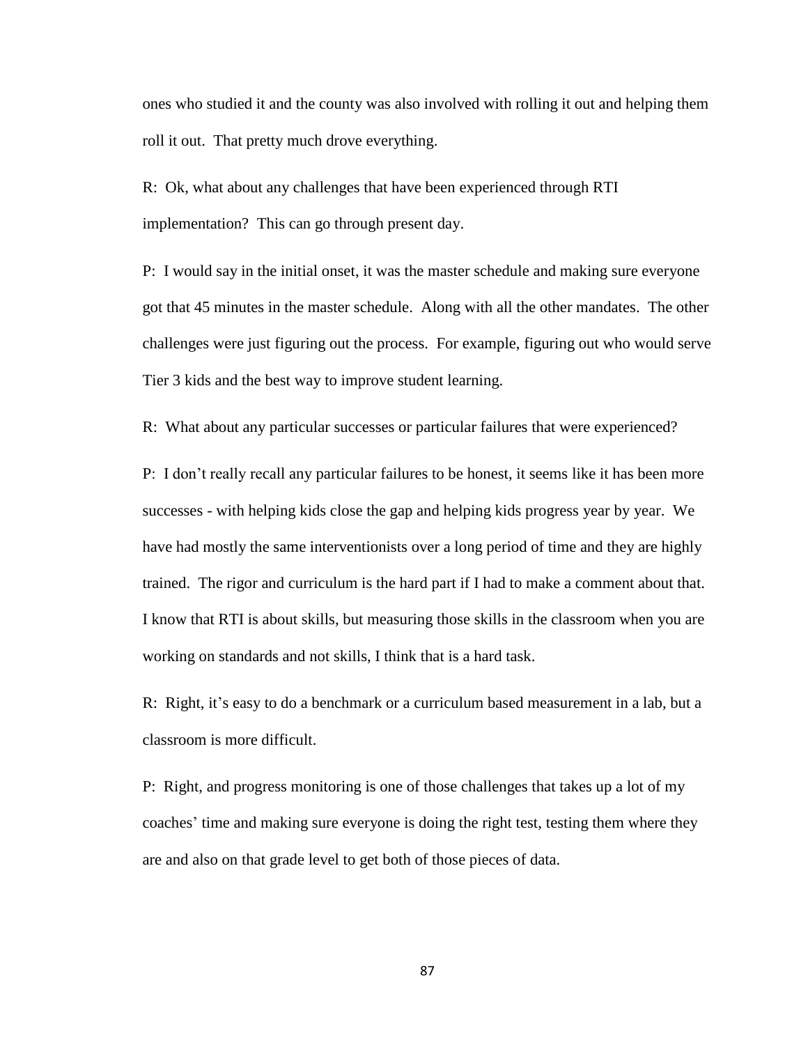ones who studied it and the county was also involved with rolling it out and helping them roll it out. That pretty much drove everything.

R: Ok, what about any challenges that have been experienced through RTI implementation? This can go through present day.

P: I would say in the initial onset, it was the master schedule and making sure everyone got that 45 minutes in the master schedule. Along with all the other mandates. The other challenges were just figuring out the process. For example, figuring out who would serve Tier 3 kids and the best way to improve student learning.

R: What about any particular successes or particular failures that were experienced?

P: I don't really recall any particular failures to be honest, it seems like it has been more successes - with helping kids close the gap and helping kids progress year by year. We have had mostly the same interventionists over a long period of time and they are highly trained. The rigor and curriculum is the hard part if I had to make a comment about that. I know that RTI is about skills, but measuring those skills in the classroom when you are working on standards and not skills, I think that is a hard task.

R: Right, it's easy to do a benchmark or a curriculum based measurement in a lab, but a classroom is more difficult.

P: Right, and progress monitoring is one of those challenges that takes up a lot of my coaches' time and making sure everyone is doing the right test, testing them where they are and also on that grade level to get both of those pieces of data.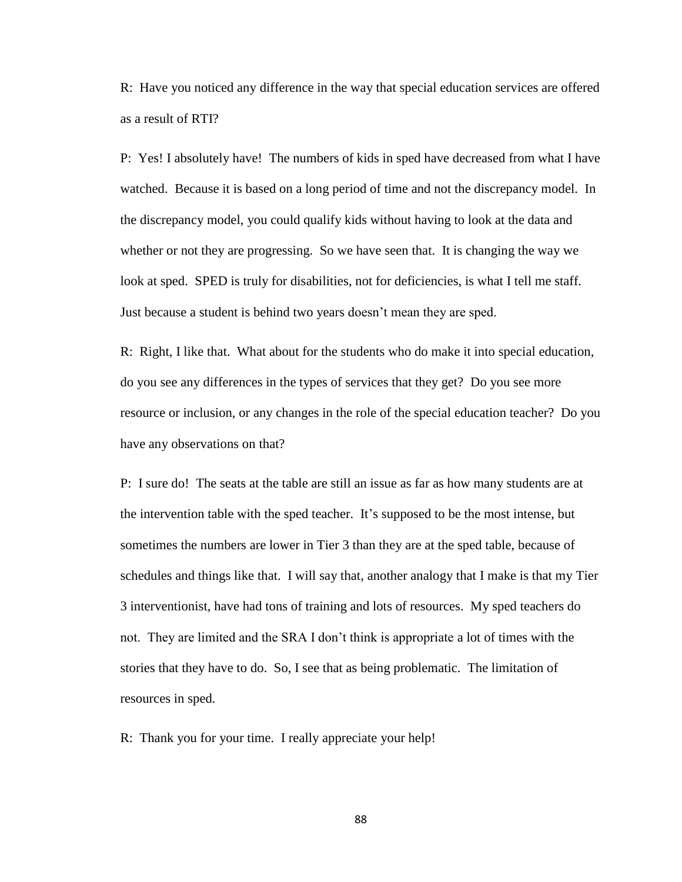R: Have you noticed any difference in the way that special education services are offered as a result of RTI?

P: Yes! I absolutely have! The numbers of kids in sped have decreased from what I have watched. Because it is based on a long period of time and not the discrepancy model. In the discrepancy model, you could qualify kids without having to look at the data and whether or not they are progressing. So we have seen that. It is changing the way we look at sped. SPED is truly for disabilities, not for deficiencies, is what I tell me staff. Just because a student is behind two years doesn't mean they are sped.

R: Right, I like that. What about for the students who do make it into special education, do you see any differences in the types of services that they get? Do you see more resource or inclusion, or any changes in the role of the special education teacher? Do you have any observations on that?

P: I sure do! The seats at the table are still an issue as far as how many students are at the intervention table with the sped teacher. It's supposed to be the most intense, but sometimes the numbers are lower in Tier 3 than they are at the sped table, because of schedules and things like that. I will say that, another analogy that I make is that my Tier 3 interventionist, have had tons of training and lots of resources. My sped teachers do not. They are limited and the SRA I don't think is appropriate a lot of times with the stories that they have to do. So, I see that as being problematic. The limitation of resources in sped.

R: Thank you for your time. I really appreciate your help!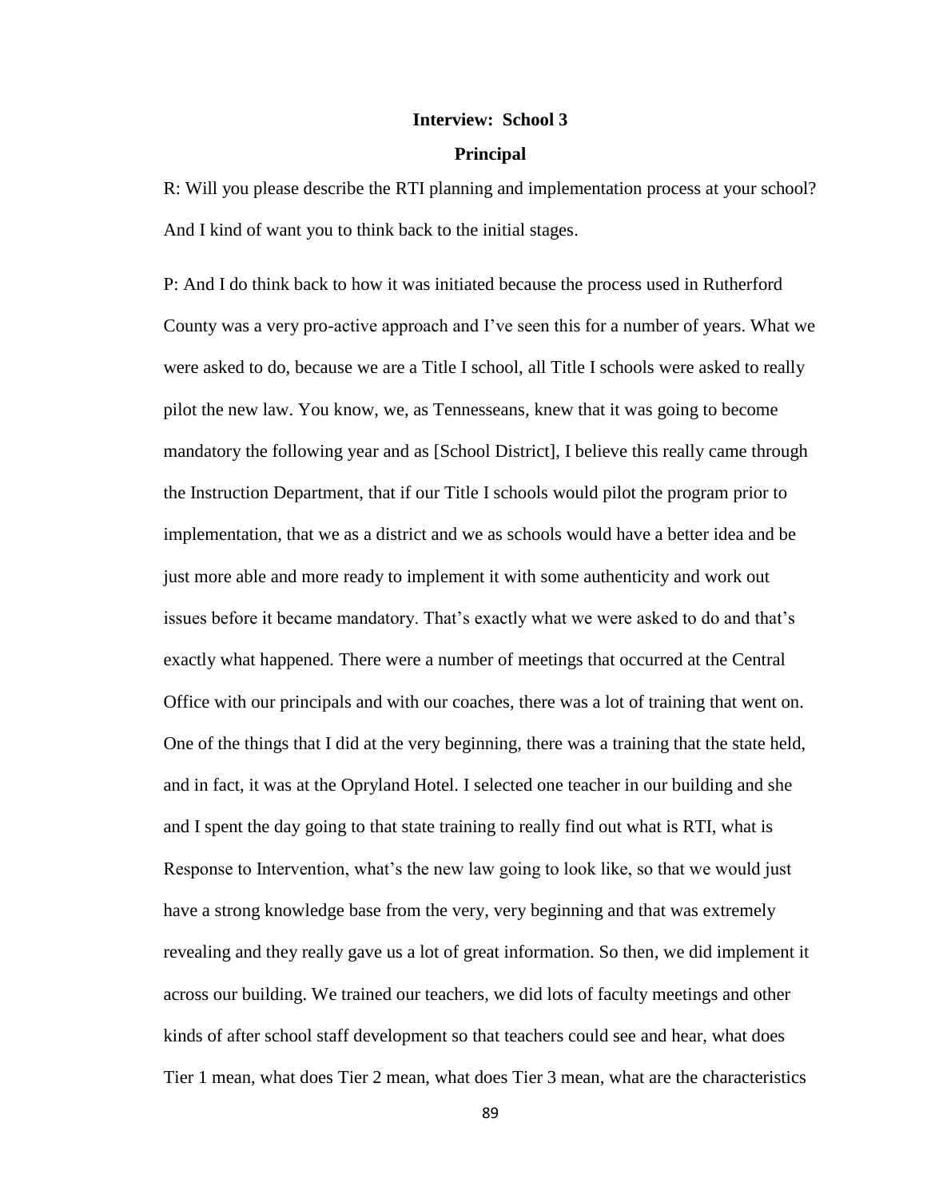**Interview: School 3**

**Principal**

R: Will you please describe the RTI planning and implementation process at your school? And I kind of want you to think back to the initial stages.

P: And I do think back to how it was initiated because the process used in Rutherford County was a very pro-active approach and I've seen this for a number of years. What we were asked to do, because we are a Title I school, all Title I schools were asked to really pilot the new law. You know, we, as Tennesseans, knew that it was going to become mandatory the following year and as [School District], I believe this really came through the Instruction Department, that if our Title I schools would pilot the program prior to implementation, that we as a district and we as schools would have a better idea and be just more able and more ready to implement it with some authenticity and work out issues before it became mandatory. That's exactly what we were asked to do and that's exactly what happened. There were a number of meetings that occurred at the Central Office with our principals and with our coaches, there was a lot of training that went on. One of the things that I did at the very beginning, there was a training that the state held, and in fact, it was at the Opryland Hotel. I selected one teacher in our building and she and I spent the day going to that state training to really find out what is RTI, what is Response to Intervention, what's the new law going to look like, so that we would just have a strong knowledge base from the very, very beginning and that was extremely revealing and they really gave us a lot of great information. So then, we did implement it across our building. We trained our teachers, we did lots of faculty meetings and other kinds of after school staff development so that teachers could see and hear, what does Tier 1 mean, what does Tier 2 mean, what does Tier 3 mean, what are the characteristics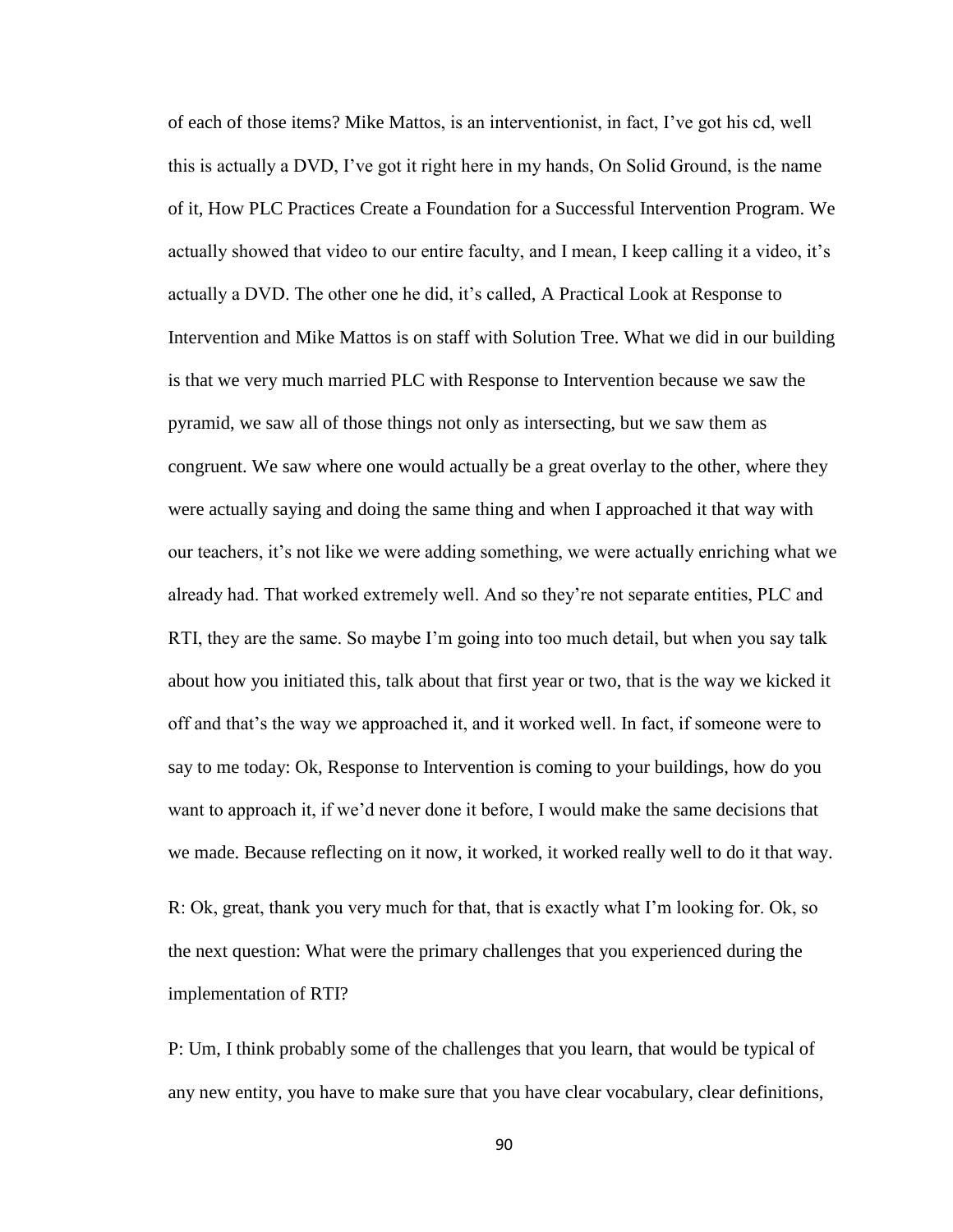of each of those items? Mike Mattos, is an interventionist, in fact, I've got his cd, well this is actually a DVD, I've got it right here in my hands, On Solid Ground, is the name of it, How PLC Practices Create a Foundation for a Successful Intervention Program. We actually showed that video to our entire faculty, and I mean, I keep calling it a video, it's actually a DVD. The other one he did, it's called, A Practical Look at Response to Intervention and Mike Mattos is on staff with Solution Tree. What we did in our building is that we very much married PLC with Response to Intervention because we saw the pyramid, we saw all of those things not only as intersecting, but we saw them as congruent. We saw where one would actually be a great overlay to the other, where they were actually saying and doing the same thing and when I approached it that way with our teachers, it's not like we were adding something, we were actually enriching what we already had. That worked extremely well. And so they're not separate entities, PLC and RTI, they are the same. So maybe I'm going into too much detail, but when you say talk about how you initiated this, talk about that first year or two, that is the way we kicked it off and that's the way we approached it, and it worked well. In fact, if someone were to say to me today: Ok, Response to Intervention is coming to your buildings, how do you want to approach it, if we'd never done it before, I would make the same decisions that we made. Because reflecting on it now, it worked, it worked really well to do it that way.

R: Ok, great, thank you very much for that, that is exactly what I'm looking for. Ok, so the next question: What were the primary challenges that you experienced during the implementation of RTI?

P: Um, I think probably some of the challenges that you learn, that would be typical of any new entity, you have to make sure that you have clear vocabulary, clear definitions,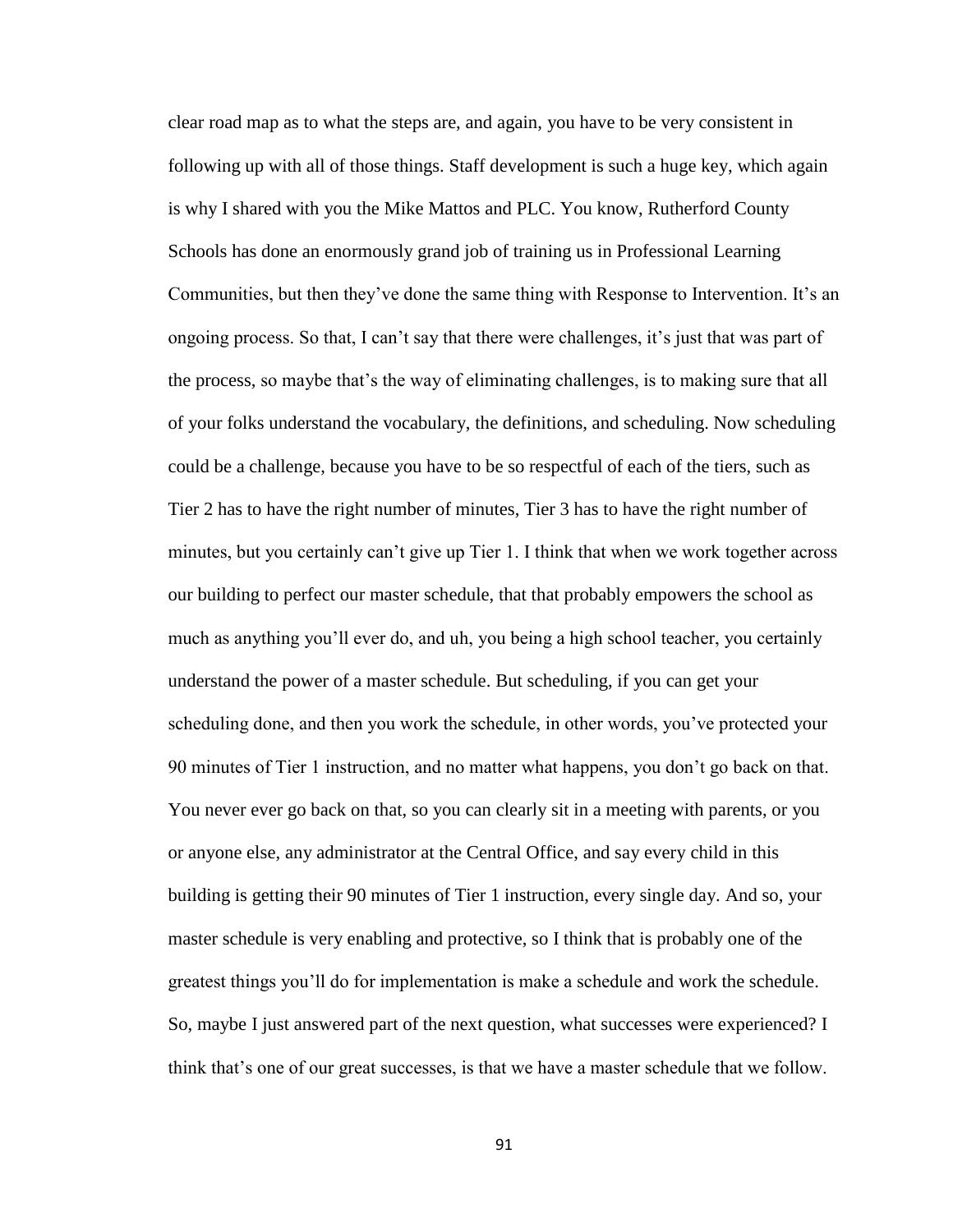clear road map as to what the steps are, and again, you have to be very consistent in following up with all of those things. Staff development is such a huge key, which again is why I shared with you the Mike Mattos and PLC. You know, Rutherford County Schools has done an enormously grand job of training us in Professional Learning Communities, but then they've done the same thing with Response to Intervention. It's an ongoing process. So that, I can't say that there were challenges, it's just that was part of the process, so maybe that's the way of eliminating challenges, is to making sure that all of your folks understand the vocabulary, the definitions, and scheduling. Now scheduling could be a challenge, because you have to be so respectful of each of the tiers, such as Tier 2 has to have the right number of minutes, Tier 3 has to have the right number of minutes, but you certainly can't give up Tier 1. I think that when we work together across our building to perfect our master schedule, that that probably empowers the school as much as anything you'll ever do, and uh, you being a high school teacher, you certainly understand the power of a master schedule. But scheduling, if you can get your scheduling done, and then you work the schedule, in other words, you've protected your 90 minutes of Tier 1 instruction, and no matter what happens, you don't go back on that. You never ever go back on that, so you can clearly sit in a meeting with parents, or you or anyone else, any administrator at the Central Office, and say every child in this building is getting their 90 minutes of Tier 1 instruction, every single day. And so, your master schedule is very enabling and protective, so I think that is probably one of the greatest things you'll do for implementation is make a schedule and work the schedule. So, maybe I just answered part of the next question, what successes were experienced? I think that's one of our great successes, is that we have a master schedule that we follow.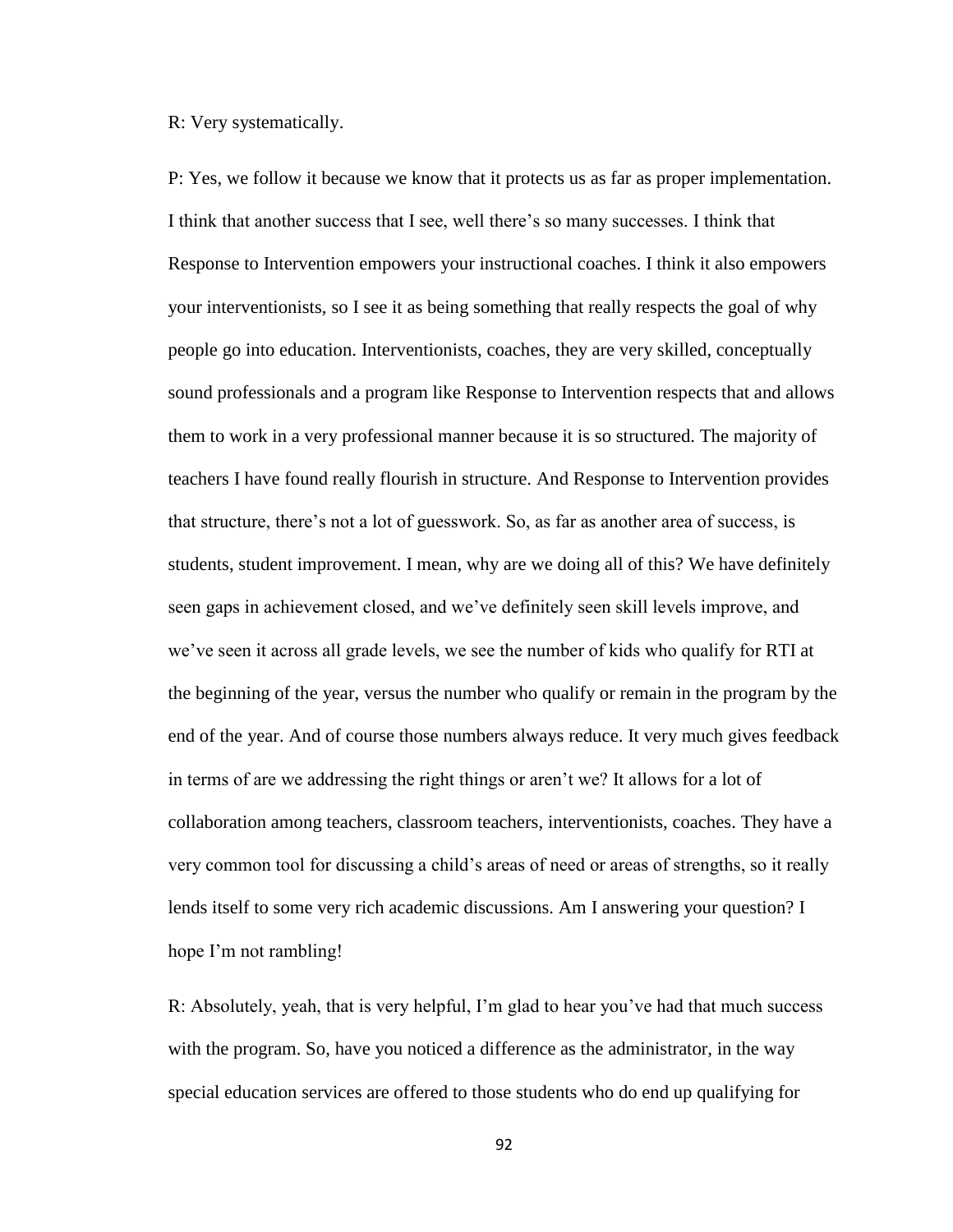R: Very systematically.

P: Yes, we follow it because we know that it protects us as far as proper implementation. I think that another success that I see, well there's so many successes. I think that Response to Intervention empowers your instructional coaches. I think it also empowers your interventionists, so I see it as being something that really respects the goal of why people go into education. Interventionists, coaches, they are very skilled, conceptually sound professionals and a program like Response to Intervention respects that and allows them to work in a very professional manner because it is so structured. The majority of teachers I have found really flourish in structure. And Response to Intervention provides that structure, there's not a lot of guesswork. So, as far as another area of success, is students, student improvement. I mean, why are we doing all of this? We have definitely seen gaps in achievement closed, and we've definitely seen skill levels improve, and we've seen it across all grade levels, we see the number of kids who qualify for RTI at the beginning of the year, versus the number who qualify or remain in the program by the end of the year. And of course those numbers always reduce. It very much gives feedback in terms of are we addressing the right things or aren't we? It allows for a lot of collaboration among teachers, classroom teachers, interventionists, coaches. They have a very common tool for discussing a child's areas of need or areas of strengths, so it really lends itself to some very rich academic discussions. Am I answering your question? I hope I'm not rambling!

R: Absolutely, yeah, that is very helpful, I'm glad to hear you've had that much success with the program. So, have you noticed a difference as the administrator, in the way special education services are offered to those students who do end up qualifying for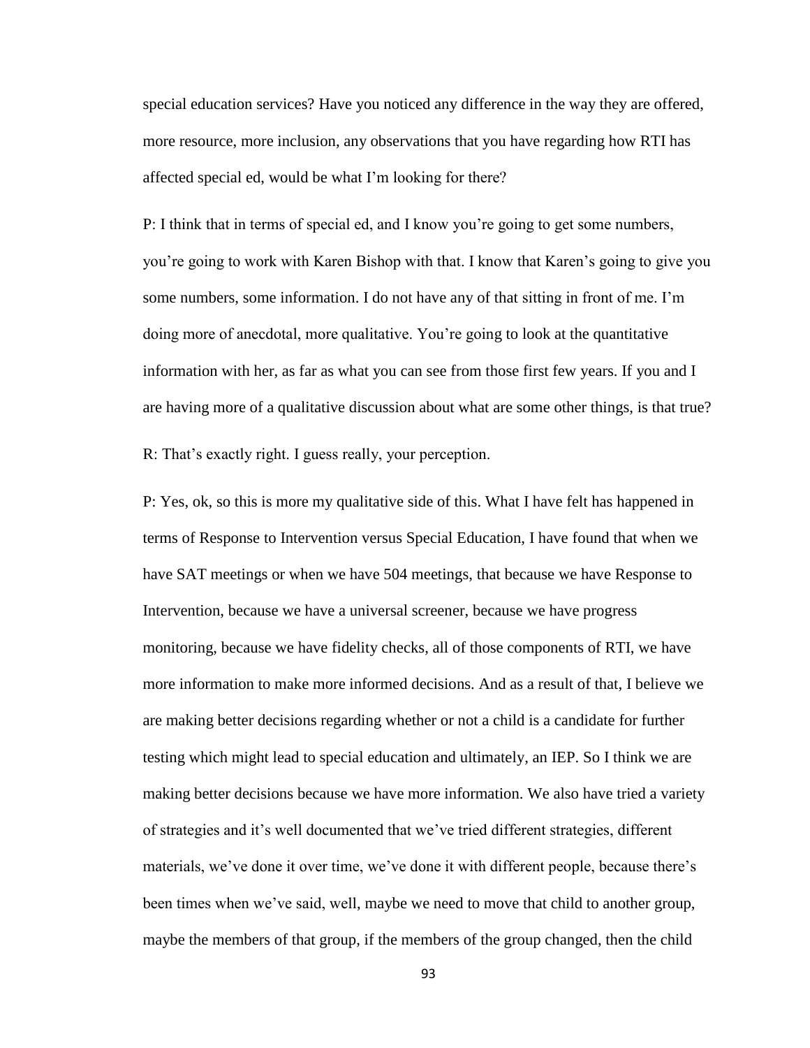special education services? Have you noticed any difference in the way they are offered, more resource, more inclusion, any observations that you have regarding how RTI has affected special ed, would be what I'm looking for there?

P: I think that in terms of special ed, and I know you're going to get some numbers, you're going to work with Karen Bishop with that. I know that Karen's going to give you some numbers, some information. I do not have any of that sitting in front of me. I'm doing more of anecdotal, more qualitative. You're going to look at the quantitative information with her, as far as what you can see from those first few years. If you and I are having more of a qualitative discussion about what are some other things, is that true?

R: That's exactly right. I guess really, your perception.

P: Yes, ok, so this is more my qualitative side of this. What I have felt has happened in terms of Response to Intervention versus Special Education, I have found that when we have SAT meetings or when we have 504 meetings, that because we have Response to Intervention, because we have a universal screener, because we have progress monitoring, because we have fidelity checks, all of those components of RTI, we have more information to make more informed decisions. And as a result of that, I believe we are making better decisions regarding whether or not a child is a candidate for further testing which might lead to special education and ultimately, an IEP. So I think we are making better decisions because we have more information. We also have tried a variety of strategies and it's well documented that we've tried different strategies, different materials, we've done it over time, we've done it with different people, because there's been times when we've said, well, maybe we need to move that child to another group, maybe the members of that group, if the members of the group changed, then the child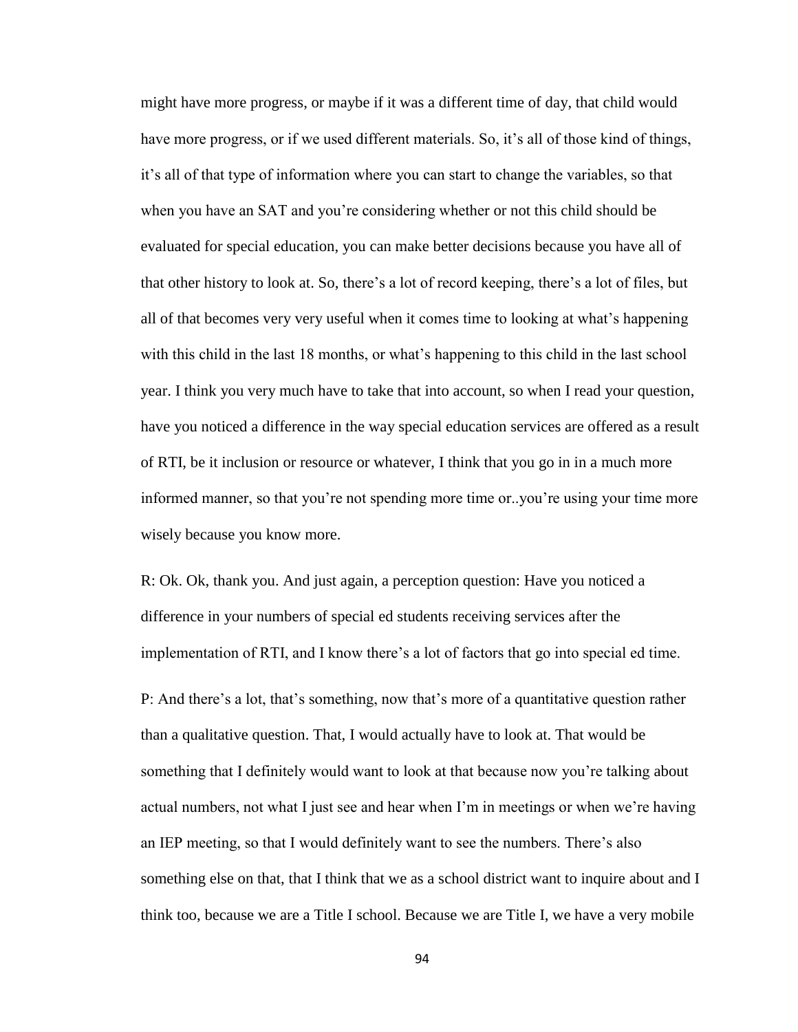might have more progress, or maybe if it was a different time of day, that child would have more progress, or if we used different materials. So, it's all of those kind of things, it's all of that type of information where you can start to change the variables, so that when you have an SAT and you're considering whether or not this child should be evaluated for special education, you can make better decisions because you have all of that other history to look at. So, there's a lot of record keeping, there's a lot of files, but all of that becomes very very useful when it comes time to looking at what's happening with this child in the last 18 months, or what's happening to this child in the last school year. I think you very much have to take that into account, so when I read your question, have you noticed a difference in the way special education services are offered as a result of RTI, be it inclusion or resource or whatever, I think that you go in in a much more informed manner, so that you're not spending more time or..you're using your time more wisely because you know more.

R: Ok. Ok, thank you. And just again, a perception question: Have you noticed a difference in your numbers of special ed students receiving services after the implementation of RTI, and I know there's a lot of factors that go into special ed time.

P: And there's a lot, that's something, now that's more of a quantitative question rather than a qualitative question. That, I would actually have to look at. That would be something that I definitely would want to look at that because now you're talking about actual numbers, not what I just see and hear when I'm in meetings or when we're having an IEP meeting, so that I would definitely want to see the numbers. There's also something else on that, that I think that we as a school district want to inquire about and I think too, because we are a Title I school. Because we are Title I, we have a very mobile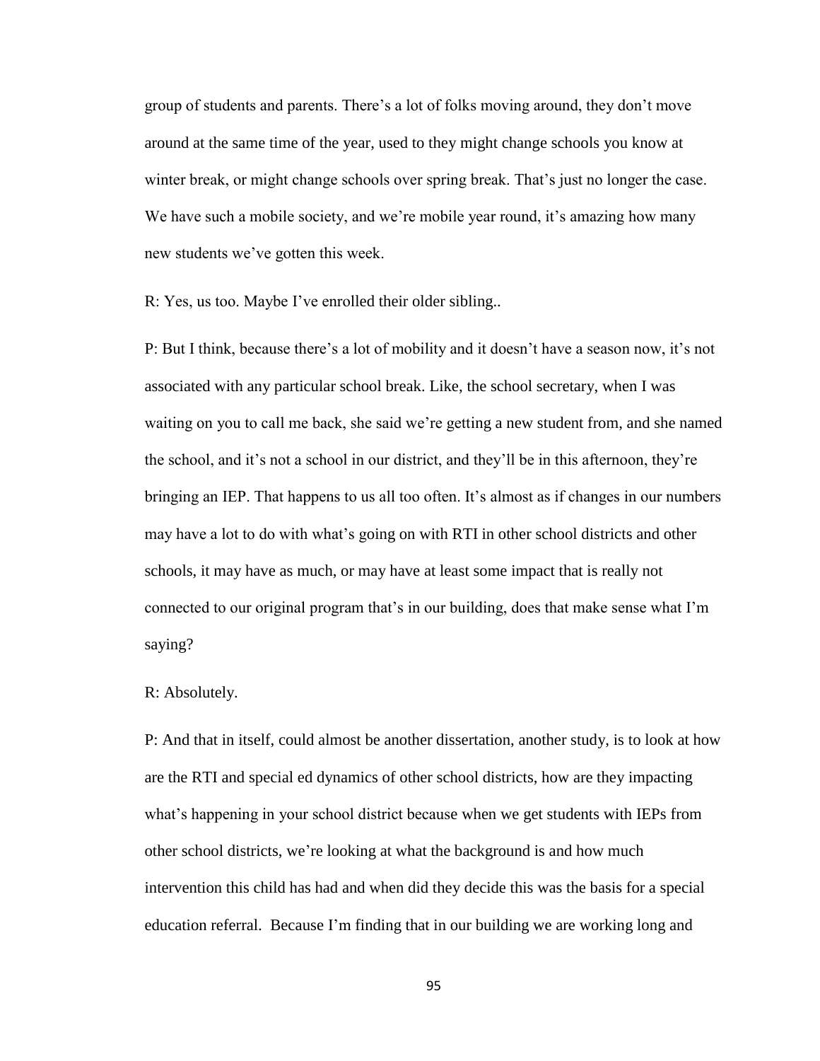group of students and parents. There's a lot of folks moving around, they don't move around at the same time of the year, used to they might change schools you know at winter break, or might change schools over spring break. That's just no longer the case. We have such a mobile society, and we're mobile year round, it's amazing how many new students we've gotten this week.

R: Yes, us too. Maybe I've enrolled their older sibling..

P: But I think, because there's a lot of mobility and it doesn't have a season now, it's not associated with any particular school break. Like, the school secretary, when I was waiting on you to call me back, she said we're getting a new student from, and she named the school, and it's not a school in our district, and they'll be in this afternoon, they're bringing an IEP. That happens to us all too often. It's almost as if changes in our numbers may have a lot to do with what's going on with RTI in other school districts and other schools, it may have as much, or may have at least some impact that is really not connected to our original program that's in our building, does that make sense what I'm saying?

R: Absolutely.

P: And that in itself, could almost be another dissertation, another study, is to look at how are the RTI and special ed dynamics of other school districts, how are they impacting what's happening in your school district because when we get students with IEPs from other school districts, we're looking at what the background is and how much intervention this child has had and when did they decide this was the basis for a special education referral. Because I'm finding that in our building we are working long and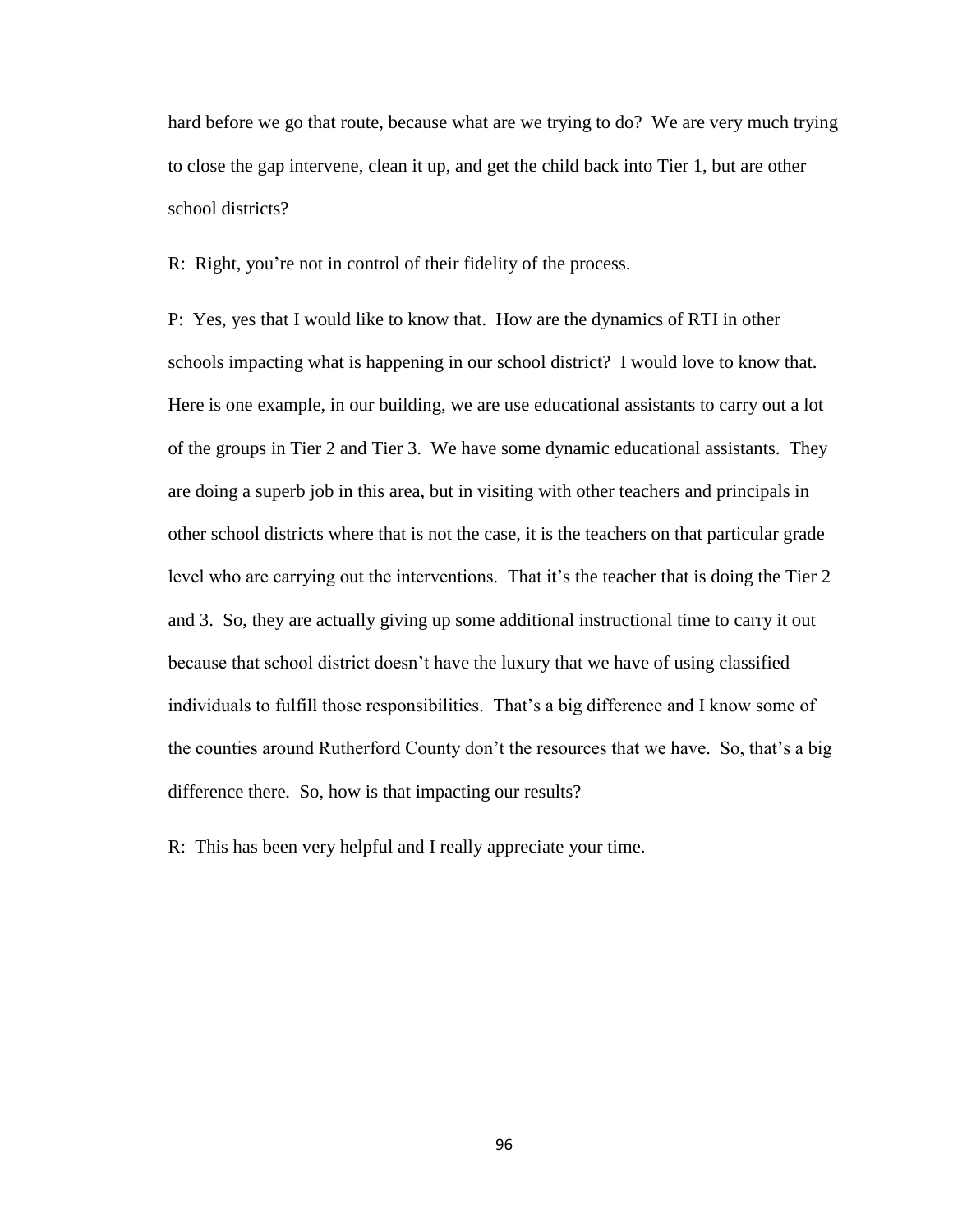hard before we go that route, because what are we trying to do? We are very much trying to close the gap intervene, clean it up, and get the child back into Tier 1, but are other school districts?

R: Right, you're not in control of their fidelity of the process.

P: Yes, yes that I would like to know that. How are the dynamics of RTI in other schools impacting what is happening in our school district? I would love to know that. Here is one example, in our building, we are use educational assistants to carry out a lot of the groups in Tier 2 and Tier 3. We have some dynamic educational assistants. They are doing a superb job in this area, but in visiting with other teachers and principals in other school districts where that is not the case, it is the teachers on that particular grade level who are carrying out the interventions. That it's the teacher that is doing the Tier 2 and 3. So, they are actually giving up some additional instructional time to carry it out because that school district doesn't have the luxury that we have of using classified individuals to fulfill those responsibilities. That's a big difference and I know some of the counties around Rutherford County don't the resources that we have. So, that's a big difference there. So, how is that impacting our results?

R: This has been very helpful and I really appreciate your time.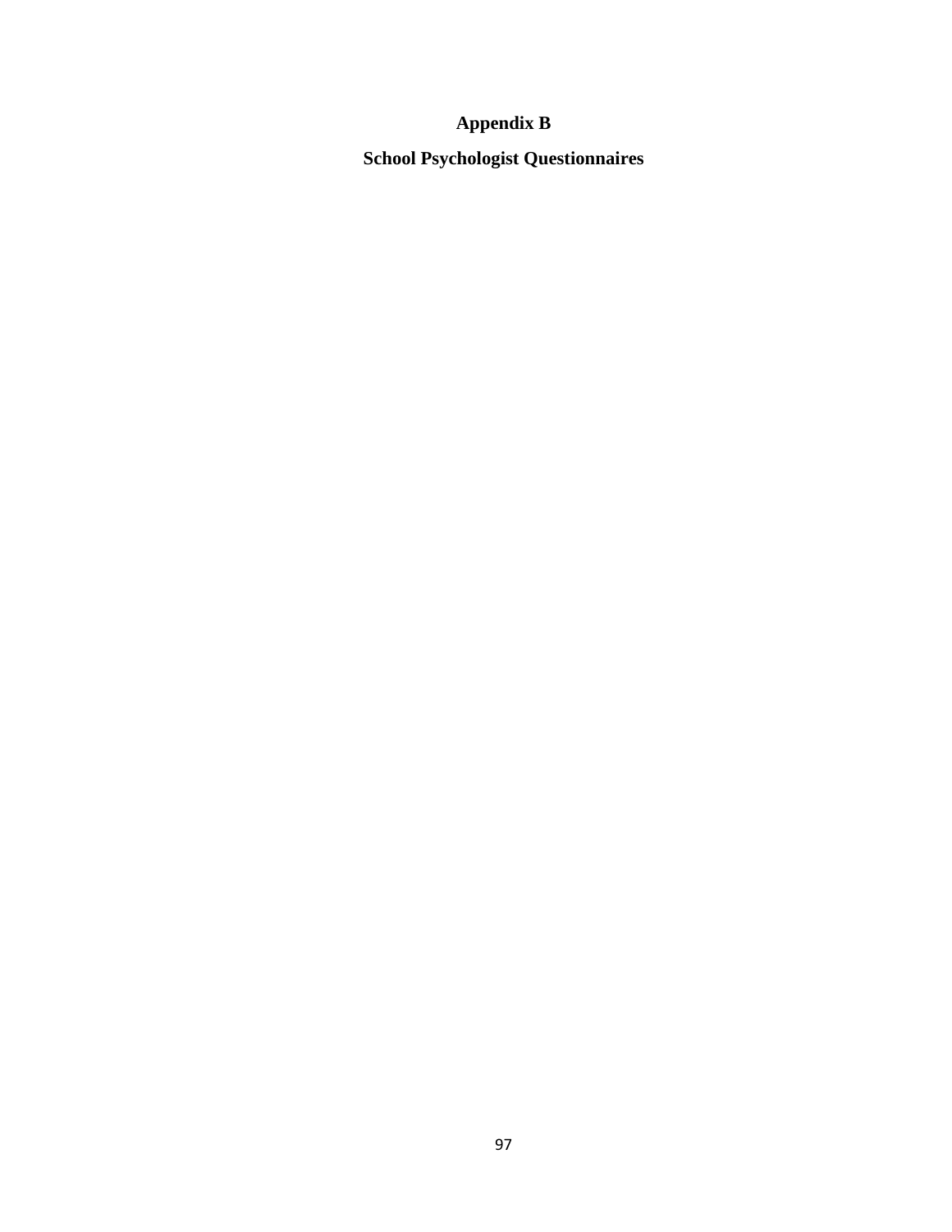# Appendix B

## School Psychologist Questionnaires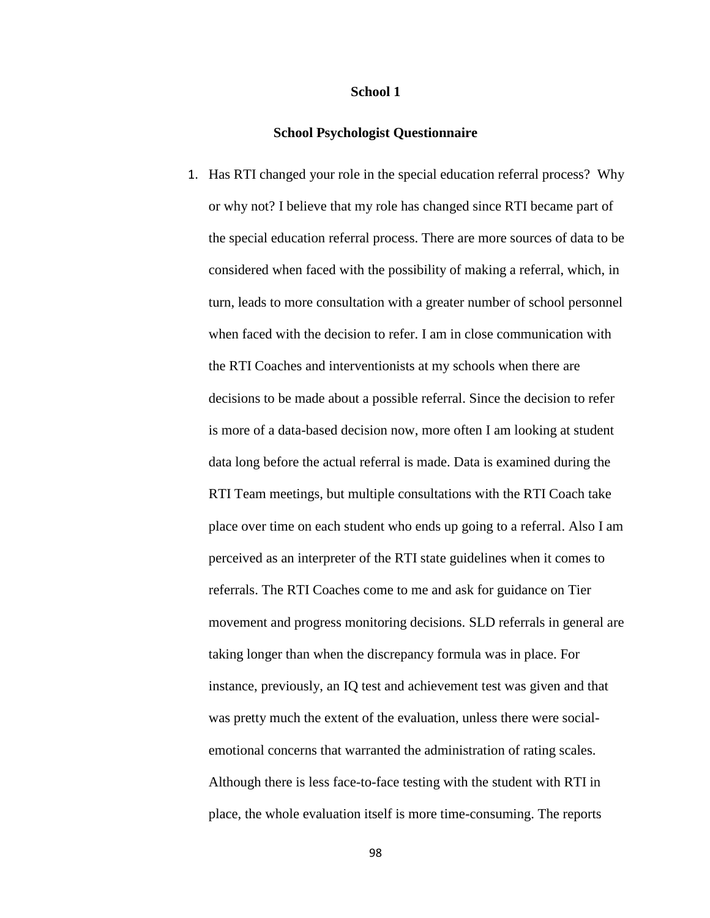**School 1**

**School Psychologist Questionnaire**

1. Has RTI changed your role in the special education referral process? Why or why not? I believe that my role has changed since RTI became part of the special education referral process. There are more sources of data to be considered when faced with the possibility of making a referral, which, in turn, leads to more consultation with a greater number of school personnel when faced with the decision to refer. I am in close communication with the RTI Coaches and interventionists at my schools when there are decisions to be made about a possible referral. Since the decision to refer is more of a data-based decision now, more often I am looking at student data long before the actual referral is made. Data is examined during the RTI Team meetings, but multiple consultations with the RTI Coach take place over time on each student who ends up going to a referral. Also I am perceived as an interpreter of the RTI state guidelines when it comes to referrals. The RTI Coaches come to me and ask for guidance on Tier movement and progress monitoring decisions. SLD referrals in general are taking longer than when the discrepancy formula was in place. For instance, previously, an IQ test and achievement test was given and that was pretty much the extent of the evaluation, unless there were social-emotional concerns that warranted the administration of rating scales. Although there is less face-to-face testing with the student with RTI in place, the whole evaluation itself is more time-consuming. The reports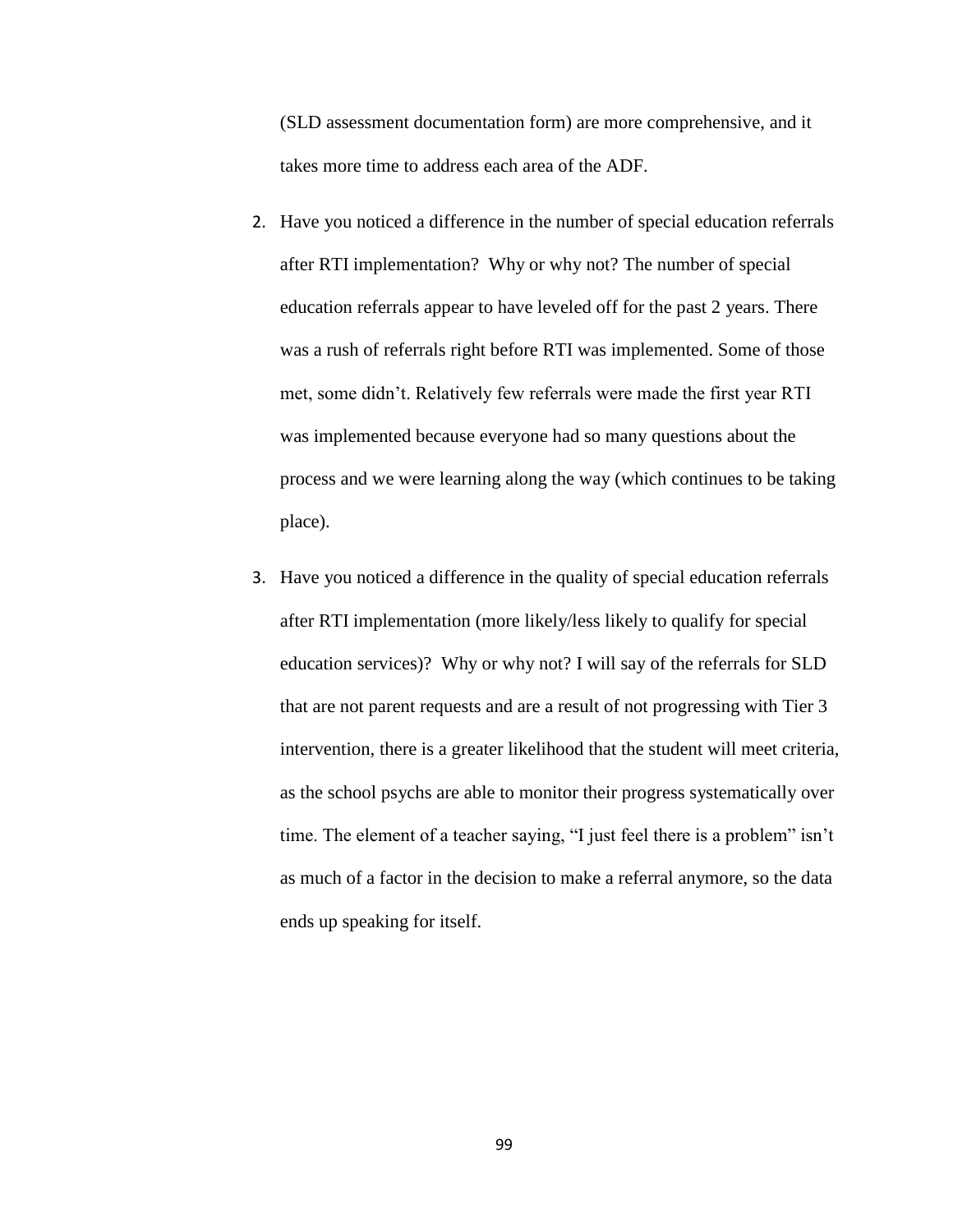(SLD assessment documentation form) are more comprehensive, and it takes more time to address each area of the ADF.

2. Have you noticed a difference in the number of special education referrals after RTI implementation? Why or why not? The number of special education referrals appear to have leveled off for the past 2 years. There was a rush of referrals right before RTI was implemented. Some of those met, some didn't. Relatively few referrals were made the first year RTI was implemented because everyone had so many questions about the process and we were learning along the way (which continues to be taking place).

3. Have you noticed a difference in the quality of special education referrals after RTI implementation (more likely/less likely to qualify for special education services)? Why or why not? I will say of the referrals for SLD that are not parent requests and are a result of not progressing with Tier 3 intervention, there is a greater likelihood that the student will meet criteria, as the school psychs are able to monitor their progress systematically over time. The element of a teacher saying, "I just feel there is a problem" isn't as much of a factor in the decision to make a referral anymore, so the data ends up speaking for itself.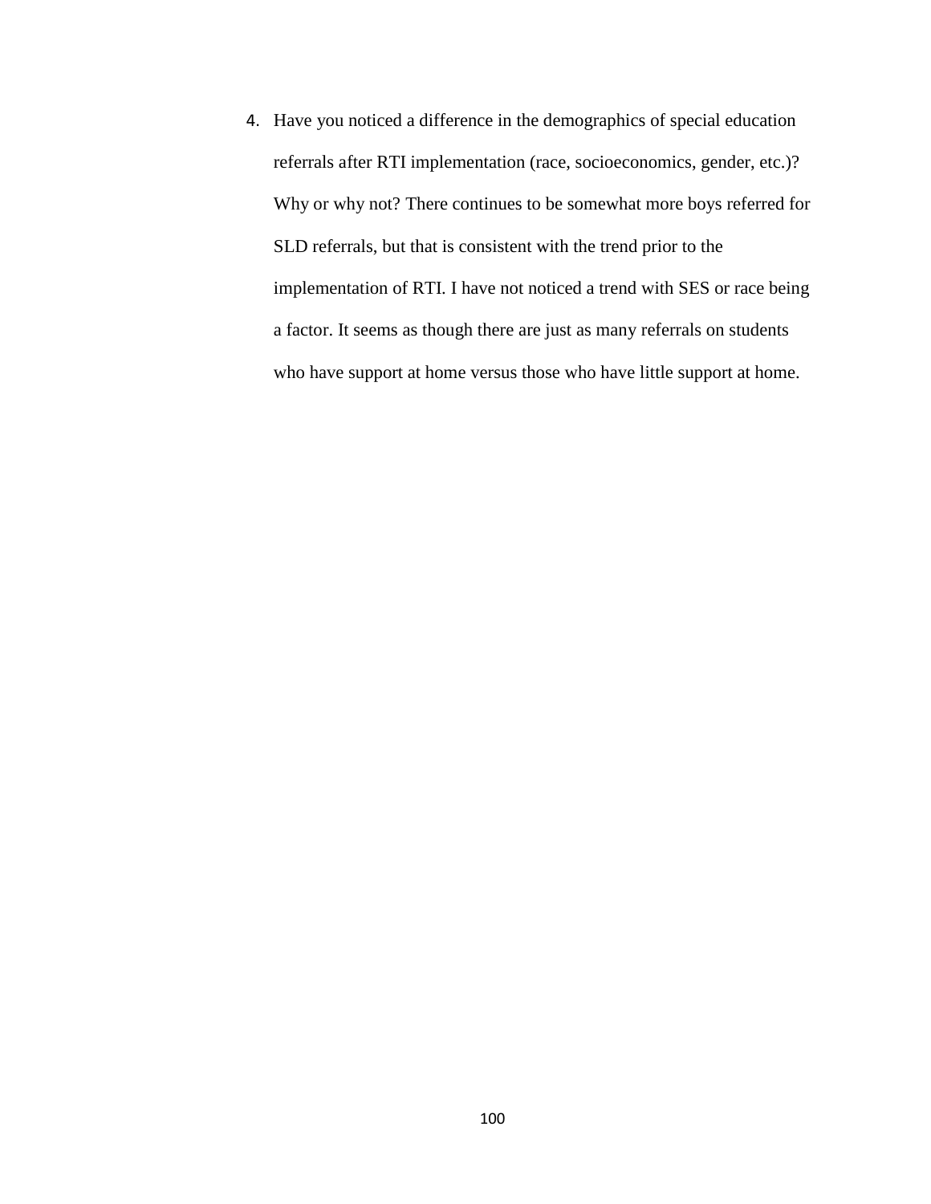4. Have you noticed a difference in the demographics of special education referrals after RTI implementation (race, socioeconomics, gender, etc.)? Why or why not? There continues to be somewhat more boys referred for SLD referrals, but that is consistent with the trend prior to the implementation of RTI. I have not noticed a trend with SES or race being a factor. It seems as though there are just as many referrals on students who have support at home versus those who have little support at home.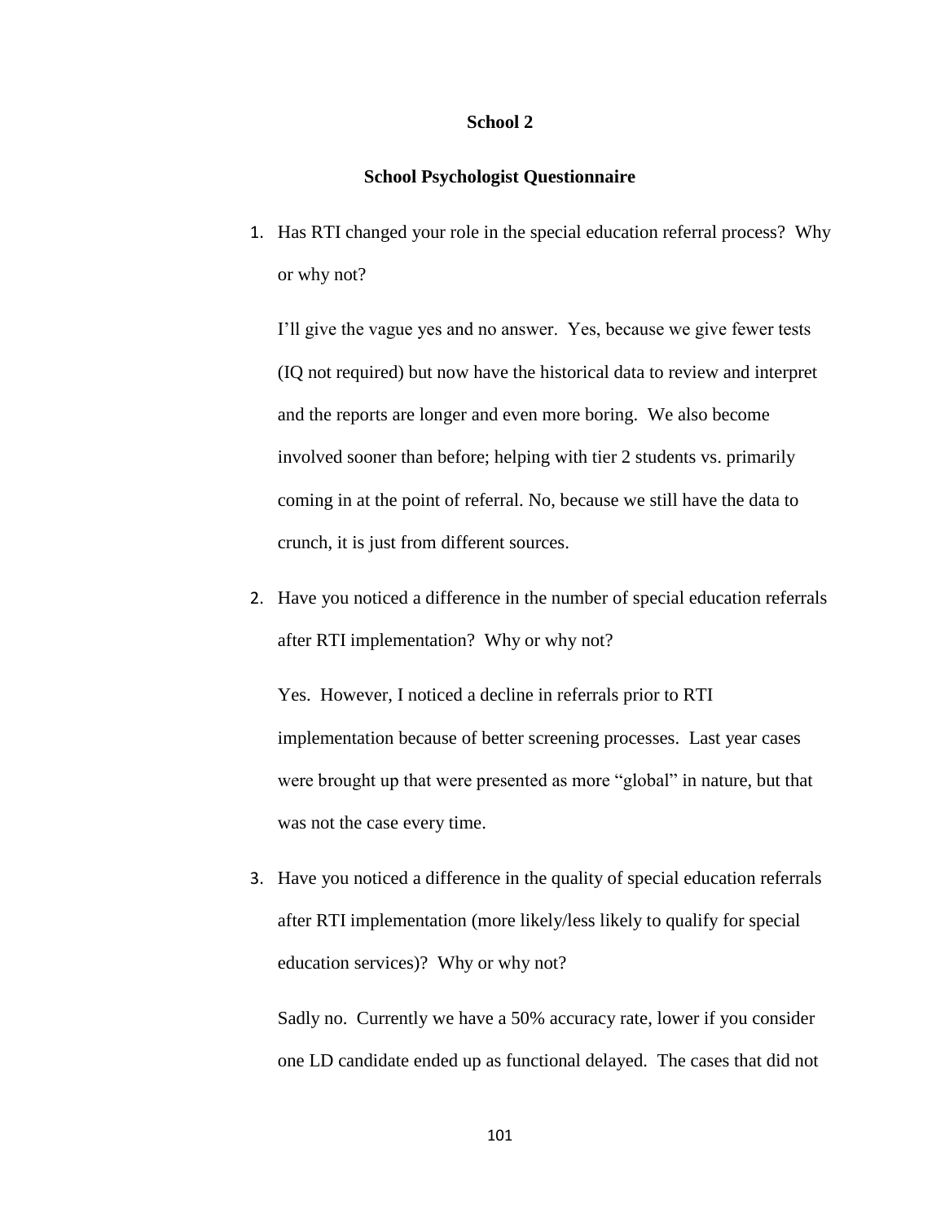**School 2**

**School Psychologist Questionnaire**

1. Has RTI changed your role in the special education referral process? Why or why not?

   I'll give the vague yes and no answer. Yes, because we give fewer tests (IQ not required) but now have the historical data to review and interpret and the reports are longer and even more boring. We also become involved sooner than before; helping with tier 2 students vs. primarily coming in at the point of referral. No, because we still have the data to crunch, it is just from different sources.

2. Have you noticed a difference in the number of special education referrals after RTI implementation? Why or why not?

   Yes. However, I noticed a decline in referrals prior to RTI implementation because of better screening processes. Last year cases were brought up that were presented as more "global" in nature, but that was not the case every time.

3. Have you noticed a difference in the quality of special education referrals after RTI implementation (more likely/less likely to qualify for special education services)? Why or why not?

   Sadly no. Currently we have a 50% accuracy rate, lower if you consider one LD candidate ended up as functional delayed. The cases that did not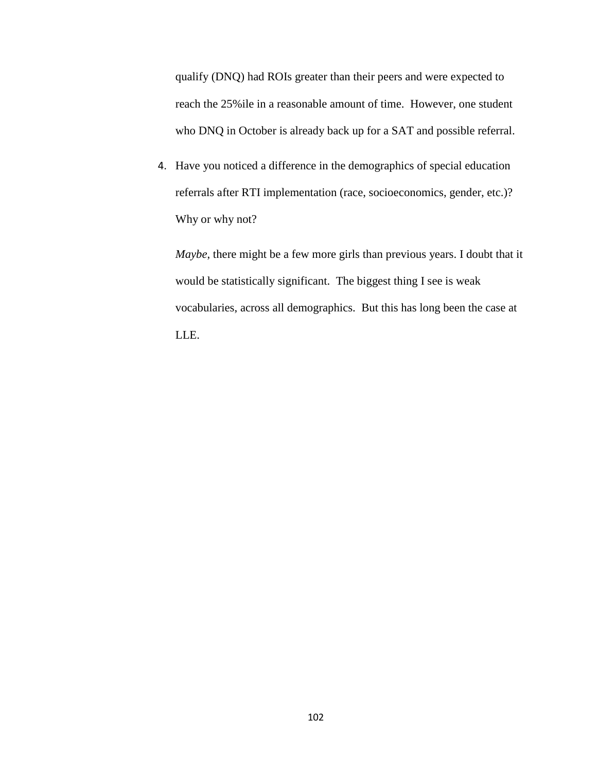qualify (DNQ) had ROIs greater than their peers and were expected to reach the 25%ile in a reasonable amount of time. However, one student who DNQ in October is already back up for a SAT and possible referral.

4. Have you noticed a difference in the demographics of special education referrals after RTI implementation (race, socioeconomics, gender, etc.)? Why or why not?

   *Maybe*, there might be a few more girls than previous years. I doubt that it would be statistically significant. The biggest thing I see is weak vocabularies, across all demographics. But this has long been the case at LLE.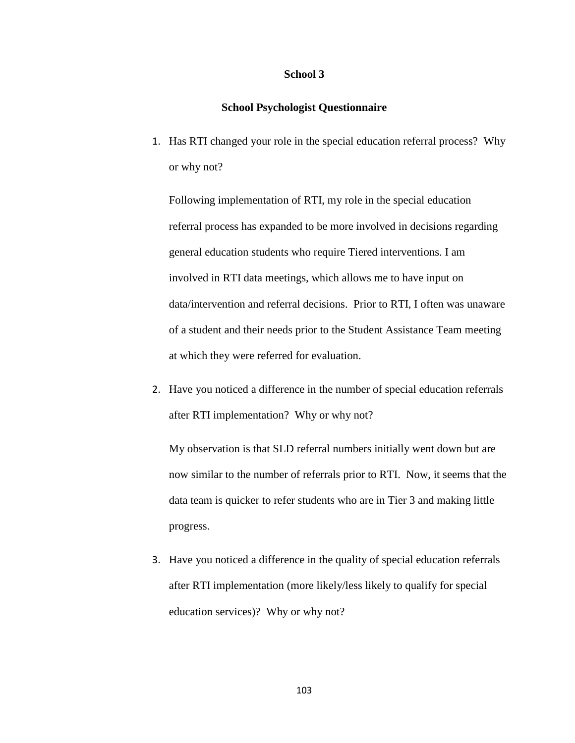## School 3

### School Psychologist Questionnaire

1. Has RTI changed your role in the special education referral process? Why or why not?

   Following implementation of RTI, my role in the special education referral process has expanded to be more involved in decisions regarding general education students who require Tiered interventions. I am involved in RTI data meetings, which allows me to have input on data/intervention and referral decisions. Prior to RTI, I often was unaware of a student and their needs prior to the Student Assistance Team meeting at which they were referred for evaluation.

2. Have you noticed a difference in the number of special education referrals after RTI implementation? Why or why not?

   My observation is that SLD referral numbers initially went down but are now similar to the number of referrals prior to RTI. Now, it seems that the data team is quicker to refer students who are in Tier 3 and making little progress.

3. Have you noticed a difference in the quality of special education referrals after RTI implementation (more likely/less likely to qualify for special education services)? Why or why not?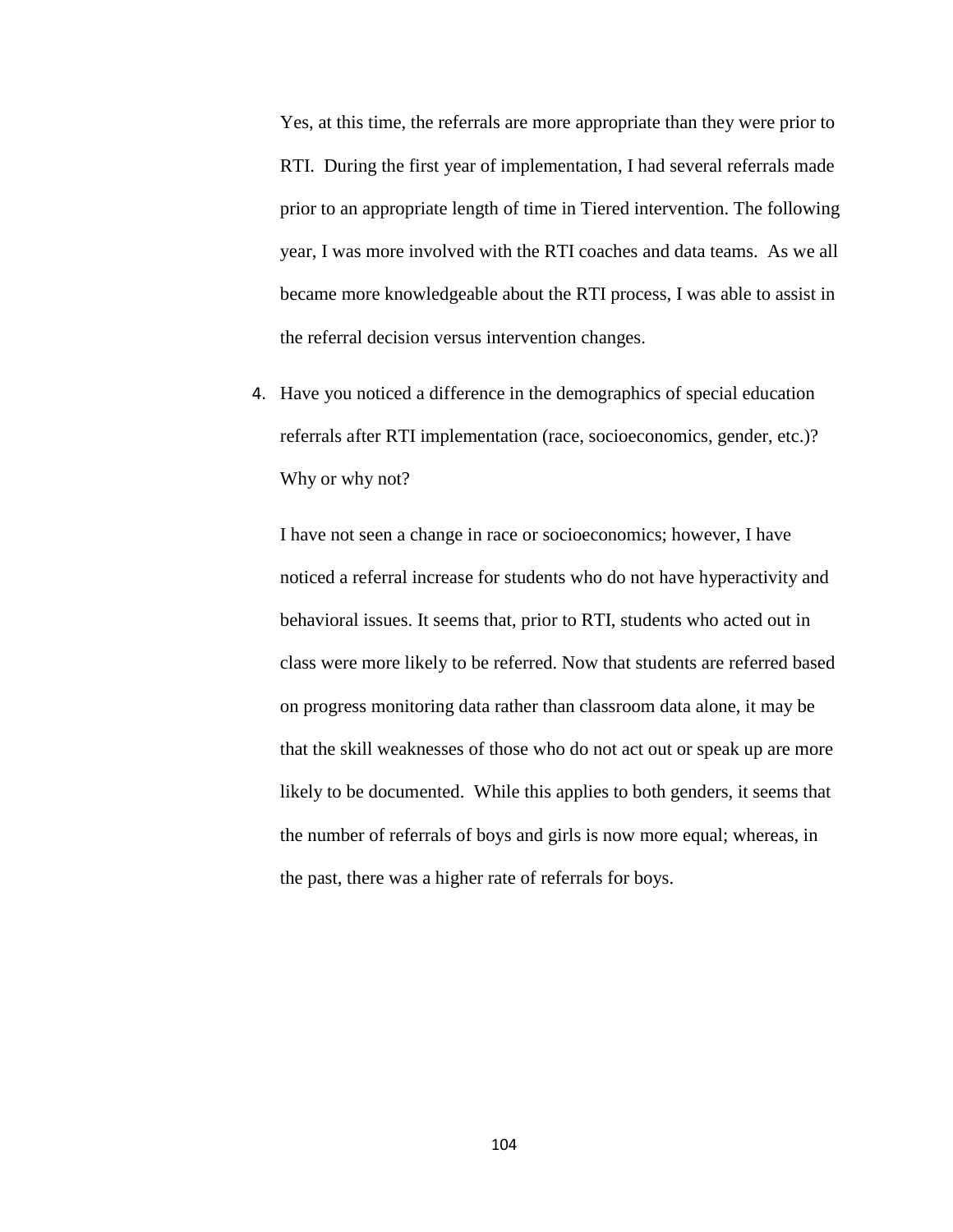Yes, at this time, the referrals are more appropriate than they were prior to RTI. During the first year of implementation, I had several referrals made prior to an appropriate length of time in Tiered intervention. The following year, I was more involved with the RTI coaches and data teams. As we all became more knowledgeable about the RTI process, I was able to assist in the referral decision versus intervention changes.

4. Have you noticed a difference in the demographics of special education referrals after RTI implementation (race, socioeconomics, gender, etc.)? Why or why not?

   I have not seen a change in race or socioeconomics; however, I have noticed a referral increase for students who do not have hyperactivity and behavioral issues. It seems that, prior to RTI, students who acted out in class were more likely to be referred. Now that students are referred based on progress monitoring data rather than classroom data alone, it may be that the skill weaknesses of those who do not act out or speak up are more likely to be documented. While this applies to both genders, it seems that the number of referrals of boys and girls is now more equal; whereas, in the past, there was a higher rate of referrals for boys.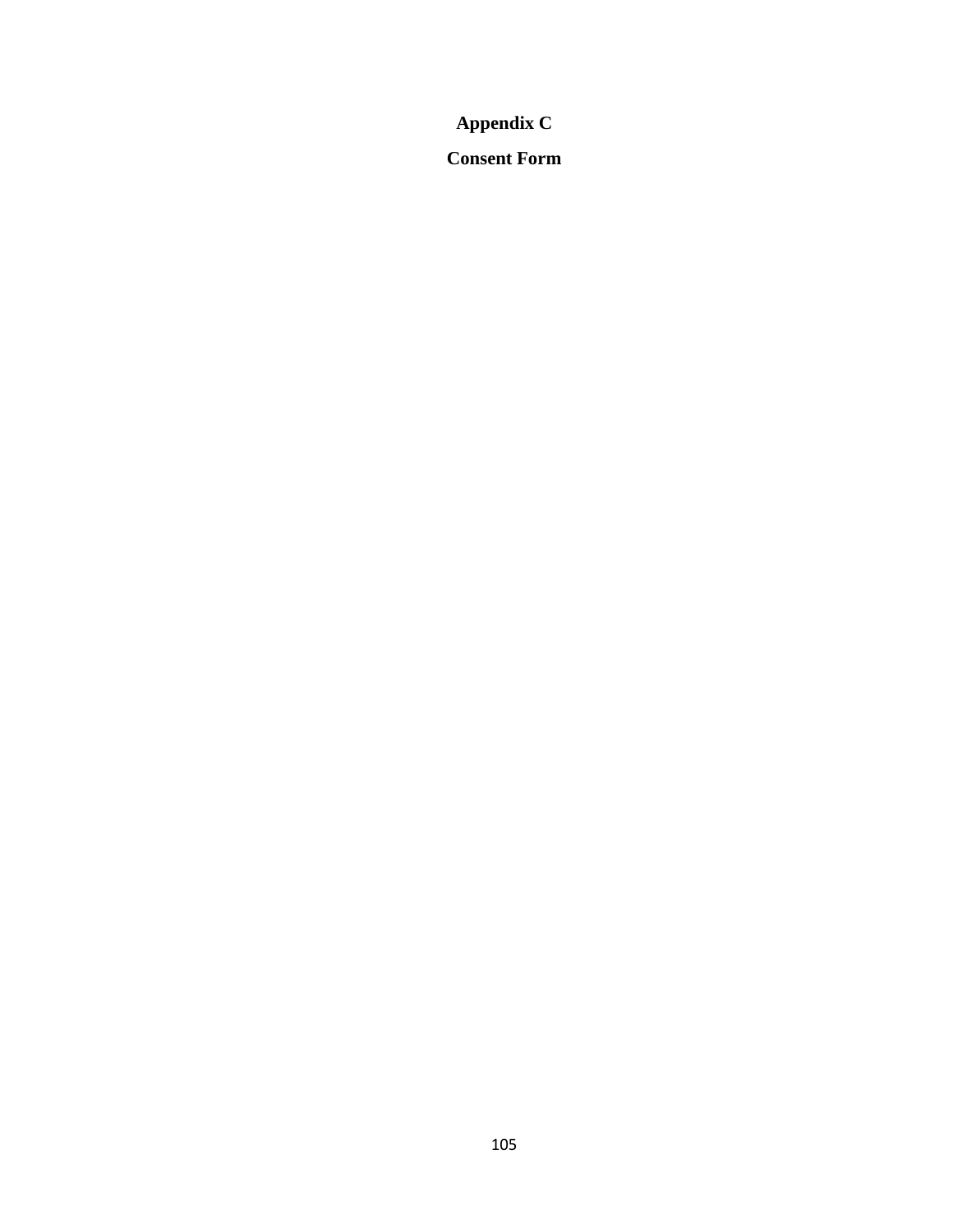# Appendix C

## Consent Form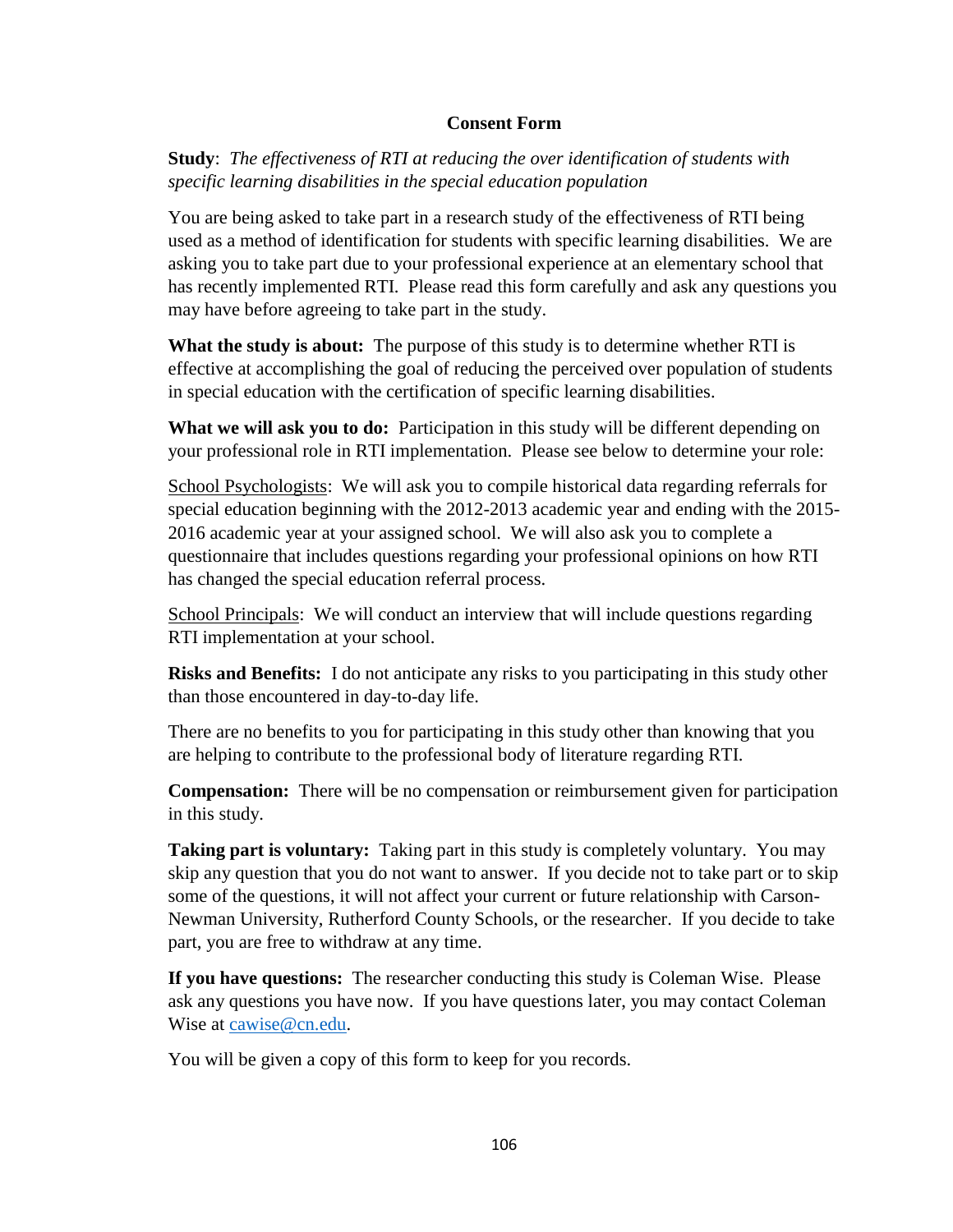## Consent Form

**Study**: *The effectiveness of RTI at reducing the over identification of students with specific learning disabilities in the special education population*

You are being asked to take part in a research study of the effectiveness of RTI being used as a method of identification for students with specific learning disabilities. We are asking you to take part due to your professional experience at an elementary school that has recently implemented RTI. Please read this form carefully and ask any questions you may have before agreeing to take part in the study.

**What the study is about:** The purpose of this study is to determine whether RTI is effective at accomplishing the goal of reducing the perceived over population of students in special education with the certification of specific learning disabilities.

**What we will ask you to do:** Participation in this study will be different depending on your professional role in RTI implementation. Please see below to determine your role:

<u>School Psychologists</u>: We will ask you to compile historical data regarding referrals for special education beginning with the 2012-2013 academic year and ending with the 2015-2016 academic year at your assigned school. We will also ask you to complete a questionnaire that includes questions regarding your professional opinions on how RTI has changed the special education referral process.

<u>School Principals</u>: We will conduct an interview that will include questions regarding RTI implementation at your school.

**Risks and Benefits:** I do not anticipate any risks to you participating in this study other than those encountered in day-to-day life.

There are no benefits to you for participating in this study other than knowing that you are helping to contribute to the professional body of literature regarding RTI.

**Compensation:** There will be no compensation or reimbursement given for participation in this study.

**Taking part is voluntary:** Taking part in this study is completely voluntary. You may skip any question that you do not want to answer. If you decide not to take part or to skip some of the questions, it will not affect your current or future relationship with Carson-Newman University, Rutherford County Schools, or the researcher. If you decide to take part, you are free to withdraw at any time.

**If you have questions:** The researcher conducting this study is Coleman Wise. Please ask any questions you have now. If you have questions later, you may contact Coleman Wise at cawise@cn.edu.

You will be given a copy of this form to keep for you records.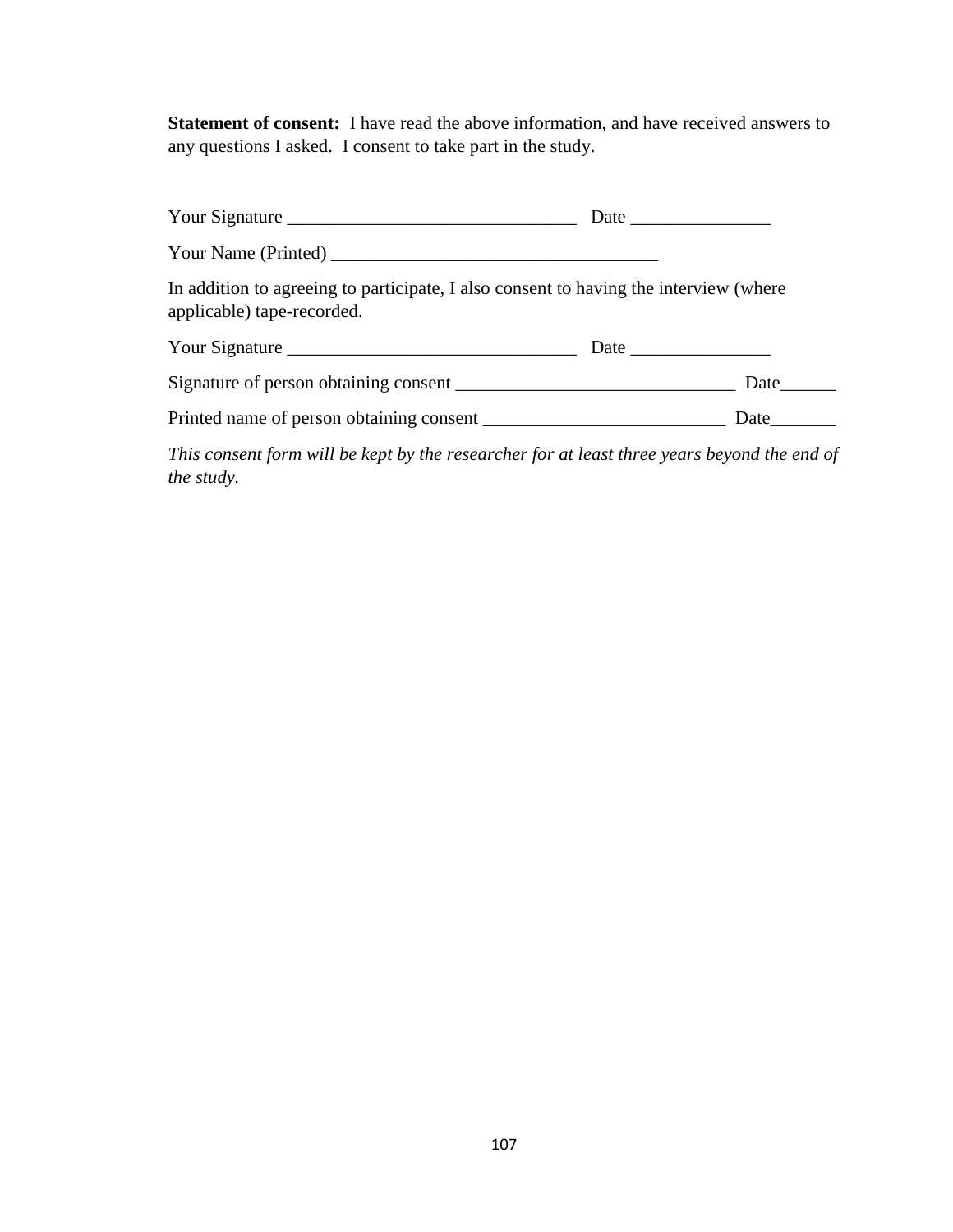**Statement of consent:** I have read the above information, and have received answers to any questions I asked. I consent to take part in the study.

Your Signature _______________________________ Date _______________

Your Name (Printed) ___________________________________

In addition to agreeing to participate, I also consent to having the interview (where applicable) tape-recorded.

Your Signature _______________________________ Date _______________

Signature of person obtaining consent ______________________________ Date______

Printed name of person obtaining consent __________________________ Date_______

*This consent form will be kept by the researcher for at least three years beyond the end of the study.*